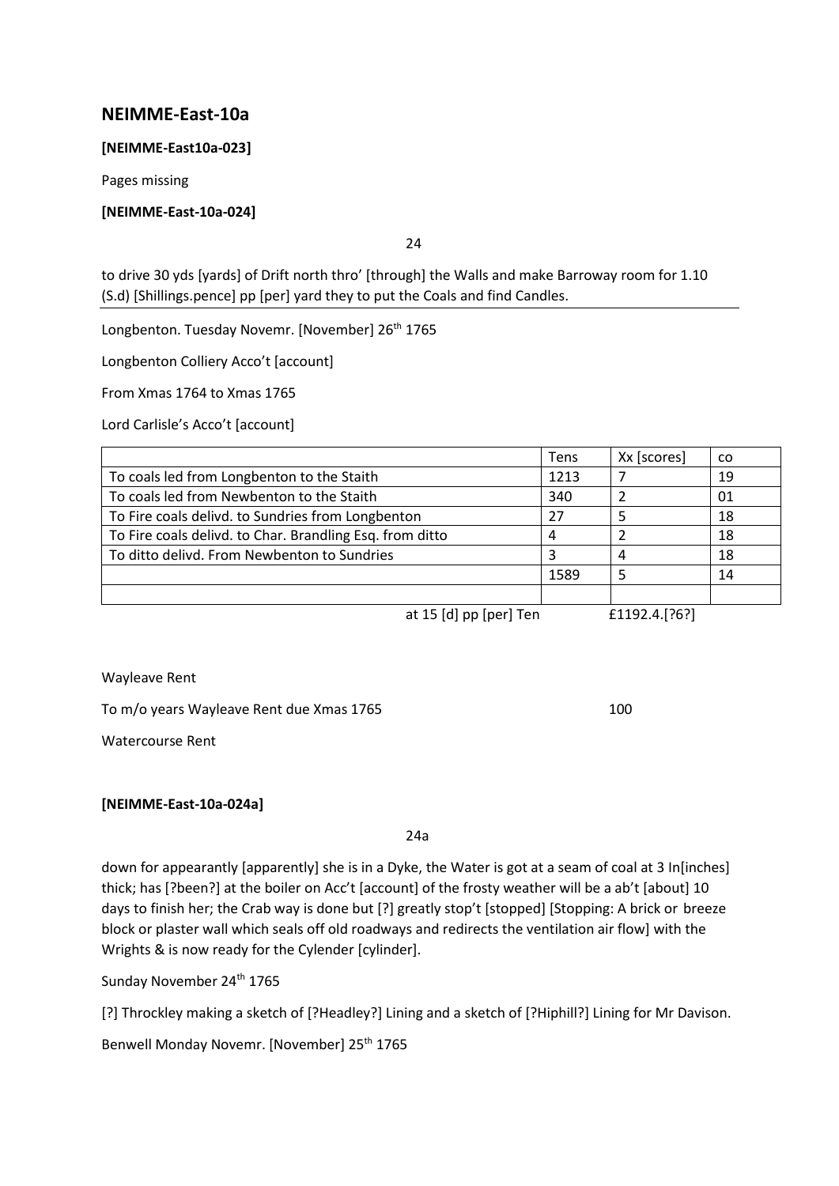## NEIMME-East-10a

**[NEIMME-East10a-023]**

Pages missing

**[NEIMME-East-10a-024]**

24

to drive 30 yds [yards] of Drift north thro' [through] the Walls and make Barroway room for 1.10 (S.d) [Shillings.pence] pp [per] yard they to put the Coals and find Candles.

---

Longbenton. Tuesday Novemr. [November] 26th 1765

Longbenton Colliery Acco't [account]

From Xmas 1764 to Xmas 1765

Lord Carlisle's Acco't [account]

| | Tens | Xx [scores] | co |
|---|---|---|---|
| To coals led from Longbenton to the Staith | 1213 | 7 | 19 |
| To coals led from Newbenton to the Staith | 340 | 2 | 01 |
| To Fire coals delivd. to Sundries from Longbenton | 27 | 5 | 18 |
| To Fire coals delivd. to Char. Brandling Esq. from ditto | 4 | 2 | 18 |
| To ditto delivd. From Newbenton to Sundries | 3 | 4 | 18 |
| | 1589 | 5 | 14 |
| | | | |

at 15 [d] pp [per] Ten £1192.4.[?6?]

Wayleave Rent

To m/o years Wayleave Rent due Xmas 1765 100

Watercourse Rent

**[NEIMME-East-10a-024a]**

24a

down for appearantly [apparently] she is in a Dyke, the Water is got at a seam of coal at 3 In[inches] thick; has [?been?] at the boiler on Acc't [account] of the frosty weather will be a ab't [about] 10 days to finish her; the Crab way is done but [?] greatly stop't [stopped] [Stopping: A brick or breeze block or plaster wall which seals off old roadways and redirects the ventilation air flow] with the Wrights & is now ready for the Cylender [cylinder].

Sunday November 24th 1765

[?] Throckley making a sketch of [?Headley?] Lining and a sketch of [?Hiphill?] Lining for Mr Davison.

Benwell Monday Novemr. [November] 25th 1765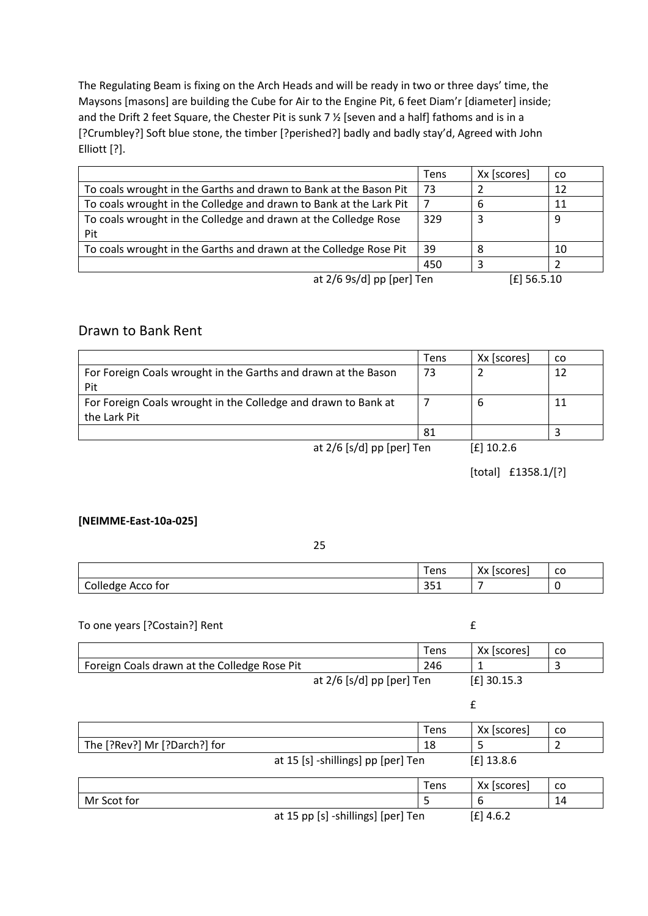The Regulating Beam is fixing on the Arch Heads and will be ready in two or three days' time, the Maysons [masons] are building the Cube for Air to the Engine Pit, 6 feet Diam'r [diameter] inside; and the Drift 2 feet Square, the Chester Pit is sunk 7 ½ [seven and a half] fathoms and is in a [?Crumbley?] Soft blue stone, the timber [?perished?] badly and badly stay'd, Agreed with John Elliott [?].

| | Tens | Xx [scores] | co |
|---|---|---|---|
| To coals wrought in the Garths and drawn to Bank at the Bason Pit | 73 | 2 | 12 |
| To coals wrought in the Colledge and drawn to Bank at the Lark Pit | 7 | 6 | 11 |
| To coals wrought in the Colledge and drawn at the Colledge Rose Pit | 329 | 3 | 9 |
| To coals wrought in the Garths and drawn at the Colledge Rose Pit | 39 | 8 | 10 |
| | 450 | 3 | 2 |
| at 2/6 9s/d] pp [per] Ten | | [£] 56.5.10 | |

## Drawn to Bank Rent

| | Tens | Xx [scores] | co |
|---|---|---|---|
| For Foreign Coals wrought in the Garths and drawn at the Bason Pit | 73 | 2 | 12 |
| For Foreign Coals wrought in the Colledge and drawn to Bank at the Lark Pit | 7 | 6 | 11 |
| | 81 | | 3 |
| at 2/6 [s/d] pp [per] Ten | | [£] 10.2.6 | |

[total] £1358.1/[?]

**[NEIMME-East-10a-025]**

25

| | Tens | Xx [scores] | co |
|---|---|---|---|
| Colledge Acco for | 351 | 7 | 0 |

To one years [?Costain?] Rent £

| | Tens | Xx [scores] | co |
|---|---|---|---|
| Foreign Coals drawn at the Colledge Rose Pit | 246 | 1 | 3 |
| at 2/6 [s/d] pp [per] Ten | | [£] 30.15.3 | |

£

| | Tens | Xx [scores] | co |
|---|---|---|---|
| The [?Rev?] Mr [?Darch?] for | 18 | 5 | 2 |
| at 15 [s] -shillings] pp [per] Ten | | [£] 13.8.6 | |

| | Tens | Xx [scores] | co |
|---|---|---|---|
| Mr Scot for | 5 | 6 | 14 |
| at 15 pp [s] -shillings] [per] Ten | | [£] 4.6.2 | |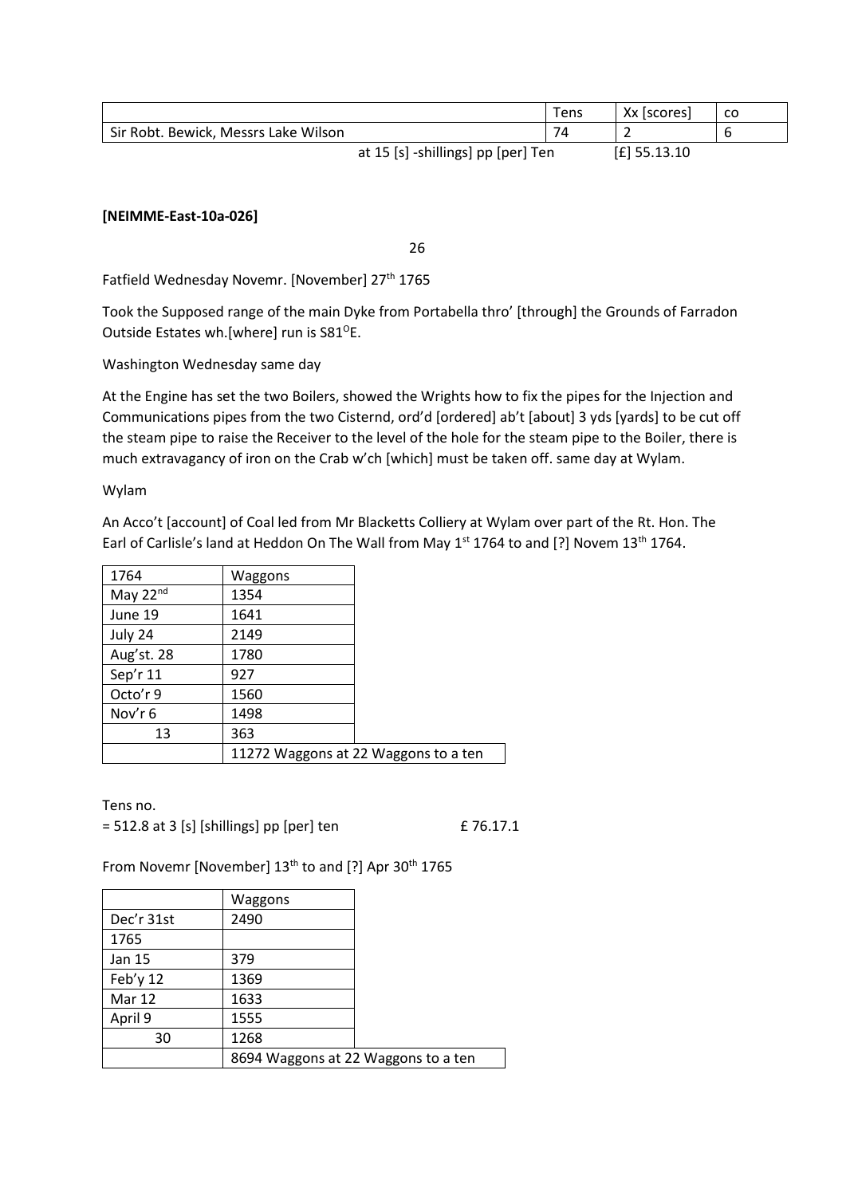| | Tens | Xx [scores] | co |
|---|---|---|---|
| Sir Robt. Bewick, Messrs Lake Wilson | 74 | 2 | 6 |
| at 15 [s] -shillings] pp [per] Ten | | [£] 55.13.10 | |

**[NEIMME-East-10a-026]**

26

Fatfield Wednesday Novemr. [November] 27th 1765

Took the Supposed range of the main Dyke from Portabella thro' [through] the Grounds of Farradon Outside Estates wh.[where] run is S81$^{O}$E.

Washington Wednesday same day

At the Engine has set the two Boilers, showed the Wrights how to fix the pipes for the Injection and Communications pipes from the two Cisternd, ord'd [ordered] ab't [about] 3 yds [yards] to be cut off the steam pipe to raise the Receiver to the level of the hole for the steam pipe to the Boiler, there is much extravagancy of iron on the Crab w'ch [which] must be taken off. same day at Wylam.

Wylam

An Acco't [account] of Coal led from Mr Blacketts Colliery at Wylam over part of the Rt. Hon. The Earl of Carlisle's land at Heddon On The Wall from May 1st 1764 to and [?] Novem 13th 1764.

| 1764 | Waggons |
|---|---|
| May 22nd | 1354 |
| June 19 | 1641 |
| July 24 | 2149 |
| Aug'st. 28 | 1780 |
| Sep'r 11 | 927 |
| Octo'r 9 | 1560 |
| Nov'r 6 | 1498 |
| 13 | 363 |
| | 11272 Waggons at 22 Waggons to a ten |

Tens no.

= 512.8 at 3 [s] [shillings] pp [per] ten £ 76.17.1

From Novemr [November] 13th to and [?] Apr 30th 1765

| | Waggons |
|---|---|
| Dec'r 31st | 2490 |
| 1765 | |
| Jan 15 | 379 |
| Feb'y 12 | 1369 |
| Mar 12 | 1633 |
| April 9 | 1555 |
| 30 | 1268 |
| | 8694 Waggons at 22 Waggons to a ten |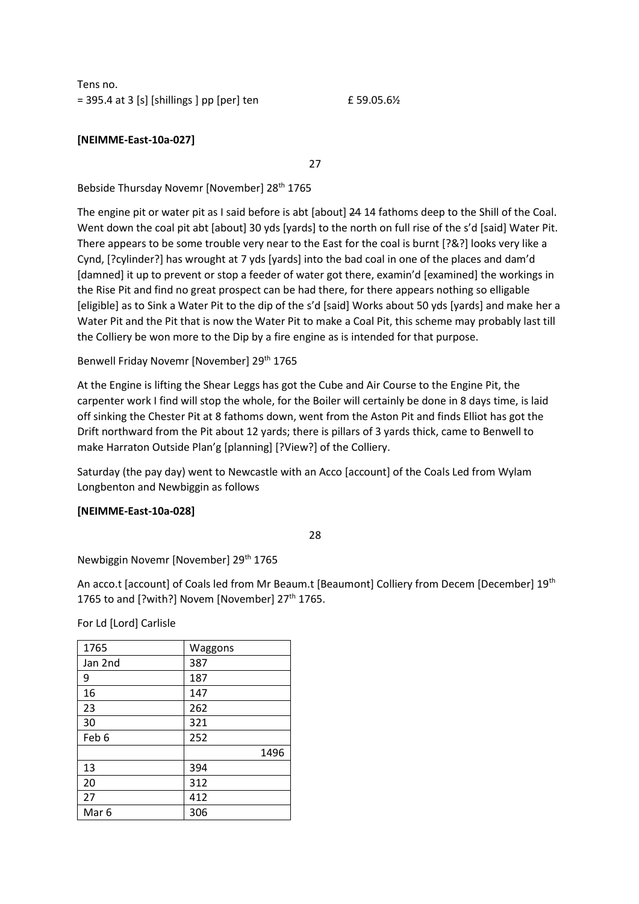Tens no.
= 395.4 at 3 [s] [shillings ] pp [per] ten £ 59.05.6½

**[NEIMME-East-10a-027]**

27

Bebside Thursday Novemr [November] 28th 1765

The engine pit or water pit as I said before is abt [about] ~~24~~ 14 fathoms deep to the Shill of the Coal. Went down the coal pit abt [about] 30 yds [yards] to the north on full rise of the s'd [said] Water Pit. There appears to be some trouble very near to the East for the coal is burnt [?&?] looks very like a Cynd, [?cylinder?] has wrought at 7 yds [yards] into the bad coal in one of the places and dam'd [damned] it up to prevent or stop a feeder of water got there, examin'd [examined] the workings in the Rise Pit and find no great prospect can be had there, for there appears nothing so elligable [eligible] as to Sink a Water Pit to the dip of the s'd [said] Works about 50 yds [yards] and make her a Water Pit and the Pit that is now the Water Pit to make a Coal Pit, this scheme may probably last till the Colliery be won more to the Dip by a fire engine as is intended for that purpose.

Benwell Friday Novemr [November] 29th 1765

At the Engine is lifting the Shear Leggs has got the Cube and Air Course to the Engine Pit, the carpenter work I find will stop the whole, for the Boiler will certainly be done in 8 days time, is laid off sinking the Chester Pit at 8 fathoms down, went from the Aston Pit and finds Elliot has got the Drift northward from the Pit about 12 yards; there is pillars of 3 yards thick, came to Benwell to make Harraton Outside Plan'g [planning] [?View?] of the Colliery.

Saturday (the pay day) went to Newcastle with an Acco [account] of the Coals Led from Wylam Longbenton and Newbiggin as follows

**[NEIMME-East-10a-028]**

28

Newbiggin Novemr [November] 29th 1765

An acco.t [account] of Coals led from Mr Beaum.t [Beaumont] Colliery from Decem [December] 19th 1765 to and [?with?] Novem [November] 27th 1765.

For Ld [Lord] Carlisle

| 1765 | Waggons |
|---|---|
| Jan 2nd | 387 |
| 9 | 187 |
| 16 | 147 |
| 23 | 262 |
| 30 | 321 |
| Feb 6 | 252 |
| | 1496 |
| 13 | 394 |
| 20 | 312 |
| 27 | 412 |
| Mar 6 | 306 |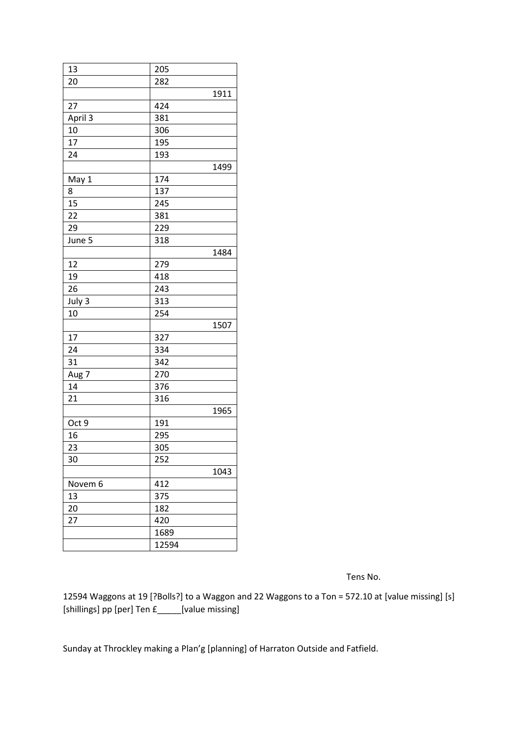| | |
|---|---|
| 13 | 205 |
| 20 | 282 |
| | 1911 |
| 27 | 424 |
| April 3 | 381 |
| 10 | 306 |
| 17 | 195 |
| 24 | 193 |
| | 1499 |
| May 1 | 174 |
| 8 | 137 |
| 15 | 245 |
| 22 | 381 |
| 29 | 229 |
| June 5 | 318 |
| | 1484 |
| 12 | 279 |
| 19 | 418 |
| 26 | 243 |
| July 3 | 313 |
| 10 | 254 |
| | 1507 |
| 17 | 327 |
| 24 | 334 |
| 31 | 342 |
| Aug 7 | 270 |
| 14 | 376 |
| 21 | 316 |
| | 1965 |
| Oct 9 | 191 |
| 16 | 295 |
| 23 | 305 |
| 30 | 252 |
| | 1043 |
| Novem 6 | 412 |
| 13 | 375 |
| 20 | 182 |
| 27 | 420 |
| | 1689 |
| | 12594 |

Tens No.

12594 Waggons at 19 [?Bolls?] to a Waggon and 22 Waggons to a Ton = 572.10 at [value missing] [s] [shillings] pp [per] Ten £_____[value missing]

Sunday at Throckley making a Plan'g [planning] of Harraton Outside and Fatfield.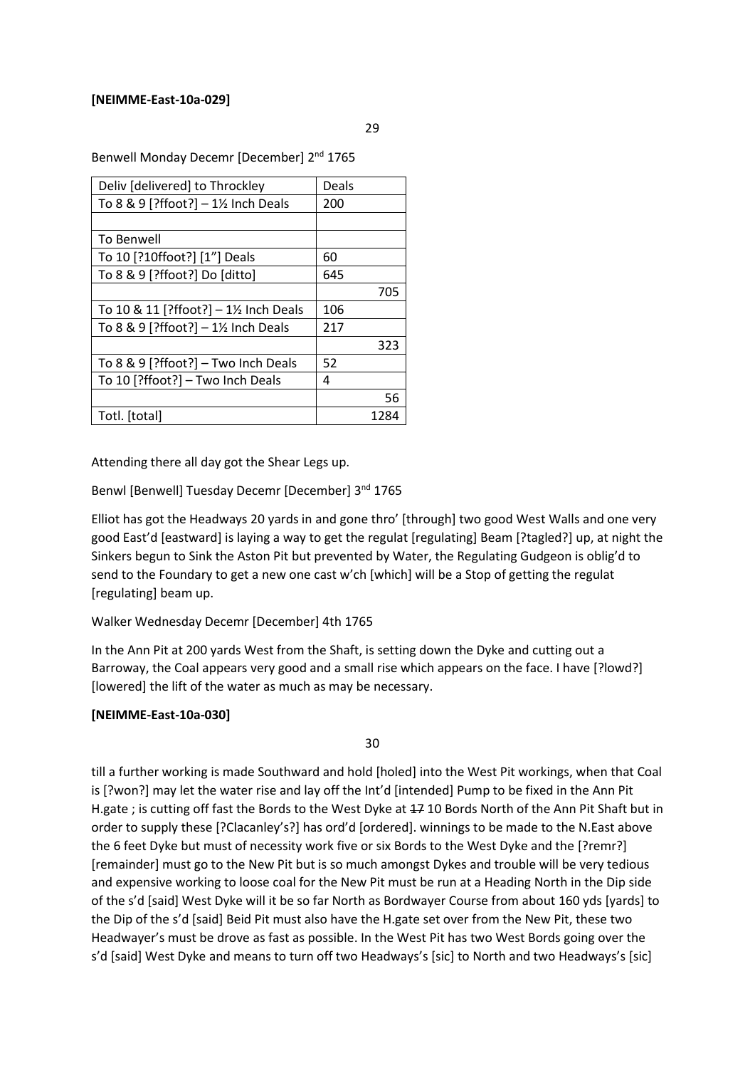**[NEIMME-East-10a-029]**

29

Benwell Monday Decemr [December] 2nd 1765

| Deliv [delivered] to Throckley | Deals | |
|---|---|---|
| To 8 & 9 [?ffoot?] – 1½ Inch Deals | 200 | |
| | | |
| To Benwell | | |
| To 10 [?10ffoot?] [1”] Deals | 60 | |
| To 8 & 9 [?ffoot?] Do [ditto] | 645 | |
| | | 705 |
| To 10 & 11 [?ffoot?] – 1½ Inch Deals | 106 | |
| To 8 & 9 [?ffoot?] – 1½ Inch Deals | 217 | |
| | | 323 |
| To 8 & 9 [?ffoot?] – Two Inch Deals | 52 | |
| To 10 [?ffoot?] – Two Inch Deals | 4 | |
| | | 56 |
| Totl. [total] | | 1284 |

Attending there all day got the Shear Legs up.

Benwl [Benwell] Tuesday Decemr [December] 3rd 1765

Elliot has got the Headways 20 yards in and gone thro’ [through] two good West Walls and one very good East’d [eastward] is laying a way to get the regulat [regulating] Beam [?tagled?] up, at night the Sinkers begun to Sink the Aston Pit but prevented by Water, the Regulating Gudgeon is oblig’d to send to the Foundary to get a new one cast w’ch [which] will be a Stop of getting the regulat [regulating] beam up.

Walker Wednesday Decemr [December] 4th 1765

In the Ann Pit at 200 yards West from the Shaft, is setting down the Dyke and cutting out a Barroway, the Coal appears very good and a small rise which appears on the face. I have [?lowd?] [lowered] the lift of the water as much as may be necessary.

**[NEIMME-East-10a-030]**

30

till a further working is made Southward and hold [holed] into the West Pit workings, when that Coal is [?won?] may let the water rise and lay off the Int’d [intended] Pump to be fixed in the Ann Pit H.gate ; is cutting off fast the Bords to the West Dyke at ~~17~~ 10 Bords North of the Ann Pit Shaft but in order to supply these [?Clacanley’s?] has ord’d [ordered]. winnings to be made to the N.East above the 6 feet Dyke but must of necessity work five or six Bords to the West Dyke and the [?remr?] [remainder] must go to the New Pit but is so much amongst Dykes and trouble will be very tedious and expensive working to loose coal for the New Pit must be run at a Heading North in the Dip side of the s’d [said] West Dyke will it be so far North as Bordwayer Course from about 160 yds [yards] to the Dip of the s’d [said] Beid Pit must also have the H.gate set over from the New Pit, these two Headwayer’s must be drove as fast as possible. In the West Pit has two West Bords going over the s’d [said] West Dyke and means to turn off two Headways’s [sic] to North and two Headways’s [sic]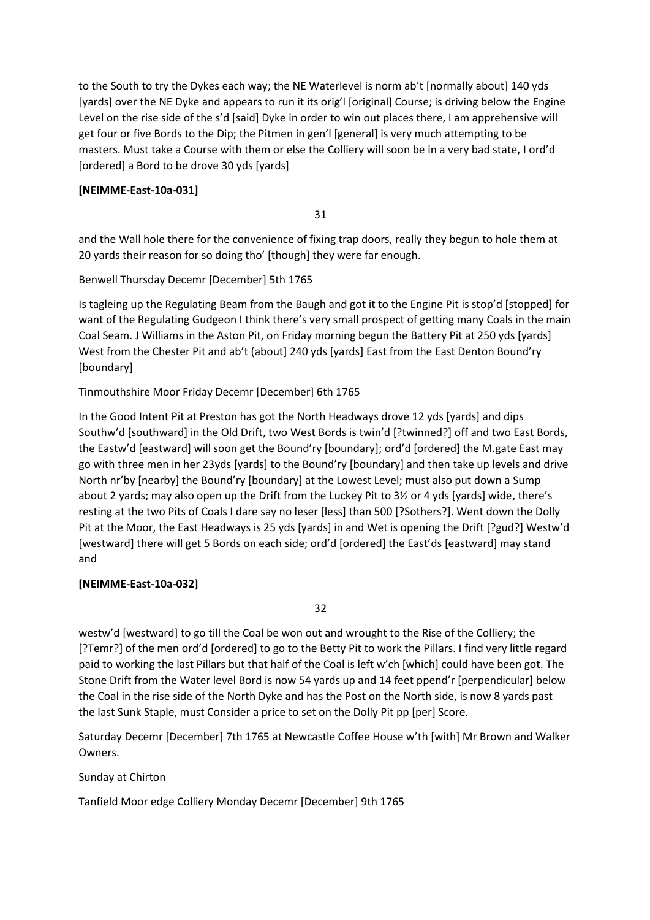to the South to try the Dykes each way; the NE Waterlevel is norm ab't [normally about] 140 yds [yards] over the NE Dyke and appears to run it its orig'l [original] Course; is driving below the Engine Level on the rise side of the s'd [said] Dyke in order to win out places there, I am apprehensive will get four or five Bords to the Dip; the Pitmen in gen'l [general] is very much attempting to be masters. Must take a Course with them or else the Colliery will soon be in a very bad state, I ord'd [ordered] a Bord to be drove 30 yds [yards]

**[NEIMME-East-10a-031]**

31

and the Wall hole there for the convenience of fixing trap doors, really they begun to hole them at 20 yards their reason for so doing tho' [though] they were far enough.

Benwell Thursday Decemr [December] 5th 1765

Is tagleing up the Regulating Beam from the Baugh and got it to the Engine Pit is stop'd [stopped] for want of the Regulating Gudgeon I think there's very small prospect of getting many Coals in the main Coal Seam. J Williams in the Aston Pit, on Friday morning begun the Battery Pit at 250 yds [yards] West from the Chester Pit and ab't (about] 240 yds [yards] East from the East Denton Bound'ry [boundary]

Tinmouthshire Moor Friday Decemr [December] 6th 1765

In the Good Intent Pit at Preston has got the North Headways drove 12 yds [yards] and dips Southw'd [southward] in the Old Drift, two West Bords is twin'd [?twinned?] off and two East Bords, the Eastw'd [eastward] will soon get the Bound'ry [boundary]; ord'd [ordered] the M.gate East may go with three men in her 23yds [yards] to the Bound'ry [boundary] and then take up levels and drive North nr'by [nearby] the Bound'ry [boundary] at the Lowest Level; must also put down a Sump about 2 yards; may also open up the Drift from the Luckey Pit to 3½ or 4 yds [yards] wide, there's resting at the two Pits of Coals I dare say no leser [less] than 500 [?Sothers?]. Went down the Dolly Pit at the Moor, the East Headways is 25 yds [yards] in and Wet is opening the Drift [?gud?] Westw'd [westward] there will get 5 Bords on each side; ord'd [ordered] the East'ds [eastward] may stand and

**[NEIMME-East-10a-032]**

32

westw'd [westward] to go till the Coal be won out and wrought to the Rise of the Colliery; the [?Temr?] of the men ord'd [ordered] to go to the Betty Pit to work the Pillars. I find very little regard paid to working the last Pillars but that half of the Coal is left w'ch [which] could have been got. The Stone Drift from the Water level Bord is now 54 yards up and 14 feet ppend'r [perpendicular] below the Coal in the rise side of the North Dyke and has the Post on the North side, is now 8 yards past the last Sunk Staple, must Consider a price to set on the Dolly Pit pp [per] Score.

Saturday Decemr [December] 7th 1765 at Newcastle Coffee House w'th [with] Mr Brown and Walker Owners.

Sunday at Chirton

Tanfield Moor edge Colliery Monday Decemr [December] 9th 1765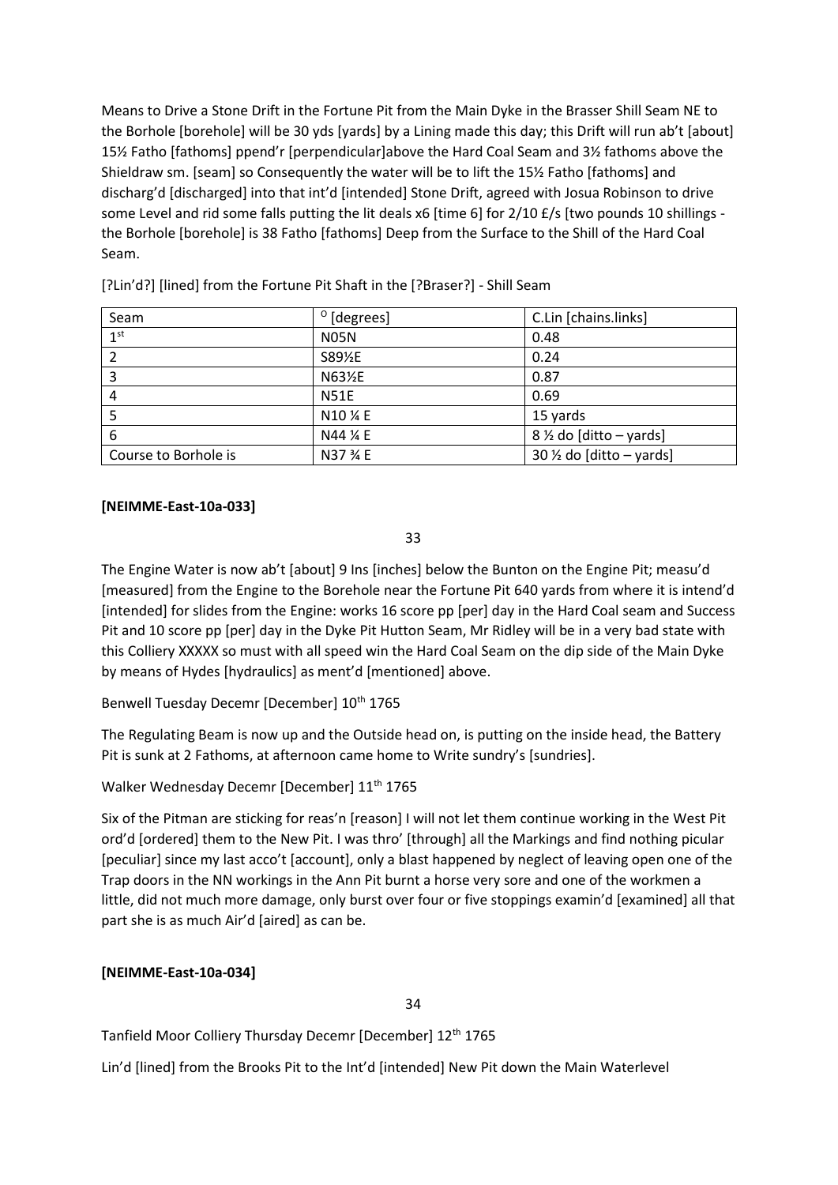Means to Drive a Stone Drift in the Fortune Pit from the Main Dyke in the Brasser Shill Seam NE to the Borhole [borehole] will be 30 yds [yards] by a Lining made this day; this Drift will run ab't [about] 15½ Fatho [fathoms] ppend'r [perpendicular]above the Hard Coal Seam and 3½ fathoms above the Shieldraw sm. [seam] so Consequently the water will be to lift the 15½ Fatho [fathoms] and discharg'd [discharged] into that int'd [intended] Stone Drift, agreed with Josua Robinson to drive some Level and rid some falls putting the lit deals x6 [time 6] for 2/10 £/s [two pounds 10 shillings - the Borhole [borehole] is 38 Fatho [fathoms] Deep from the Surface to the Shill of the Hard Coal Seam.

[?Lin'd?] [lined] from the Fortune Pit Shaft in the [?Braser?] - Shill Seam

| Seam | ° [degrees] | C.Lin [chains.links] |
|---|---|---|
| 1st | N05N | 0.48 |
| 2 | S89½E | 0.24 |
| 3 | N63½E | 0.87 |
| 4 | N51E | 0.69 |
| 5 | N10 ¼ E | 15 yards |
| 6 | N44 ¼ E | 8 ½ do [ditto – yards] |
| Course to Borhole is | N37 ¾ E | 30 ½ do [ditto – yards] |

**[NEIMME-East-10a-033]**

33

The Engine Water is now ab't [about] 9 Ins [inches] below the Bunton on the Engine Pit; measu'd [measured] from the Engine to the Borehole near the Fortune Pit 640 yards from where it is intend'd [intended] for slides from the Engine: works 16 score pp [per] day in the Hard Coal seam and Success Pit and 10 score pp [per] day in the Dyke Pit Hutton Seam, Mr Ridley will be in a very bad state with this Colliery XXXXX so must with all speed win the Hard Coal Seam on the dip side of the Main Dyke by means of Hydes [hydraulics] as ment'd [mentioned] above.

Benwell Tuesday Decemr [December] 10th 1765

The Regulating Beam is now up and the Outside head on, is putting on the inside head, the Battery Pit is sunk at 2 Fathoms, at afternoon came home to Write sundry's [sundries].

Walker Wednesday Decemr [December] 11th 1765

Six of the Pitman are sticking for reas'n [reason] I will not let them continue working in the West Pit ord'd [ordered] them to the New Pit. I was thro' [through] all the Markings and find nothing picular [peculiar] since my last acco't [account], only a blast happened by neglect of leaving open one of the Trap doors in the NN workings in the Ann Pit burnt a horse very sore and one of the workmen a little, did not much more damage, only burst over four or five stoppings examin'd [examined] all that part she is as much Air'd [aired] as can be.

**[NEIMME-East-10a-034]**

34

Tanfield Moor Colliery Thursday Decemr [December] 12th 1765

Lin'd [lined] from the Brooks Pit to the Int'd [intended] New Pit down the Main Waterlevel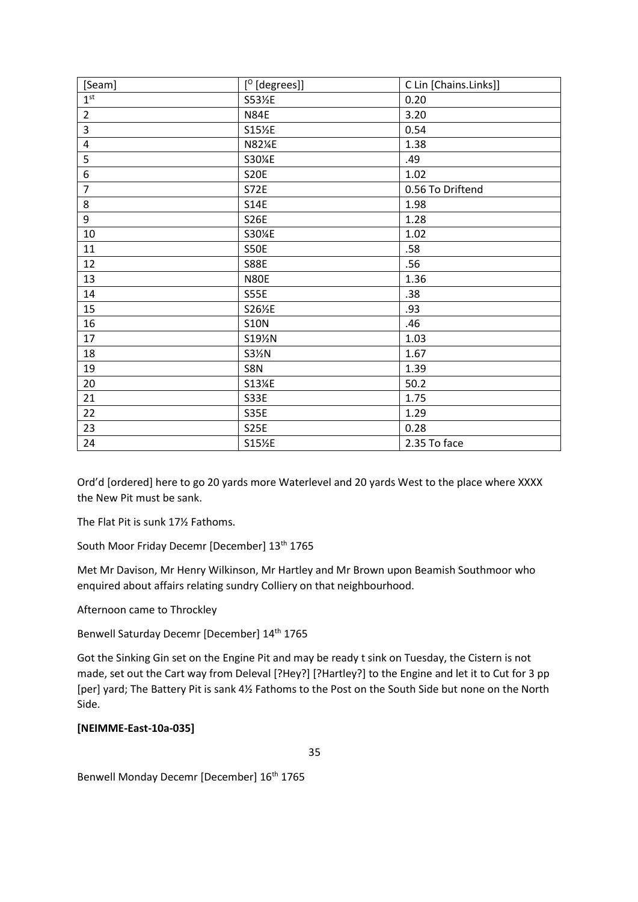| [Seam] | [° [degrees]] | C Lin [Chains.Links]] |
|---|---|---|
| 1st | S53½E | 0.20 |
| 2 | N84E | 3.20 |
| 3 | S15½E | 0.54 |
| 4 | N82¼E | 1.38 |
| 5 | S30¼E | .49 |
| 6 | S20E | 1.02 |
| 7 | S72E | 0.56 To Driftend |
| 8 | S14E | 1.98 |
| 9 | S26E | 1.28 |
| 10 | S30¼E | 1.02 |
| 11 | S50E | .58 |
| 12 | S88E | .56 |
| 13 | N80E | 1.36 |
| 14 | S55E | .38 |
| 15 | S26½E | .93 |
| 16 | S10N | .46 |
| 17 | S19½N | 1.03 |
| 18 | S3½N | 1.67 |
| 19 | S8N | 1.39 |
| 20 | S13¼E | 50.2 |
| 21 | S33E | 1.75 |
| 22 | S35E | 1.29 |
| 23 | S25E | 0.28 |
| 24 | S15½E | 2.35 To face |

Ord'd [ordered] here to go 20 yards more Waterlevel and 20 yards West to the place where XXXX the New Pit must be sank.

The Flat Pit is sunk 17½ Fathoms.

South Moor Friday Decemr [December] 13th 1765

Met Mr Davison, Mr Henry Wilkinson, Mr Hartley and Mr Brown upon Beamish Southmoor who enquired about affairs relating sundry Colliery on that neighbourhood.

Afternoon came to Throckley

Benwell Saturday Decemr [December] 14th 1765

Got the Sinking Gin set on the Engine Pit and may be ready t sink on Tuesday, the Cistern is not made, set out the Cart way from Deleval [?Hey?] [?Hartley?] to the Engine and let it to Cut for 3 pp [per] yard; The Battery Pit is sank 4½ Fathoms to the Post on the South Side but none on the North Side.

**[NEIMME-East-10a-035]**

35

Benwell Monday Decemr [December] 16th 1765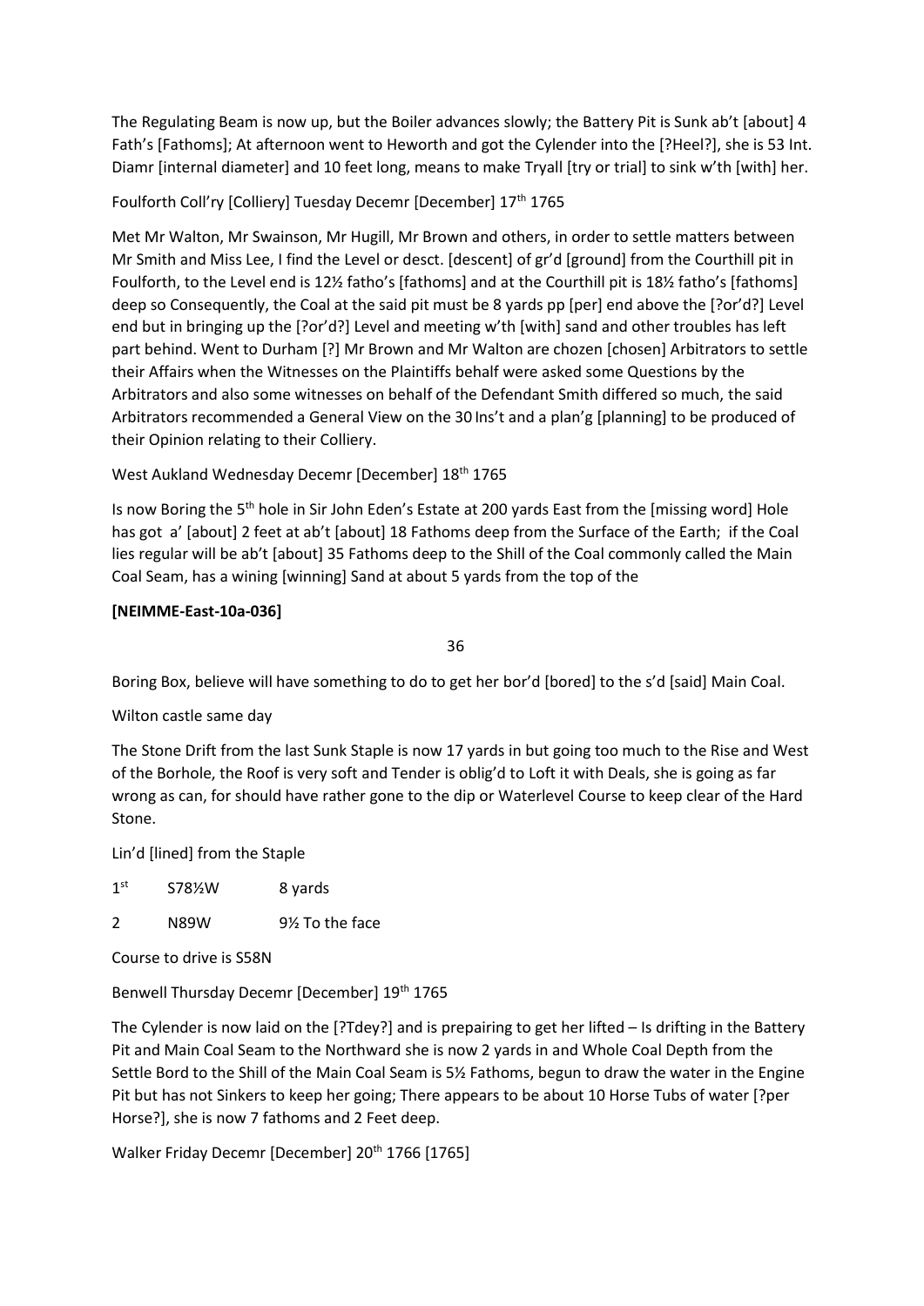The Regulating Beam is now up, but the Boiler advances slowly; the Battery Pit is Sunk ab't [about] 4 Fath's [Fathoms]; At afternoon went to Heworth and got the Cylender into the [?Heel?], she is 53 Int. Diamr [internal diameter] and 10 feet long, means to make Tryall [try or trial] to sink w'th [with] her.

Foulforth Coll'ry [Colliery] Tuesday Decemr [December] 17th 1765

Met Mr Walton, Mr Swainson, Mr Hugill, Mr Brown and others, in order to settle matters between Mr Smith and Miss Lee, I find the Level or desct. [descent] of gr'd [ground] from the Courthill pit in Foulforth, to the Level end is 12½ fatho's [fathoms] and at the Courthill pit is 18½ fatho's [fathoms] deep so Consequently, the Coal at the said pit must be 8 yards pp [per] end above the [?or'd?] Level end but in bringing up the [?or'd?] Level and meeting w'th [with] sand and other troubles has left part behind. Went to Durham [?] Mr Brown and Mr Walton are chozen [chosen] Arbitrators to settle their Affairs when the Witnesses on the Plaintiffs behalf were asked some Questions by the Arbitrators and also some witnesses on behalf of the Defendant Smith differed so much, the said Arbitrators recommended a General View on the 30 Ins't and a plan'g [planning] to be produced of their Opinion relating to their Colliery.

West Aukland Wednesday Decemr [December] 18th 1765

Is now Boring the 5th hole in Sir John Eden's Estate at 200 yards East from the [missing word] Hole has got a' [about] 2 feet at ab't [about] 18 Fathoms deep from the Surface of the Earth; if the Coal lies regular will be ab't [about] 35 Fathoms deep to the Shill of the Coal commonly called the Main Coal Seam, has a wining [winning] Sand at about 5 yards from the top of the

**[NEIMME-East-10a-036]**

36

Boring Box, believe will have something to do to get her bor'd [bored] to the s'd [said] Main Coal.

Wilton castle same day

The Stone Drift from the last Sunk Staple is now 17 yards in but going too much to the Rise and West of the Borhole, the Roof is very soft and Tender is oblig'd to Loft it with Deals, she is going as far wrong as can, for should have rather gone to the dip or Waterlevel Course to keep clear of the Hard Stone.

Lin'd [lined] from the Staple

| | | |
|---|---|---|
| 1st | S78½W | 8 yards |
| 2 | N89W | 9½ To the face |

Course to drive is S58N

Benwell Thursday Decemr [December] 19th 1765

The Cylender is now laid on the [?Tdey?] and is prepairing to get her lifted – Is drifting in the Battery Pit and Main Coal Seam to the Northward she is now 2 yards in and Whole Coal Depth from the Settle Bord to the Shill of the Main Coal Seam is 5½ Fathoms, begun to draw the water in the Engine Pit but has not Sinkers to keep her going; There appears to be about 10 Horse Tubs of water [?per Horse?], she is now 7 fathoms and 2 Feet deep.

Walker Friday Decemr [December] 20th 1766 [1765]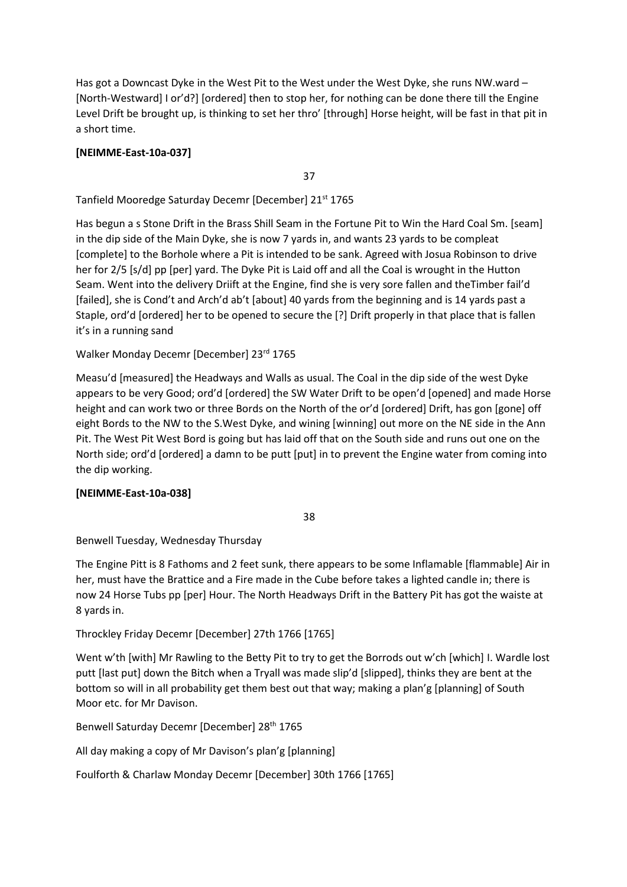Has got a Downcast Dyke in the West Pit to the West under the West Dyke, she runs NW.ward – [North-Westward] I or'd?] [ordered] then to stop her, for nothing can be done there till the Engine Level Drift be brought up, is thinking to set her thro' [through] Horse height, will be fast in that pit in a short time.

**[NEIMME-East-10a-037]**

37

Tanfield Mooredge Saturday Decemr [December] 21st 1765

Has begun a s Stone Drift in the Brass Shill Seam in the Fortune Pit to Win the Hard Coal Sm. [seam] in the dip side of the Main Dyke, she is now 7 yards in, and wants 23 yards to be compleat [complete] to the Borhole where a Pit is intended to be sank. Agreed with Josua Robinson to drive her for 2/5 [s/d] pp [per] yard. The Dyke Pit is Laid off and all the Coal is wrought in the Hutton Seam. Went into the delivery Driift at the Engine, find she is very sore fallen and theTimber fail'd [failed], she is Cond't and Arch'd ab't [about] 40 yards from the beginning and is 14 yards past a Staple, ord'd [ordered] her to be opened to secure the [?] Drift properly in that place that is fallen it's in a running sand

Walker Monday Decemr [December] 23rd 1765

Measu'd [measured] the Headways and Walls as usual. The Coal in the dip side of the west Dyke appears to be very Good; ord'd [ordered] the SW Water Drift to be open'd [opened] and made Horse height and can work two or three Bords on the North of the or'd [ordered] Drift, has gon [gone] off eight Bords to the NW to the S.West Dyke, and wining [winning] out more on the NE side in the Ann Pit. The West Pit West Bord is going but has laid off that on the South side and runs out one on the North side; ord'd [ordered] a damn to be putt [put] in to prevent the Engine water from coming into the dip working.

**[NEIMME-East-10a-038]**

38

Benwell Tuesday, Wednesday Thursday

The Engine Pitt is 8 Fathoms and 2 feet sunk, there appears to be some Inflamable [flammable] Air in her, must have the Brattice and a Fire made in the Cube before takes a lighted candle in; there is now 24 Horse Tubs pp [per] Hour. The North Headways Drift in the Battery Pit has got the waiste at 8 yards in.

Throckley Friday Decemr [December] 27th 1766 [1765]

Went w'th [with] Mr Rawling to the Betty Pit to try to get the Borrods out w'ch [which] I. Wardle lost putt [last put] down the Bitch when a Tryall was made slip'd [slipped], thinks they are bent at the bottom so will in all probability get them best out that way; making a plan'g [planning] of South Moor etc. for Mr Davison.

Benwell Saturday Decemr [December] 28th 1765

All day making a copy of Mr Davison's plan'g [planning]

Foulforth & Charlaw Monday Decemr [December] 30th 1766 [1765]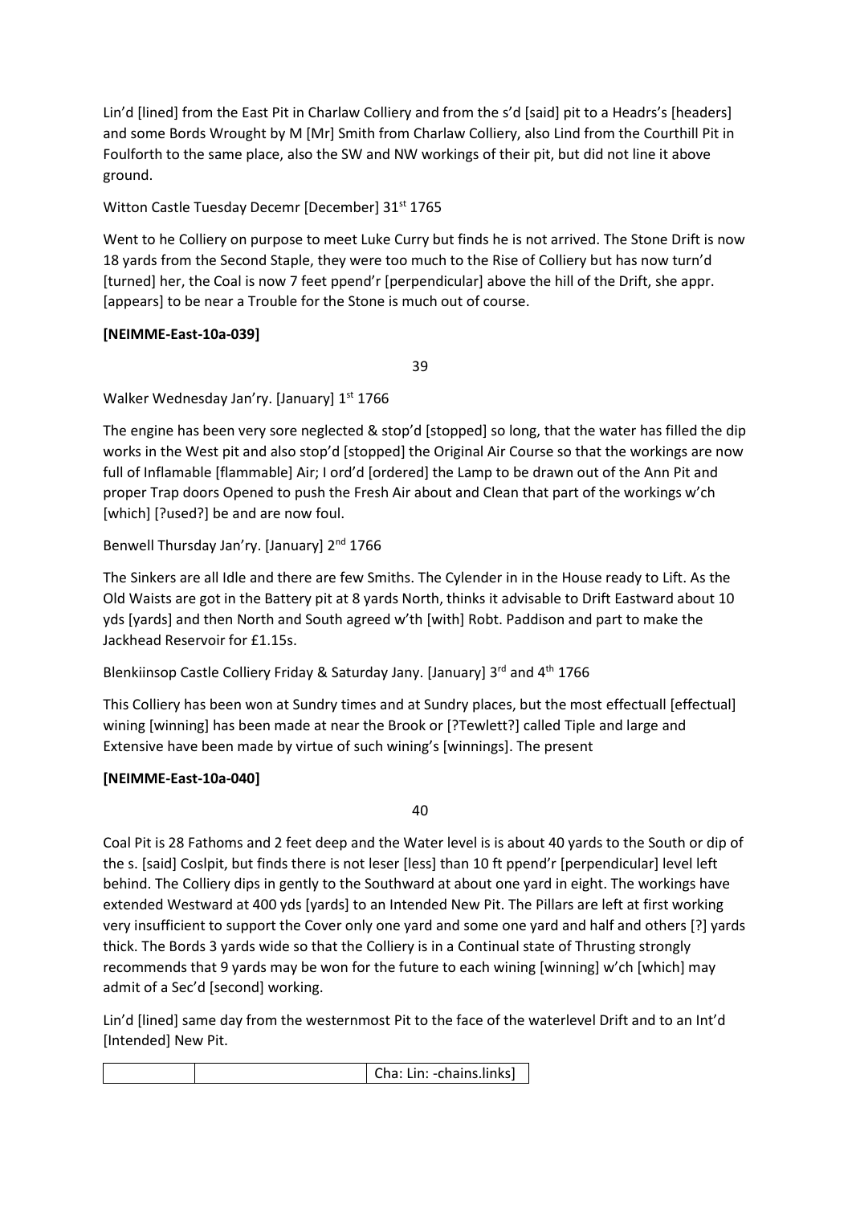Lin'd [lined] from the East Pit in Charlaw Colliery and from the s'd [said] pit to a Headrs's [headers] and some Bords Wrought by M [Mr] Smith from Charlaw Colliery, also Lind from the Courthill Pit in Foulforth to the same place, also the SW and NW workings of their pit, but did not line it above ground.

Witton Castle Tuesday Decemr [December] 31st 1765

Went to he Colliery on purpose to meet Luke Curry but finds he is not arrived. The Stone Drift is now 18 yards from the Second Staple, they were too much to the Rise of Colliery but has now turn'd [turned] her, the Coal is now 7 feet ppend'r [perpendicular] above the hill of the Drift, she appr. [appears] to be near a Trouble for the Stone is much out of course.

**[NEIMME-East-10a-039]**

39

Walker Wednesday Jan'ry. [January] 1st 1766

The engine has been very sore neglected & stop'd [stopped] so long, that the water has filled the dip works in the West pit and also stop'd [stopped] the Original Air Course so that the workings are now full of Inflamable [flammable] Air; I ord'd [ordered] the Lamp to be drawn out of the Ann Pit and proper Trap doors Opened to push the Fresh Air about and Clean that part of the workings w'ch [which] [?used?] be and are now foul.

Benwell Thursday Jan'ry. [January] 2nd 1766

The Sinkers are all Idle and there are few Smiths. The Cylender in in the House ready to Lift. As the Old Waists are got in the Battery pit at 8 yards North, thinks it advisable to Drift Eastward about 10 yds [yards] and then North and South agreed w'th [with] Robt. Paddison and part to make the Jackhead Reservoir for £1.15s.

Blenkiinsop Castle Colliery Friday & Saturday Jany. [January] 3rd and 4th 1766

This Colliery has been won at Sundry times and at Sundry places, but the most effectuall [effectual] wining [winning] has been made at near the Brook or [?Tewlett?] called Tiple and large and Extensive have been made by virtue of such wining's [winnings]. The present

**[NEIMME-East-10a-040]**

40

Coal Pit is 28 Fathoms and 2 feet deep and the Water level is is about 40 yards to the South or dip of the s. [said] Coslpit, but finds there is not leser [less] than 10 ft ppend'r [perpendicular] level left behind. The Colliery dips in gently to the Southward at about one yard in eight. The workings have extended Westward at 400 yds [yards] to an Intended New Pit. The Pillars are left at first working very insufficient to support the Cover only one yard and some one yard and half and others [?] yards thick. The Bords 3 yards wide so that the Colliery is in a Continual state of Thrusting strongly recommends that 9 yards may be won for the future to each wining [winning] w'ch [which] may admit of a Sec'd [second] working.

Lin'd [lined] same day from the westernmost Pit to the face of the waterlevel Drift and to an Int'd [Intended] New Pit.

| | | Cha: Lin: -chains.links] |
|---|---|---|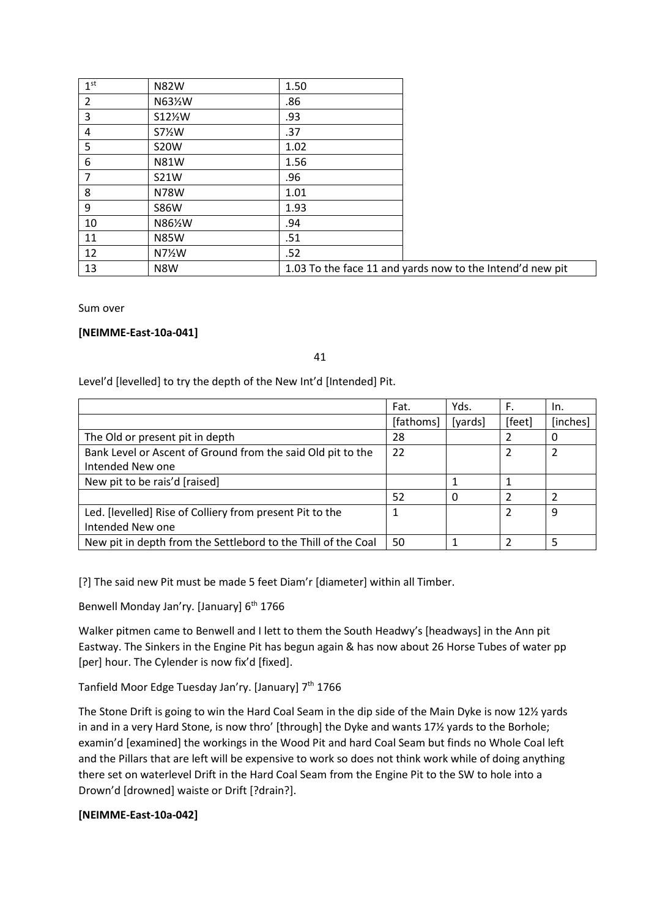| 1st | N82W | 1.50 |
|---|---|---|
| 2 | N63½W | .86 |
| 3 | S12½W | .93 |
| 4 | S7½W | .37 |
| 5 | S20W | 1.02 |
| 6 | N81W | 1.56 |
| 7 | S21W | .96 |
| 8 | N78W | 1.01 |
| 9 | S86W | 1.93 |
| 10 | N86½W | .94 |
| 11 | N85W | .51 |
| 12 | N7½W | .52 |
| 13 | N8W | 1.03 To the face 11 and yards now to the Intend'd new pit |

Sum over

**[NEIMME-East-10a-041]**

41

Level'd [levelled] to try the depth of the New Int'd [Intended] Pit.

| | Fat. | Yds. | F. | In. |
|---|---|---|---|---|
| | [fathoms] | [yards] | [feet] | [inches] |
| The Old or present pit in depth | 28 | | 2 | 0 |
| Bank Level or Ascent of Ground from the said Old pit to the Intended New one | 22 | | 2 | 2 |
| New pit to be rais'd [raised] | | 1 | 1 | |
| | 52 | 0 | 2 | 2 |
| Led. [levelled] Rise of Colliery from present Pit to the Intended New one | 1 | | 2 | 9 |
| New pit in depth from the Settlebord to the Thill of the Coal | 50 | 1 | 2 | 5 |

[?] The said new Pit must be made 5 feet Diam'r [diameter] within all Timber.

Benwell Monday Jan'ry. [January] 6th 1766

Walker pitmen came to Benwell and I lett to them the South Headwy's [headways] in the Ann pit Eastway. The Sinkers in the Engine Pit has begun again & has now about 26 Horse Tubes of water pp [per] hour. The Cylender is now fix'd [fixed].

Tanfield Moor Edge Tuesday Jan'ry. [January] 7th 1766

The Stone Drift is going to win the Hard Coal Seam in the dip side of the Main Dyke is now 12½ yards in and in a very Hard Stone, is now thro' [through] the Dyke and wants 17½ yards to the Borhole; examin'd [examined] the workings in the Wood Pit and hard Coal Seam but finds no Whole Coal left and the Pillars that are left will be expensive to work so does not think work while of doing anything there set on waterlevel Drift in the Hard Coal Seam from the Engine Pit to the SW to hole into a Drown'd [drowned] waiste or Drift [?drain?].

**[NEIMME-East-10a-042]**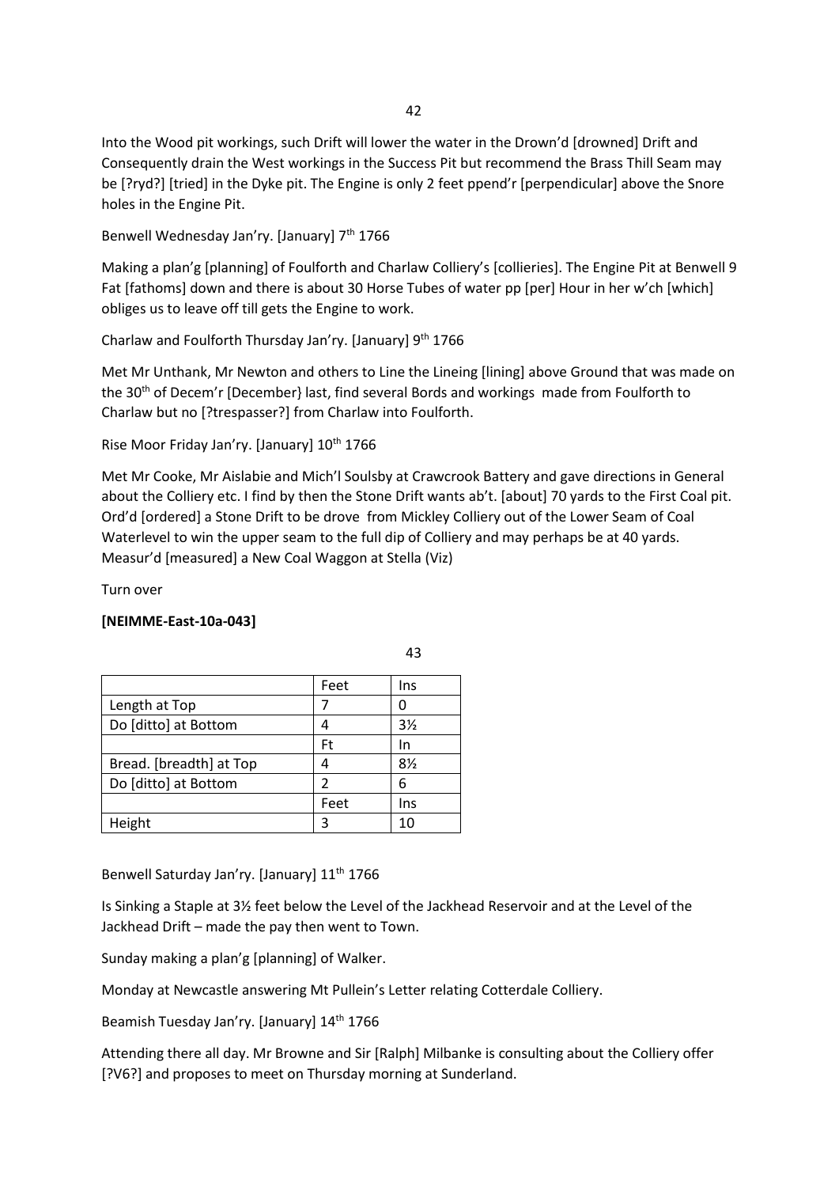Into the Wood pit workings, such Drift will lower the water in the Drown'd [drowned] Drift and Consequently drain the West workings in the Success Pit but recommend the Brass Thill Seam may be [?ryd?] [tried] in the Dyke pit. The Engine is only 2 feet ppend'r [perpendicular] above the Snore holes in the Engine Pit.

Benwell Wednesday Jan'ry. [January] 7th 1766

Making a plan'g [planning] of Foulforth and Charlaw Colliery's [collieries]. The Engine Pit at Benwell 9 Fat [fathoms] down and there is about 30 Horse Tubes of water pp [per] Hour in her w'ch [which] obliges us to leave off till gets the Engine to work.

Charlaw and Foulforth Thursday Jan'ry. [January] 9th 1766

Met Mr Unthank, Mr Newton and others to Line the Lineing [lining] above Ground that was made on the 30th of Decem'r [December} last, find several Bords and workings made from Foulforth to Charlaw but no [?trespasser?] from Charlaw into Foulforth.

Rise Moor Friday Jan'ry. [January] 10th 1766

Met Mr Cooke, Mr Aislabie and Mich'l Soulsby at Crawcrook Battery and gave directions in General about the Colliery etc. I find by then the Stone Drift wants ab't. [about] 70 yards to the First Coal pit. Ord'd [ordered] a Stone Drift to be drove from Mickley Colliery out of the Lower Seam of Coal Waterlevel to win the upper seam to the full dip of Colliery and may perhaps be at 40 yards. Measur'd [measured] a New Coal Waggon at Stella (Viz)

Turn over

**[NEIMME-East-10a-043]**

| | Feet | Ins |
|---|---|---|
| Length at Top | 7 | 0 |
| Do [ditto] at Bottom | 4 | 3½ |
| | Ft | In |
| Bread. [breadth] at Top | 4 | 8½ |
| Do [ditto] at Bottom | 2 | 6 |
| | Feet | Ins |
| Height | 3 | 10 |

Benwell Saturday Jan'ry. [January] 11th 1766

Is Sinking a Staple at 3½ feet below the Level of the Jackhead Reservoir and at the Level of the Jackhead Drift – made the pay then went to Town.

Sunday making a plan'g [planning] of Walker.

Monday at Newcastle answering Mt Pullein's Letter relating Cotterdale Colliery.

Beamish Tuesday Jan'ry. [January] 14th 1766

Attending there all day. Mr Browne and Sir [Ralph] Milbanke is consulting about the Colliery offer [?V6?] and proposes to meet on Thursday morning at Sunderland.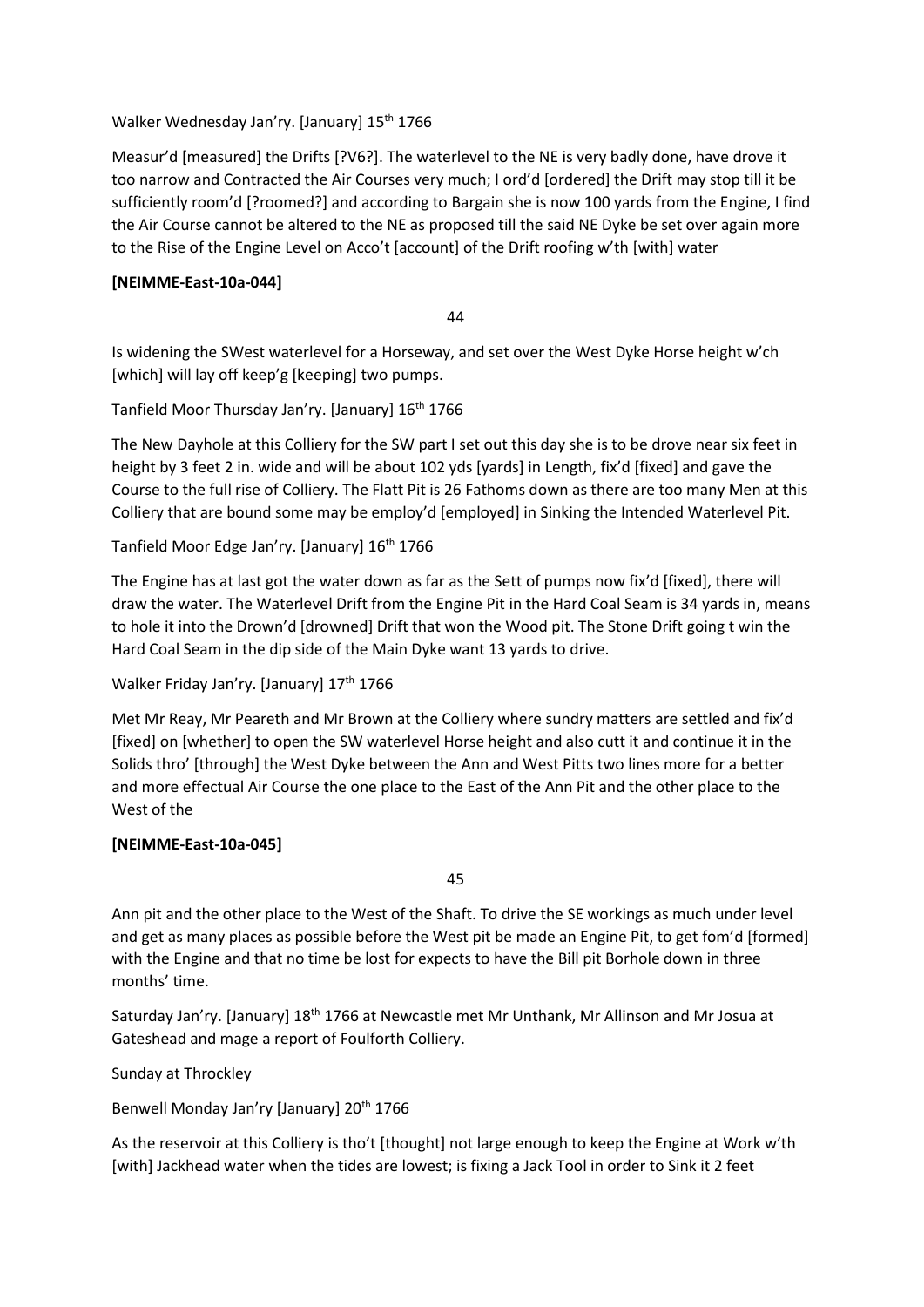Walker Wednesday Jan'ry. [January] 15th 1766

Measur'd [measured] the Drifts [?V6?]. The waterlevel to the NE is very badly done, have drove it too narrow and Contracted the Air Courses very much; I ord'd [ordered] the Drift may stop till it be sufficiently room'd [?roomed?] and according to Bargain she is now 100 yards from the Engine, I find the Air Course cannot be altered to the NE as proposed till the said NE Dyke be set over again more to the Rise of the Engine Level on Acco't [account] of the Drift roofing w'th [with] water

**[NEIMME-East-10a-044]**

44

Is widening the SWest waterlevel for a Horseway, and set over the West Dyke Horse height w'ch [which] will lay off keep'g [keeping] two pumps.

Tanfield Moor Thursday Jan'ry. [January] 16th 1766

The New Dayhole at this Colliery for the SW part I set out this day she is to be drove near six feet in height by 3 feet 2 in. wide and will be about 102 yds [yards] in Length, fix'd [fixed] and gave the Course to the full rise of Colliery. The Flatt Pit is 26 Fathoms down as there are too many Men at this Colliery that are bound some may be employ'd [employed] in Sinking the Intended Waterlevel Pit.

Tanfield Moor Edge Jan'ry. [January] 16th 1766

The Engine has at last got the water down as far as the Sett of pumps now fix'd [fixed], there will draw the water. The Waterlevel Drift from the Engine Pit in the Hard Coal Seam is 34 yards in, means to hole it into the Drown'd [drowned] Drift that won the Wood pit. The Stone Drift going t win the Hard Coal Seam in the dip side of the Main Dyke want 13 yards to drive.

Walker Friday Jan'ry. [January] 17th 1766

Met Mr Reay, Mr Peareth and Mr Brown at the Colliery where sundry matters are settled and fix'd [fixed] on [whether] to open the SW waterlevel Horse height and also cutt it and continue it in the Solids thro' [through] the West Dyke between the Ann and West Pitts two lines more for a better and more effectual Air Course the one place to the East of the Ann Pit and the other place to the West of the

**[NEIMME-East-10a-045]**

45

Ann pit and the other place to the West of the Shaft. To drive the SE workings as much under level and get as many places as possible before the West pit be made an Engine Pit, to get fom'd [formed] with the Engine and that no time be lost for expects to have the Bill pit Borhole down in three months' time.

Saturday Jan'ry. [January] 18th 1766 at Newcastle met Mr Unthank, Mr Allinson and Mr Josua at Gateshead and mage a report of Foulforth Colliery.

Sunday at Throckley

Benwell Monday Jan'ry [January] 20th 1766

As the reservoir at this Colliery is tho't [thought] not large enough to keep the Engine at Work w'th [with] Jackhead water when the tides are lowest; is fixing a Jack Tool in order to Sink it 2 feet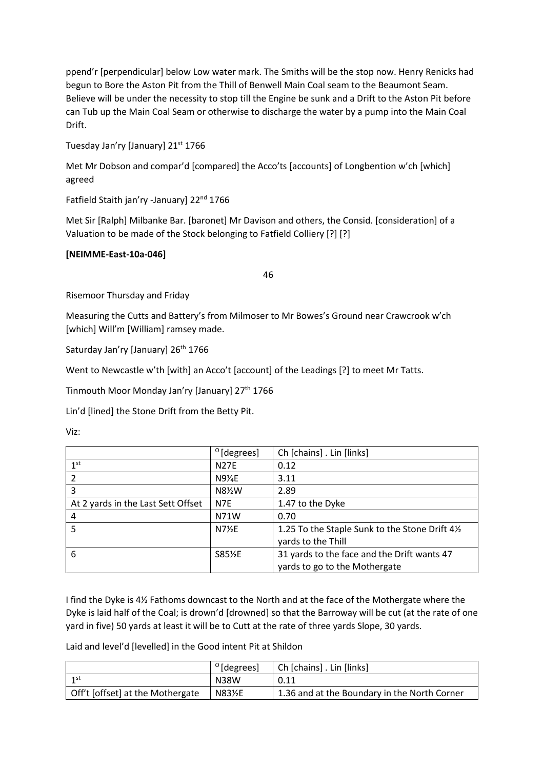ppend'r [perpendicular] below Low water mark. The Smiths will be the stop now. Henry Renicks had begun to Bore the Aston Pit from the Thill of Benwell Main Coal seam to the Beaumont Seam. Believe will be under the necessity to stop till the Engine be sunk and a Drift to the Aston Pit before can Tub up the Main Coal Seam or otherwise to discharge the water by a pump into the Main Coal Drift.

Tuesday Jan'ry [January] 21st 1766

Met Mr Dobson and compar'd [compared] the Acco'ts [accounts] of Longbention w'ch [which] agreed

Fatfield Staith jan'ry -January] 22nd 1766

Met Sir [Ralph] Milbanke Bar. [baronet] Mr Davison and others, the Consid. [consideration] of a Valuation to be made of the Stock belonging to Fatfield Colliery [?] [?]

**[NEIMME-East-10a-046]**

46

Risemoor Thursday and Friday

Measuring the Cutts and Battery's from Milmoser to Mr Bowes's Ground near Crawcrook w'ch [which] Will'm [William] ramsey made.

Saturday Jan'ry [January] 26th 1766

Went to Newcastle w'th [with] an Acco't [account] of the Leadings [?] to meet Mr Tatts.

Tinmouth Moor Monday Jan'ry [January] 27th 1766

Lin'd [lined] the Stone Drift from the Betty Pit.

Viz:

| | ° [degrees] | Ch [chains] . Lin [links] |
|---|---|---|
| 1st | N27E | 0.12 |
| 2 | N9¼E | 3.11 |
| 3 | N8½W | 2.89 |
| At 2 yards in the Last Sett Offset | N7E | 1.47 to the Dyke |
| 4 | N71W | 0.70 |
| 5 | N7½E | 1.25 To the Staple Sunk to the Stone Drift 4½ yards to the Thill |
| 6 | S85½E | 31 yards to the face and the Drift wants 47 yards to go to the Mothergate |

I find the Dyke is 4½ Fathoms downcast to the North and at the face of the Mothergate where the Dyke is laid half of the Coal; is drown'd [drowned] so that the Barroway will be cut (at the rate of one yard in five) 50 yards at least it will be to Cutt at the rate of three yards Slope, 30 yards.

Laid and level'd [levelled] in the Good intent Pit at Shildon

| | ° [degrees] | Ch [chains] . Lin [links] |
|---|---|---|
| 1st | N38W | 0.11 |
| Off't [offset] at the Mothergate | N83½E | 1.36 and at the Boundary in the North Corner |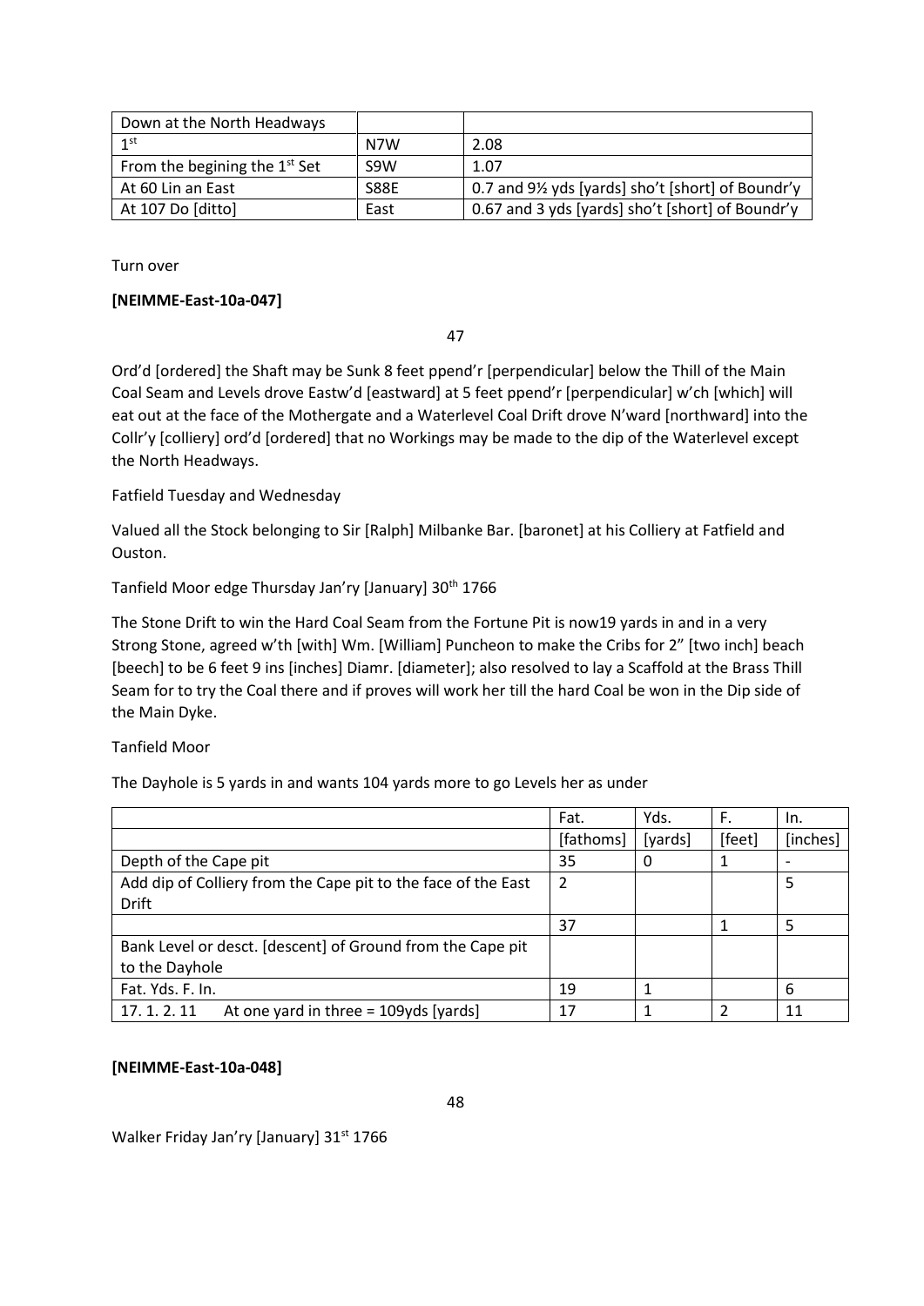| Down at the North Headways | | |
|---|---|---|
| 1st | N7W | 2.08 |
| From the begining the 1st Set | S9W | 1.07 |
| At 60 Lin an East | S88E | 0.7 and 9½ yds [yards] sho't [short] of Boundr'y |
| At 107 Do [ditto] | East | 0.67 and 3 yds [yards] sho't [short] of Boundr'y |

Turn over

**[NEIMME-East-10a-047]**

47

Ord'd [ordered] the Shaft may be Sunk 8 feet ppend'r [perpendicular] below the Thill of the Main Coal Seam and Levels drove Eastw'd [eastward] at 5 feet ppend'r [perpendicular] w'ch [which] will eat out at the face of the Mothergate and a Waterlevel Coal Drift drove N'ward [northward] into the Collr'y [colliery] ord'd [ordered] that no Workings may be made to the dip of the Waterlevel except the North Headways.

Fatfield Tuesday and Wednesday

Valued all the Stock belonging to Sir [Ralph] Milbanke Bar. [baronet] at his Colliery at Fatfield and Ouston.

Tanfield Moor edge Thursday Jan'ry [January] 30th 1766

The Stone Drift to win the Hard Coal Seam from the Fortune Pit is now19 yards in and in a very Strong Stone, agreed w'th [with] Wm. [William] Puncheon to make the Cribs for 2" [two inch] beach [beech] to be 6 feet 9 ins [inches] Diamr. [diameter]; also resolved to lay a Scaffold at the Brass Thill Seam for to try the Coal there and if proves will work her till the hard Coal be won in the Dip side of the Main Dyke.

Tanfield Moor

The Dayhole is 5 yards in and wants 104 yards more to go Levels her as under

| | Fat. | Yds. | F. | In. |
|---|---|---|---|---|
| | [fathoms] | [yards] | [feet] | [inches] |
| Depth of the Cape pit | 35 | 0 | 1 | - |
| Add dip of Colliery from the Cape pit to the face of the East Drift | 2 | | | 5 |
| | 37 | | 1 | 5 |
| Bank Level or desct. [descent] of Ground from the Cape pit to the Dayhole | | | | |
| Fat. Yds. F. In. | 19 | 1 | | 6 |
| 17. 1. 2. 11 At one yard in three = 109yds [yards] | 17 | 1 | 2 | 11 |

**[NEIMME-East-10a-048]**

48

Walker Friday Jan'ry [January] 31st 1766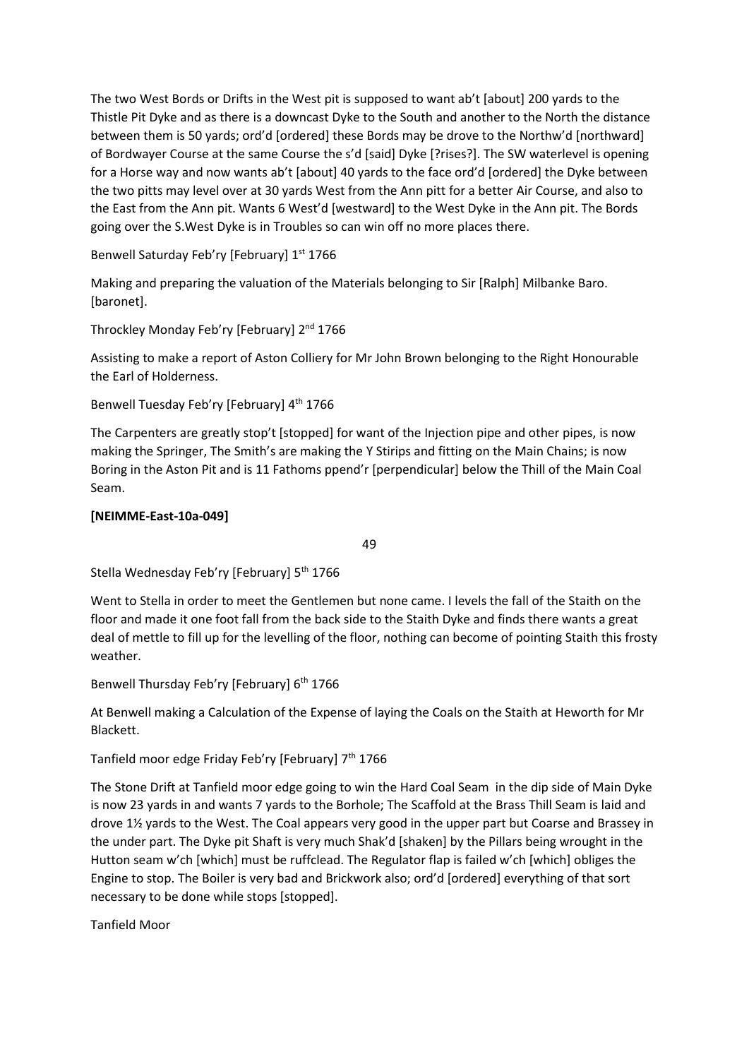The two West Bords or Drifts in the West pit is supposed to want ab't [about] 200 yards to the Thistle Pit Dyke and as there is a downcast Dyke to the South and another to the North the distance between them is 50 yards; ord'd [ordered] these Bords may be drove to the Northw'd [northward] of Bordwayer Course at the same Course the s'd [said] Dyke [?rises?]. The SW waterlevel is opening for a Horse way and now wants ab't [about] 40 yards to the face ord'd [ordered] the Dyke between the two pitts may level over at 30 yards West from the Ann pitt for a better Air Course, and also to the East from the Ann pit. Wants 6 West'd [westward] to the West Dyke in the Ann pit. The Bords going over the S.West Dyke is in Troubles so can win off no more places there.

Benwell Saturday Feb'ry [February] 1st 1766

Making and preparing the valuation of the Materials belonging to Sir [Ralph] Milbanke Baro. [baronet].

Throckley Monday Feb'ry [February] 2nd 1766

Assisting to make a report of Aston Colliery for Mr John Brown belonging to the Right Honourable the Earl of Holderness.

Benwell Tuesday Feb'ry [February] 4th 1766

The Carpenters are greatly stop't [stopped] for want of the Injection pipe and other pipes, is now making the Springer, The Smith's are making the Y Stirips and fitting on the Main Chains; is now Boring in the Aston Pit and is 11 Fathoms ppend'r [perpendicular] below the Thill of the Main Coal Seam.

**[NEIMME-East-10a-049]**

49

Stella Wednesday Feb'ry [February] 5th 1766

Went to Stella in order to meet the Gentlemen but none came. I levels the fall of the Staith on the floor and made it one foot fall from the back side to the Staith Dyke and finds there wants a great deal of mettle to fill up for the levelling of the floor, nothing can become of pointing Staith this frosty weather.

Benwell Thursday Feb'ry [February] 6th 1766

At Benwell making a Calculation of the Expense of laying the Coals on the Staith at Heworth for Mr Blackett.

Tanfield moor edge Friday Feb'ry [February] 7th 1766

The Stone Drift at Tanfield moor edge going to win the Hard Coal Seam in the dip side of Main Dyke is now 23 yards in and wants 7 yards to the Borhole; The Scaffold at the Brass Thill Seam is laid and drove 1½ yards to the West. The Coal appears very good in the upper part but Coarse and Brassey in the under part. The Dyke pit Shaft is very much Shak'd [shaken] by the Pillars being wrought in the Hutton seam w'ch [which] must be ruffclead. The Regulator flap is failed w'ch [which] obliges the Engine to stop. The Boiler is very bad and Brickwork also; ord'd [ordered] everything of that sort necessary to be done while stops [stopped].

Tanfield Moor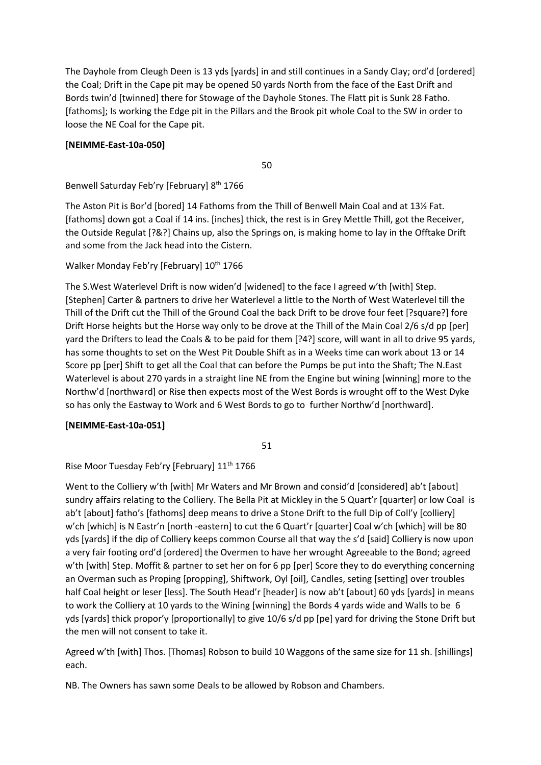The Dayhole from Cleugh Deen is 13 yds [yards] in and still continues in a Sandy Clay; ord'd [ordered] the Coal; Drift in the Cape pit may be opened 50 yards North from the face of the East Drift and Bords twin'd [twinned] there for Stowage of the Dayhole Stones. The Flatt pit is Sunk 28 Fatho. [fathoms]; Is working the Edge pit in the Pillars and the Brook pit whole Coal to the SW in order to loose the NE Coal for the Cape pit.

**[NEIMME-East-10a-050]**

50

Benwell Saturday Feb'ry [February] 8th 1766

The Aston Pit is Bor'd [bored] 14 Fathoms from the Thill of Benwell Main Coal and at 13½ Fat. [fathoms] down got a Coal if 14 ins. [inches] thick, the rest is in Grey Mettle Thill, got the Receiver, the Outside Regulat [?&?] Chains up, also the Springs on, is making home to lay in the Offtake Drift and some from the Jack head into the Cistern.

Walker Monday Feb'ry [February] 10th 1766

The S.West Waterlevel Drift is now widen'd [widened] to the face I agreed w'th [with] Step. [Stephen] Carter & partners to drive her Waterlevel a little to the North of West Waterlevel till the Thill of the Drift cut the Thill of the Ground Coal the back Drift to be drove four feet [?square?] fore Drift Horse heights but the Horse way only to be drove at the Thill of the Main Coal 2/6 s/d pp [per] yard the Drifters to lead the Coals & to be paid for them [?4?] score, will want in all to drive 95 yards, has some thoughts to set on the West Pit Double Shift as in a Weeks time can work about 13 or 14 Score pp [per] Shift to get all the Coal that can before the Pumps be put into the Shaft; The N.East Waterlevel is about 270 yards in a straight line NE from the Engine but wining [winning] more to the Northw'd [northward] or Rise then expects most of the West Bords is wrought off to the West Dyke so has only the Eastway to Work and 6 West Bords to go to further Northw'd [northward].

**[NEIMME-East-10a-051]**

51

Rise Moor Tuesday Feb'ry [February] 11th 1766

Went to the Colliery w'th [with] Mr Waters and Mr Brown and consid'd [considered] ab't [about] sundry affairs relating to the Colliery. The Bella Pit at Mickley in the 5 Quart'r [quarter] or low Coal is ab't [about] fatho's [fathoms] deep means to drive a Stone Drift to the full Dip of Coll'y [colliery] w'ch [which] is N Eastr'n [north -eastern] to cut the 6 Quart'r [quarter] Coal w'ch [which] will be 80 yds [yards] if the dip of Colliery keeps common Course all that way the s'd [said] Colliery is now upon a very fair footing ord'd [ordered] the Overmen to have her wrought Agreeable to the Bond; agreed w'th [with] Step. Moffit & partner to set her on for 6 pp [per] Score they to do everything concerning an Overman such as Proping [propping], Shiftwork, Oyl [oil], Candles, seting [setting] over troubles half Coal height or leser [less]. The South Head'r [header] is now ab't [about] 60 yds [yards] in means to work the Colliery at 10 yards to the Wining [winning] the Bords 4 yards wide and Walls to be 6 yds [yards] thick propor'y [proportionally] to give 10/6 s/d pp [pe] yard for driving the Stone Drift but the men will not consent to take it.

Agreed w'th [with] Thos. [Thomas] Robson to build 10 Waggons of the same size for 11 sh. [shillings] each.

NB. The Owners has sawn some Deals to be allowed by Robson and Chambers.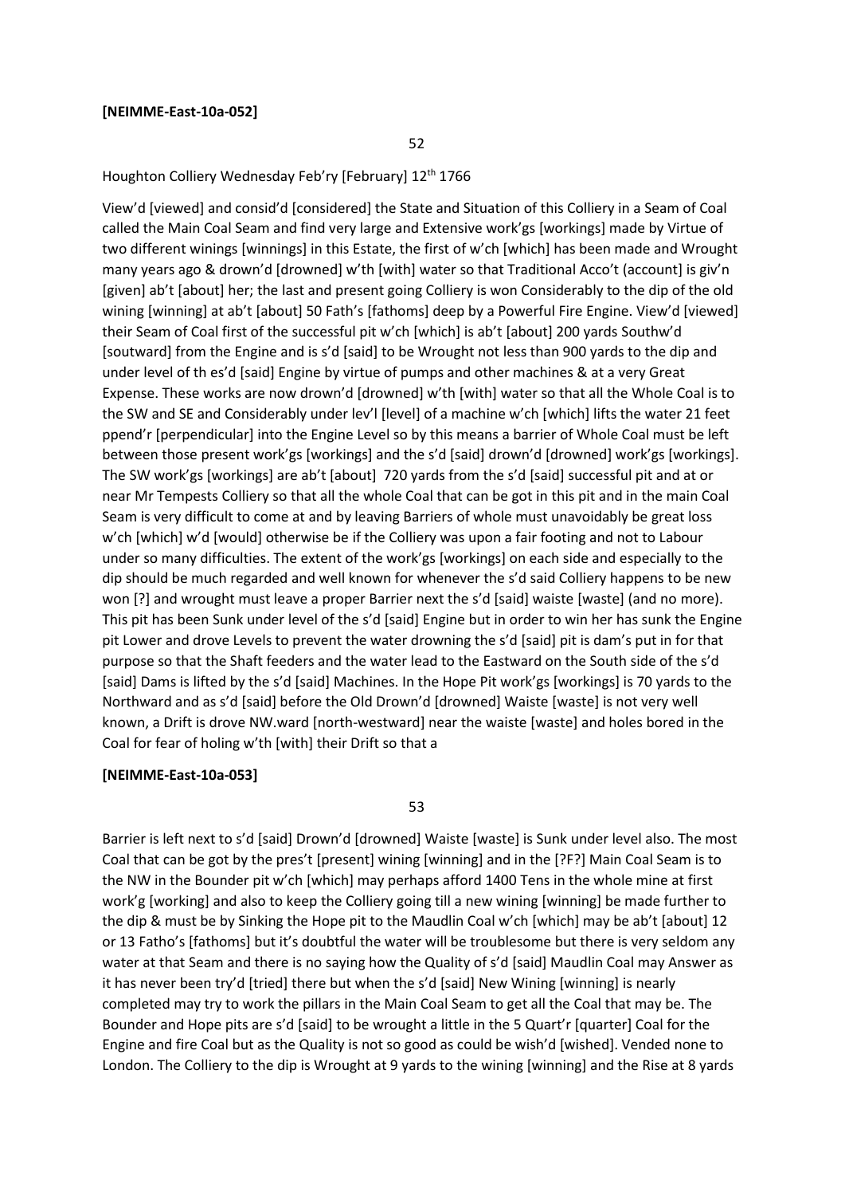**[NEIMME-East-10a-052]**

52

Houghton Colliery Wednesday Feb'ry [February] 12th 1766

View'd [viewed] and consid'd [considered] the State and Situation of this Colliery in a Seam of Coal called the Main Coal Seam and find very large and Extensive work'gs [workings] made by Virtue of two different winings [winnings] in this Estate, the first of w'ch [which] has been made and Wrought many years ago & drown'd [drowned] w'th [with] water so that Traditional Acco't (account] is giv'n [given] ab't [about] her; the last and present going Colliery is won Considerably to the dip of the old wining [winning] at ab't [about] 50 Fath's [fathoms] deep by a Powerful Fire Engine. View'd [viewed] their Seam of Coal first of the successful pit w'ch [which] is ab't [about] 200 yards Southw'd [soutward] from the Engine and is s'd [said] to be Wrought not less than 900 yards to the dip and under level of th es'd [said] Engine by virtue of pumps and other machines & at a very Great Expense. These works are now drown'd [drowned] w'th [with] water so that all the Whole Coal is to the SW and SE and Considerably under lev'l [level] of a machine w'ch [which] lifts the water 21 feet ppend'r [perpendicular] into the Engine Level so by this means a barrier of Whole Coal must be left between those present work'gs [workings] and the s'd [said] drown'd [drowned] work'gs [workings]. The SW work'gs [workings] are ab't [about] 720 yards from the s'd [said] successful pit and at or near Mr Tempests Colliery so that all the whole Coal that can be got in this pit and in the main Coal Seam is very difficult to come at and by leaving Barriers of whole must unavoidably be great loss w'ch [which] w'd [would] otherwise be if the Colliery was upon a fair footing and not to Labour under so many difficulties. The extent of the work'gs [workings] on each side and especially to the dip should be much regarded and well known for whenever the s'd said Colliery happens to be new won [?] and wrought must leave a proper Barrier next the s'd [said] waiste [waste] (and no more). This pit has been Sunk under level of the s'd [said] Engine but in order to win her has sunk the Engine pit Lower and drove Levels to prevent the water drowning the s'd [said] pit is dam's put in for that purpose so that the Shaft feeders and the water lead to the Eastward on the South side of the s'd [said] Dams is lifted by the s'd [said] Machines. In the Hope Pit work'gs [workings] is 70 yards to the Northward and as s'd [said] before the Old Drown'd [drowned] Waiste [waste] is not very well known, a Drift is drove NW.ward [north-westward] near the waiste [waste] and holes bored in the Coal for fear of holing w'th [with] their Drift so that a

**[NEIMME-East-10a-053]**

53

Barrier is left next to s'd [said] Drown'd [drowned] Waiste [waste] is Sunk under level also. The most Coal that can be got by the pres't [present] wining [winning] and in the [?F?] Main Coal Seam is to the NW in the Bounder pit w'ch [which] may perhaps afford 1400 Tens in the whole mine at first work'g [working] and also to keep the Colliery going till a new wining [winning] be made further to the dip & must be by Sinking the Hope pit to the Maudlin Coal w'ch [which] may be ab't [about] 12 or 13 Fatho's [fathoms] but it's doubtful the water will be troublesome but there is very seldom any water at that Seam and there is no saying how the Quality of s'd [said] Maudlin Coal may Answer as it has never been try'd [tried] there but when the s'd [said] New Wining [winning] is nearly completed may try to work the pillars in the Main Coal Seam to get all the Coal that may be. The Bounder and Hope pits are s'd [said] to be wrought a little in the 5 Quart'r [quarter] Coal for the Engine and fire Coal but as the Quality is not so good as could be wish'd [wished]. Vended none to London. The Colliery to the dip is Wrought at 9 yards to the wining [winning] and the Rise at 8 yards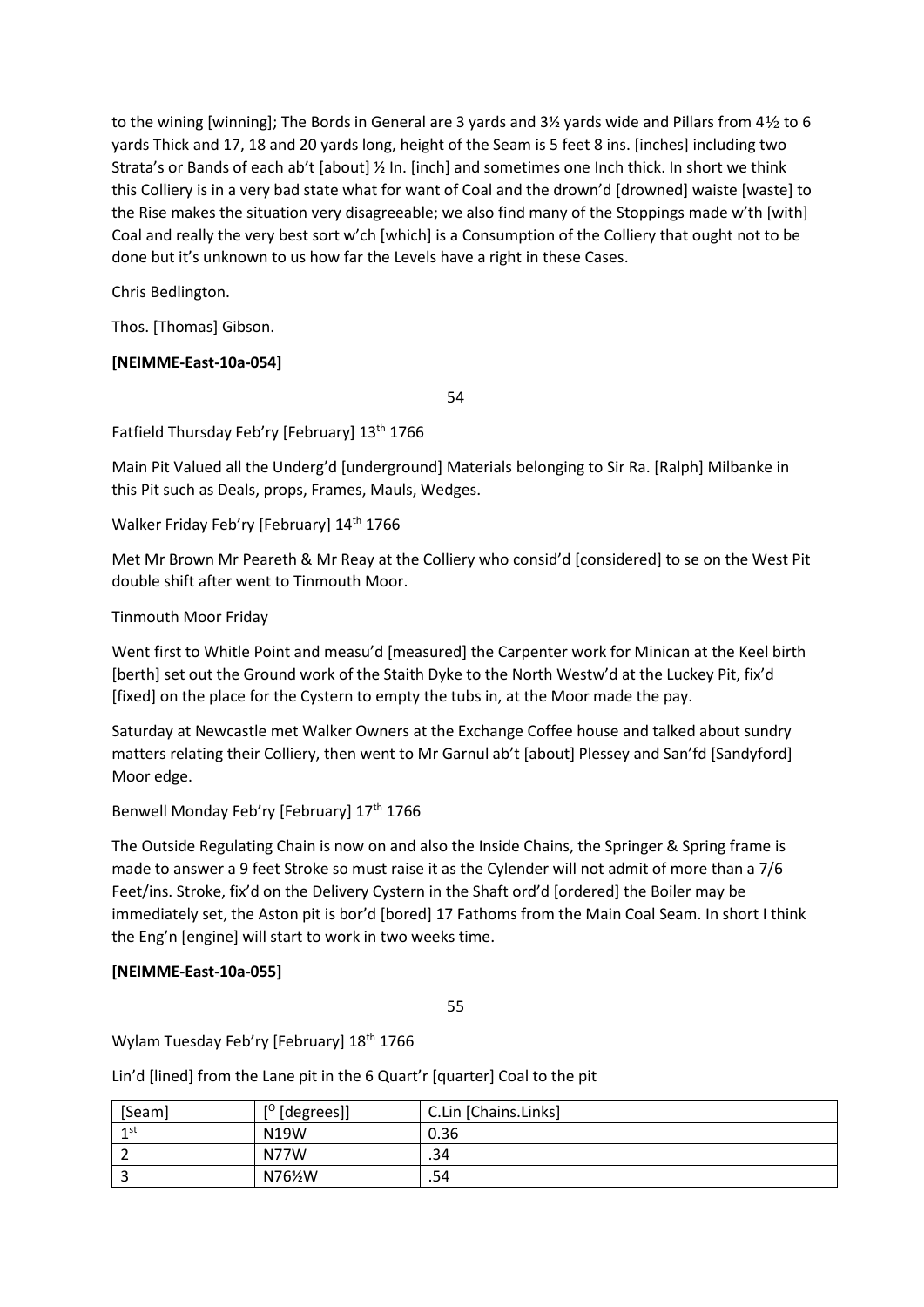to the wining [winning]; The Bords in General are 3 yards and 3½ yards wide and Pillars from 4½ to 6 yards Thick and 17, 18 and 20 yards long, height of the Seam is 5 feet 8 ins. [inches] including two Strata's or Bands of each ab't [about] ½ In. [inch] and sometimes one Inch thick. In short we think this Colliery is in a very bad state what for want of Coal and the drown'd [drowned] waiste [waste] to the Rise makes the situation very disagreeable; we also find many of the Stoppings made w'th [with] Coal and really the very best sort w'ch [which] is a Consumption of the Colliery that ought not to be done but it's unknown to us how far the Levels have a right in these Cases.

Chris Bedlington.

Thos. [Thomas] Gibson.

**[NEIMME-East-10a-054]**

54

Fatfield Thursday Feb'ry [February] 13th 1766

Main Pit Valued all the Underg'd [underground] Materials belonging to Sir Ra. [Ralph] Milbanke in this Pit such as Deals, props, Frames, Mauls, Wedges.

Walker Friday Feb'ry [February] 14th 1766

Met Mr Brown Mr Peareth & Mr Reay at the Colliery who consid'd [considered] to se on the West Pit double shift after went to Tinmouth Moor.

Tinmouth Moor Friday

Went first to Whitle Point and measu'd [measured] the Carpenter work for Minican at the Keel birth [berth] set out the Ground work of the Staith Dyke to the North Westw'd at the Luckey Pit, fix'd [fixed] on the place for the Cystern to empty the tubs in, at the Moor made the pay.

Saturday at Newcastle met Walker Owners at the Exchange Coffee house and talked about sundry matters relating their Colliery, then went to Mr Garnul ab't [about] Plessey and San'fd [Sandyford] Moor edge.

Benwell Monday Feb'ry [February] 17th 1766

The Outside Regulating Chain is now on and also the Inside Chains, the Springer & Spring frame is made to answer a 9 feet Stroke so must raise it as the Cylender will not admit of more than a 7/6 Feet/ins. Stroke, fix'd on the Delivery Cystern in the Shaft ord'd [ordered] the Boiler may be immediately set, the Aston pit is bor'd [bored] 17 Fathoms from the Main Coal Seam. In short I think the Eng'n [engine] will start to work in two weeks time.

**[NEIMME-East-10a-055]**

55

Wylam Tuesday Feb'ry [February] 18th 1766

Lin'd [lined] from the Lane pit in the 6 Quart'r [quarter] Coal to the pit

| [Seam] | [° [degrees]] | C.Lin [Chains.Links] |
|---|---|---|
| 1st | N19W | 0.36 |
| 2 | N77W | .34 |
| 3 | N76½W | .54 |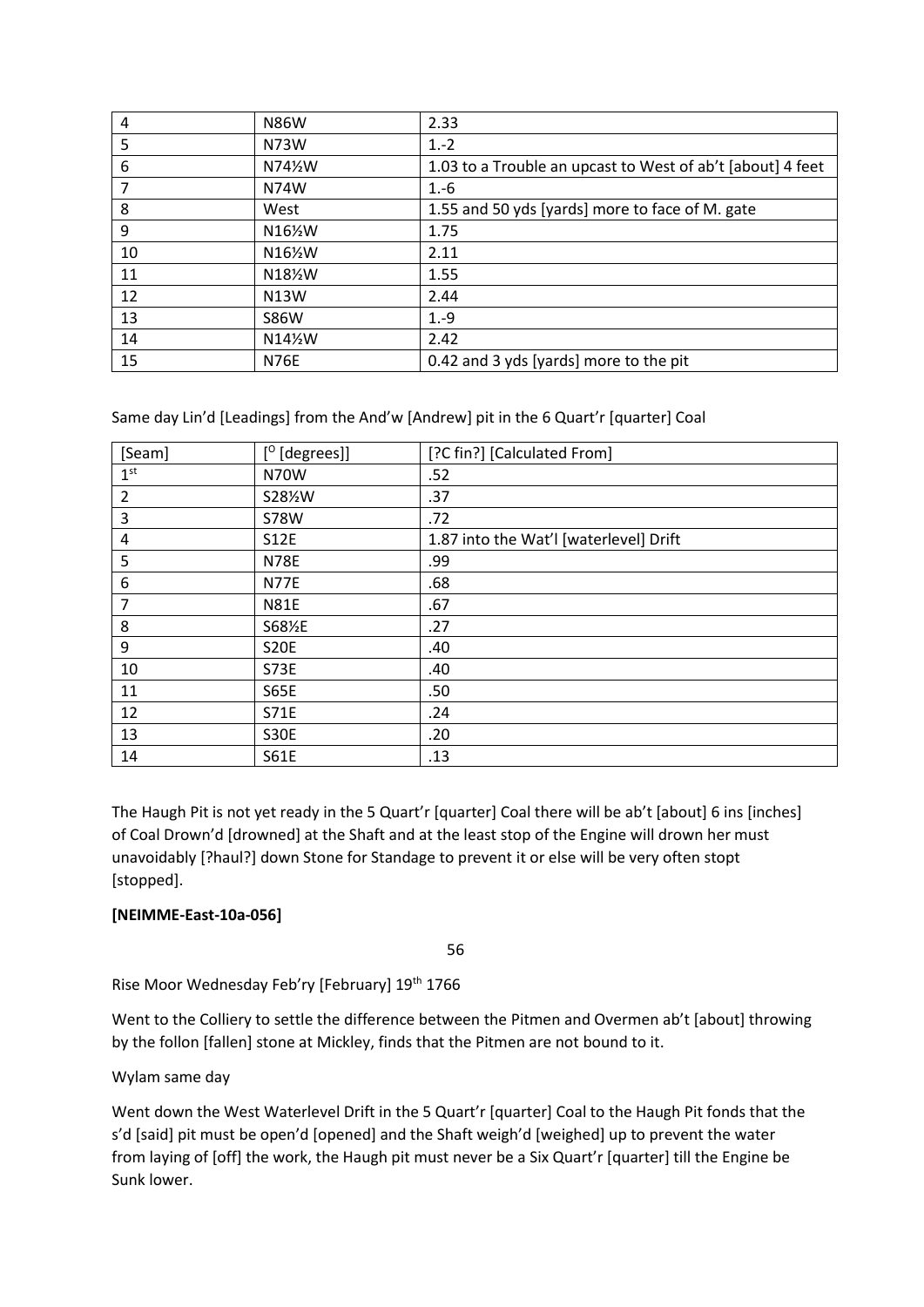| 4 | N86W | 2.33 |
|---|---|---|
| 5 | N73W | 1.-2 |
| 6 | N74½W | 1.03 to a Trouble an upcast to West of ab't [about] 4 feet |
| 7 | N74W | 1.-6 |
| 8 | West | 1.55 and 50 yds [yards] more to face of M. gate |
| 9 | N16½W | 1.75 |
| 10 | N16½W | 2.11 |
| 11 | N18½W | 1.55 |
| 12 | N13W | 2.44 |
| 13 | S86W | 1.-9 |
| 14 | N14½W | 2.42 |
| 15 | N76E | 0.42 and 3 yds [yards] more to the pit |

Same day Lin'd [Leadings] from the And'w [Andrew] pit in the 6 Quart'r [quarter] Coal

| [Seam] | [$^{O}$ [degrees]] | [?C fin?] [Calculated From] |
|---|---|---|
| 1st | N70W | .52 |
| 2 | S28½W | .37 |
| 3 | S78W | .72 |
| 4 | S12E | 1.87 into the Wat'l [waterlevel] Drift |
| 5 | N78E | .99 |
| 6 | N77E | .68 |
| 7 | N81E | .67 |
| 8 | S68½E | .27 |
| 9 | S20E | .40 |
| 10 | S73E | .40 |
| 11 | S65E | .50 |
| 12 | S71E | .24 |
| 13 | S30E | .20 |
| 14 | S61E | .13 |

The Haugh Pit is not yet ready in the 5 Quart'r [quarter] Coal there will be ab't [about] 6 ins [inches] of Coal Drown'd [drowned] at the Shaft and at the least stop of the Engine will drown her must unavoidably [?haul?] down Stone for Standage to prevent it or else will be very often stopt [stopped].

**[NEIMME-East-10a-056]**

56

Rise Moor Wednesday Feb'ry [February] 19th 1766

Went to the Colliery to settle the difference between the Pitmen and Overmen ab't [about] throwing by the follon [fallen] stone at Mickley, finds that the Pitmen are not bound to it.

Wylam same day

Went down the West Waterlevel Drift in the 5 Quart'r [quarter] Coal to the Haugh Pit fonds that the s'd [said] pit must be open'd [opened] and the Shaft weigh'd [weighed] up to prevent the water from laying of [off] the work, the Haugh pit must never be a Six Quart'r [quarter] till the Engine be Sunk lower.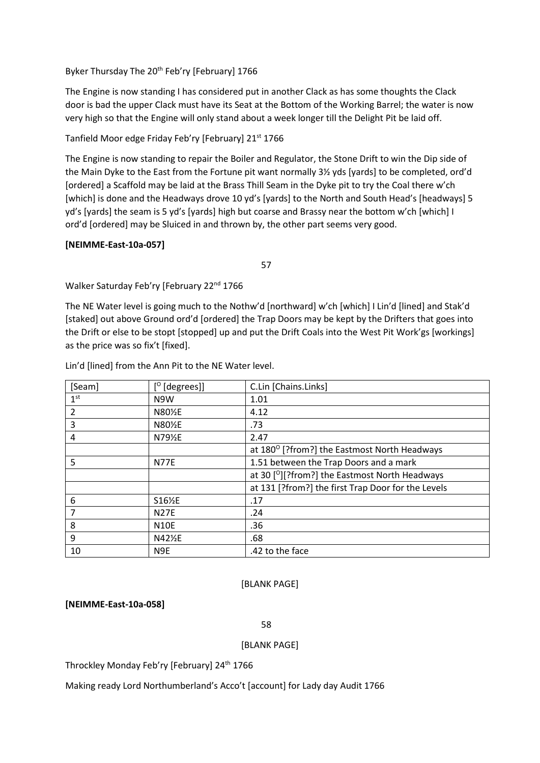Byker Thursday The 20th Feb'ry [February] 1766

The Engine is now standing I has considered put in another Clack as has some thoughts the Clack door is bad the upper Clack must have its Seat at the Bottom of the Working Barrel; the water is now very high so that the Engine will only stand about a week longer till the Delight Pit be laid off.

Tanfield Moor edge Friday Feb'ry [February] 21st 1766

The Engine is now standing to repair the Boiler and Regulator, the Stone Drift to win the Dip side of the Main Dyke to the East from the Fortune pit want normally 3½ yds [yards] to be completed, ord'd [ordered] a Scaffold may be laid at the Brass Thill Seam in the Dyke pit to try the Coal there w'ch [which] is done and the Headways drove 10 yd's [yards] to the North and South Head's [headways] 5 yd's [yards] the seam is 5 yd's [yards] high but coarse and Brassy near the bottom w'ch [which] I ord'd [ordered] may be Sluiced in and thrown by, the other part seems very good.

**[NEIMME-East-10a-057]**

Walker Saturday Feb'ry [February 22nd 1766

The NE Water level is going much to the Nothw'd [northward] w'ch [which] I Lin'd [lined] and Stak'd [staked] out above Ground ord'd [ordered] the Trap Doors may be kept by the Drifters that goes into the Drift or else to be stopt [stopped] up and put the Drift Coals into the West Pit Work'gs [workings] as the price was so fix't [fixed].

Lin'd [lined] from the Ann Pit to the NE Water level.

| [Seam] | [$^O$ [degrees]] | C.Lin [Chains.Links] |
|---|---|---|
| 1st | N9W | 1.01 |
| 2 | N80½E | 4.12 |
| 3 | N80½E | .73 |
| 4 | N79½E | 2.47 |
| | | at 180$^O$ [?from?] the Eastmost North Headways |
| 5 | N77E | 1.51 between the Trap Doors and a mark |
| | | at 30 [$^O$][?from?] the Eastmost North Headways |
| | | at 131 [?from?] the first Trap Door for the Levels |
| 6 | S16½E | .17 |
| 7 | N27E | .24 |
| 8 | N10E | .36 |
| 9 | N42½E | .68 |
| 10 | N9E | .42 to the face |

[BLANK PAGE]

**[NEIMME-East-10a-058]**

[BLANK PAGE]

Throckley Monday Feb'ry [February] 24th 1766

Making ready Lord Northumberland's Acco't [account] for Lady day Audit 1766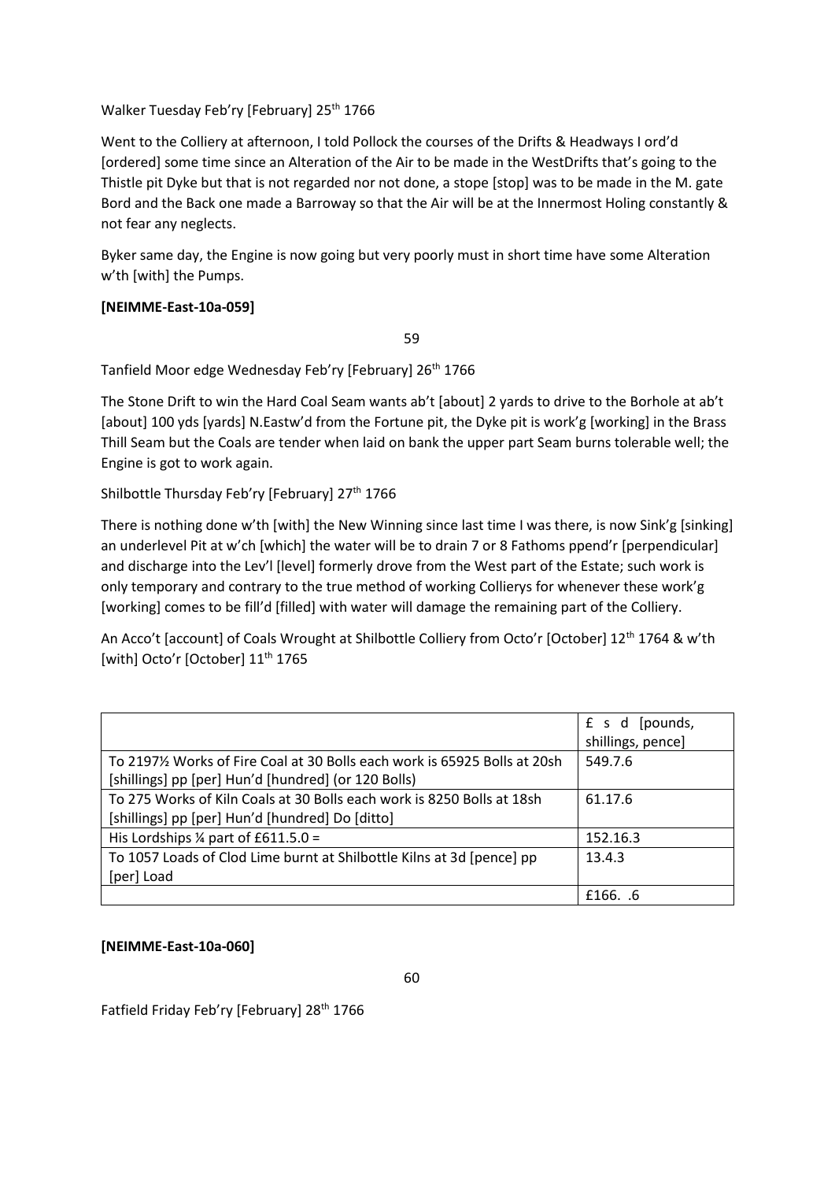Walker Tuesday Feb'ry [February] 25th 1766

Went to the Colliery at afternoon, I told Pollock the courses of the Drifts & Headways I ord'd [ordered] some time since an Alteration of the Air to be made in the WestDrifts that's going to the Thistle pit Dyke but that is not regarded nor not done, a stope [stop] was to be made in the M. gate Bord and the Back one made a Barroway so that the Air will be at the Innermost Holing constantly & not fear any neglects.

Byker same day, the Engine is now going but very poorly must in short time have some Alteration w'th [with] the Pumps.

**[NEIMME-East-10a-059]**

59

Tanfield Moor edge Wednesday Feb'ry [February] 26th 1766

The Stone Drift to win the Hard Coal Seam wants ab't [about] 2 yards to drive to the Borhole at ab't [about] 100 yds [yards] N.Eastw'd from the Fortune pit, the Dyke pit is work'g [working] in the Brass Thill Seam but the Coals are tender when laid on bank the upper part Seam burns tolerable well; the Engine is got to work again.

Shilbottle Thursday Feb'ry [February] 27th 1766

There is nothing done w'th [with] the New Winning since last time I was there, is now Sink'g [sinking] an underlevel Pit at w'ch [which] the water will be to drain 7 or 8 Fathoms ppend'r [perpendicular] and discharge into the Lev'l [level] formerly drove from the West part of the Estate; such work is only temporary and contrary to the true method of working Collierys for whenever these work'g [working] comes to be fill'd [filled] with water will damage the remaining part of the Colliery.

An Acco't [account] of Coals Wrought at Shilbottle Colliery from Octo'r [October] 12th 1764 & w'th [with] Octo'r [October] 11th 1765

| | £ s d [pounds, shillings, pence] |
|---|---|
| To 2197½ Works of Fire Coal at 30 Bolls each work is 65925 Bolls at 20sh [shillings] pp [per] Hun'd [hundred] (or 120 Bolls) | 549.7.6 |
| To 275 Works of Kiln Coals at 30 Bolls each work is 8250 Bolls at 18sh [shillings] pp [per] Hun'd [hundred] Do [ditto] | 61.17.6 |
| His Lordships ¼ part of £611.5.0 = | 152.16.3 |
| To 1057 Loads of Clod Lime burnt at Shilbottle Kilns at 3d [pence] pp [per] Load | 13.4.3 |
| | £166. .6 |

**[NEIMME-East-10a-060]**

60

Fatfield Friday Feb'ry [February] 28th 1766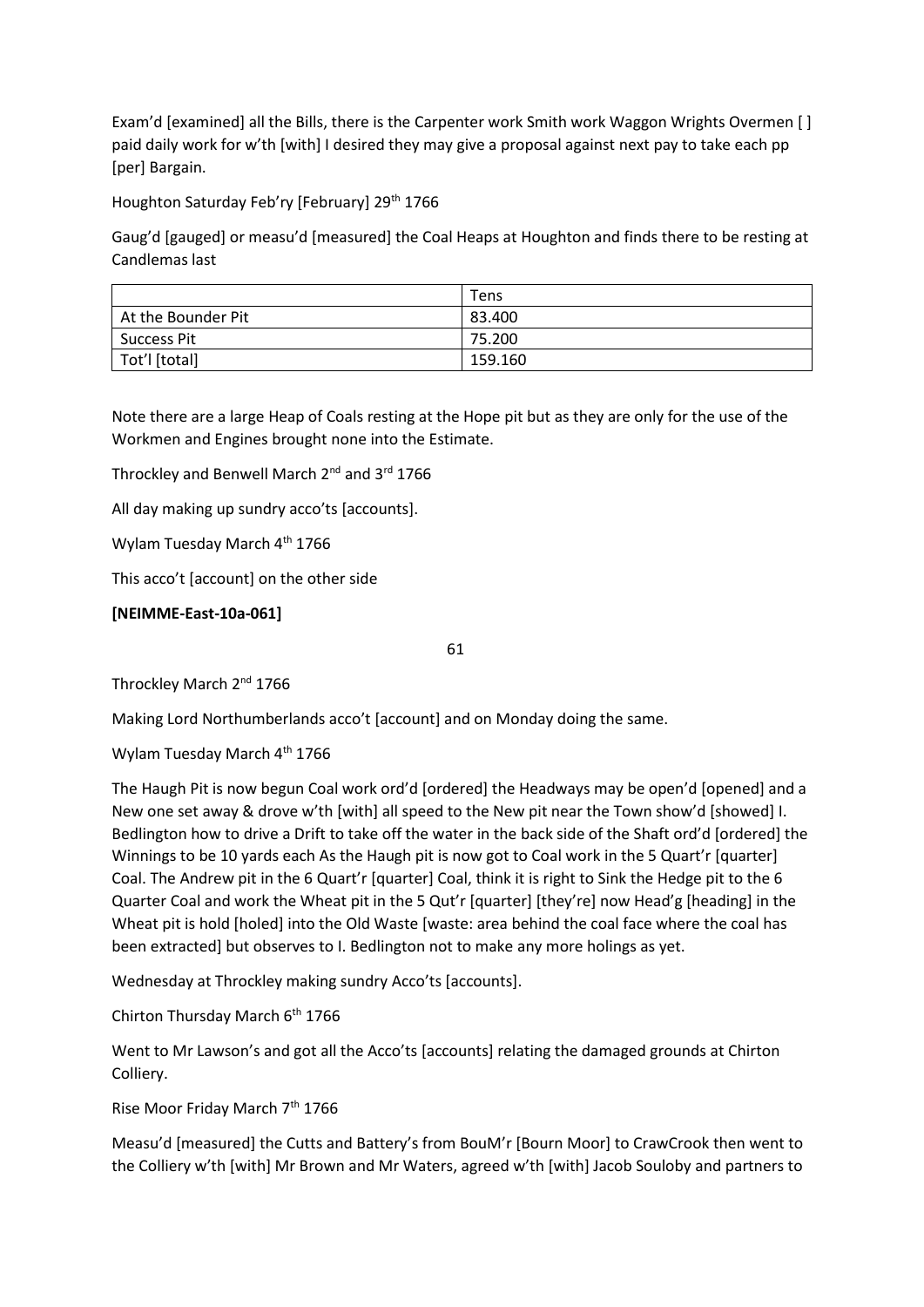Exam'd [examined] all the Bills, there is the Carpenter work Smith work Waggon Wrights Overmen [ ] paid daily work for w'th [with] I desired they may give a proposal against next pay to take each pp [per] Bargain.

Houghton Saturday Feb'ry [February] 29th 1766

Gaug'd [gauged] or measu'd [measured] the Coal Heaps at Houghton and finds there to be resting at Candlemas last

| | Tens |
|---|---|
| At the Bounder Pit | 83.400 |
| Success Pit | 75.200 |
| Tot'l [total] | 159.160 |

Note there are a large Heap of Coals resting at the Hope pit but as they are only for the use of the Workmen and Engines brought none into the Estimate.

Throckley and Benwell March 2nd and 3rd 1766

All day making up sundry acco'ts [accounts].

Wylam Tuesday March 4th 1766

This acco't [account] on the other side

**[NEIMME-East-10a-061]**

61

Throckley March 2nd 1766

Making Lord Northumberlands acco't [account] and on Monday doing the same.

Wylam Tuesday March 4th 1766

The Haugh Pit is now begun Coal work ord'd [ordered] the Headways may be open'd [opened] and a New one set away & drove w'th [with] all speed to the New pit near the Town show'd [showed] I. Bedlington how to drive a Drift to take off the water in the back side of the Shaft ord'd [ordered] the Winnings to be 10 yards each As the Haugh pit is now got to Coal work in the 5 Quart'r [quarter] Coal. The Andrew pit in the 6 Quart'r [quarter] Coal, think it is right to Sink the Hedge pit to the 6 Quarter Coal and work the Wheat pit in the 5 Qut'r [quarter] [they're] now Head'g [heading] in the Wheat pit is hold [holed] into the Old Waste [waste: area behind the coal face where the coal has been extracted] but observes to I. Bedlington not to make any more holings as yet.

Wednesday at Throckley making sundry Acco'ts [accounts].

Chirton Thursday March 6th 1766

Went to Mr Lawson's and got all the Acco'ts [accounts] relating the damaged grounds at Chirton Colliery.

Rise Moor Friday March 7th 1766

Measu'd [measured] the Cutts and Battery's from BouM'r [Bourn Moor] to CrawCrook then went to the Colliery w'th [with] Mr Brown and Mr Waters, agreed w'th [with] Jacob Souloby and partners to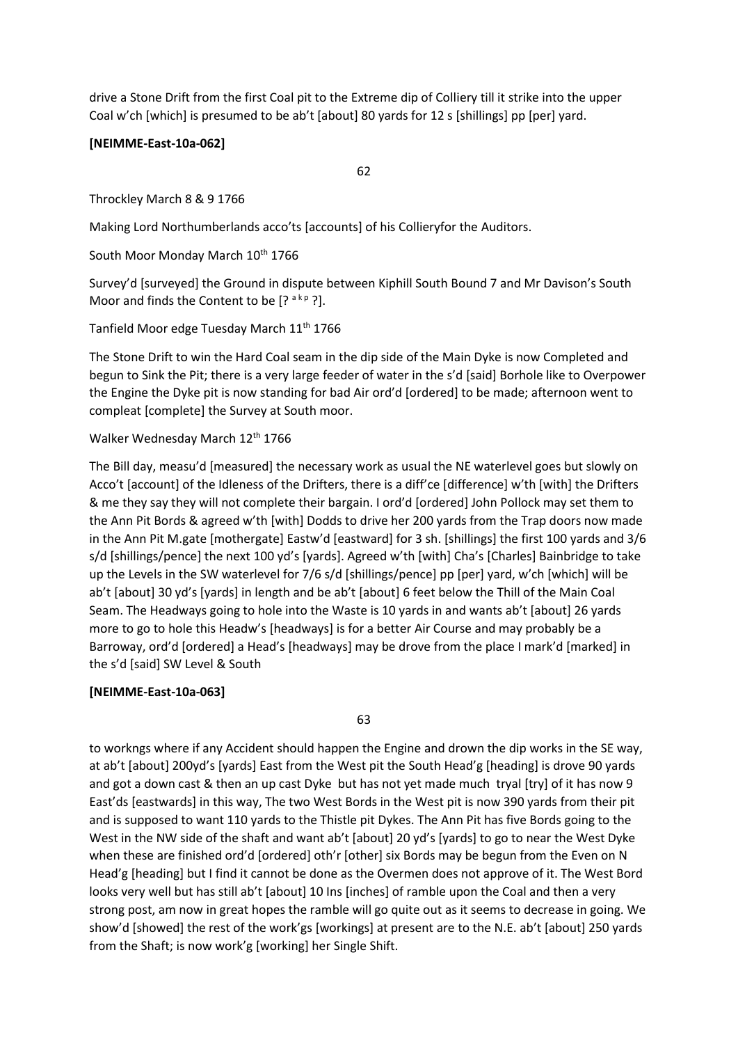drive a Stone Drift from the first Coal pit to the Extreme dip of Colliery till it strike into the upper Coal w'ch [which] is presumed to be ab't [about] 80 yards for 12 s [shillings] pp [per] yard.

**[NEIMME-East-10a-062]**

62

Throckley March 8 & 9 1766

Making Lord Northumberlands acco'ts [accounts] of his Collieryfor the Auditors.

South Moor Monday March 10th 1766

Survey'd [surveyed] the Ground in dispute between Kiphill South Bound 7 and Mr Davison's South Moor and finds the Content to be [? a k p ?].

Tanfield Moor edge Tuesday March 11th 1766

The Stone Drift to win the Hard Coal seam in the dip side of the Main Dyke is now Completed and begun to Sink the Pit; there is a very large feeder of water in the s'd [said] Borhole like to Overpower the Engine the Dyke pit is now standing for bad Air ord'd [ordered] to be made; afternoon went to compleat [complete] the Survey at South moor.

Walker Wednesday March 12th 1766

The Bill day, measu'd [measured] the necessary work as usual the NE waterlevel goes but slowly on Acco't [account] of the Idleness of the Drifters, there is a diff'ce [difference] w'th [with] the Drifters & me they say they will not complete their bargain. I ord'd [ordered] John Pollock may set them to the Ann Pit Bords & agreed w'th [with] Dodds to drive her 200 yards from the Trap doors now made in the Ann Pit M.gate [mothergate] Eastw'd [eastward] for 3 sh. [shillings] the first 100 yards and 3/6 s/d [shillings/pence] the next 100 yd's [yards]. Agreed w'th [with] Cha's [Charles] Bainbridge to take up the Levels in the SW waterlevel for 7/6 s/d [shillings/pence] pp [per] yard, w'ch [which] will be ab't [about] 30 yd's [yards] in length and be ab't [about] 6 feet below the Thill of the Main Coal Seam. The Headways going to hole into the Waste is 10 yards in and wants ab't [about] 26 yards more to go to hole this Headw's [headways] is for a better Air Course and may probably be a Barroway, ord'd [ordered] a Head's [headways] may be drove from the place I mark'd [marked] in the s'd [said] SW Level & South

**[NEIMME-East-10a-063]**

63

to workngs where if any Accident should happen the Engine and drown the dip works in the SE way, at ab't [about] 200yd's [yards] East from the West pit the South Head'g [heading] is drove 90 yards and got a down cast & then an up cast Dyke but has not yet made much tryal [try] of it has now 9 East'ds [eastwards] in this way, The two West Bords in the West pit is now 390 yards from their pit and is supposed to want 110 yards to the Thistle pit Dykes. The Ann Pit has five Bords going to the West in the NW side of the shaft and want ab't [about] 20 yd's [yards] to go to near the West Dyke when these are finished ord'd [ordered] oth'r [other] six Bords may be begun from the Even on N Head'g [heading] but I find it cannot be done as the Overmen does not approve of it. The West Bord looks very well but has still ab't [about] 10 Ins [inches] of ramble upon the Coal and then a very strong post, am now in great hopes the ramble will go quite out as it seems to decrease in going. We show'd [showed] the rest of the work'gs [workings] at present are to the N.E. ab't [about] 250 yards from the Shaft; is now work'g [working] her Single Shift.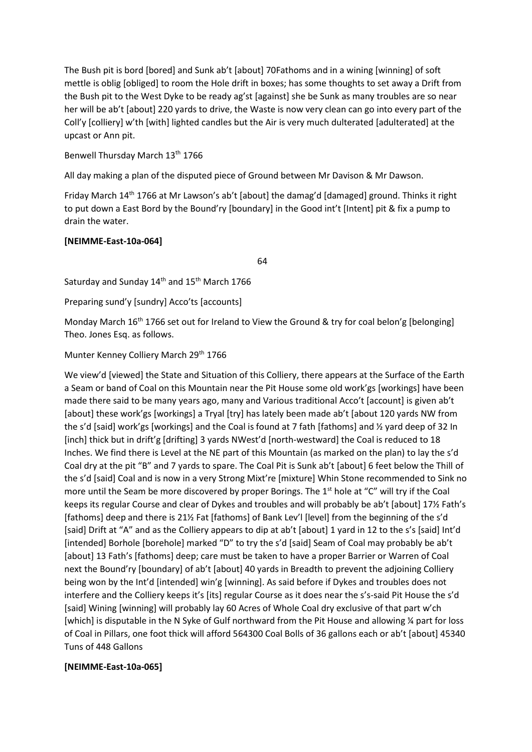The Bush pit is bord [bored] and Sunk ab't [about] 70Fathoms and in a wining [winning] of soft mettle is oblig [obliged] to room the Hole drift in boxes; has some thoughts to set away a Drift from the Bush pit to the West Dyke to be ready ag'st [against] she be Sunk as many troubles are so near her will be ab't [about] 220 yards to drive, the Waste is now very clean can go into every part of the Coll'y [colliery] w'th [with] lighted candles but the Air is very much dulterated [adulterated] at the upcast or Ann pit.

Benwell Thursday March 13th 1766

All day making a plan of the disputed piece of Ground between Mr Davison & Mr Dawson.

Friday March 14th 1766 at Mr Lawson's ab't [about] the damag'd [damaged] ground. Thinks it right to put down a East Bord by the Bound'ry [boundary] in the Good int't [Intent] pit & fix a pump to drain the water.

**[NEIMME-East-10a-064]**

64

Saturday and Sunday 14th and 15th March 1766

Preparing sund'y [sundry] Acco'ts [accounts]

Monday March 16th 1766 set out for Ireland to View the Ground & try for coal belon'g [belonging] Theo. Jones Esq. as follows.

Munter Kenney Colliery March 29th 1766

We view'd [viewed] the State and Situation of this Colliery, there appears at the Surface of the Earth a Seam or band of Coal on this Mountain near the Pit House some old work'gs [workings] have been made there said to be many years ago, many and Various traditional Acco't [account] is given ab't [about] these work'gs [workings] a Tryal [try] has lately been made ab't [about 120 yards NW from the s'd [said] work'gs [workings] and the Coal is found at 7 fath [fathoms] and ½ yard deep of 32 In [inch] thick but in drift'g [drifting] 3 yards NWest'd [north-westward] the Coal is reduced to 18 Inches. We find there is Level at the NE part of this Mountain (as marked on the plan) to lay the s'd Coal dry at the pit "B" and 7 yards to spare. The Coal Pit is Sunk ab't [about] 6 feet below the Thill of the s'd [said] Coal and is now in a very Strong Mixt're [mixture] Whin Stone recommended to Sink no more until the Seam be more discovered by proper Borings. The 1st hole at "C" will try if the Coal keeps its regular Course and clear of Dykes and troubles and will probably be ab't [about] 17½ Fath's [fathoms] deep and there is 21½ Fat [fathoms] of Bank Lev'l [level] from the beginning of the s'd [said] Drift at "A" and as the Colliery appears to dip at ab't [about] 1 yard in 12 to the s's [said] Int'd [intended] Borhole [borehole] marked "D" to try the s'd [said] Seam of Coal may probably be ab't [about] 13 Fath's [fathoms] deep; care must be taken to have a proper Barrier or Warren of Coal next the Bound'ry [boundary] of ab't [about] 40 yards in Breadth to prevent the adjoining Colliery being won by the Int'd [intended] win'g [winning]. As said before if Dykes and troubles does not interfere and the Colliery keeps it's [its] regular Course as it does near the s's-said Pit House the s'd [said] Wining [winning] will probably lay 60 Acres of Whole Coal dry exclusive of that part w'ch [which] is disputable in the N Syke of Gulf northward from the Pit House and allowing ¼ part for loss of Coal in Pillars, one foot thick will afford 564300 Coal Bolls of 36 gallons each or ab't [about] 45340 Tuns of 448 Gallons

**[NEIMME-East-10a-065]**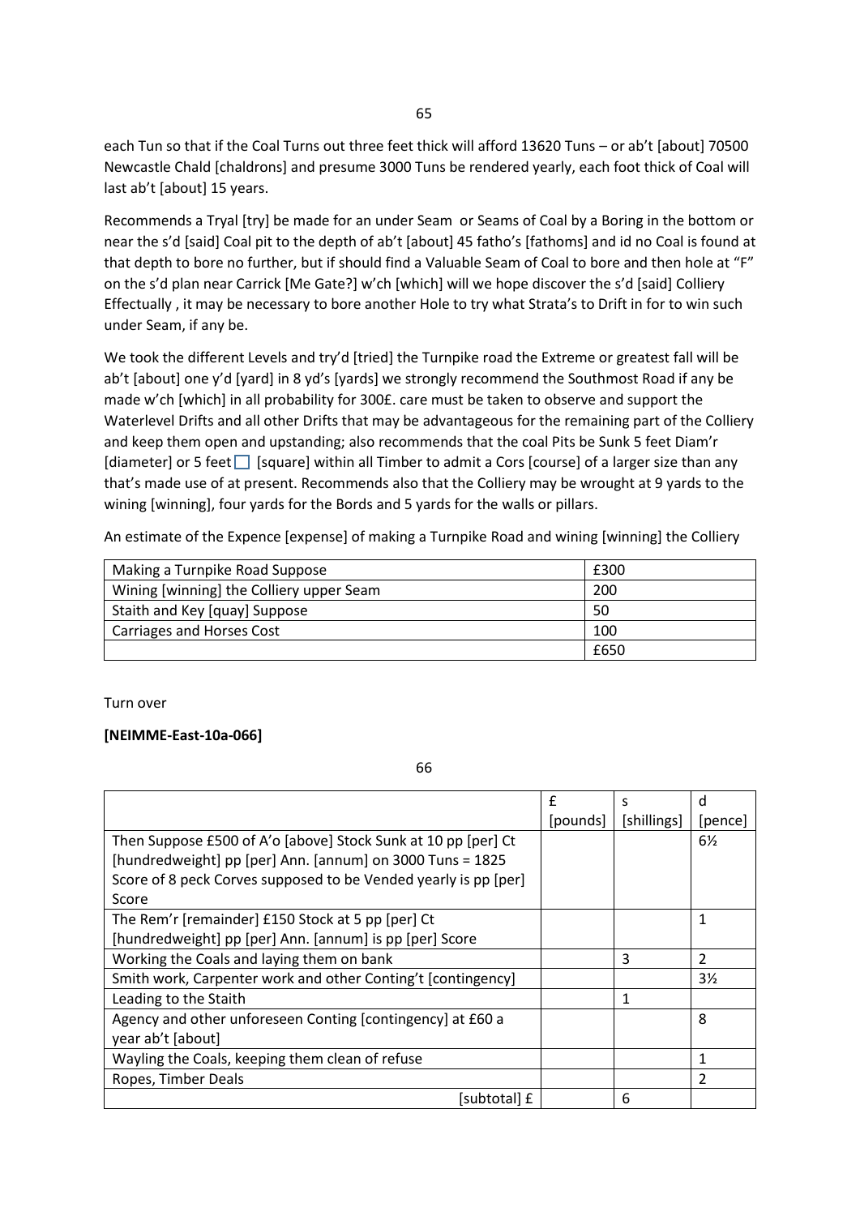each Tun so that if the Coal Turns out three feet thick will afford 13620 Tuns – or ab't [about] 70500 Newcastle Chald [chaldrons] and presume 3000 Tuns be rendered yearly, each foot thick of Coal will last ab't [about] 15 years.

Recommends a Tryal [try] be made for an under Seam or Seams of Coal by a Boring in the bottom or near the s'd [said] Coal pit to the depth of ab't [about] 45 fatho's [fathoms] and id no Coal is found at that depth to bore no further, but if should find a Valuable Seam of Coal to bore and then hole at "F" on the s'd plan near Carrick [Me Gate?] w'ch [which] will we hope discover the s'd [said] Colliery Effectually , it may be necessary to bore another Hole to try what Strata's to Drift in for to win such under Seam, if any be.

We took the different Levels and try'd [tried] the Turnpike road the Extreme or greatest fall will be ab't [about] one y'd [yard] in 8 yd's [yards] we strongly recommend the Southmost Road if any be made w'ch [which] in all probability for 300£. care must be taken to observe and support the Waterlevel Drifts and all other Drifts that may be advantageous for the remaining part of the Colliery and keep them open and upstanding; also recommends that the coal Pits be Sunk 5 feet Diam'r [diameter] or 5 feet ☐ [square] within all Timber to admit a Cors [course] of a larger size than any that's made use of at present. Recommends also that the Colliery may be wrought at 9 yards to the wining [winning], four yards for the Bords and 5 yards for the walls or pillars.

An estimate of the Expence [expense] of making a Turnpike Road and wining [winning] the Colliery

| | |
|---|---|
| Making a Turnpike Road Suppose | £300 |
| Wining [winning] the Colliery upper Seam | 200 |
| Staith and Key [quay] Suppose | 50 |
| Carriages and Horses Cost | 100 |
| | £650 |

Turn over

**[NEIMME-East-10a-066]**

| | £ [pounds] | s [shillings] | d [pence] |
|---|---|---|---|
| Then Suppose £500 of A'o [above] Stock Sunk at 10 pp [per] Ct [hundredweight] pp [per] Ann. [annum] on 3000 Tuns = 1825 Score of 8 peck Corves supposed to be Vended yearly is pp [per] Score | | | 6½ |
| The Rem'r [remainder] £150 Stock at 5 pp [per] Ct [hundredweight] pp [per] Ann. [annum] is pp [per] Score | | | 1 |
| Working the Coals and laying them on bank | | 3 | 2 |
| Smith work, Carpenter work and other Conting't [contingency] | | | 3½ |
| Leading to the Staith | | 1 | |
| Agency and other unforeseen Conting [contingency] at £60 a year ab't [about] | | | 8 |
| Wayling the Coals, keeping them clean of refuse | | | 1 |
| Ropes, Timber Deals | | | 2 |
| [subtotal] £ | | 6 | |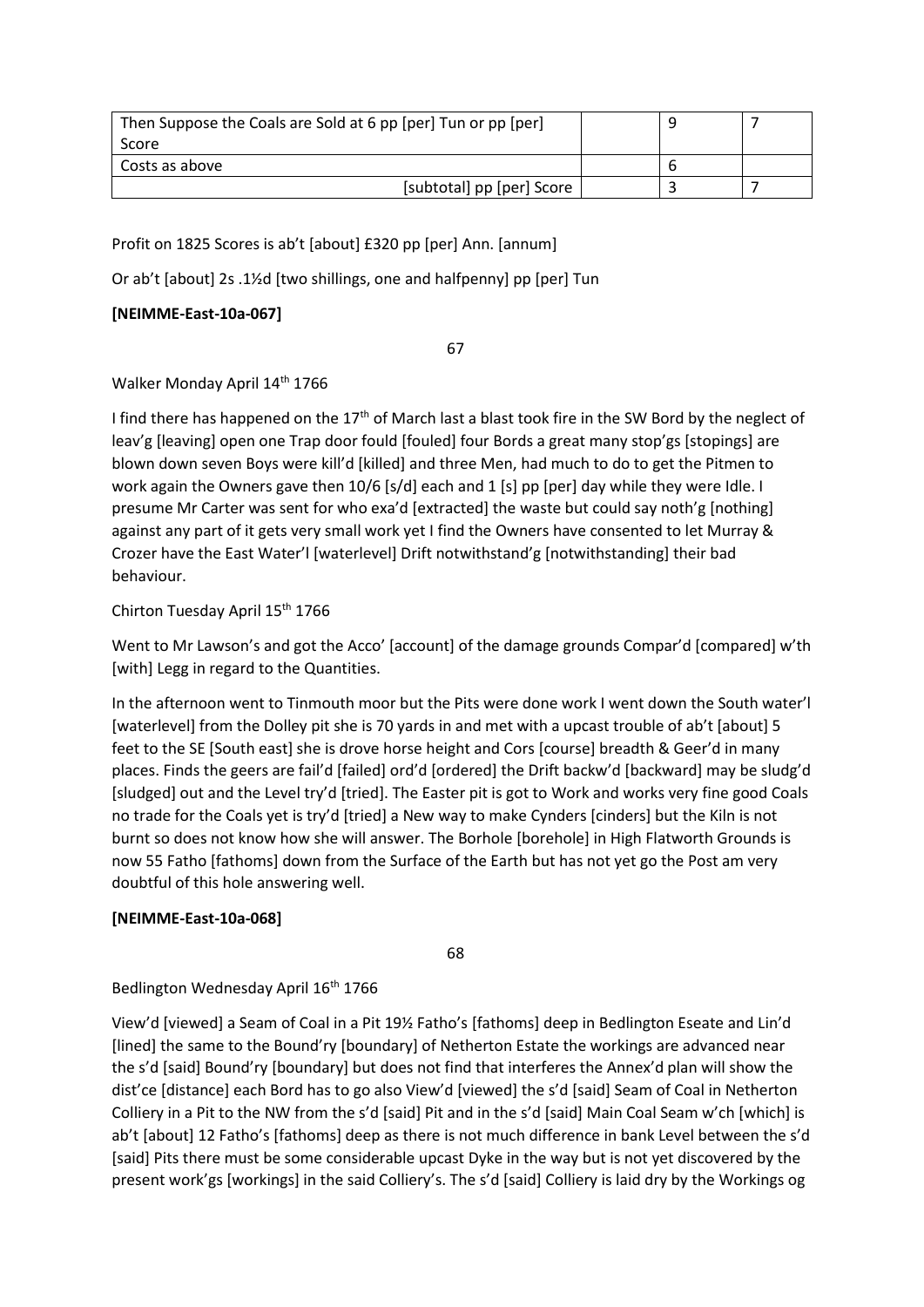| Then Suppose the Coals are Sold at 6 pp [per] Tun or pp [per] Score | | 9 | 7 |
|---|---|---|---|
| Costs as above | | 6 | |
| [subtotal] pp [per] Score | | 3 | 7 |

Profit on 1825 Scores is ab't [about] £320 pp [per] Ann. [annum]

Or ab't [about] 2s .1½d [two shillings, one and halfpenny] pp [per] Tun

**[NEIMME-East-10a-067]**

67

Walker Monday April 14th 1766

I find there has happened on the 17th of March last a blast took fire in the SW Bord by the neglect of leav'g [leaving] open one Trap door fould [fouled] four Bords a great many stop'gs [stopings] are blown down seven Boys were kill'd [killed] and three Men, had much to do to get the Pitmen to work again the Owners gave then 10/6 [s/d] each and 1 [s] pp [per] day while they were Idle. I presume Mr Carter was sent for who exa'd [extracted] the waste but could say noth'g [nothing] against any part of it gets very small work yet I find the Owners have consented to let Murray & Crozer have the East Water'l [waterlevel] Drift notwithstand'g [notwithstanding] their bad behaviour.

Chirton Tuesday April 15th 1766

Went to Mr Lawson's and got the Acco' [account] of the damage grounds Compar'd [compared] w'th [with] Legg in regard to the Quantities.

In the afternoon went to Tinmouth moor but the Pits were done work I went down the South water'l [waterlevel] from the Dolley pit she is 70 yards in and met with a upcast trouble of ab't [about] 5 feet to the SE [South east] she is drove horse height and Cors [course] breadth & Geer'd in many places. Finds the geers are fail'd [failed] ord'd [ordered] the Drift backw'd [backward] may be sludg'd [sludged] out and the Level try'd [tried]. The Easter pit is got to Work and works very fine good Coals no trade for the Coals yet is try'd [tried] a New way to make Cynders [cinders] but the Kiln is not burnt so does not know how she will answer. The Borhole [borehole] in High Flatworth Grounds is now 55 Fatho [fathoms] down from the Surface of the Earth but has not yet go the Post am very doubtful of this hole answering well.

**[NEIMME-East-10a-068]**

68

Bedlington Wednesday April 16th 1766

View'd [viewed] a Seam of Coal in a Pit 19½ Fatho's [fathoms] deep in Bedlington Eseate and Lin'd [lined] the same to the Bound'ry [boundary] of Netherton Estate the workings are advanced near the s'd [said] Bound'ry [boundary] but does not find that interferes the Annex'd plan will show the dist'ce [distance] each Bord has to go also View'd [viewed] the s'd [said] Seam of Coal in Netherton Colliery in a Pit to the NW from the s'd [said] Pit and in the s'd [said] Main Coal Seam w'ch [which] is ab't [about] 12 Fatho's [fathoms] deep as there is not much difference in bank Level between the s'd [said] Pits there must be some considerable upcast Dyke in the way but is not yet discovered by the present work'gs [workings] in the said Colliery's. The s'd [said] Colliery is laid dry by the Workings og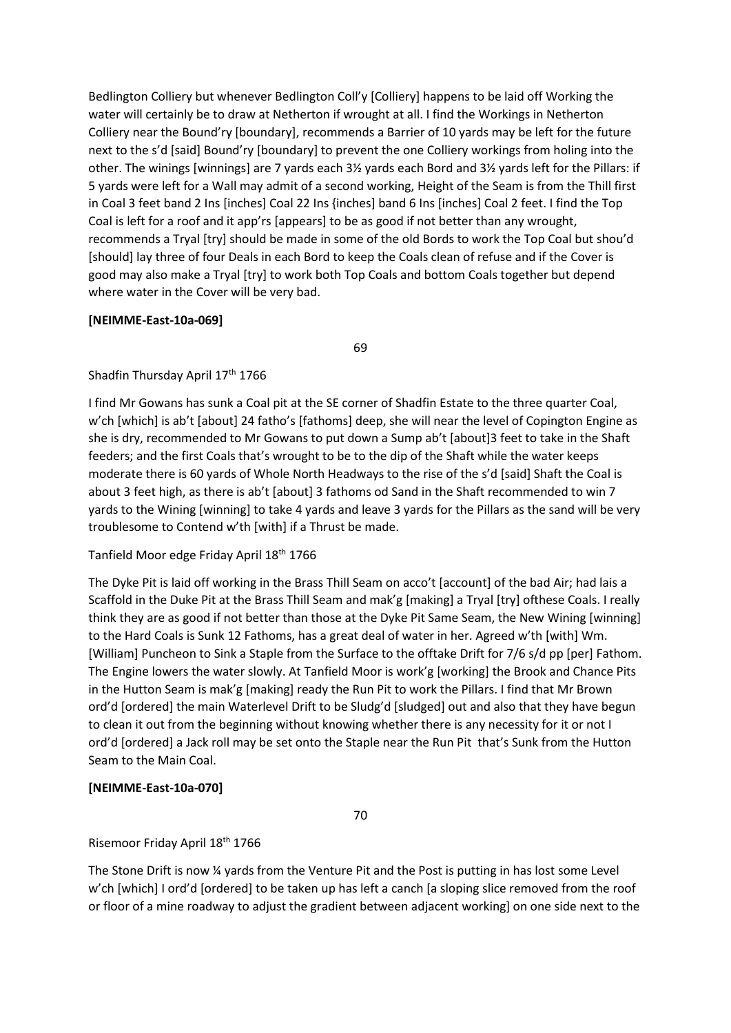Bedlington Colliery but whenever Bedlington Coll'y [Colliery] happens to be laid off Working the water will certainly be to draw at Netherton if wrought at all. I find the Workings in Netherton Colliery near the Bound'ry [boundary], recommends a Barrier of 10 yards may be left for the future next to the s'd [said] Bound'ry [boundary] to prevent the one Colliery workings from holing into the other. The winings [winnings] are 7 yards each 3½ yards each Bord and 3½ yards left for the Pillars: if 5 yards were left for a Wall may admit of a second working, Height of the Seam is from the Thill first in Coal 3 feet band 2 Ins [inches] Coal 22 Ins {inches] band 6 Ins [inches] Coal 2 feet. I find the Top Coal is left for a roof and it app'rs [appears] to be as good if not better than any wrought, recommends a Tryal [try] should be made in some of the old Bords to work the Top Coal but shou'd [should] lay three of four Deals in each Bord to keep the Coals clean of refuse and if the Cover is good may also make a Tryal [try] to work both Top Coals and bottom Coals together but depend where water in the Cover will be very bad.

**[NEIMME-East-10a-069]**

69

Shadfin Thursday April 17th 1766

I find Mr Gowans has sunk a Coal pit at the SE corner of Shadfin Estate to the three quarter Coal, w'ch [which] is ab't [about] 24 fatho's [fathoms] deep, she will near the level of Copington Engine as she is dry, recommended to Mr Gowans to put down a Sump ab't [about]3 feet to take in the Shaft feeders; and the first Coals that's wrought to be to the dip of the Shaft while the water keeps moderate there is 60 yards of Whole North Headways to the rise of the s'd [said] Shaft the Coal is about 3 feet high, as there is ab't [about] 3 fathoms od Sand in the Shaft recommended to win 7 yards to the Wining [winning] to take 4 yards and leave 3 yards for the Pillars as the sand will be very troublesome to Contend w'th [with] if a Thrust be made.

Tanfield Moor edge Friday April 18th 1766

The Dyke Pit is laid off working in the Brass Thill Seam on acco't [account] of the bad Air; had lais a Scaffold in the Duke Pit at the Brass Thill Seam and mak'g [making] a Tryal [try] ofthese Coals. I really think they are as good if not better than those at the Dyke Pit Same Seam, the New Wining [winning] to the Hard Coals is Sunk 12 Fathoms, has a great deal of water in her. Agreed w'th [with] Wm. [William] Puncheon to Sink a Staple from the Surface to the offtake Drift for 7/6 s/d pp [per] Fathom. The Engine lowers the water slowly. At Tanfield Moor is work'g [working] the Brook and Chance Pits in the Hutton Seam is mak'g [making] ready the Run Pit to work the Pillars. I find that Mr Brown ord'd [ordered] the main Waterlevel Drift to be Sludg'd [sludged] out and also that they have begun to clean it out from the beginning without knowing whether there is any necessity for it or not I ord'd [ordered] a Jack roll may be set onto the Staple near the Run Pit that's Sunk from the Hutton Seam to the Main Coal.

**[NEIMME-East-10a-070]**

70

Risemoor Friday April 18th 1766

The Stone Drift is now ¼ yards from the Venture Pit and the Post is putting in has lost some Level w'ch [which] I ord'd [ordered] to be taken up has left a canch [a sloping slice removed from the roof or floor of a mine roadway to adjust the gradient between adjacent working] on one side next to the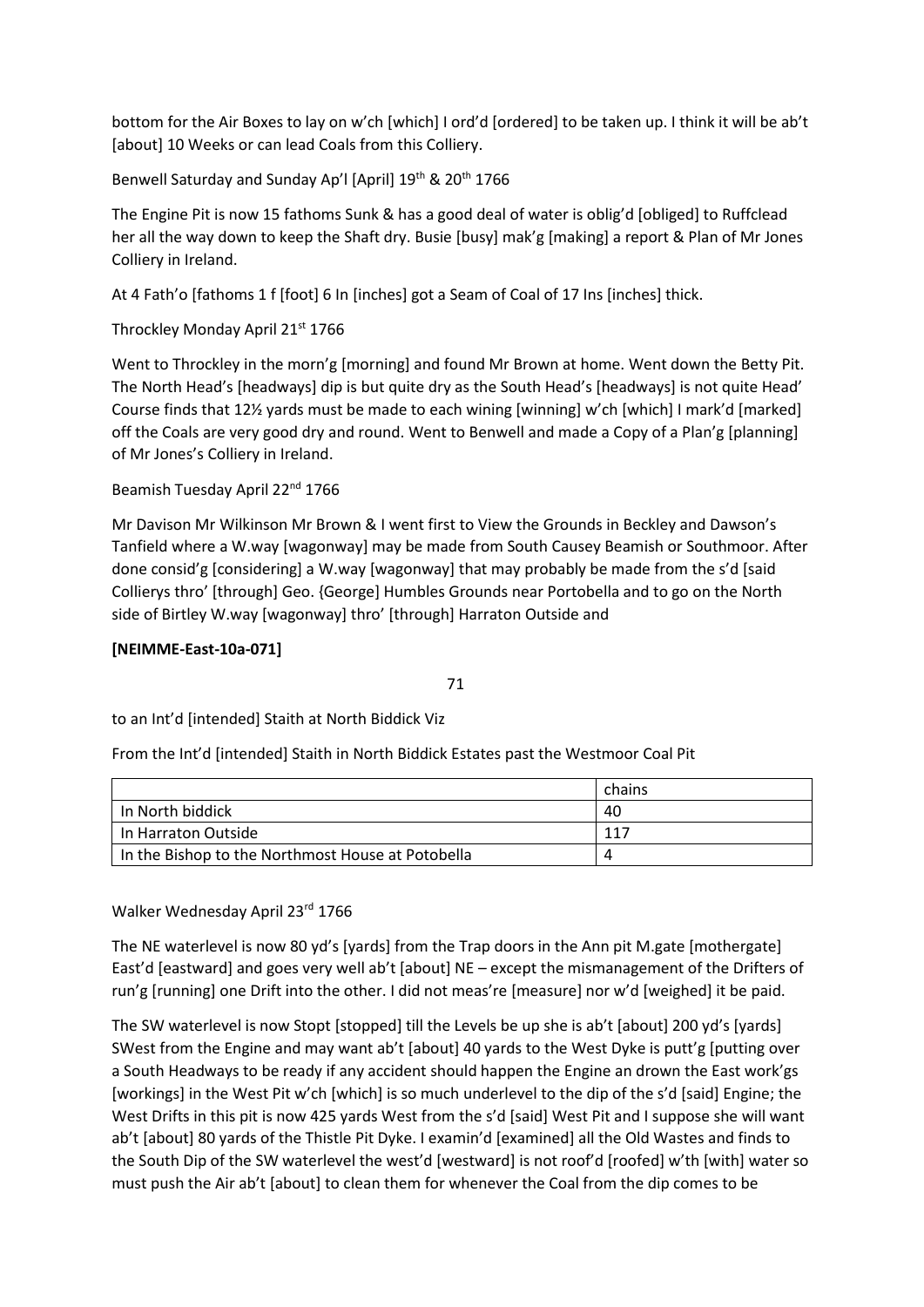bottom for the Air Boxes to lay on w'ch [which] I ord'd [ordered] to be taken up. I think it will be ab't [about] 10 Weeks or can lead Coals from this Colliery.

Benwell Saturday and Sunday Ap'l [April] 19th & 20th 1766

The Engine Pit is now 15 fathoms Sunk & has a good deal of water is oblig'd [obliged] to Ruffclead her all the way down to keep the Shaft dry. Busie [busy] mak'g [making] a report & Plan of Mr Jones Colliery in Ireland.

At 4 Fath'o [fathoms 1 f [foot] 6 In [inches] got a Seam of Coal of 17 Ins [inches] thick.

Throckley Monday April 21st 1766

Went to Throckley in the morn'g [morning] and found Mr Brown at home. Went down the Betty Pit. The North Head's [headways] dip is but quite dry as the South Head's [headways] is not quite Head' Course finds that 12½ yards must be made to each wining [winning] w'ch [which] I mark'd [marked] off the Coals are very good dry and round. Went to Benwell and made a Copy of a Plan'g [planning] of Mr Jones's Colliery in Ireland.

Beamish Tuesday April 22nd 1766

Mr Davison Mr Wilkinson Mr Brown & I went first to View the Grounds in Beckley and Dawson's Tanfield where a W.way [wagonway] may be made from South Causey Beamish or Southmoor. After done consid'g [considering] a W.way [wagonway] that may probably be made from the s'd [said] Collierys thro' [through] Geo. {George] Humbles Grounds near Portobella and to go on the North side of Birtley W.way [wagonway] thro' [through] Harraton Outside and

**[NEIMME-East-10a-071]**

71

to an Int'd [intended] Staith at North Biddick Viz

From the Int'd [intended] Staith in North Biddick Estates past the Westmoor Coal Pit

| | chains |
|---|---|
| In North biddick | 40 |
| In Harraton Outside | 117 |
| In the Bishop to the Northmost House at Potobella | 4 |

Walker Wednesday April 23rd 1766

The NE waterlevel is now 80 yd's [yards] from the Trap doors in the Ann pit M.gate [mothergate] East'd [eastward] and goes very well ab't [about] NE – except the mismanagement of the Drifters of run'g [running] one Drift into the other. I did not meas're [measure] nor w'd [weighed] it be paid.

The SW waterlevel is now Stopt [stopped] till the Levels be up she is ab't [about] 200 yd's [yards] SWest from the Engine and may want ab't [about] 40 yards to the West Dyke is putt'g [putting over a South Headways to be ready if any accident should happen the Engine an drown the East work'gs [workings] in the West Pit w'ch [which] is so much underlevel to the dip of the s'd [said] Engine; the West Drifts in this pit is now 425 yards West from the s'd [said] West Pit and I suppose she will want ab't [about] 80 yards of the Thistle Pit Dyke. I examin'd [examined] all the Old Wastes and finds to the South Dip of the SW waterlevel the west'd [westward] is not roof'd [roofed] w'th [with] water so must push the Air ab't [about] to clean them for whenever the Coal from the dip comes to be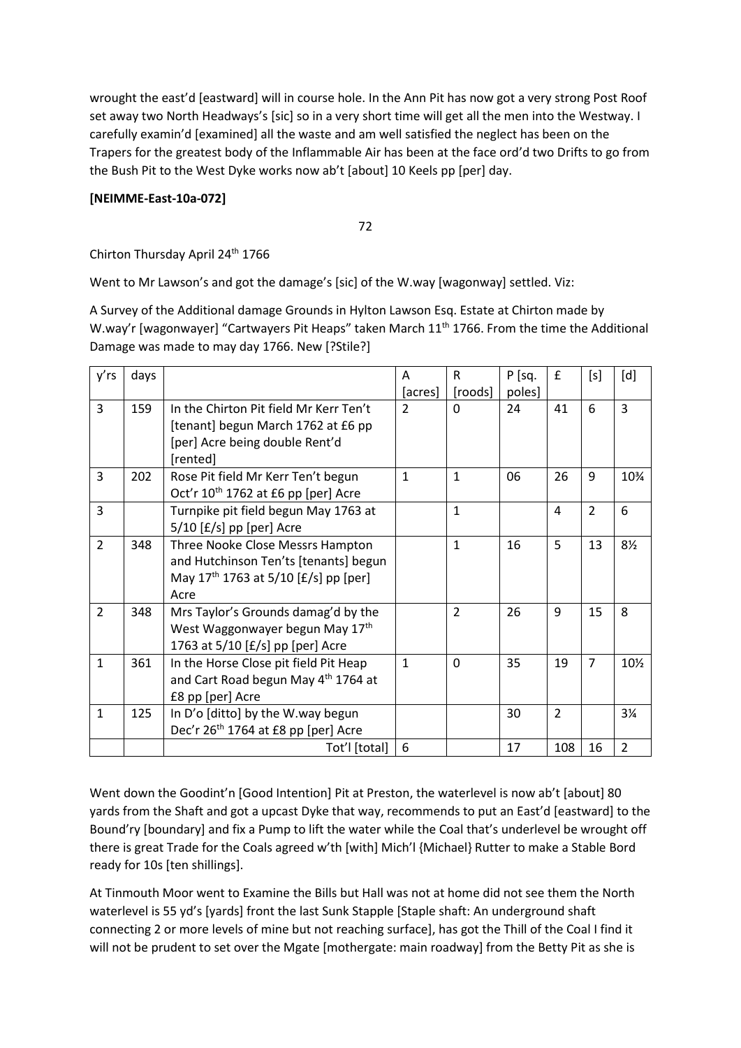wrought the east'd [eastward] will in course hole. In the Ann Pit has now got a very strong Post Roof set away two North Headways's [sic] so in a very short time will get all the men into the Westway. I carefully examin'd [examined] all the waste and am well satisfied the neglect has been on the Trapers for the greatest body of the Inflammable Air has been at the face ord'd two Drifts to go from the Bush Pit to the West Dyke works now ab't [about] 10 Keels pp [per] day.

**[NEIMME-East-10a-072]**

72

Chirton Thursday April 24th 1766

Went to Mr Lawson's and got the damage's [sic] of the W.way [wagonway] settled. Viz:

A Survey of the Additional damage Grounds in Hylton Lawson Esq. Estate at Chirton made by W.way'r [wagonwayer] "Cartwayers Pit Heaps" taken March 11th 1766. From the time the Additional Damage was made to may day 1766. New [?Stile?]

| y'rs | days | | A [acres] | R [roods] | P [sq. poles] | £ | [s] | [d] |
|---|---|---|---|---|---|---|---|---|
| 3 | 159 | In the Chirton Pit field Mr Kerr Ten't [tenant] begun March 1762 at £6 pp [per] Acre being double Rent'd [rented] | 2 | 0 | 24 | 41 | 6 | 3 |
| 3 | 202 | Rose Pit field Mr Kerr Ten't begun Oct'r 10th 1762 at £6 pp [per] Acre | 1 | 1 | 06 | 26 | 9 | 10¾ |
| 3 | | Turnpike pit field begun May 1763 at 5/10 [£/s] pp [per] Acre | | 1 | | 4 | 2 | 6 |
| 2 | 348 | Three Nooke Close Messrs Hampton and Hutchinson Ten'ts [tenants] begun May 17th 1763 at 5/10 [£/s] pp [per] Acre | | 1 | 16 | 5 | 13 | 8½ |
| 2 | 348 | Mrs Taylor's Grounds damag'd by the West Waggonwayer begun May 17th 1763 at 5/10 [£/s] pp [per] Acre | | 2 | 26 | 9 | 15 | 8 |
| 1 | 361 | In the Horse Close pit field Pit Heap and Cart Road begun May 4th 1764 at £8 pp [per] Acre | 1 | 0 | 35 | 19 | 7 | 10½ |
| 1 | 125 | In D'o [ditto] by the W.way begun Dec'r 26th 1764 at £8 pp [per] Acre | | | 30 | 2 | | 3¼ |
| | | Tot'l [total] | 6 | | 17 | 108 | 16 | 2 |

Went down the Goodint'n [Good Intention] Pit at Preston, the waterlevel is now ab't [about] 80 yards from the Shaft and got a upcast Dyke that way, recommends to put an East'd [eastward] to the Bound'ry [boundary] and fix a Pump to lift the water while the Coal that's underlevel be wrought off there is great Trade for the Coals agreed w'th [with] Mich'l {Michael} Rutter to make a Stable Bord ready for 10s [ten shillings].

At Tinmouth Moor went to Examine the Bills but Hall was not at home did not see them the North waterlevel is 55 yd's [yards] front the last Sunk Stapple [Staple shaft: An underground shaft connecting 2 or more levels of mine but not reaching surface], has got the Thill of the Coal I find it will not be prudent to set over the Mgate [mothergate: main roadway] from the Betty Pit as she is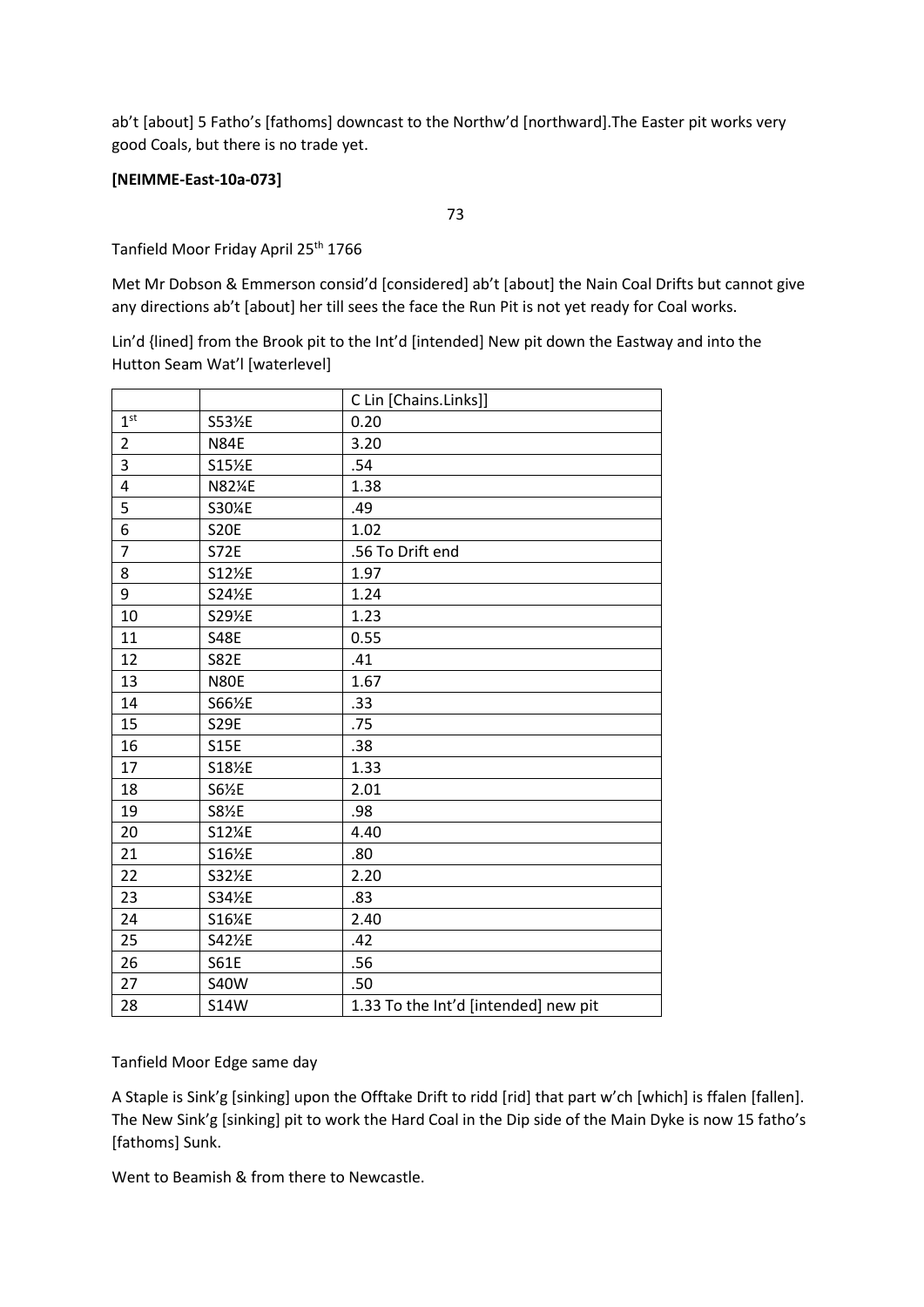ab't [about] 5 Fatho's [fathoms] downcast to the Northw'd [northward].The Easter pit works very good Coals, but there is no trade yet.

**[NEIMME-East-10a-073]**

73

Tanfield Moor Friday April 25th 1766

Met Mr Dobson & Emmerson consid'd [considered] ab't [about] the Nain Coal Drifts but cannot give any directions ab't [about] her till sees the face the Run Pit is not yet ready for Coal works.

Lin'd {lined] from the Brook pit to the Int'd [intended] New pit down the Eastway and into the Hutton Seam Wat'l [waterlevel]

| | | C Lin [Chains.Links]] |
|---|---|---|
| 1st | S53½E | 0.20 |
| 2 | N84E | 3.20 |
| 3 | S15½E | .54 |
| 4 | N82¼E | 1.38 |
| 5 | S30¼E | .49 |
| 6 | S20E | 1.02 |
| 7 | S72E | .56 To Drift end |
| 8 | S12½E | 1.97 |
| 9 | S24½E | 1.24 |
| 10 | S29½E | 1.23 |
| 11 | S48E | 0.55 |
| 12 | S82E | .41 |
| 13 | N80E | 1.67 |
| 14 | S66½E | .33 |
| 15 | S29E | .75 |
| 16 | S15E | .38 |
| 17 | S18½E | 1.33 |
| 18 | S6½E | 2.01 |
| 19 | S8½E | .98 |
| 20 | S12¼E | 4.40 |
| 21 | S16½E | .80 |
| 22 | S32½E | 2.20 |
| 23 | S34½E | .83 |
| 24 | S16¼E | 2.40 |
| 25 | S42½E | .42 |
| 26 | S61E | .56 |
| 27 | S40W | .50 |
| 28 | S14W | 1.33 To the Int'd [intended] new pit |

Tanfield Moor Edge same day

A Staple is Sink'g [sinking] upon the Offtake Drift to ridd [rid] that part w'ch [which] is ffalen [fallen]. The New Sink'g [sinking] pit to work the Hard Coal in the Dip side of the Main Dyke is now 15 fatho's [fathoms] Sunk.

Went to Beamish & from there to Newcastle.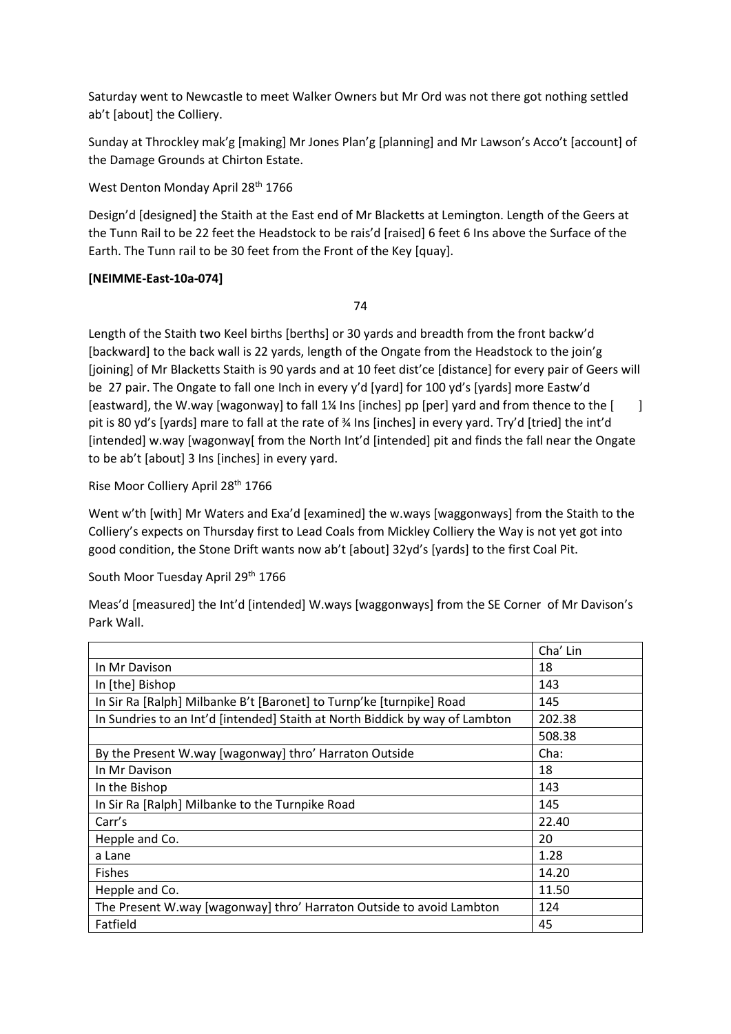Saturday went to Newcastle to meet Walker Owners but Mr Ord was not there got nothing settled ab't [about] the Colliery.

Sunday at Throckley mak'g [making] Mr Jones Plan'g [planning] and Mr Lawson's Acco't [account] of the Damage Grounds at Chirton Estate.

West Denton Monday April 28th 1766

Design'd [designed] the Staith at the East end of Mr Blacketts at Lemington. Length of the Geers at the Tunn Rail to be 22 feet the Headstock to be rais'd [raised] 6 feet 6 Ins above the Surface of the Earth. The Tunn rail to be 30 feet from the Front of the Key [quay].

**[NEIMME-East-10a-074]**

74

Length of the Staith two Keel births [berths] or 30 yards and breadth from the front backw'd [backward] to the back wall is 22 yards, length of the Ongate from the Headstock to the join'g [joining] of Mr Blacketts Staith is 90 yards and at 10 feet dist'ce [distance] for every pair of Geers will be 27 pair. The Ongate to fall one Inch in every y'd [yard] for 100 yd's [yards] more Eastw'd [eastward], the W.way [wagonway] to fall 1¼ Ins [inches] pp [per] yard and from thence to the [ ] pit is 80 yd's [yards] mare to fall at the rate of ¾ Ins [inches] in every yard. Try'd [tried] the int'd [intended] w.way [wagonway[ from the North Int'd [intended] pit and finds the fall near the Ongate to be ab't [about] 3 Ins [inches] in every yard.

Rise Moor Colliery April 28th 1766

Went w'th [with] Mr Waters and Exa'd [examined] the w.ways [waggonways] from the Staith to the Colliery's expects on Thursday first to Lead Coals from Mickley Colliery the Way is not yet got into good condition, the Stone Drift wants now ab't [about] 32yd's [yards] to the first Coal Pit.

South Moor Tuesday April 29th 1766

Meas'd [measured] the Int'd [intended] W.ways [waggonways] from the SE Corner of Mr Davison's Park Wall.

| | Cha' Lin |
|---|---|
| In Mr Davison | 18 |
| In [the] Bishop | 143 |
| In Sir Ra [Ralph] Milbanke B't [Baronet] to Turnp'ke [turnpike] Road | 145 |
| In Sundries to an Int'd [intended] Staith at North Biddick by way of Lambton | 202.38 |
| | 508.38 |
| By the Present W.way [wagonway] thro' Harraton Outside | Cha: |
| In Mr Davison | 18 |
| In the Bishop | 143 |
| In Sir Ra [Ralph] Milbanke to the Turnpike Road | 145 |
| Carr's | 22.40 |
| Hepple and Co. | 20 |
| a Lane | 1.28 |
| Fishes | 14.20 |
| Hepple and Co. | 11.50 |
| The Present W.way [wagonway] thro' Harraton Outside to avoid Lambton | 124 |
| Fatfield | 45 |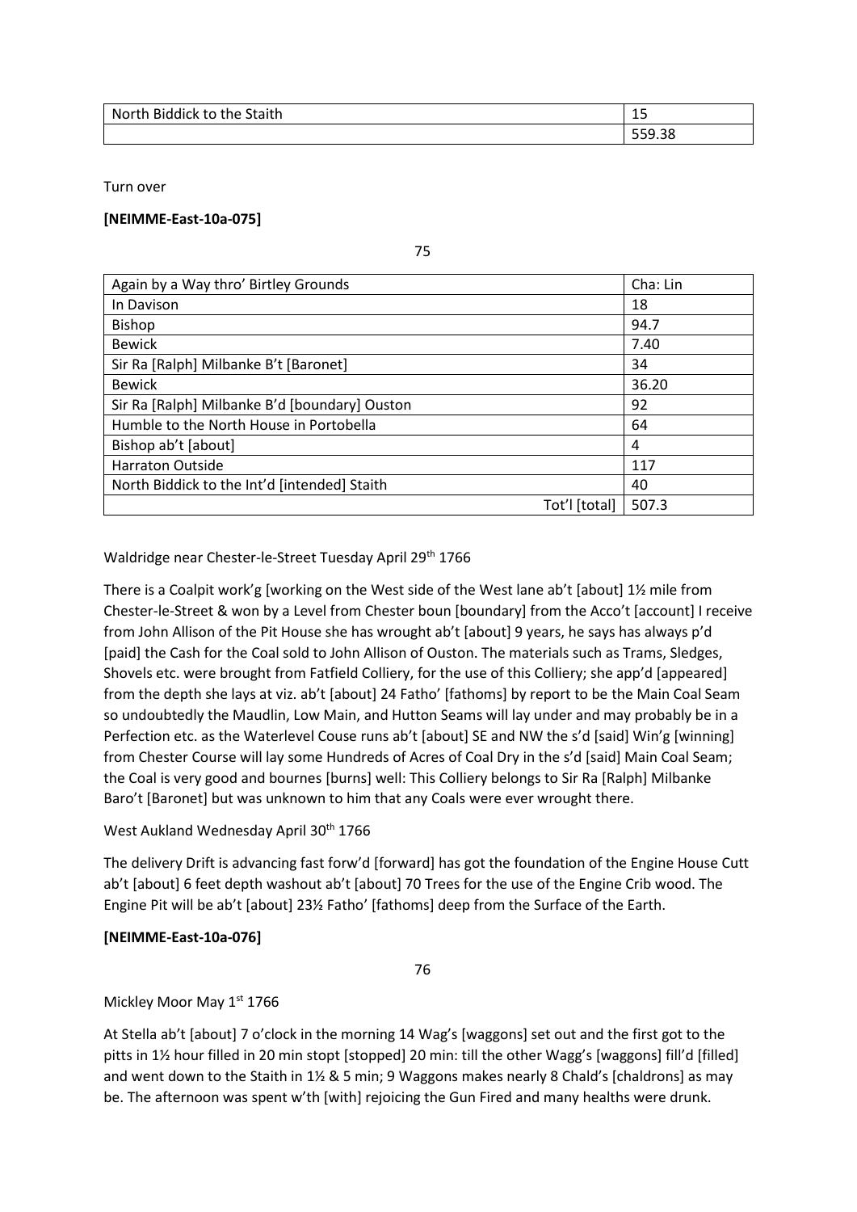| North Biddick to the Staith | 15 |
| --- | --- |
| | 559.38 |

Turn over

**[NEIMME-East-10a-075]**

| Again by a Way thro' Birtley Grounds | Cha: Lin |
| --- | --- |
| In Davison | 18 |
| Bishop | 94.7 |
| Bewick | 7.40 |
| Sir Ra [Ralph] Milbanke B't [Baronet] | 34 |
| Bewick | 36.20 |
| Sir Ra [Ralph] Milbanke B'd [boundary] Ouston | 92 |
| Humble to the North House in Portobella | 64 |
| Bishop ab't [about] | 4 |
| Harraton Outside | 117 |
| North Biddick to the Int'd [intended] Staith | 40 |
| Tot'l [total] | 507.3 |

Waldridge near Chester-le-Street Tuesday April 29th 1766

There is a Coalpit work'g [working on the West side of the West lane ab't [about] 1½ mile from Chester-le-Street & won by a Level from Chester boun [boundary] from the Acco't [account] I receive from John Allison of the Pit House she has wrought ab't [about] 9 years, he says has always p'd [paid] the Cash for the Coal sold to John Allison of Ouston. The materials such as Trams, Sledges, Shovels etc. were brought from Fatfield Colliery, for the use of this Colliery; she app'd [appeared] from the depth she lays at viz. ab't [about] 24 Fatho' [fathoms] by report to be the Main Coal Seam so undoubtedly the Maudlin, Low Main, and Hutton Seams will lay under and may probably be in a Perfection etc. as the Waterlevel Couse runs ab't [about] SE and NW the s'd [said] Win'g [winning] from Chester Course will lay some Hundreds of Acres of Coal Dry in the s'd [said] Main Coal Seam; the Coal is very good and bournes [burns] well: This Colliery belongs to Sir Ra [Ralph] Milbanke Baro't [Baronet] but was unknown to him that any Coals were ever wrought there.

West Aukland Wednesday April 30th 1766

The delivery Drift is advancing fast forw'd [forward] has got the foundation of the Engine House Cutt ab't [about] 6 feet depth washout ab't [about] 70 Trees for the use of the Engine Crib wood. The Engine Pit will be ab't [about] 23½ Fatho' [fathoms] deep from the Surface of the Earth.

**[NEIMME-East-10a-076]**

Mickley Moor May 1st 1766

At Stella ab't [about] 7 o'clock in the morning 14 Wag's [waggons] set out and the first got to the pitts in 1½ hour filled in 20 min stopt [stopped] 20 min: till the other Wagg's [waggons] fill'd [filled] and went down to the Staith in 1½ & 5 min; 9 Waggons makes nearly 8 Chald's [chaldrons] as may be. The afternoon was spent w'th [with] rejoicing the Gun Fired and many healths were drunk.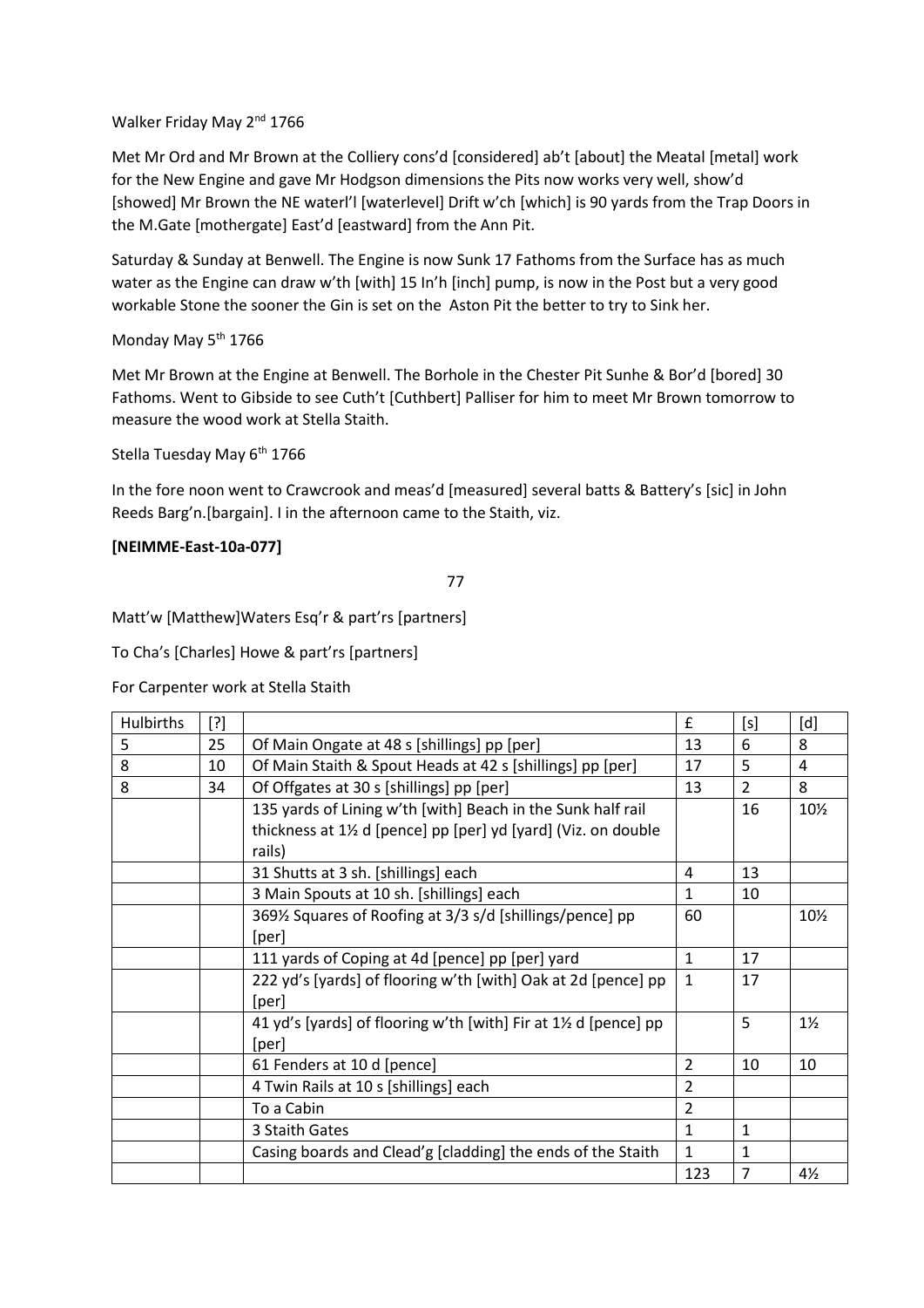Walker Friday May 2nd 1766

Met Mr Ord and Mr Brown at the Colliery cons'd [considered] ab't [about] the Meatal [metal] work for the New Engine and gave Mr Hodgson dimensions the Pits now works very well, show'd [showed] Mr Brown the NE waterl'l [waterlevel] Drift w'ch [which] is 90 yards from the Trap Doors in the M.Gate [mothergate] East'd [eastward] from the Ann Pit.

Saturday & Sunday at Benwell. The Engine is now Sunk 17 Fathoms from the Surface has as much water as the Engine can draw w'th [with] 15 In'h [inch] pump, is now in the Post but a very good workable Stone the sooner the Gin is set on the Aston Pit the better to try to Sink her.

Monday May 5th 1766

Met Mr Brown at the Engine at Benwell. The Borhole in the Chester Pit Sunhe & Bor'd [bored] 30 Fathoms. Went to Gibside to see Cuth't [Cuthbert] Palliser for him to meet Mr Brown tomorrow to measure the wood work at Stella Staith.

Stella Tuesday May 6th 1766

In the fore noon went to Crawcrook and meas'd [measured] several batts & Battery's [sic] in John Reeds Barg'n.[bargain]. I in the afternoon came to the Staith, viz.

**[NEIMME-East-10a-077]**

77

Matt'w [Matthew]Waters Esq'r & part'rs [partners]

To Cha's [Charles] Howe & part'rs [partners]

For Carpenter work at Stella Staith

| Hulbirths | [?] | | £ | [s] | [d] |
|---|---|---|---|---|---|
| 5 | 25 | Of Main Ongate at 48 s [shillings] pp [per] | 13 | 6 | 8 |
| 8 | 10 | Of Main Staith & Spout Heads at 42 s [shillings] pp [per] | 17 | 5 | 4 |
| 8 | 34 | Of Offgates at 30 s [shillings] pp [per] | 13 | 2 | 8 |
| | | 135 yards of Lining w'th [with] Beach in the Sunk half rail thickness at 1½ d [pence] pp [per] yd [yard] (Viz. on double rails) | | 16 | 10½ |
| | | 31 Shutts at 3 sh. [shillings] each | 4 | 13 | |
| | | 3 Main Spouts at 10 sh. [shillings] each | 1 | 10 | |
| | | 369½ Squares of Roofing at 3/3 s/d [shillings/pence] pp [per] | 60 | | 10½ |
| | | 111 yards of Coping at 4d [pence] pp [per] yard | 1 | 17 | |
| | | 222 yd's [yards] of flooring w'th [with] Oak at 2d [pence] pp [per] | 1 | 17 | |
| | | 41 yd's [yards] of flooring w'th [with] Fir at 1½ d [pence] pp [per] | | 5 | 1½ |
| | | 61 Fenders at 10 d [pence] | 2 | 10 | 10 |
| | | 4 Twin Rails at 10 s [shillings] each | 2 | | |
| | | To a Cabin | 2 | | |
| | | 3 Staith Gates | 1 | 1 | |
| | | Casing boards and Clead'g [cladding] the ends of the Staith | 1 | 1 | |
| | | | 123 | 7 | 4½ |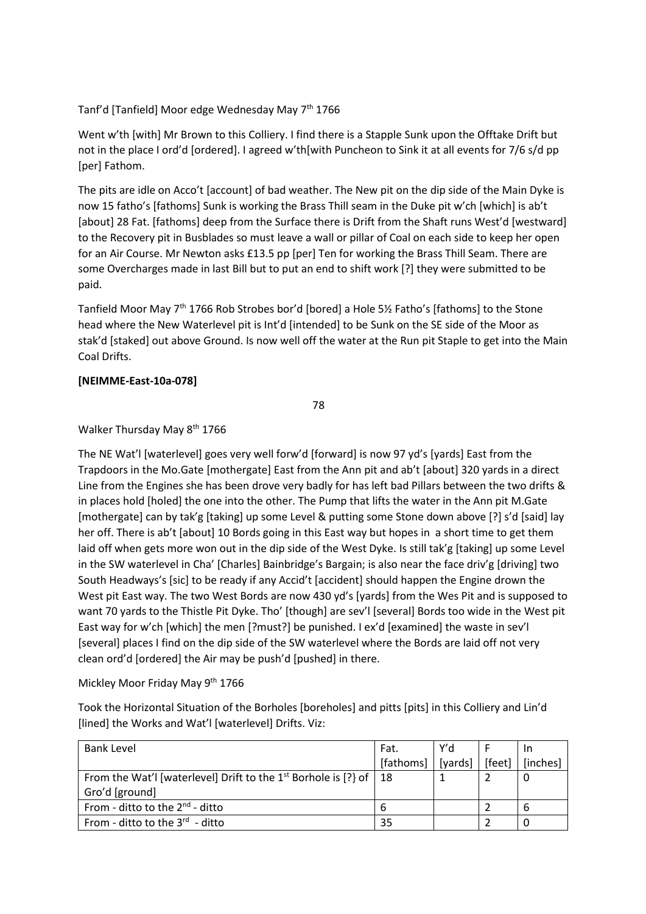Tanf'd [Tanfield] Moor edge Wednesday May 7th 1766

Went w'th [with] Mr Brown to this Colliery. I find there is a Stapple Sunk upon the Offtake Drift but not in the place I ord'd [ordered]. I agreed w'th[with Puncheon to Sink it at all events for 7/6 s/d pp [per] Fathom.

The pits are idle on Acco't [account] of bad weather. The New pit on the dip side of the Main Dyke is now 15 fatho's [fathoms] Sunk is working the Brass Thill seam in the Duke pit w'ch [which] is ab't [about] 28 Fat. [fathoms] deep from the Surface there is Drift from the Shaft runs West'd [westward] to the Recovery pit in Busblades so must leave a wall or pillar of Coal on each side to keep her open for an Air Course. Mr Newton asks £13.5 pp [per] Ten for working the Brass Thill Seam. There are some Overcharges made in last Bill but to put an end to shift work [?] they were submitted to be paid.

Tanfield Moor May 7th 1766 Rob Strobes bor'd [bored] a Hole 5½ Fatho's [fathoms] to the Stone head where the New Waterlevel pit is Int'd [intended] to be Sunk on the SE side of the Moor as stak'd [staked] out above Ground. Is now well off the water at the Run pit Staple to get into the Main Coal Drifts.

**[NEIMME-East-10a-078]**

78

Walker Thursday May 8th 1766

The NE Wat'l [waterlevel] goes very well forw'd [forward] is now 97 yd's [yards] East from the Trapdoors in the Mo.Gate [mothergate] East from the Ann pit and ab't [about] 320 yards in a direct Line from the Engines she has been drove very badly for has left bad Pillars between the two drifts & in places hold [holed] the one into the other. The Pump that lifts the water in the Ann pit M.Gate [mothergate] can by tak'g [taking] up some Level & putting some Stone down above [?] s'd [said] lay her off. There is ab't [about] 10 Bords going in this East way but hopes in a short time to get them laid off when gets more won out in the dip side of the West Dyke. Is still tak'g [taking] up some Level in the SW waterlevel in Cha' [Charles] Bainbridge's Bargain; is also near the face driv'g [driving] two South Headways's [sic] to be ready if any Accid't [accident] should happen the Engine drown the West pit East way. The two West Bords are now 430 yd's [yards] from the Wes Pit and is supposed to want 70 yards to the Thistle Pit Dyke. Tho' [though] are sev'l [several] Bords too wide in the West pit East way for w'ch [which] the men [?must?] be punished. I ex'd [examined] the waste in sev'l [several] places I find on the dip side of the SW waterlevel where the Bords are laid off not very clean ord'd [ordered] the Air may be push'd [pushed] in there.

Mickley Moor Friday May 9th 1766

Took the Horizontal Situation of the Borholes [boreholes] and pitts [pits] in this Colliery and Lin'd [lined] the Works and Wat'l [waterlevel] Drifts. Viz:

| Bank Level | Fat. [fathoms] | Y'd [yards] | F [feet] | In [inches] |
|---|---|---|---|---|
| From the Wat'l [waterlevel] Drift to the 1st Borhole is [?} of Gro'd [ground] | 18 | 1 | 2 | 0 |
| From - ditto to the 2nd - ditto | 6 | | 2 | 6 |
| From - ditto to the 3rd - ditto | 35 | | 2 | 0 |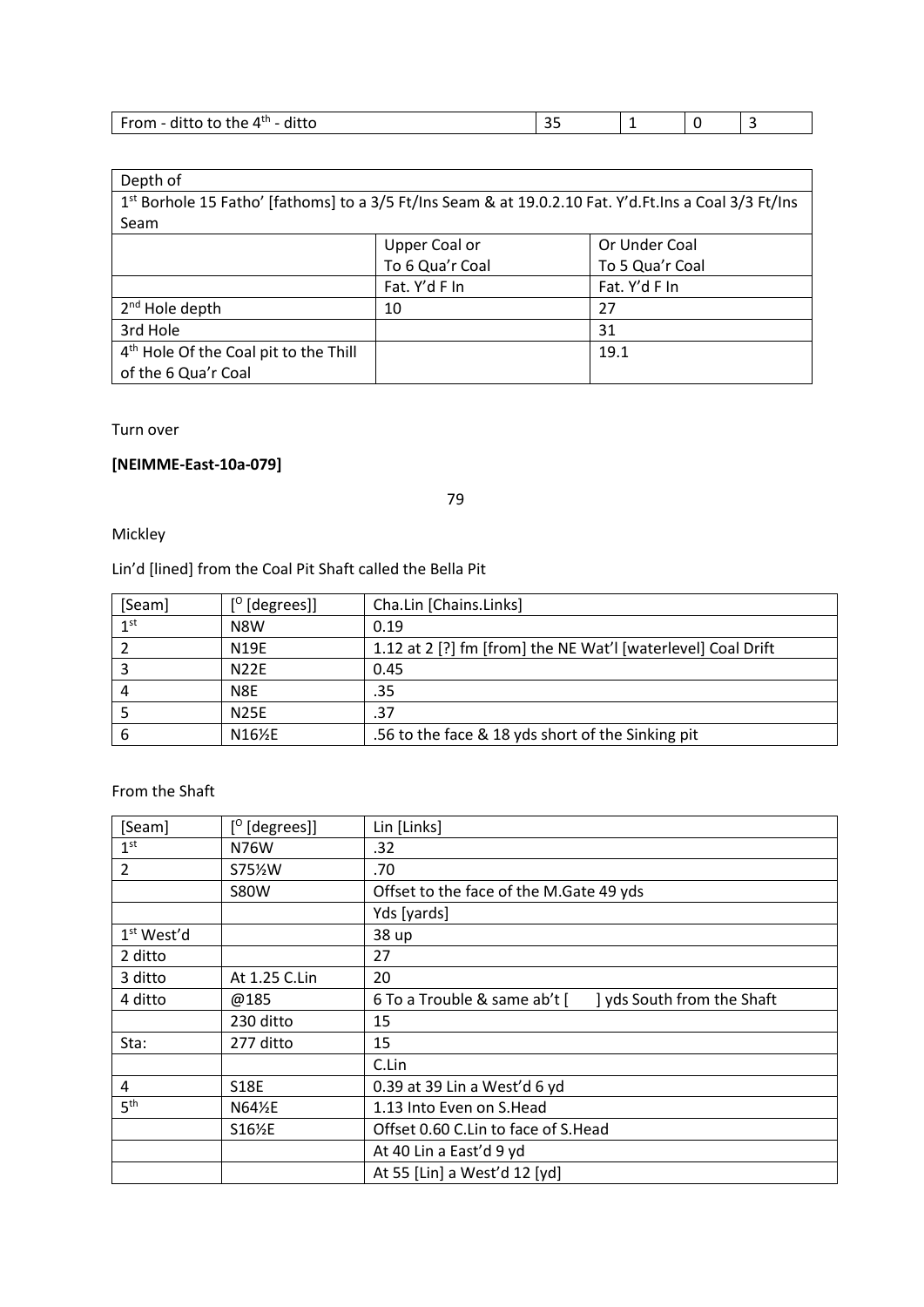| From - ditto to the 4th - ditto | 35 | 1 | 0 | 3 |
|---|---|---|---|---|

| Depth of | | |
|---|---|---|
| 1st Borhole 15 Fatho' [fathoms] to a 3/5 Ft/Ins Seam & at 19.0.2.10 Fat. Y'd.Ft.Ins a Coal 3/3 Ft/Ins Seam | | |
| | Upper Coal or To 6 Qua'r Coal | Or Under Coal To 5 Qua'r Coal |
| | Fat. Y'd F In | Fat. Y'd F In |
| 2nd Hole depth | 10 | 27 |
| 3rd Hole | | 31 |
| 4th Hole Of the Coal pit to the Thill of the 6 Qua'r Coal | | 19.1 |

Turn over

**[NEIMME-East-10a-079]**

79

Mickley

Lin'd [lined] from the Coal Pit Shaft called the Bella Pit

| [Seam] | [O [degrees]] | Cha.Lin [Chains.Links] |
|---|---|---|
| 1st | N8W | 0.19 |
| 2 | N19E | 1.12 at 2 [?] fm [from] the NE Wat'l [waterlevel] Coal Drift |
| 3 | N22E | 0.45 |
| 4 | N8E | .35 |
| 5 | N25E | .37 |
| 6 | N16½E | .56 to the face & 18 yds short of the Sinking pit |

From the Shaft

| [Seam] | [O [degrees]] | Lin [Links] |
|---|---|---|
| 1st | N76W | .32 |
| 2 | S75½W | .70 |
| | S80W | Offset to the face of the M.Gate 49 yds |
| | | Yds [yards] |
| 1st West'd | | 38 up |
| 2 ditto | | 27 |
| 3 ditto | At 1.25 C.Lin | 20 |
| 4 ditto | @185 | 6 To a Trouble & same ab't [ ] yds South from the Shaft |
| | 230 ditto | 15 |
| Sta: | 277 ditto | 15 |
| | | C.Lin |
| 4 | S18E | 0.39 at 39 Lin a West'd 6 yd |
| 5th | N64½E | 1.13 Into Even on S.Head |
| | S16½E | Offset 0.60 C.Lin to face of S.Head |
| | | At 40 Lin a East'd 9 yd |
| | | At 55 [Lin] a West'd 12 [yd] |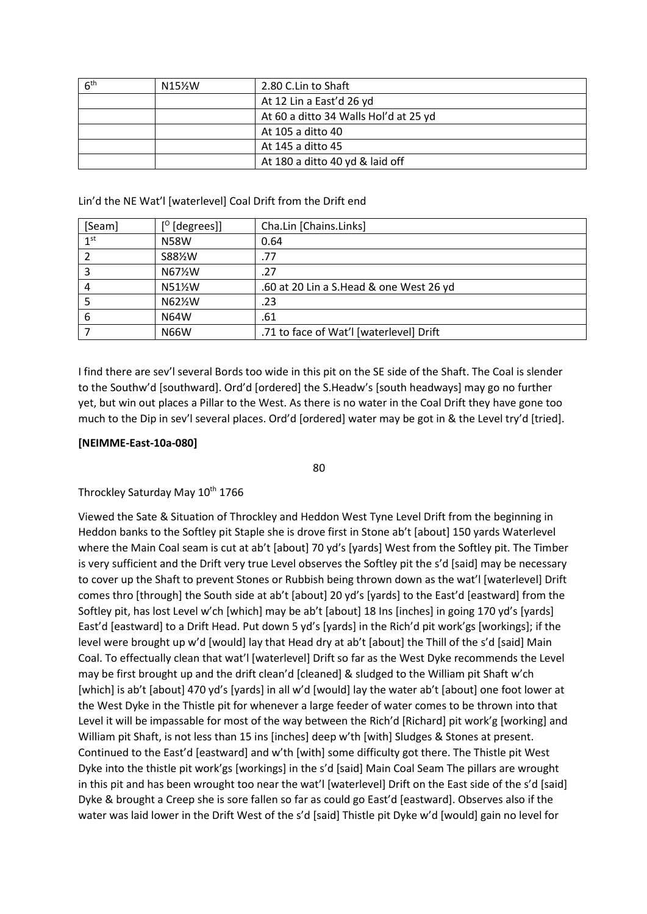| 6th | N15½W | 2.80 C.Lin to Shaft |
|---|---|---|
| | | At 12 Lin a East'd 26 yd |
| | | At 60 a ditto 34 Walls Hol'd at 25 yd |
| | | At 105 a ditto 40 |
| | | At 145 a ditto 45 |
| | | At 180 a ditto 40 yd & laid off |

Lin'd the NE Wat'l [waterlevel] Coal Drift from the Drift end

| [Seam] | [° [degrees]] | Cha.Lin [Chains.Links] |
|---|---|---|
| 1st | N58W | 0.64 |
| 2 | S88½W | .77 |
| 3 | N67½W | .27 |
| 4 | N51½W | .60 at 20 Lin a S.Head & one West 26 yd |
| 5 | N62½W | .23 |
| 6 | N64W | .61 |
| 7 | N66W | .71 to face of Wat'l [waterlevel] Drift |

I find there are sev'l several Bords too wide in this pit on the SE side of the Shaft. The Coal is slender to the Southw'd [southward]. Ord'd [ordered] the S.Headw's [south headways] may go no further yet, but win out places a Pillar to the West. As there is no water in the Coal Drift they have gone too much to the Dip in sev'l several places. Ord'd [ordered] water may be got in & the Level try'd [tried].

**[NEIMME-East-10a-080]**

80

Throckley Saturday May 10th 1766

Viewed the Sate & Situation of Throckley and Heddon West Tyne Level Drift from the beginning in Heddon banks to the Softley pit Staple she is drove first in Stone ab't [about] 150 yards Waterlevel where the Main Coal seam is cut at ab't [about] 70 yd's [yards] West from the Softley pit. The Timber is very sufficient and the Drift very true Level observes the Softley pit the s'd [said] may be necessary to cover up the Shaft to prevent Stones or Rubbish being thrown down as the wat'l [waterlevel] Drift comes thro [through] the South side at ab't [about] 20 yd's [yards] to the East'd [eastward] from the Softley pit, has lost Level w'ch [which] may be ab't [about] 18 Ins [inches] in going 170 yd's [yards] East'd [eastward] to a Drift Head. Put down 5 yd's [yards] in the Rich'd pit work'gs [workings]; if the level were brought up w'd [would] lay that Head dry at ab't [about] the Thill of the s'd [said] Main Coal. To effectually clean that wat'l [waterlevel] Drift so far as the West Dyke recommends the Level may be first brought up and the drift clean'd [cleaned] & sludged to the William pit Shaft w'ch [which] is ab't [about] 470 yd's [yards] in all w'd [would] lay the water ab't [about] one foot lower at the West Dyke in the Thistle pit for whenever a large feeder of water comes to be thrown into that Level it will be impassable for most of the way between the Rich'd [Richard] pit work'g [working] and William pit Shaft, is not less than 15 ins [inches] deep w'th [with] Sludges & Stones at present. Continued to the East'd [eastward] and w'th [with] some difficulty got there. The Thistle pit West Dyke into the thistle pit work'gs [workings] in the s'd [said] Main Coal Seam The pillars are wrought in this pit and has been wrought too near the wat'l [waterlevel] Drift on the East side of the s'd [said] Dyke & brought a Creep she is sore fallen so far as could go East'd [eastward]. Observes also if the water was laid lower in the Drift West of the s'd [said] Thistle pit Dyke w'd [would] gain no level for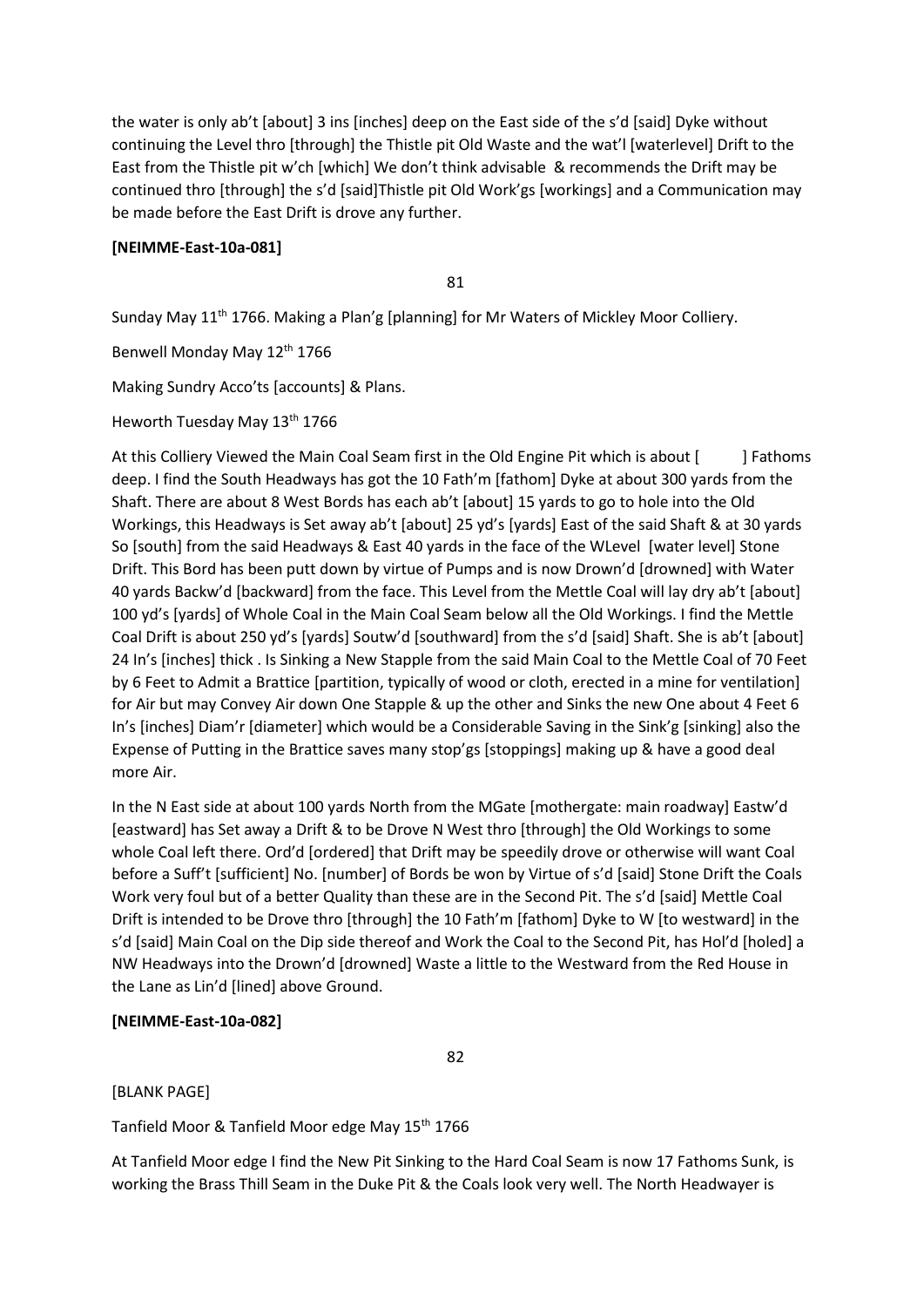the water is only ab't [about] 3 ins [inches] deep on the East side of the s'd [said] Dyke without continuing the Level thro [through] the Thistle pit Old Waste and the wat'l [waterlevel] Drift to the East from the Thistle pit w'ch [which] We don't think advisable & recommends the Drift may be continued thro [through] the s'd [said]Thistle pit Old Work'gs [workings] and a Communication may be made before the East Drift is drove any further.

**[NEIMME-East-10a-081]**

81

Sunday May 11th 1766. Making a Plan'g [planning] for Mr Waters of Mickley Moor Colliery.

Benwell Monday May 12th 1766

Making Sundry Acco'ts [accounts] & Plans.

Heworth Tuesday May 13th 1766

At this Colliery Viewed the Main Coal Seam first in the Old Engine Pit which is about [ ] Fathoms deep. I find the South Headways has got the 10 Fath'm [fathom] Dyke at about 300 yards from the Shaft. There are about 8 West Bords has each ab't [about] 15 yards to go to hole into the Old Workings, this Headways is Set away ab't [about] 25 yd's [yards] East of the said Shaft & at 30 yards So [south] from the said Headways & East 40 yards in the face of the WLevel [water level] Stone Drift. This Bord has been putt down by virtue of Pumps and is now Drown'd [drowned] with Water 40 yards Backw'd [backward] from the face. This Level from the Mettle Coal will lay dry ab't [about] 100 yd's [yards] of Whole Coal in the Main Coal Seam below all the Old Workings. I find the Mettle Coal Drift is about 250 yd's [yards] Soutw'd [southward] from the s'd [said] Shaft. She is ab't [about] 24 In's [inches] thick . Is Sinking a New Stapple from the said Main Coal to the Mettle Coal of 70 Feet by 6 Feet to Admit a Brattice [partition, typically of wood or cloth, erected in a mine for ventilation] for Air but may Convey Air down One Stapple & up the other and Sinks the new One about 4 Feet 6 In's [inches] Diam'r [diameter] which would be a Considerable Saving in the Sink'g [sinking] also the Expense of Putting in the Brattice saves many stop'gs [stoppings] making up & have a good deal more Air.

In the N East side at about 100 yards North from the MGate [mothergate: main roadway] Eastw'd [eastward] has Set away a Drift & to be Drove N West thro [through] the Old Workings to some whole Coal left there. Ord'd [ordered] that Drift may be speedily drove or otherwise will want Coal before a Suff't [sufficient] No. [number] of Bords be won by Virtue of s'd [said] Stone Drift the Coals Work very foul but of a better Quality than these are in the Second Pit. The s'd [said] Mettle Coal Drift is intended to be Drove thro [through] the 10 Fath'm [fathom] Dyke to W [to westward] in the s'd [said] Main Coal on the Dip side thereof and Work the Coal to the Second Pit, has Hol'd [holed] a NW Headways into the Drown'd [drowned] Waste a little to the Westward from the Red House in the Lane as Lin'd [lined] above Ground.

**[NEIMME-East-10a-082]**

82

[BLANK PAGE]

Tanfield Moor & Tanfield Moor edge May 15th 1766

At Tanfield Moor edge I find the New Pit Sinking to the Hard Coal Seam is now 17 Fathoms Sunk, is working the Brass Thill Seam in the Duke Pit & the Coals look very well. The North Headwayer is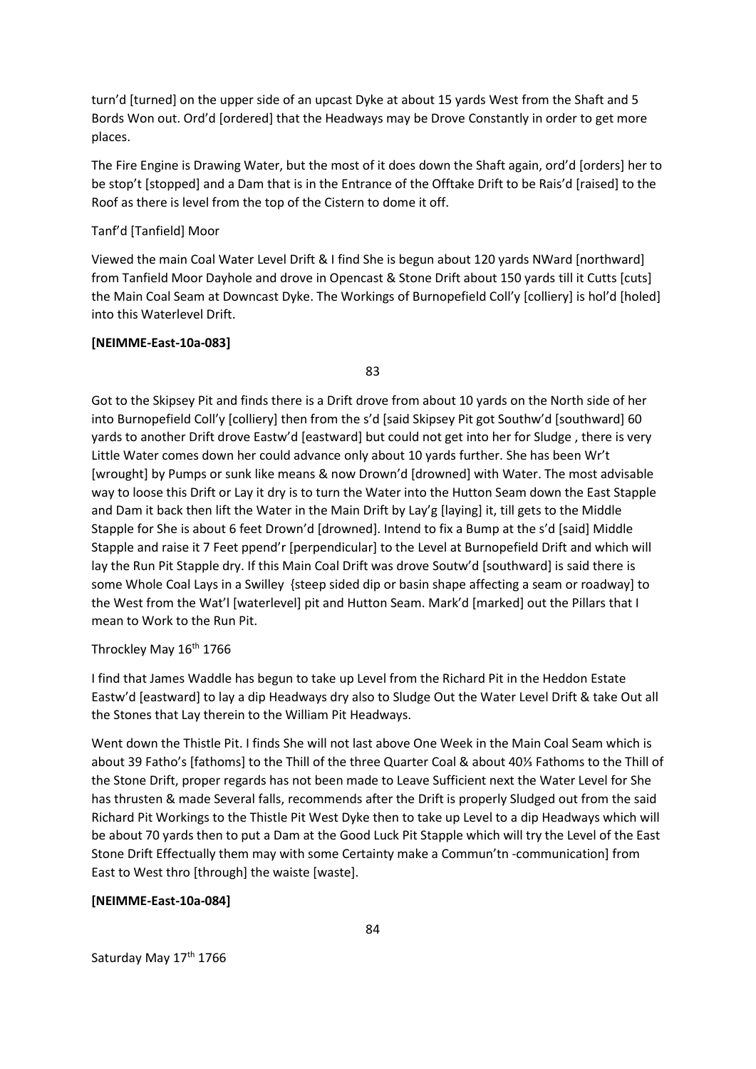turn'd [turned] on the upper side of an upcast Dyke at about 15 yards West from the Shaft and 5 Bords Won out. Ord'd [ordered] that the Headways may be Drove Constantly in order to get more places.

The Fire Engine is Drawing Water, but the most of it does down the Shaft again, ord'd [orders] her to be stop't [stopped] and a Dam that is in the Entrance of the Offtake Drift to be Rais'd [raised] to the Roof as there is level from the top of the Cistern to dome it off.

Tanf'd [Tanfield] Moor

Viewed the main Coal Water Level Drift & I find She is begun about 120 yards NWard [northward] from Tanfield Moor Dayhole and drove in Opencast & Stone Drift about 150 yards till it Cutts [cuts] the Main Coal Seam at Downcast Dyke. The Workings of Burnopefield Coll'y [colliery] is hol'd [holed] into this Waterlevel Drift.

**[NEIMME-East-10a-083]**

83

Got to the Skipsey Pit and finds there is a Drift drove from about 10 yards on the North side of her into Burnopefield Coll'y [colliery] then from the s'd [said Skipsey Pit got Southw'd [southward] 60 yards to another Drift drove Eastw'd [eastward] but could not get into her for Sludge , there is very Little Water comes down her could advance only about 10 yards further. She has been Wr't [wrought] by Pumps or sunk like means & now Drown'd [drowned] with Water. The most advisable way to loose this Drift or Lay it dry is to turn the Water into the Hutton Seam down the East Stapple and Dam it back then lift the Water in the Main Drift by Lay'g [laying] it, till gets to the Middle Stapple for She is about 6 feet Drown'd [drowned]. Intend to fix a Bump at the s'd [said] Middle Stapple and raise it 7 Feet ppend'r [perpendicular] to the Level at Burnopefield Drift and which will lay the Run Pit Stapple dry. If this Main Coal Drift was drove Soutw'd [southward] is said there is some Whole Coal Lays in a Swilley {steep sided dip or basin shape affecting a seam or roadway] to the West from the Wat'l [waterlevel] pit and Hutton Seam. Mark'd [marked] out the Pillars that I mean to Work to the Run Pit.

Throckley May 16th 1766

I find that James Waddle has begun to take up Level from the Richard Pit in the Heddon Estate Eastw'd [eastward] to lay a dip Headways dry also to Sludge Out the Water Level Drift & take Out all the Stones that Lay therein to the William Pit Headways.

Went down the Thistle Pit. I finds She will not last above One Week in the Main Coal Seam which is about 39 Fatho's [fathoms] to the Thill of the three Quarter Coal & about 40⅓ Fathoms to the Thill of the Stone Drift, proper regards has not been made to Leave Sufficient next the Water Level for She has thrusten & made Several falls, recommends after the Drift is properly Sludged out from the said Richard Pit Workings to the Thistle Pit West Dyke then to take up Level to a dip Headways which will be about 70 yards then to put a Dam at the Good Luck Pit Stapple which will try the Level of the East Stone Drift Effectually them may with some Certainty make a Commun'tn -communication] from East to West thro [through] the waiste [waste].

**[NEIMME-East-10a-084]**

84

Saturday May 17th 1766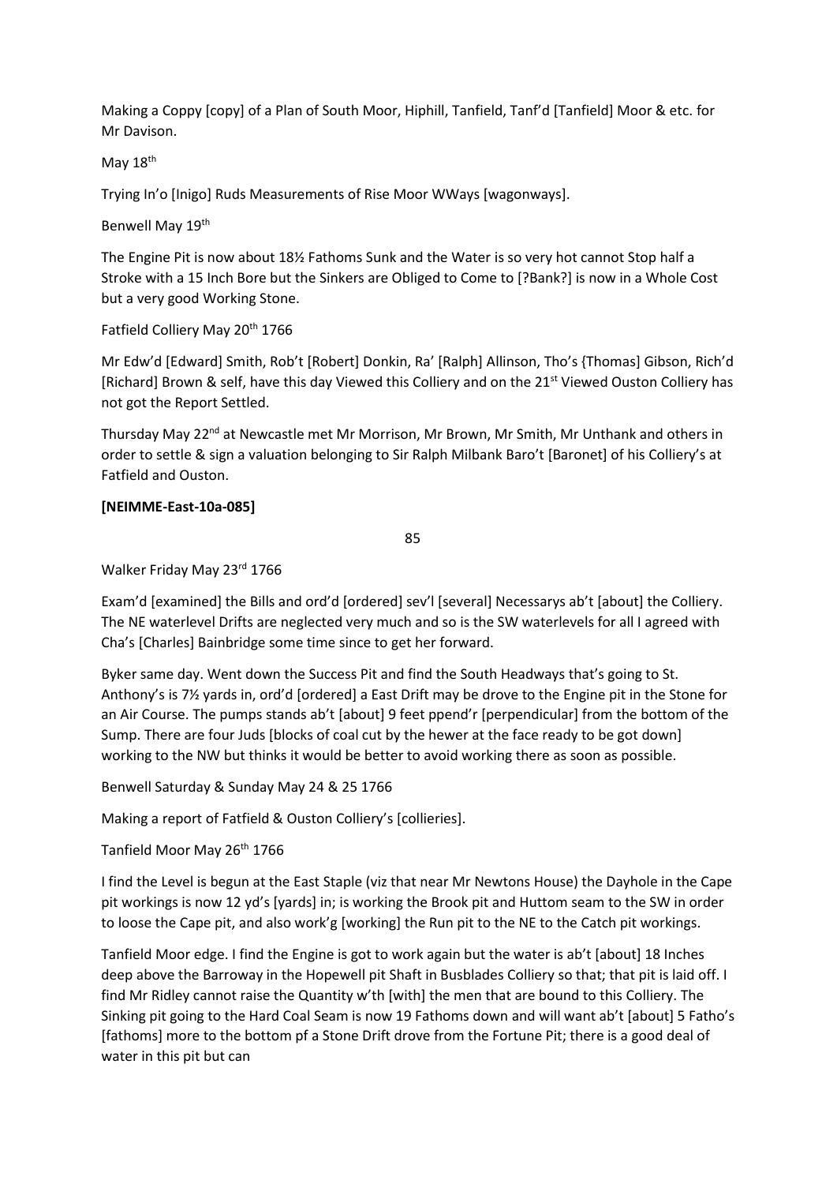Making a Coppy [copy] of a Plan of South Moor, Hiphill, Tanfield, Tanf'd [Tanfield] Moor & etc. for Mr Davison.

May 18th

Trying In'o [Inigo] Ruds Measurements of Rise Moor WWays [wagonways].

Benwell May 19th

The Engine Pit is now about 18½ Fathoms Sunk and the Water is so very hot cannot Stop half a Stroke with a 15 Inch Bore but the Sinkers are Obliged to Come to [?Bank?] is now in a Whole Cost but a very good Working Stone.

Fatfield Colliery May 20th 1766

Mr Edw'd [Edward] Smith, Rob't [Robert] Donkin, Ra' [Ralph] Allinson, Tho's {Thomas] Gibson, Rich'd [Richard] Brown & self, have this day Viewed this Colliery and on the 21st Viewed Ouston Colliery has not got the Report Settled.

Thursday May 22nd at Newcastle met Mr Morrison, Mr Brown, Mr Smith, Mr Unthank and others in order to settle & sign a valuation belonging to Sir Ralph Milbank Baro't [Baronet] of his Colliery's at Fatfield and Ouston.

**[NEIMME-East-10a-085]**

85

Walker Friday May 23rd 1766

Exam'd [examined] the Bills and ord'd [ordered] sev'l [several] Necessarys ab't [about] the Colliery. The NE waterlevel Drifts are neglected very much and so is the SW waterlevels for all I agreed with Cha's [Charles] Bainbridge some time since to get her forward.

Byker same day. Went down the Success Pit and find the South Headways that's going to St. Anthony's is 7½ yards in, ord'd [ordered] a East Drift may be drove to the Engine pit in the Stone for an Air Course. The pumps stands ab't [about] 9 feet ppend'r [perpendicular] from the bottom of the Sump. There are four Juds [blocks of coal cut by the hewer at the face ready to be got down] working to the NW but thinks it would be better to avoid working there as soon as possible.

Benwell Saturday & Sunday May 24 & 25 1766

Making a report of Fatfield & Ouston Colliery's [collieries].

Tanfield Moor May 26th 1766

I find the Level is begun at the East Staple (viz that near Mr Newtons House) the Dayhole in the Cape pit workings is now 12 yd's [yards] in; is working the Brook pit and Huttom seam to the SW in order to loose the Cape pit, and also work'g [working] the Run pit to the NE to the Catch pit workings.

Tanfield Moor edge. I find the Engine is got to work again but the water is ab't [about] 18 Inches deep above the Barroway in the Hopewell pit Shaft in Busblades Colliery so that; that pit is laid off. I find Mr Ridley cannot raise the Quantity w'th [with] the men that are bound to this Colliery. The Sinking pit going to the Hard Coal Seam is now 19 Fathoms down and will want ab't [about] 5 Fatho's [fathoms] more to the bottom pf a Stone Drift drove from the Fortune Pit; there is a good deal of water in this pit but can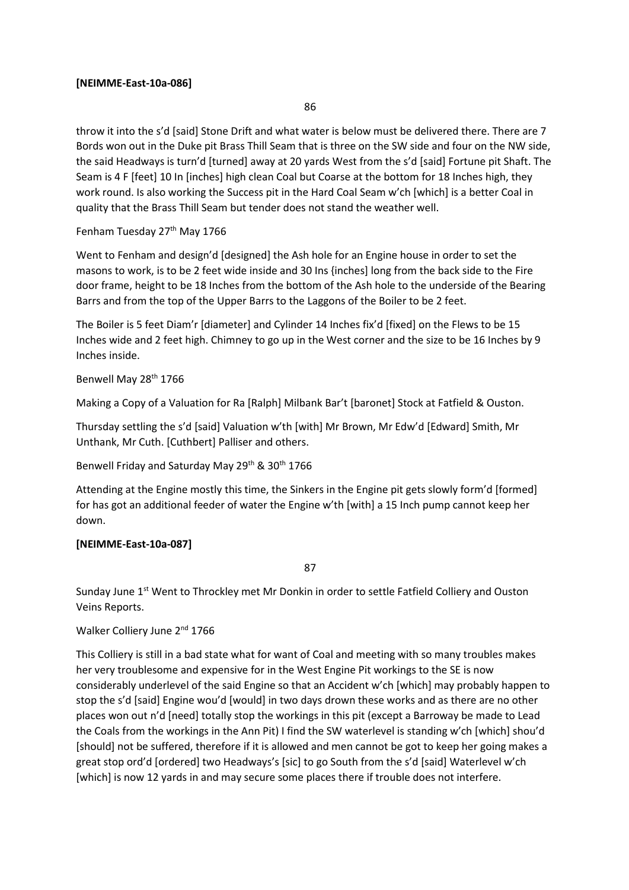**[NEIMME-East-10a-086]**

throw it into the s'd [said] Stone Drift and what water is below must be delivered there. There are 7 Bords won out in the Duke pit Brass Thill Seam that is three on the SW side and four on the NW side, the said Headways is turn'd [turned] away at 20 yards West from the s'd [said] Fortune pit Shaft. The Seam is 4 F [feet] 10 In [inches] high clean Coal but Coarse at the bottom for 18 Inches high, they work round. Is also working the Success pit in the Hard Coal Seam w'ch [which] is a better Coal in quality that the Brass Thill Seam but tender does not stand the weather well.

Fenham Tuesday 27th May 1766

Went to Fenham and design'd [designed] the Ash hole for an Engine house in order to set the masons to work, is to be 2 feet wide inside and 30 Ins {inches] long from the back side to the Fire door frame, height to be 18 Inches from the bottom of the Ash hole to the underside of the Bearing Barrs and from the top of the Upper Barrs to the Laggons of the Boiler to be 2 feet.

The Boiler is 5 feet Diam'r [diameter] and Cylinder 14 Inches fix'd [fixed] on the Flews to be 15 Inches wide and 2 feet high. Chimney to go up in the West corner and the size to be 16 Inches by 9 Inches inside.

Benwell May 28th 1766

Making a Copy of a Valuation for Ra [Ralph] Milbank Bar't [baronet] Stock at Fatfield & Ouston.

Thursday settling the s'd [said] Valuation w'th [with] Mr Brown, Mr Edw'd [Edward] Smith, Mr Unthank, Mr Cuth. [Cuthbert] Palliser and others.

Benwell Friday and Saturday May 29th & 30th 1766

Attending at the Engine mostly this time, the Sinkers in the Engine pit gets slowly form'd [formed] for has got an additional feeder of water the Engine w'th [with] a 15 Inch pump cannot keep her down.

**[NEIMME-East-10a-087]**

Sunday June 1st Went to Throckley met Mr Donkin in order to settle Fatfield Colliery and Ouston Veins Reports.

Walker Colliery June 2nd 1766

This Colliery is still in a bad state what for want of Coal and meeting with so many troubles makes her very troublesome and expensive for in the West Engine Pit workings to the SE is now considerably underlevel of the said Engine so that an Accident w'ch [which] may probably happen to stop the s'd [said] Engine wou'd [would] in two days drown these works and as there are no other places won out n'd [need] totally stop the workings in this pit (except a Barroway be made to Lead the Coals from the workings in the Ann Pit) I find the SW waterlevel is standing w'ch [which] shou'd [should] not be suffered, therefore if it is allowed and men cannot be got to keep her going makes a great stop ord'd [ordered] two Headways's [sic] to go South from the s'd [said] Waterlevel w'ch [which] is now 12 yards in and may secure some places there if trouble does not interfere.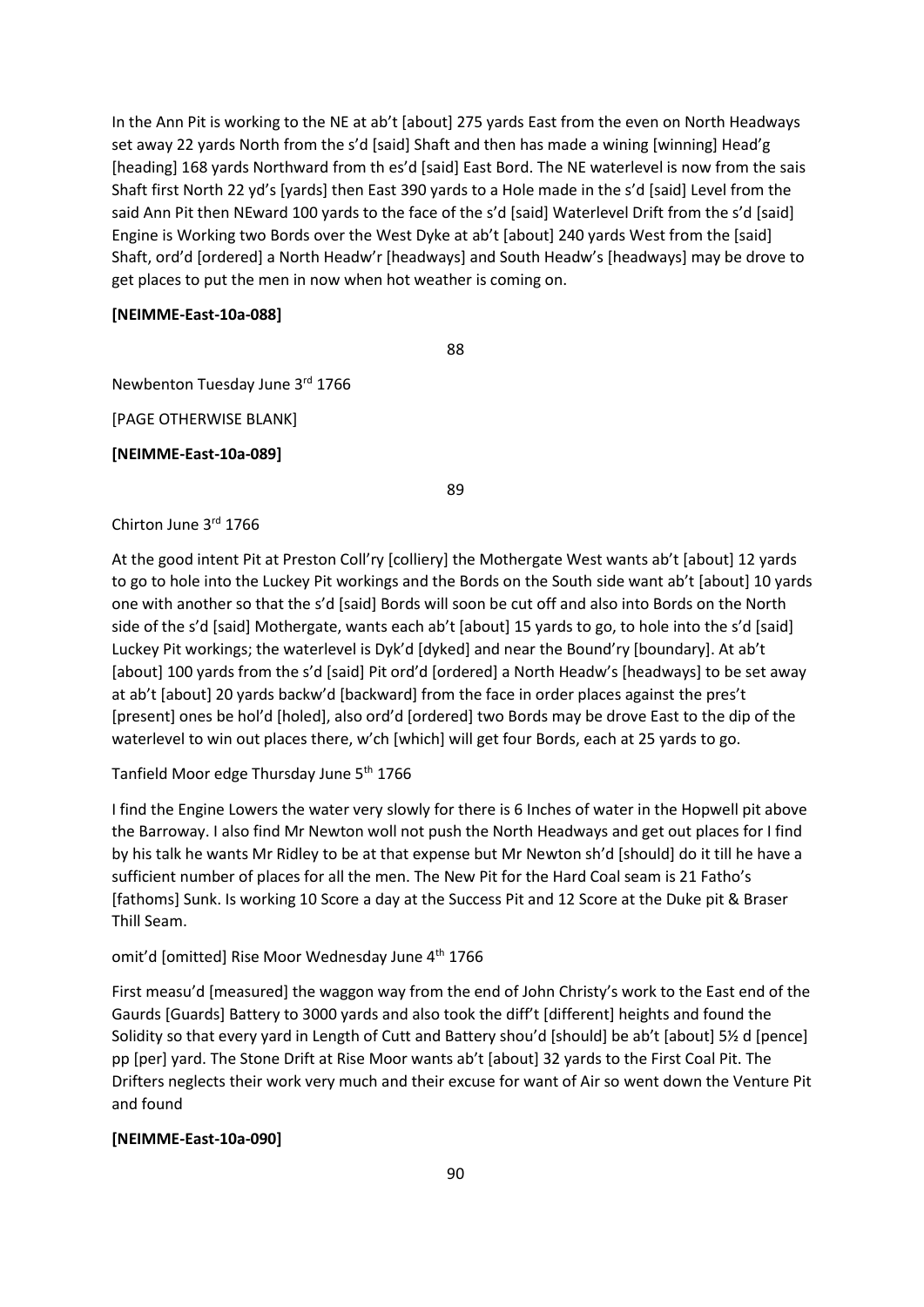In the Ann Pit is working to the NE at ab't [about] 275 yards East from the even on North Headways set away 22 yards North from the s'd [said] Shaft and then has made a wining [winning] Head'g [heading] 168 yards Northward from th es'd [said] East Bord. The NE waterlevel is now from the sais Shaft first North 22 yd's [yards] then East 390 yards to a Hole made in the s'd [said] Level from the said Ann Pit then NEward 100 yards to the face of the s'd [said] Waterlevel Drift from the s'd [said] Engine is Working two Bords over the West Dyke at ab't [about] 240 yards West from the [said] Shaft, ord'd [ordered] a North Headw'r [headways] and South Headw's [headways] may be drove to get places to put the men in now when hot weather is coming on.

**[NEIMME-East-10a-088]**

88

Newbenton Tuesday June 3rd 1766

[PAGE OTHERWISE BLANK]

**[NEIMME-East-10a-089]**

89

Chirton June 3rd 1766

At the good intent Pit at Preston Coll'ry [colliery] the Mothergate West wants ab't [about] 12 yards to go to hole into the Luckey Pit workings and the Bords on the South side want ab't [about] 10 yards one with another so that the s'd [said] Bords will soon be cut off and also into Bords on the North side of the s'd [said] Mothergate, wants each ab't [about] 15 yards to go, to hole into the s'd [said] Luckey Pit workings; the waterlevel is Dyk'd [dyked] and near the Bound'ry [boundary]. At ab't [about] 100 yards from the s'd [said] Pit ord'd [ordered] a North Headw's [headways] to be set away at ab't [about] 20 yards backw'd [backward] from the face in order places against the pres't [present] ones be hol'd [holed], also ord'd [ordered] two Bords may be drove East to the dip of the waterlevel to win out places there, w'ch [which] will get four Bords, each at 25 yards to go.

Tanfield Moor edge Thursday June 5th 1766

I find the Engine Lowers the water very slowly for there is 6 Inches of water in the Hopwell pit above the Barroway. I also find Mr Newton woll not push the North Headways and get out places for I find by his talk he wants Mr Ridley to be at that expense but Mr Newton sh'd [should] do it till he have a sufficient number of places for all the men. The New Pit for the Hard Coal seam is 21 Fatho's [fathoms] Sunk. Is working 10 Score a day at the Success Pit and 12 Score at the Duke pit & Braser Thill Seam.

omit'd [omitted] Rise Moor Wednesday June 4th 1766

First measu'd [measured] the waggon way from the end of John Christy's work to the East end of the Gaurds [Guards] Battery to 3000 yards and also took the diff't [different] heights and found the Solidity so that every yard in Length of Cutt and Battery shou'd [should] be ab't [about] 5½ d [pence] pp [per] yard. The Stone Drift at Rise Moor wants ab't [about] 32 yards to the First Coal Pit. The Drifters neglects their work very much and their excuse for want of Air so went down the Venture Pit and found

**[NEIMME-East-10a-090]**

90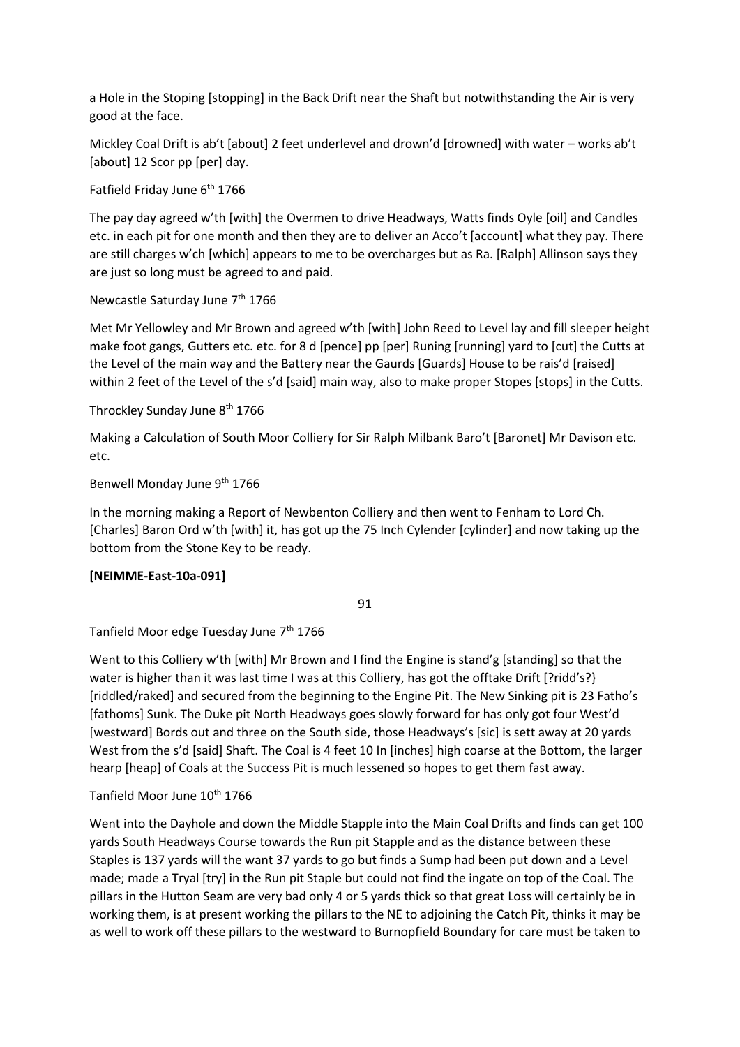a Hole in the Stoping [stopping] in the Back Drift near the Shaft but notwithstanding the Air is very good at the face.

Mickley Coal Drift is ab't [about] 2 feet underlevel and drown'd [drowned] with water – works ab't [about] 12 Scor pp [per] day.

Fatfield Friday June 6th 1766

The pay day agreed w'th [with] the Overmen to drive Headways, Watts finds Oyle [oil] and Candles etc. in each pit for one month and then they are to deliver an Acco't [account] what they pay. There are still charges w'ch [which] appears to me to be overcharges but as Ra. [Ralph] Allinson says they are just so long must be agreed to and paid.

Newcastle Saturday June 7th 1766

Met Mr Yellowley and Mr Brown and agreed w'th [with] John Reed to Level lay and fill sleeper height make foot gangs, Gutters etc. etc. for 8 d [pence] pp [per] Runing [running] yard to [cut] the Cutts at the Level of the main way and the Battery near the Gaurds [Guards] House to be rais'd [raised] within 2 feet of the Level of the s'd [said] main way, also to make proper Stopes [stops] in the Cutts.

Throckley Sunday June 8th 1766

Making a Calculation of South Moor Colliery for Sir Ralph Milbank Baro't [Baronet] Mr Davison etc. etc.

Benwell Monday June 9th 1766

In the morning making a Report of Newbenton Colliery and then went to Fenham to Lord Ch. [Charles] Baron Ord w'th [with] it, has got up the 75 Inch Cylender [cylinder] and now taking up the bottom from the Stone Key to be ready.

**[NEIMME-East-10a-091]**

91

Tanfield Moor edge Tuesday June 7th 1766

Went to this Colliery w'th [with] Mr Brown and I find the Engine is stand'g [standing] so that the water is higher than it was last time I was at this Colliery, has got the offtake Drift [?ridd's?} [riddled/raked] and secured from the beginning to the Engine Pit. The New Sinking pit is 23 Fatho's [fathoms] Sunk. The Duke pit North Headways goes slowly forward for has only got four West'd [westward] Bords out and three on the South side, those Headways's [sic] is sett away at 20 yards West from the s'd [said] Shaft. The Coal is 4 feet 10 In [inches] high coarse at the Bottom, the larger hearp [heap] of Coals at the Success Pit is much lessened so hopes to get them fast away.

Tanfield Moor June 10th 1766

Went into the Dayhole and down the Middle Stapple into the Main Coal Drifts and finds can get 100 yards South Headways Course towards the Run pit Stapple and as the distance between these Staples is 137 yards will the want 37 yards to go but finds a Sump had been put down and a Level made; made a Tryal [try] in the Run pit Staple but could not find the ingate on top of the Coal. The pillars in the Hutton Seam are very bad only 4 or 5 yards thick so that great Loss will certainly be in working them, is at present working the pillars to the NE to adjoining the Catch Pit, thinks it may be as well to work off these pillars to the westward to Burnopfield Boundary for care must be taken to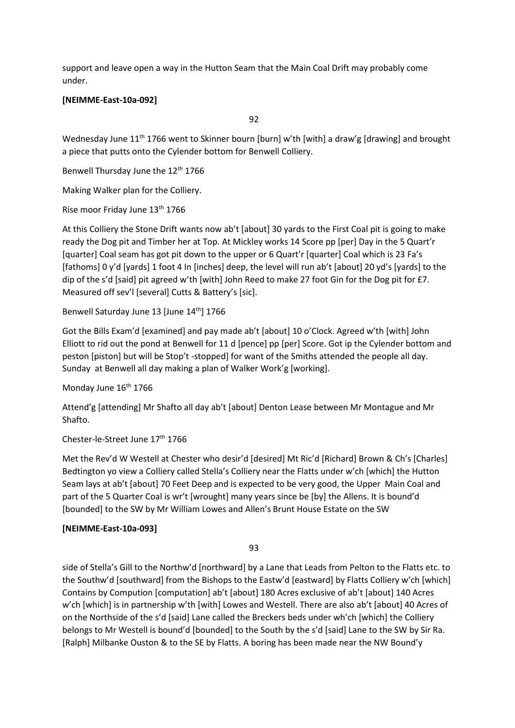support and leave open a way in the Hutton Seam that the Main Coal Drift may probably come under.

**[NEIMME-East-10a-092]**

92

Wednesday June 11th 1766 went to Skinner bourn [burn] w'th [with] a draw'g [drawing] and brought a piece that putts onto the Cylender bottom for Benwell Colliery.

Benwell Thursday June the 12th 1766

Making Walker plan for the Colliery.

Rise moor Friday June 13th 1766

At this Colliery the Stone Drift wants now ab't [about] 30 yards to the First Coal pit is going to make ready the Dog pit and Timber her at Top. At Mickley works 14 Score pp [per] Day in the 5 Quart'r [quarter] Coal seam has got pit down to the upper or 6 Quart'r [quarter] Coal which is 23 Fa's [fathoms] 0 y'd [yards] 1 foot 4 In [inches] deep, the level will run ab't [about] 20 yd's [yards] to the dip of the s'd [said] pit agreed w'th [with] John Reed to make 27 foot Gin for the Dog pit for £7. Measured off sev'l [several] Cutts & Battery's [sic].

Benwell Saturday June 13 [June 14th] 1766

Got the Bills Exam'd [examined] and pay made ab't [about] 10 o'Clock. Agreed w'th [with] John Elliott to rid out the pond at Benwell for 11 d [pence] pp [per] Score. Got ip the Cylender bottom and peston [piston] but will be Stop't -stopped] for want of the Smiths attended the people all day. Sunday at Benwell all day making a plan of Walker Work'g [working].

Monday June 16th 1766

Attend'g [attending] Mr Shafto all day ab't [about] Denton Lease between Mr Montague and Mr Shafto.

Chester-le-Street June 17th 1766

Met the Rev'd W Westell at Chester who desir'd [desired] Mt Ric'd [Richard] Brown & Ch's [Charles] Bedtington yo view a Colliery called Stella's Colliery near the Flatts under w'ch [which] the Hutton Seam lays at ab't [about] 70 Feet Deep and is expected to be very good, the Upper Main Coal and part of the 5 Quarter Coal is wr't [wrought] many years since be [by] the Allens. It is bound'd [bounded] to the SW by Mr William Lowes and Allen's Brunt House Estate on the SW

**[NEIMME-East-10a-093]**

93

side of Stella's Gill to the Northw'd [northward] by a Lane that Leads from Pelton to the Flatts etc. to the Southw'd [southward] from the Bishops to the Eastw'd [eastward] by Flatts Colliery w'ch [which] Contains by Compution [computation] ab't [about] 180 Acres exclusive of ab't [about] 140 Acres w'ch [which] is in partnership w'th [with] Lowes and Westell. There are also ab't [about] 40 Acres of on the Northside of the s'd [said] Lane called the Breckers beds under wh'ch [which] the Colliery belongs to Mr Westell is bound'd [bounded] to the South by the s'd [said] Lane to the SW by Sir Ra. [Ralph] Milbanke Ouston & to the SE by Flatts. A boring has been made near the NW Bound'y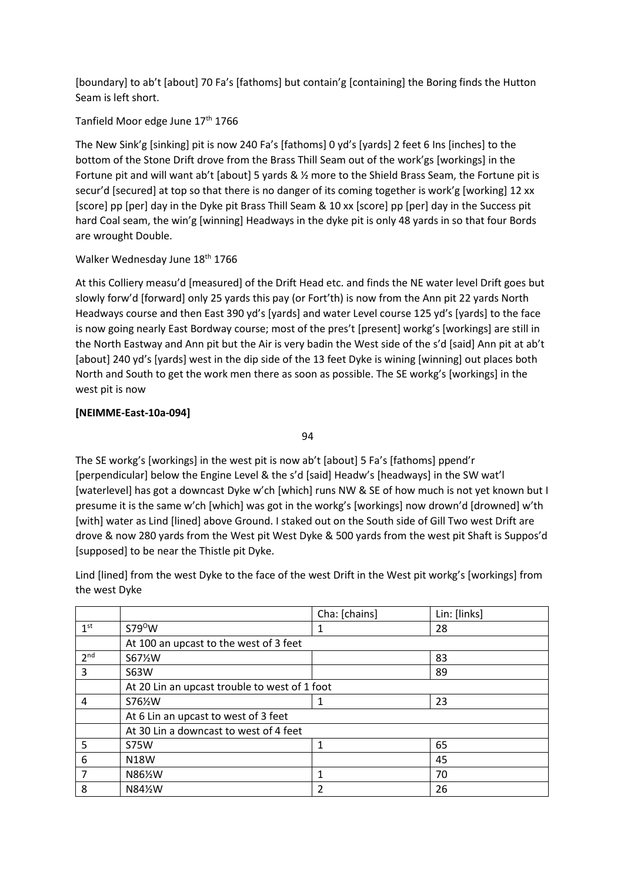[boundary] to ab't [about] 70 Fa's [fathoms] but contain'g [containing] the Boring finds the Hutton Seam is left short.

Tanfield Moor edge June 17th 1766

The New Sink'g [sinking] pit is now 240 Fa's [fathoms] 0 yd's [yards] 2 feet 6 Ins [inches] to the bottom of the Stone Drift drove from the Brass Thill Seam out of the work'gs [workings] in the Fortune pit and will want ab't [about] 5 yards & ½ more to the Shield Brass Seam, the Fortune pit is secur'd [secured] at top so that there is no danger of its coming together is work'g [working] 12 xx [score] pp [per] day in the Dyke pit Brass Thill Seam & 10 xx [score] pp [per] day in the Success pit hard Coal seam, the win'g [winning] Headways in the dyke pit is only 48 yards in so that four Bords are wrought Double.

Walker Wednesday June 18th 1766

At this Colliery measu'd [measured] of the Drift Head etc. and finds the NE water level Drift goes but slowly forw'd [forward] only 25 yards this pay (or Fort'th) is now from the Ann pit 22 yards North Headways course and then East 390 yd's [yards] and water Level course 125 yd's [yards] to the face is now going nearly East Bordway course; most of the pres't [present] workg's [workings] are still in the North Eastway and Ann pit but the Air is very badin the West side of the s'd [said] Ann pit at ab't [about] 240 yd's [yards] west in the dip side of the 13 feet Dyke is wining [winning] out places both North and South to get the work men there as soon as possible. The SE workg's [workings] in the west pit is now

**[NEIMME-East-10a-094]**

94

The SE workg's [workings] in the west pit is now ab't [about] 5 Fa's [fathoms] ppend'r [perpendicular] below the Engine Level & the s'd [said] Headw's [headways] in the SW wat'l [waterlevel] has got a downcast Dyke w'ch [which] runs NW & SE of how much is not yet known but I presume it is the same w'ch [which] was got in the workg's [workings] now drown'd [drowned] w'th [with] water as Lind [lined] above Ground. I staked out on the South side of Gill Two west Drift are drove & now 280 yards from the West pit West Dyke & 500 yards from the west pit Shaft is Suppos'd [supposed] to be near the Thistle pit Dyke.

Lind [lined] from the west Dyke to the face of the west Drift in the West pit workg's [workings] from the west Dyke

| | | Cha: [chains] | Lin: [links] |
|---|---|---|---|
| 1st | S79°W | 1 | 28 |
| | At 100 an upcast to the west of 3 feet | | |
| 2nd | S67½W | | 83 |
| 3 | S63W | | 89 |
| | At 20 Lin an upcast trouble to west of 1 foot | | |
| 4 | S76½W | 1 | 23 |
| | At 6 Lin an upcast to west of 3 feet | | |
| | At 30 Lin a downcast to west of 4 feet | | |
| 5 | S75W | 1 | 65 |
| 6 | N18W | | 45 |
| 7 | N86½W | 1 | 70 |
| 8 | N84½W | 2 | 26 |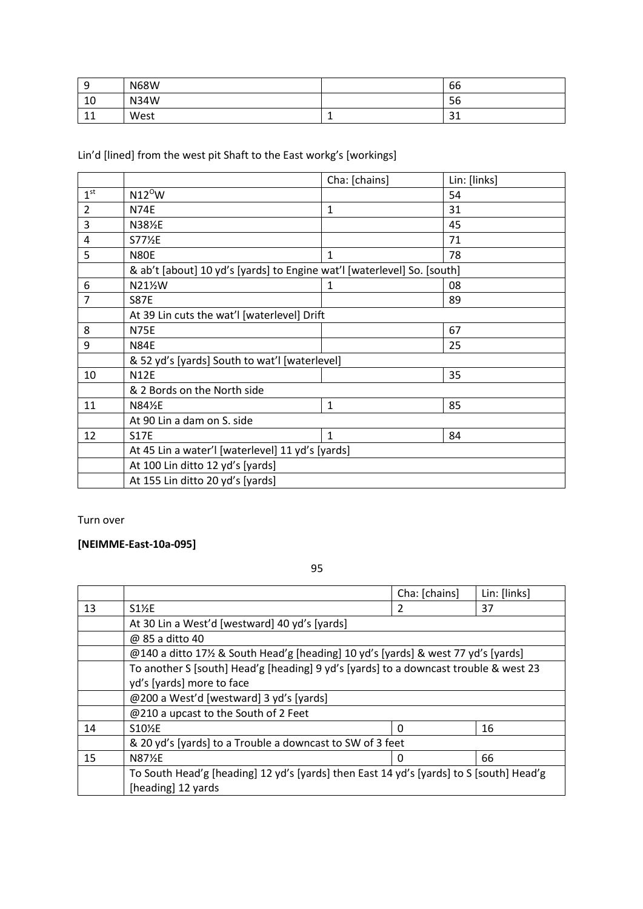| | | | |
|---|---|---|---|
| 9 | N68W | | 66 |
| 10 | N34W | | 56 |
| 11 | West | 1 | 31 |

Lin'd [lined] from the west pit Shaft to the East workg's [workings]

| | | Cha: [chains] | Lin: [links] |
|---|---|---|---|
| 1st | N12$^{O}$W | | 54 |
| 2 | N74E | 1 | 31 |
| 3 | N38½E | | 45 |
| 4 | S77½E | | 71 |
| 5 | N80E | 1 | 78 |
| | & ab't [about] 10 yd's [yards] to Engine wat'l [waterlevel] So. [south] | | |
| 6 | N21½W | 1 | 08 |
| 7 | S87E | | 89 |
| | At 39 Lin cuts the wat'l [waterlevel] Drift | | |
| 8 | N75E | | 67 |
| 9 | N84E | | 25 |
| | & 52 yd's [yards] South to wat'l [waterlevel] | | |
| 10 | N12E | | 35 |
| | & 2 Bords on the North side | | |
| 11 | N84½E | 1 | 85 |
| | At 90 Lin a dam on S. side | | |
| 12 | S17E | 1 | 84 |
| | At 45 Lin a water'l [waterlevel] 11 yd's [yards] | | |
| | At 100 Lin ditto 12 yd's [yards] | | |
| | At 155 Lin ditto 20 yd's [yards] | | |

Turn over

**[NEIMME-East-10a-095]**

95

| | | Cha: [chains] | Lin: [links] |
|---|---|---|---|
| 13 | S1½E | 2 | 37 |
| | At 30 Lin a West'd [westward] 40 yd's [yards] | | |
| | @ 85 a ditto 40 | | |
| | @140 a ditto 17½ & South Head'g [heading] 10 yd's [yards] & west 77 yd's [yards] | | |
| | To another S [south] Head'g [heading] 9 yd's [yards] to a downcast trouble & west 23 yd's [yards] more to face | | |
| | @200 a West'd [westward] 3 yd's [yards] | | |
| | @210 a upcast to the South of 2 Feet | | |
| 14 | S10½E | 0 | 16 |
| | & 20 yd's [yards] to a Trouble a downcast to SW of 3 feet | | |
| 15 | N87½E | 0 | 66 |
| | To South Head'g [heading] 12 yd's [yards] then East 14 yd's [yards] to S [south] Head'g [heading] 12 yards | | |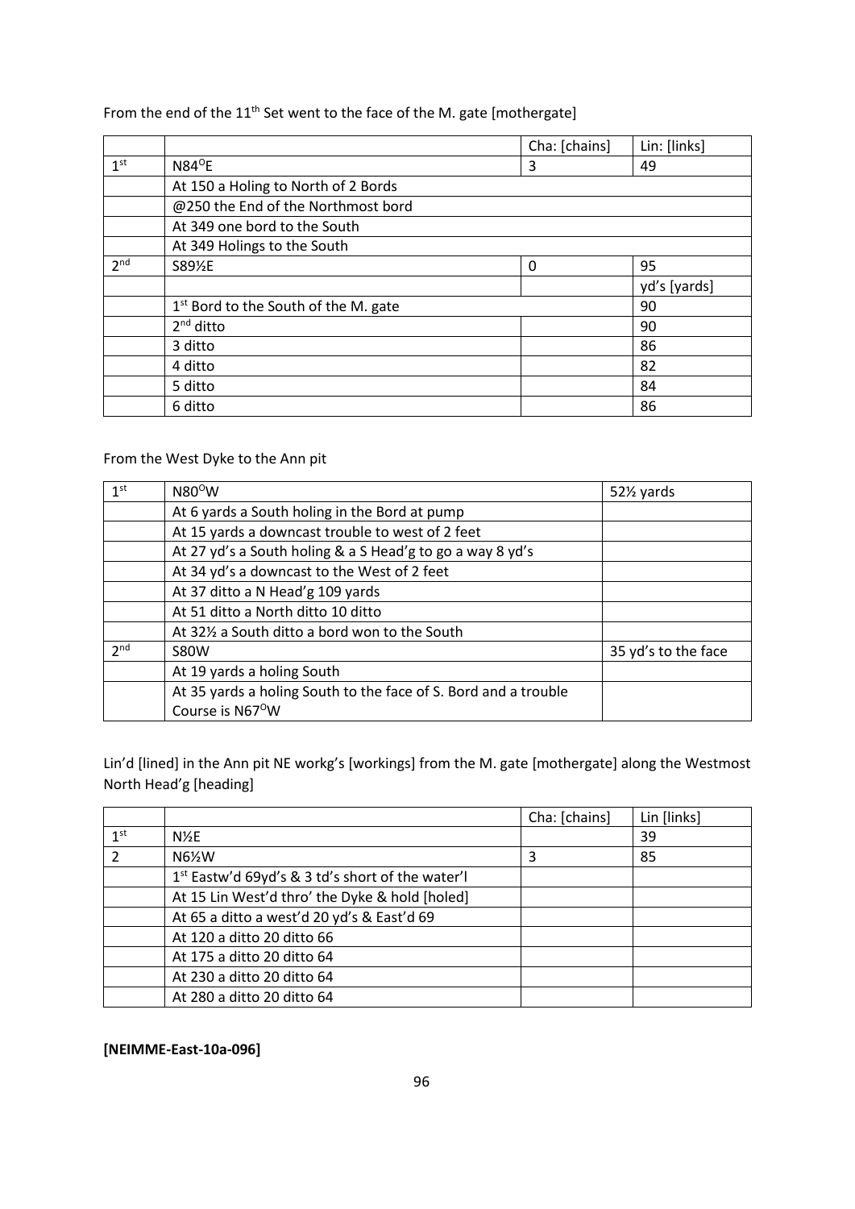From the end of the 11th Set went to the face of the M. gate [mothergate]

| | | Cha: [chains] | Lin: [links] |
|---|---|---|---|
| 1st | N84°E | 3 | 49 |
| | At 150 a Holing to North of 2 Bords | | |
| | @250 the End of the Northmost bord | | |
| | At 349 one bord to the South | | |
| | At 349 Holings to the South | | |
| 2nd | S89½E | 0 | 95 |
| | | | yd's [yards] |
| | 1st Bord to the South of the M. gate | | 90 |
| | 2nd ditto | | 90 |
| | 3 ditto | | 86 |
| | 4 ditto | | 82 |
| | 5 ditto | | 84 |
| | 6 ditto | | 86 |

From the West Dyke to the Ann pit

| | | |
|---|---|---|
| 1st | N80°W | 52½ yards |
| | At 6 yards a South holing in the Bord at pump | |
| | At 15 yards a downcast trouble to west of 2 feet | |
| | At 27 yd's a South holing & a S Head'g to go a way 8 yd's | |
| | At 34 yd's a downcast to the West of 2 feet | |
| | At 37 ditto a N Head'g 109 yards | |
| | At 51 ditto a North ditto 10 ditto | |
| | At 32½ a South ditto a bord won to the South | |
| 2nd | S80W | 35 yd's to the face |
| | At 19 yards a holing South | |
| | At 35 yards a holing South to the face of S. Bord and a trouble Course is N67°W | |

Lin'd [lined] in the Ann pit NE workg's [workings] from the M. gate [mothergate] along the Westmost North Head'g [heading]

| | | Cha: [chains] | Lin [links] |
|---|---|---|---|
| 1st | N½E | | 39 |
| 2 | N6½W | 3 | 85 |
| | 1st Eastw'd 69yd's & 3 td's short of the water'l | | |
| | At 15 Lin West'd thro' the Dyke & hold [holed] | | |
| | At 65 a ditto a west'd 20 yd's & East'd 69 | | |
| | At 120 a ditto 20 ditto 66 | | |
| | At 175 a ditto 20 ditto 64 | | |
| | At 230 a ditto 20 ditto 64 | | |
| | At 280 a ditto 20 ditto 64 | | |

**[NEIMME-East-10a-096]**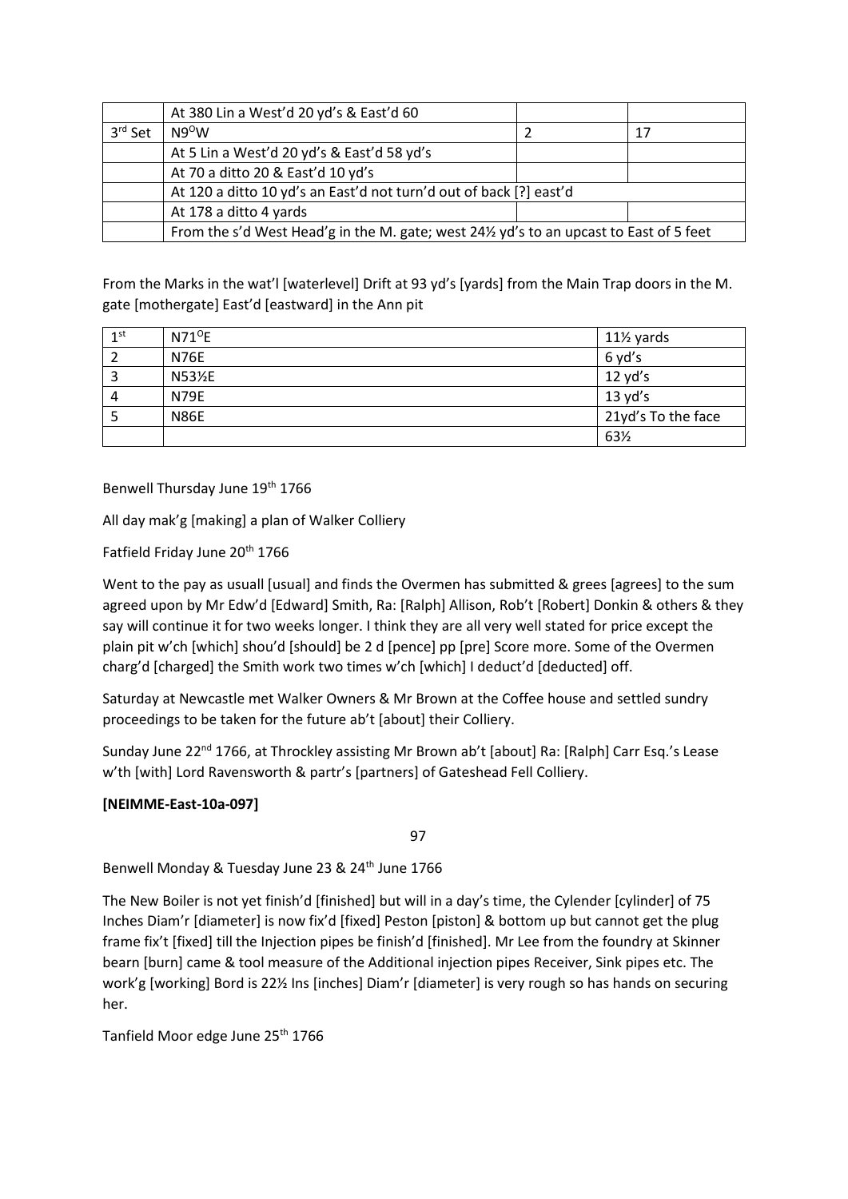|  | At 380 Lin a West'd 20 yd's & East'd 60 |  |  |
|---|---|---|---|
| 3rd Set | N9°W | 2 | 17 |
|  | At 5 Lin a West'd 20 yd's & East'd 58 yd's |  |  |
|  | At 70 a ditto 20 & East'd 10 yd's |  |  |
|  | At 120 a ditto 10 yd's an East'd not turn'd out of back [?] east'd | | |
|  | At 178 a ditto 4 yards |  |  |
|  | From the s'd West Head'g in the M. gate; west 24½ yd's to an upcast to East of 5 feet | | |

From the Marks in the wat'l [waterlevel] Drift at 93 yd's [yards] from the Main Trap doors in the M. gate [mothergate] East'd [eastward] in the Ann pit

| 1st | N71°E | 11½ yards |
|---|---|---|
| 2 | N76E | 6 yd's |
| 3 | N53½E | 12 yd's |
| 4 | N79E | 13 yd's |
| 5 | N86E | 21yd's To the face |
|  |  | 63½ |

Benwell Thursday June 19th 1766

All day mak'g [making] a plan of Walker Colliery

Fatfield Friday June 20th 1766

Went to the pay as usuall [usual] and finds the Overmen has submitted & grees [agrees] to the sum agreed upon by Mr Edw'd [Edward] Smith, Ra: [Ralph] Allison, Rob't [Robert] Donkin & others & they say will continue it for two weeks longer. I think they are all very well stated for price except the plain pit w'ch [which] shou'd [should] be 2 d [pence] pp [pre] Score more. Some of the Overmen charg'd [charged] the Smith work two times w'ch [which] I deduct'd [deducted] off.

Saturday at Newcastle met Walker Owners & Mr Brown at the Coffee house and settled sundry proceedings to be taken for the future ab't [about] their Colliery.

Sunday June 22nd 1766, at Throckley assisting Mr Brown ab't [about] Ra: [Ralph] Carr Esq.'s Lease w'th [with] Lord Ravensworth & partr's [partners] of Gateshead Fell Colliery.

**[NEIMME-East-10a-097]**

97

Benwell Monday & Tuesday June 23 & 24th June 1766

The New Boiler is not yet finish'd [finished] but will in a day's time, the Cylender [cylinder] of 75 Inches Diam'r [diameter] is now fix'd [fixed] Peston [piston] & bottom up but cannot get the plug frame fix't [fixed] till the Injection pipes be finish'd [finished]. Mr Lee from the foundry at Skinner bearn [burn] came & tool measure of the Additional injection pipes Receiver, Sink pipes etc. The work'g [working] Bord is 22½ Ins [inches] Diam'r [diameter] is very rough so has hands on securing her.

Tanfield Moor edge June 25th 1766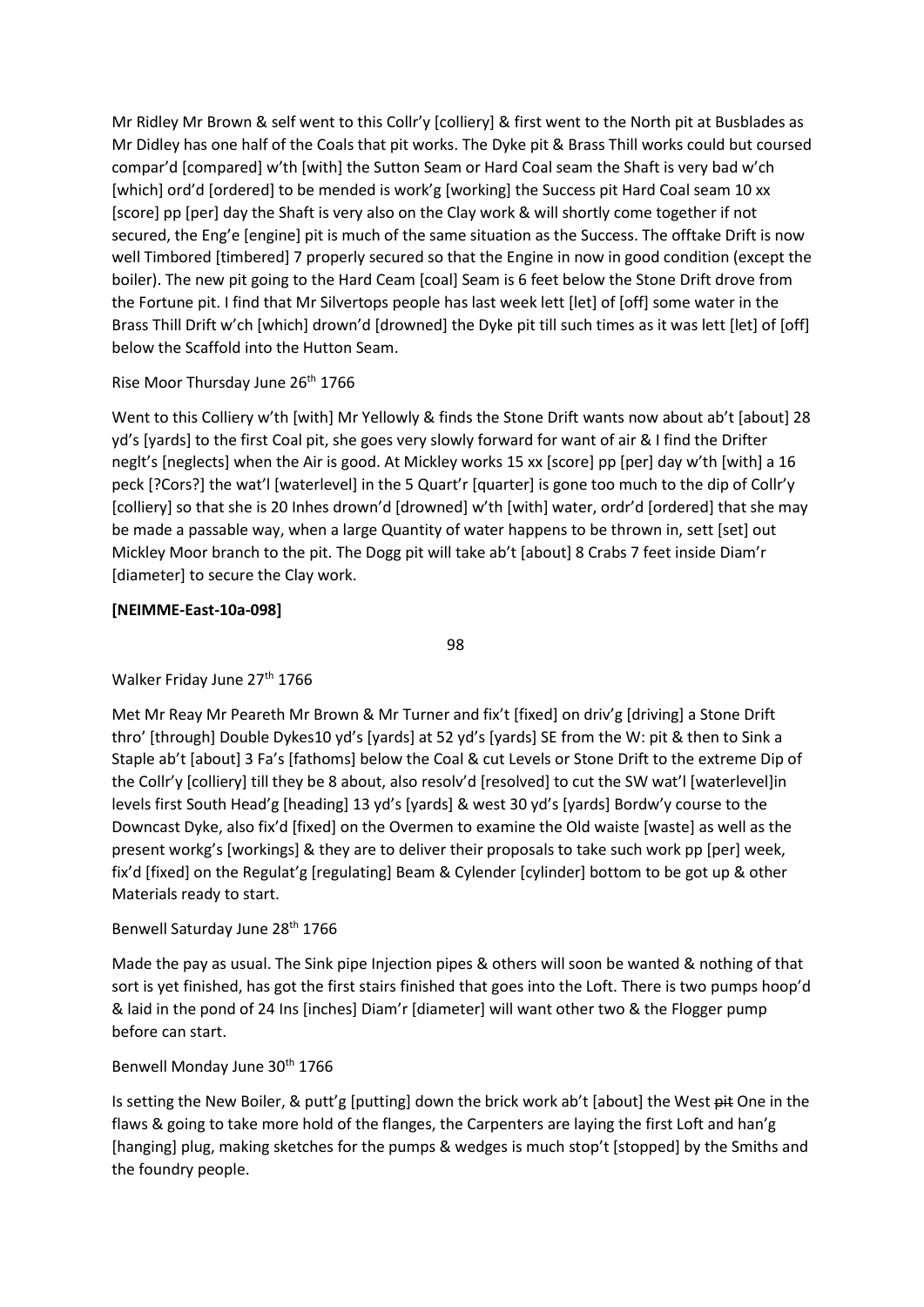Mr Ridley Mr Brown & self went to this Collr'y [colliery] & first went to the North pit at Busblades as Mr Didley has one half of the Coals that pit works. The Dyke pit & Brass Thill works could but coursed compar'd [compared] w'th [with] the Sutton Seam or Hard Coal seam the Shaft is very bad w'ch [which] ord'd [ordered] to be mended is work'g [working] the Success pit Hard Coal seam 10 xx [score] pp [per] day the Shaft is very also on the Clay work & will shortly come together if not secured, the Eng'e [engine] pit is much of the same situation as the Success. The offtake Drift is now well Timbored [timbered] 7 properly secured so that the Engine in now in good condition (except the boiler). The new pit going to the Hard Ceam [coal] Seam is 6 feet below the Stone Drift drove from the Fortune pit. I find that Mr Silvertops people has last week lett [let] of [off] some water in the Brass Thill Drift w'ch [which] drown'd [drowned] the Dyke pit till such times as it was lett [let] of [off] below the Scaffold into the Hutton Seam.

Rise Moor Thursday June 26th 1766

Went to this Colliery w'th [with] Mr Yellowly & finds the Stone Drift wants now about ab't [about] 28 yd's [yards] to the first Coal pit, she goes very slowly forward for want of air & I find the Drifter neglt's [neglects] when the Air is good. At Mickley works 15 xx [score] pp [per] day w'th [with] a 16 peck [?Cors?] the wat'l [waterlevel] in the 5 Quart'r [quarter] is gone too much to the dip of Collr'y [colliery] so that she is 20 Inhes drown'd [drowned] w'th [with] water, ordr'd [ordered] that she may be made a passable way, when a large Quantity of water happens to be thrown in, sett [set] out Mickley Moor branch to the pit. The Dogg pit will take ab't [about] 8 Crabs 7 feet inside Diam'r [diameter] to secure the Clay work.

**[NEIMME-East-10a-098]**

98

Walker Friday June 27th 1766

Met Mr Reay Mr Peareth Mr Brown & Mr Turner and fix't [fixed] on driv'g [driving] a Stone Drift thro' [through] Double Dykes10 yd's [yards] at 52 yd's [yards] SE from the W: pit & then to Sink a Staple ab't [about] 3 Fa's [fathoms] below the Coal & cut Levels or Stone Drift to the extreme Dip of the Collr'y [colliery] till they be 8 about, also resolv'd [resolved] to cut the SW wat'l [waterlevel]in levels first South Head'g [heading] 13 yd's [yards] & west 30 yd's [yards] Bordw'y course to the Downcast Dyke, also fix'd [fixed] on the Overmen to examine the Old waiste [waste] as well as the present workg's [workings] & they are to deliver their proposals to take such work pp [per] week, fix'd [fixed] on the Regulat'g [regulating] Beam & Cylender [cylinder] bottom to be got up & other Materials ready to start.

Benwell Saturday June 28th 1766

Made the pay as usual. The Sink pipe Injection pipes & others will soon be wanted & nothing of that sort is yet finished, has got the first stairs finished that goes into the Loft. There is two pumps hoop'd & laid in the pond of 24 Ins [inches] Diam'r [diameter] will want other two & the Flogger pump before can start.

Benwell Monday June 30th 1766

Is setting the New Boiler, & putt'g [putting] down the brick work ab't [about] the West ~~pit~~ One in the flaws & going to take more hold of the flanges, the Carpenters are laying the first Loft and han'g [hanging] plug, making sketches for the pumps & wedges is much stop't [stopped] by the Smiths and the foundry people.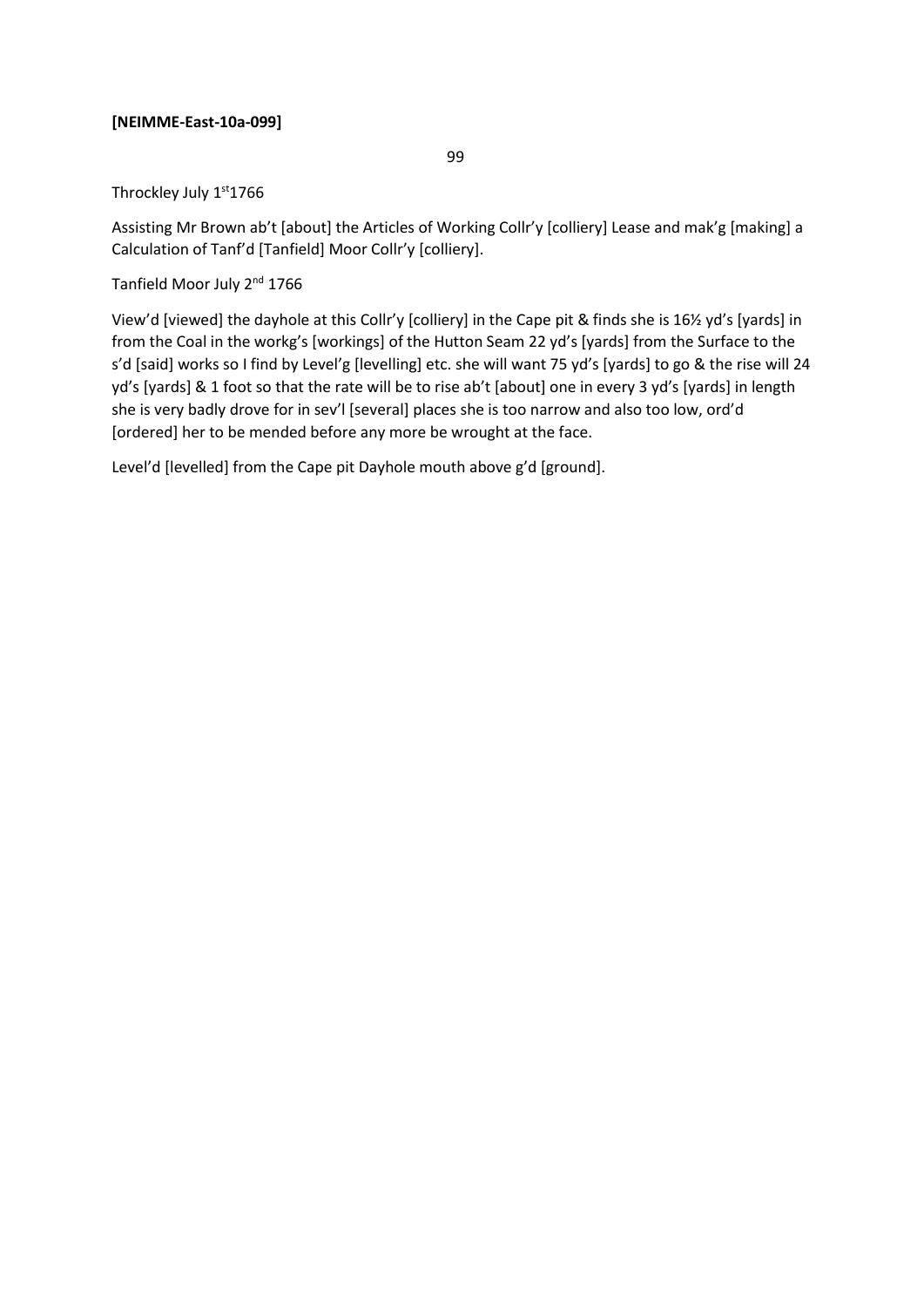**[NEIMME-East-10a-099]**

99

Throckley July 1st 1766

Assisting Mr Brown ab't [about] the Articles of Working Collr'y [colliery] Lease and mak'g [making] a Calculation of Tanf'd [Tanfield] Moor Collr'y [colliery].

Tanfield Moor July 2nd 1766

View'd [viewed] the dayhole at this Collr'y [colliery] in the Cape pit & finds she is 16½ yd's [yards] in from the Coal in the workg's [workings] of the Hutton Seam 22 yd's [yards] from the Surface to the s'd [said] works so I find by Level'g [levelling] etc. she will want 75 yd's [yards] to go & the rise will 24 yd's [yards] & 1 foot so that the rate will be to rise ab't [about] one in every 3 yd's [yards] in length she is very badly drove for in sev'l [several] places she is too narrow and also too low, ord'd [ordered] her to be mended before any more be wrought at the face.

Level'd [levelled] from the Cape pit Dayhole mouth above g'd [ground].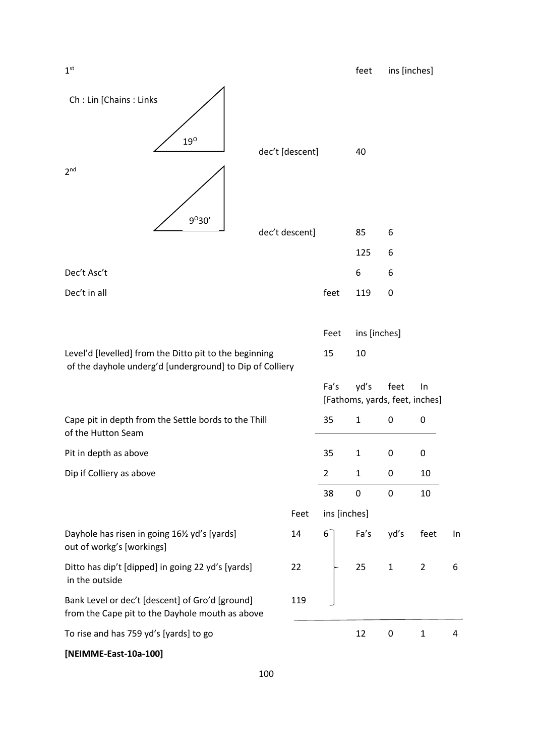| | | | | |
|---|---|---|---|---|
| 1st | | | feet | ins [inches] |
| Ch : Lin [Chains : Links | | | | |
| 19° | dec't [descent] | | 40 | |
| 2nd | | | | |
| 9°30′ | dec't descent] | | 85 | 6 |
| | | | 125 | 6 |
| Dec't Asc't | | | 6 | 6 |
| Dec't in all | | feet | 119 | 0 |

| | Feet | ins [inches] |
|---|---|---|
| Level'd [levelled] from the Ditto pit to the beginning of the dayhole underg'd [underground] to Dip of Colliery | 15 | 10 |

| | Fa's | yd's | feet | In |
|---|---|---|---|---|
| | [Fathoms, yards, feet, inches] | | | |
| Cape pit in depth from the Settle bords to the Thill of the Hutton Seam | 35 | 1 | 0 | 0 |
| Pit in depth as above | 35 | 1 | 0 | 0 |
| Dip if Colliery as above | 2 | 1 | 0 | 10 |
| | 38 | 0 | 0 | 10 |

| | Feet | ins [inches] | Fa's | yd's | feet | In |
|---|---|---|---|---|---|---|
| Dayhole has risen in going 16½ yd's [yards] out of workg's [workings] | 14 | 6 | | | | |
| Ditto has dip't [dipped] in going 22 yd's [yards] in the outside | 22 | | 25 | 1 | 2 | 6 |
| Bank Level or dec't [descent] of Gro'd [ground] from the Cape pit to the Dayhole mouth as above | 119 | | | | | |
| To rise and has 759 yd's [yards] to go | | | 12 | 0 | 1 | 4 |

**[NEIMME-East-10a-100]**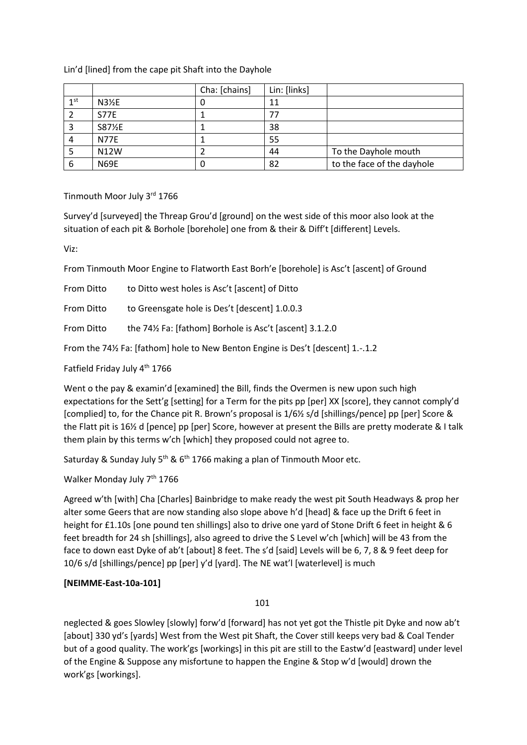Lin'd [lined] from the cape pit Shaft into the Dayhole

| | | Cha: [chains] | Lin: [links] | |
|---|---|---|---|---|
| 1st | N3½E | 0 | 11 | |
| 2 | S77E | 1 | 77 | |
| 3 | S87½E | 1 | 38 | |
| 4 | N77E | 1 | 55 | |
| 5 | N12W | 2 | 44 | To the Dayhole mouth |
| 6 | N69E | 0 | 82 | to the face of the dayhole |

Tinmouth Moor July 3rd 1766

Survey'd [surveyed] the Threap Grou'd [ground] on the west side of this moor also look at the situation of each pit & Borhole [borehole] one from & their & Diff't [different] Levels.

Viz:

From Tinmouth Moor Engine to Flatworth East Borh'e [borehole] is Asc't [ascent] of Ground

From Ditto to Ditto west holes is Asc't [ascent] of Ditto

From Ditto to Greensgate hole is Des't [descent] 1.0.0.3

From Ditto the 74½ Fa: [fathom] Borhole is Asc't [ascent] 3.1.2.0

From the 74½ Fa: [fathom] hole to New Benton Engine is Des't [descent] 1.-.1.2

Fatfield Friday July 4th 1766

Went o the pay & examin'd [examined] the Bill, finds the Overmen is new upon such high expectations for the Sett'g [setting] for a Term for the pits pp [per] XX [score], they cannot comply'd [complied] to, for the Chance pit R. Brown's proposal is 1/6½ s/d [shillings/pence] pp [per] Score & the Flatt pit is 16½ d [pence] pp [per] Score, however at present the Bills are pretty moderate & I talk them plain by this terms w'ch [which] they proposed could not agree to.

Saturday & Sunday July 5th & 6th 1766 making a plan of Tinmouth Moor etc.

Walker Monday July 7th 1766

Agreed w'th [with] Cha [Charles] Bainbridge to make ready the west pit South Headways & prop her alter some Geers that are now standing also slope above h'd [head] & face up the Drift 6 feet in height for £1.10s [one pound ten shillings] also to drive one yard of Stone Drift 6 feet in height & 6 feet breadth for 24 sh [shillings], also agreed to drive the S Level w'ch [which] will be 43 from the face to down east Dyke of ab't [about] 8 feet. The s'd [said] Levels will be 6, 7, 8 & 9 feet deep for 10/6 s/d [shillings/pence] pp [per] y'd [yard]. The NE wat'l [waterlevel] is much

**[NEIMME-East-10a-101]**

101

neglected & goes Slowley [slowly] forw'd [forward] has not yet got the Thistle pit Dyke and now ab't [about] 330 yd's [yards] West from the West pit Shaft, the Cover still keeps very bad & Coal Tender but of a good quality. The work'gs [workings] in this pit are still to the Eastw'd [eastward] under level of the Engine & Suppose any misfortune to happen the Engine & Stop w'd [would] drown the work'gs [workings].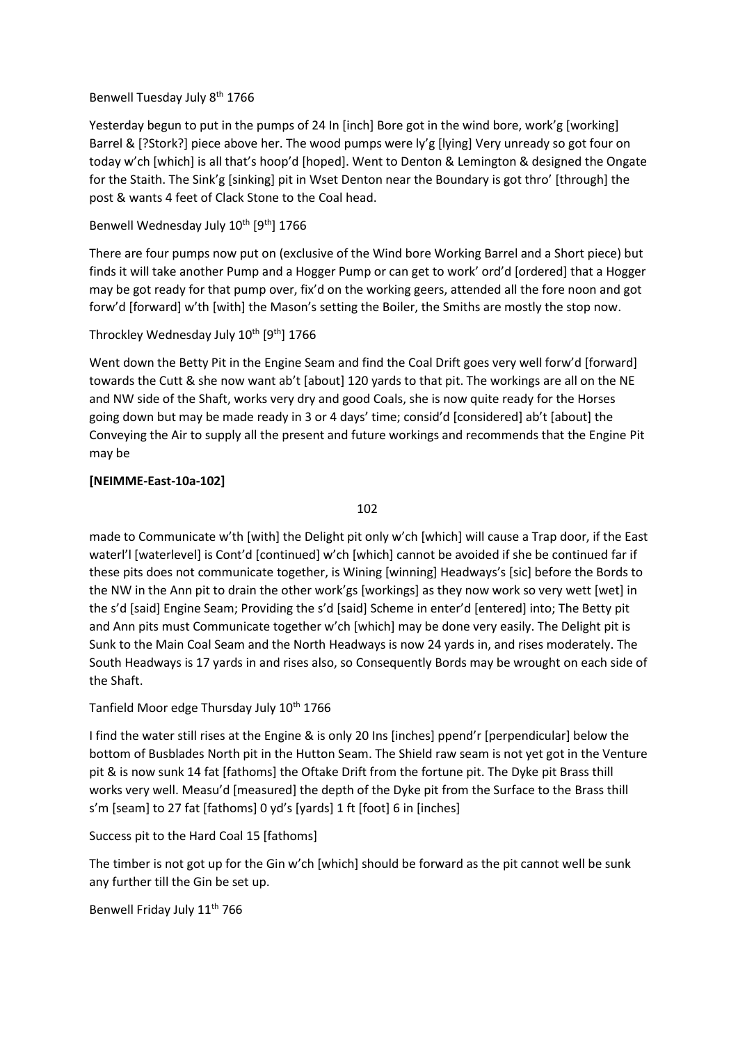Benwell Tuesday July 8th 1766

Yesterday begun to put in the pumps of 24 In [inch] Bore got in the wind bore, work'g [working] Barrel & [?Stork?] piece above her. The wood pumps were ly'g [lying] Very unready so got four on today w'ch [which] is all that's hoop'd [hoped]. Went to Denton & Lemington & designed the Ongate for the Staith. The Sink'g [sinking] pit in Wset Denton near the Boundary is got thro' [through] the post & wants 4 feet of Clack Stone to the Coal head.

Benwell Wednesday July 10th [9th] 1766

There are four pumps now put on (exclusive of the Wind bore Working Barrel and a Short piece) but finds it will take another Pump and a Hogger Pump or can get to work' ord'd [ordered] that a Hogger may be got ready for that pump over, fix'd on the working geers, attended all the fore noon and got forw'd [forward] w'th [with] the Mason's setting the Boiler, the Smiths are mostly the stop now.

Throckley Wednesday July 10th [9th] 1766

Went down the Betty Pit in the Engine Seam and find the Coal Drift goes very well forw'd [forward] towards the Cutt & she now want ab't [about] 120 yards to that pit. The workings are all on the NE and NW side of the Shaft, works very dry and good Coals, she is now quite ready for the Horses going down but may be made ready in 3 or 4 days' time; consid'd [considered] ab't [about] the Conveying the Air to supply all the present and future workings and recommends that the Engine Pit may be

**[NEIMME-East-10a-102]**

102

made to Communicate w'th [with] the Delight pit only w'ch [which] will cause a Trap door, if the East waterl'l [waterlevel] is Cont'd [continued] w'ch [which] cannot be avoided if she be continued far if these pits does not communicate together, is Wining [winning] Headways's [sic] before the Bords to the NW in the Ann pit to drain the other work'gs [workings] as they now work so very wett [wet] in the s'd [said] Engine Seam; Providing the s'd [said] Scheme in enter'd [entered] into; The Betty pit and Ann pits must Communicate together w'ch [which] may be done very easily. The Delight pit is Sunk to the Main Coal Seam and the North Headways is now 24 yards in, and rises moderately. The South Headways is 17 yards in and rises also, so Consequently Bords may be wrought on each side of the Shaft.

Tanfield Moor edge Thursday July 10th 1766

I find the water still rises at the Engine & is only 20 Ins [inches] ppend'r [perpendicular] below the bottom of Busblades North pit in the Hutton Seam. The Shield raw seam is not yet got in the Venture pit & is now sunk 14 fat [fathoms] the Oftake Drift from the fortune pit. The Dyke pit Brass thill works very well. Measu'd [measured] the depth of the Dyke pit from the Surface to the Brass thill s'm [seam] to 27 fat [fathoms] 0 yd's [yards] 1 ft [foot] 6 in [inches]

Success pit to the Hard Coal 15 [fathoms]

The timber is not got up for the Gin w'ch [which] should be forward as the pit cannot well be sunk any further till the Gin be set up.

Benwell Friday July 11th 766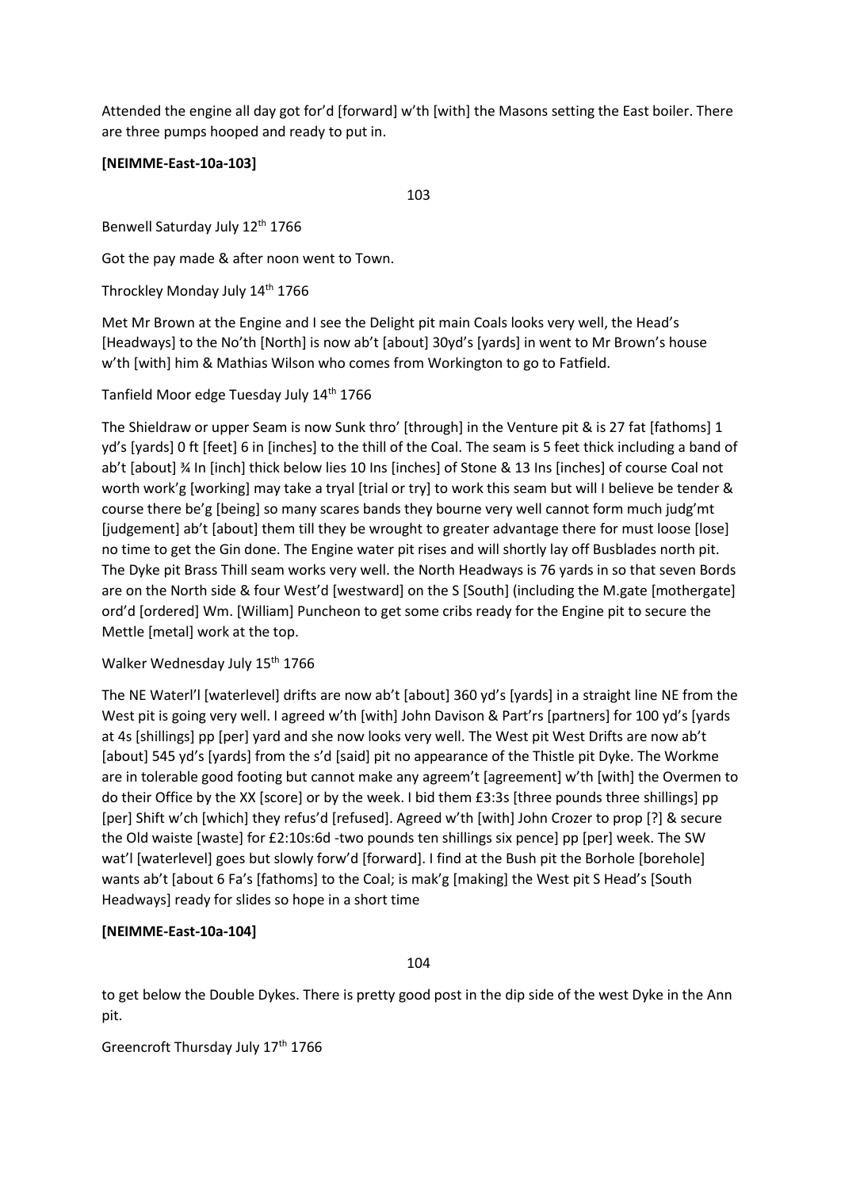Attended the engine all day got for'd [forward] w'th [with] the Masons setting the East boiler. There are three pumps hooped and ready to put in.

**[NEIMME-East-10a-103]**

Benwell Saturday July 12th 1766

Got the pay made & after noon went to Town.

Throckley Monday July 14th 1766

Met Mr Brown at the Engine and I see the Delight pit main Coals looks very well, the Head's [Headways] to the No'th [North] is now ab't [about] 30yd's [yards] in went to Mr Brown's house w'th [with] him & Mathias Wilson who comes from Workington to go to Fatfield.

Tanfield Moor edge Tuesday July 14th 1766

The Shieldraw or upper Seam is now Sunk thro' [through] in the Venture pit & is 27 fat [fathoms] 1 yd's [yards] 0 ft [feet] 6 in [inches] to the thill of the Coal. The seam is 5 feet thick including a band of ab't [about] ¾ In [inch] thick below lies 10 Ins [inches] of Stone & 13 Ins [inches] of course Coal not worth work'g [working] may take a tryal [trial or try] to work this seam but will I believe be tender & course there be'g [being] so many scares bands they bourne very well cannot form much judg'mt [judgement] ab't [about] them till they be wrought to greater advantage there for must loose [lose] no time to get the Gin done. The Engine water pit rises and will shortly lay off Busblades north pit. The Dyke pit Brass Thill seam works very well. the North Headways is 76 yards in so that seven Bords are on the North side & four West'd [westward] on the S [South] (including the M.gate [mothergate] ord'd [ordered] Wm. [William] Puncheon to get some cribs ready for the Engine pit to secure the Mettle [metal] work at the top.

Walker Wednesday July 15th 1766

The NE Waterl'l [waterlevel] drifts are now ab't [about] 360 yd's [yards] in a straight line NE from the West pit is going very well. I agreed w'th [with] John Davison & Part'rs [partners] for 100 yd's [yards at 4s [shillings] pp [per] yard and she now looks very well. The West pit West Drifts are now ab't [about] 545 yd's [yards] from the s'd [said] pit no appearance of the Thistle pit Dyke. The Workme are in tolerable good footing but cannot make any agreem't [agreement] w'th [with] the Overmen to do their Office by the XX [score] or by the week. I bid them £3:3s [three pounds three shillings] pp [per] Shift w'ch [which] they refus'd [refused]. Agreed w'th [with] John Crozer to prop [?] & secure the Old waiste [waste] for £2:10s:6d -two pounds ten shillings six pence] pp [per] week. The SW wat'l [waterlevel] goes but slowly forw'd [forward]. I find at the Bush pit the Borhole [borehole] wants ab't [about 6 Fa's [fathoms] to the Coal; is mak'g [making] the West pit S Head's [South Headways] ready for slides so hope in a short time

**[NEIMME-East-10a-104]**

to get below the Double Dykes. There is pretty good post in the dip side of the west Dyke in the Ann pit.

Greencroft Thursday July 17th 1766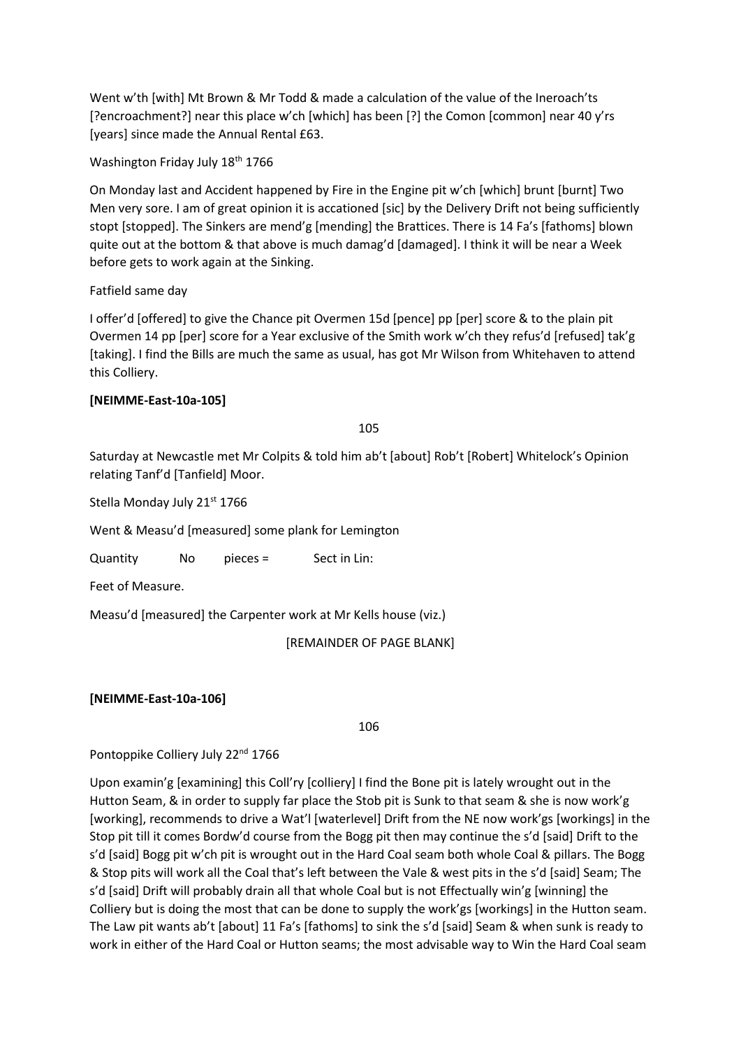Went w'th [with] Mt Brown & Mr Todd & made a calculation of the value of the Ineroach'ts [?encroachment?] near this place w'ch [which] has been [?] the Comon [common] near 40 y'rs [years] since made the Annual Rental £63.

Washington Friday July 18th 1766

On Monday last and Accident happened by Fire in the Engine pit w'ch [which] brunt [burnt] Two Men very sore. I am of great opinion it is accationed [sic] by the Delivery Drift not being sufficiently stopt [stopped]. The Sinkers are mend'g [mending] the Brattices. There is 14 Fa's [fathoms] blown quite out at the bottom & that above is much damag'd [damaged]. I think it will be near a Week before gets to work again at the Sinking.

Fatfield same day

I offer'd [offered] to give the Chance pit Overmen 15d [pence] pp [per] score & to the plain pit Overmen 14 pp [per] score for a Year exclusive of the Smith work w'ch they refus'd [refused] tak'g [taking]. I find the Bills are much the same as usual, has got Mr Wilson from Whitehaven to attend this Colliery.

**[NEIMME-East-10a-105]**

105

Saturday at Newcastle met Mr Colpits & told him ab't [about] Rob't [Robert] Whitelock's Opinion relating Tanf'd [Tanfield] Moor.

Stella Monday July 21st 1766

Went & Measu'd [measured] some plank for Lemington

Quantity  No  pieces =  Sect in Lin:

Feet of Measure.

Measu'd [measured] the Carpenter work at Mr Kells house (viz.)

[REMAINDER OF PAGE BLANK]

**[NEIMME-East-10a-106]**

106

Pontoppike Colliery July 22nd 1766

Upon examin'g [examining] this Coll'ry [colliery] I find the Bone pit is lately wrought out in the Hutton Seam, & in order to supply far place the Stob pit is Sunk to that seam & she is now work'g [working], recommends to drive a Wat'l [waterlevel] Drift from the NE now work'gs [workings] in the Stop pit till it comes Bordw'd course from the Bogg pit then may continue the s'd [said] Drift to the s'd [said] Bogg pit w'ch pit is wrought out in the Hard Coal seam both whole Coal & pillars. The Bogg & Stop pits will work all the Coal that's left between the Vale & west pits in the s'd [said] Seam; The s'd [said] Drift will probably drain all that whole Coal but is not Effectually win'g [winning] the Colliery but is doing the most that can be done to supply the work'gs [workings] in the Hutton seam. The Law pit wants ab't [about] 11 Fa's [fathoms] to sink the s'd [said] Seam & when sunk is ready to work in either of the Hard Coal or Hutton seams; the most advisable way to Win the Hard Coal seam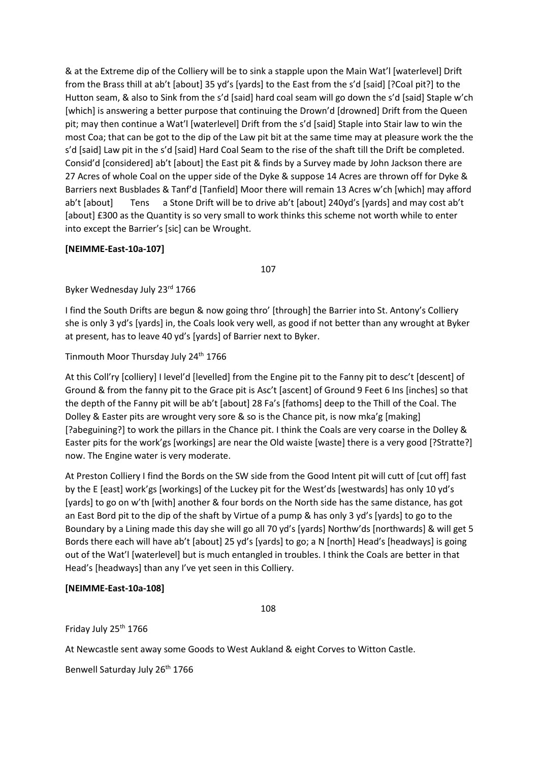& at the Extreme dip of the Colliery will be to sink a stapple upon the Main Wat'l [waterlevel] Drift from the Brass thill at ab't [about] 35 yd's [yards] to the East from the s'd [said] [?Coal pit?] to the Hutton seam, & also to Sink from the s'd [said] hard coal seam will go down the s'd [said] Staple w'ch [which] is answering a better purpose that continuing the Drown'd [drowned] Drift from the Queen pit; may then continue a Wat'l [waterlevel] Drift from the s'd [said] Staple into Stair law to win the most Coa; that can be got to the dip of the Law pit bit at the same time may at pleasure work the the s'd [said] Law pit in the s'd [said] Hard Coal Seam to the rise of the shaft till the Drift be completed. Consid'd [considered] ab't [about] the East pit & finds by a Survey made by John Jackson there are 27 Acres of whole Coal on the upper side of the Dyke & suppose 14 Acres are thrown off for Dyke & Barriers next Busblades & Tanf'd [Tanfield] Moor there will remain 13 Acres w'ch [which] may afford ab't [about] Tens a Stone Drift will be to drive ab't [about] 240yd's [yards] and may cost ab't [about] £300 as the Quantity is so very small to work thinks this scheme not worth while to enter into except the Barrier's [sic] can be Wrought.

**[NEIMME-East-10a-107]**

107

Byker Wednesday July 23rd 1766

I find the South Drifts are begun & now going thro' [through] the Barrier into St. Antony's Colliery she is only 3 yd's [yards] in, the Coals look very well, as good if not better than any wrought at Byker at present, has to leave 40 yd's [yards] of Barrier next to Byker.

Tinmouth Moor Thursday July 24th 1766

At this Coll'ry [colliery] I level'd [levelled] from the Engine pit to the Fanny pit to desc't [descent] of Ground & from the fanny pit to the Grace pit is Asc't [ascent] of Ground 9 Feet 6 Ins [inches] so that the depth of the Fanny pit will be ab't [about] 28 Fa's [fathoms] deep to the Thill of the Coal. The Dolley & Easter pits are wrought very sore & so is the Chance pit, is now mka'g [making] [?abeguining?] to work the pillars in the Chance pit. I think the Coals are very coarse in the Dolley & Easter pits for the work'gs [workings] are near the Old waiste [waste] there is a very good [?Stratte?] now. The Engine water is very moderate.

At Preston Colliery I find the Bords on the SW side from the Good Intent pit will cutt of [cut off] fast by the E [east] work'gs [workings] of the Luckey pit for the West'ds [westwards] has only 10 yd's [yards] to go on w'th [with] another & four bords on the North side has the same distance, has got an East Bord pit to the dip of the shaft by Virtue of a pump & has only 3 yd's [yards] to go to the Boundary by a Lining made this day she will go all 70 yd's [yards] Northw'ds [northwards] & will get 5 Bords there each will have ab't [about] 25 yd's [yards] to go; a N [north] Head's [headways] is going out of the Wat'l [waterlevel] but is much entangled in troubles. I think the Coals are better in that Head's [headways] than any I've yet seen in this Colliery.

**[NEIMME-East-10a-108]**

108

Friday July 25th 1766

At Newcastle sent away some Goods to West Aukland & eight Corves to Witton Castle.

Benwell Saturday July 26th 1766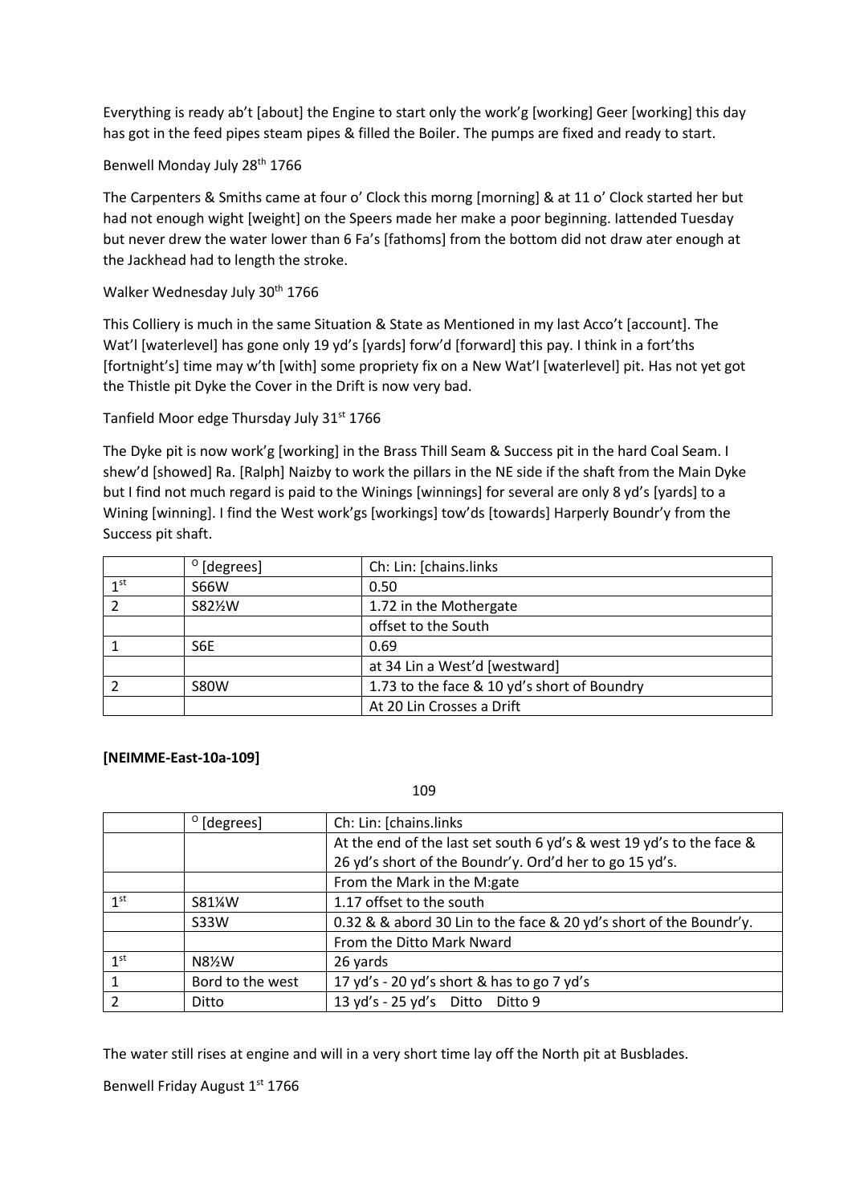Everything is ready ab't [about] the Engine to start only the work'g [working] Geer [working] this day has got in the feed pipes steam pipes & filled the Boiler. The pumps are fixed and ready to start.

Benwell Monday July 28th 1766

The Carpenters & Smiths came at four o' Clock this morng [morning] & at 11 o' Clock started her but had not enough wight [weight] on the Speers made her make a poor beginning. Iattended Tuesday but never drew the water lower than 6 Fa's [fathoms] from the bottom did not draw ater enough at the Jackhead had to length the stroke.

Walker Wednesday July 30th 1766

This Colliery is much in the same Situation & State as Mentioned in my last Acco't [account]. The Wat'l [waterlevel] has gone only 19 yd's [yards] forw'd [forward] this pay. I think in a fort'ths [fortnight's] time may w'th [with] some propriety fix on a New Wat'l [waterlevel] pit. Has not yet got the Thistle pit Dyke the Cover in the Drift is now very bad.

Tanfield Moor edge Thursday July 31st 1766

The Dyke pit is now work'g [working] in the Brass Thill Seam & Success pit in the hard Coal Seam. I shew'd [showed] Ra. [Ralph] Naizby to work the pillars in the NE side if the shaft from the Main Dyke but I find not much regard is paid to the Winings [winnings] for several are only 8 yd's [yards] to a Wining [winning]. I find the West work'gs [workings] tow'ds [towards] Harperly Boundr'y from the Success pit shaft.

| | ° [degrees] | Ch: Lin: [chains.links |
|---|---|---|
| 1st | S66W | 0.50 |
| 2 | S82½W | 1.72 in the Mothergate |
| | | offset to the South |
| 1 | S6E | 0.69 |
| | | at 34 Lin a West'd [westward] |
| 2 | S80W | 1.73 to the face & 10 yd's short of Boundry |
| | | At 20 Lin Crosses a Drift |

**[NEIMME-East-10a-109]**

109

| | ° [degrees] | Ch: Lin: [chains.links |
|---|---|---|
| | | At the end of the last set south 6 yd's & west 19 yd's to the face & 26 yd's short of the Boundr'y. Ord'd her to go 15 yd's. |
| | | From the Mark in the M:gate |
| 1st | S81¼W | 1.17 offset to the south |
| | S33W | 0.32 & & abord 30 Lin to the face & 20 yd's short of the Boundr'y. |
| | | From the Ditto Mark Nward |
| 1st | N8½W | 26 yards |
| 1 | Bord to the west | 17 yd's - 20 yd's short & has to go 7 yd's |
| 2 | Ditto | 13 yd's - 25 yd's Ditto Ditto 9 |

The water still rises at engine and will in a very short time lay off the North pit at Busblades.

Benwell Friday August 1st 1766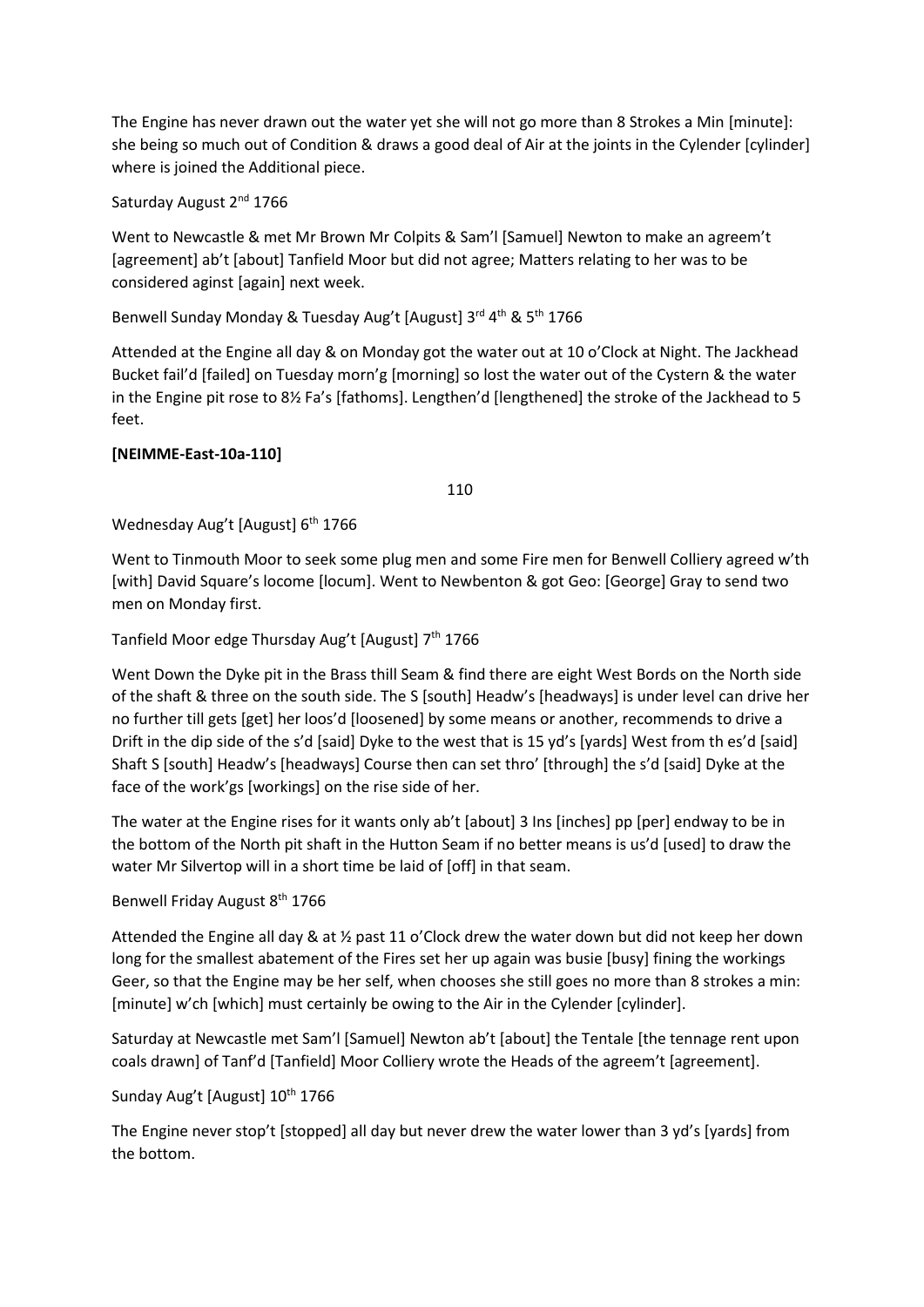The Engine has never drawn out the water yet she will not go more than 8 Strokes a Min [minute]: she being so much out of Condition & draws a good deal of Air at the joints in the Cylender [cylinder] where is joined the Additional piece.

Saturday August 2nd 1766

Went to Newcastle & met Mr Brown Mr Colpits & Sam'l [Samuel] Newton to make an agreem't [agreement] ab't [about] Tanfield Moor but did not agree; Matters relating to her was to be considered aginst [again] next week.

Benwell Sunday Monday & Tuesday Aug't [August] 3rd 4th & 5th 1766

Attended at the Engine all day & on Monday got the water out at 10 o'Clock at Night. The Jackhead Bucket fail'd [failed] on Tuesday morn'g [morning] so lost the water out of the Cystern & the water in the Engine pit rose to 8½ Fa's [fathoms]. Lengthen'd [lengthened] the stroke of the Jackhead to 5 feet.

**[NEIMME-East-10a-110]**

110

Wednesday Aug't [August] 6th 1766

Went to Tinmouth Moor to seek some plug men and some Fire men for Benwell Colliery agreed w'th [with] David Square's locome [locum]. Went to Newbenton & got Geo: [George] Gray to send two men on Monday first.

Tanfield Moor edge Thursday Aug't [August] 7th 1766

Went Down the Dyke pit in the Brass thill Seam & find there are eight West Bords on the North side of the shaft & three on the south side. The S [south] Headw's [headways] is under level can drive her no further till gets [get] her loos'd [loosened] by some means or another, recommends to drive a Drift in the dip side of the s'd [said] Dyke to the west that is 15 yd's [yards] West from th es'd [said] Shaft S [south] Headw's [headways] Course then can set thro' [through] the s'd [said] Dyke at the face of the work'gs [workings] on the rise side of her.

The water at the Engine rises for it wants only ab't [about] 3 Ins [inches] pp [per] endway to be in the bottom of the North pit shaft in the Hutton Seam if no better means is us'd [used] to draw the water Mr Silvertop will in a short time be laid of [off] in that seam.

Benwell Friday August 8th 1766

Attended the Engine all day & at ½ past 11 o'Clock drew the water down but did not keep her down long for the smallest abatement of the Fires set her up again was busie [busy] fining the workings Geer, so that the Engine may be her self, when chooses she still goes no more than 8 strokes a min: [minute] w'ch [which] must certainly be owing to the Air in the Cylender [cylinder].

Saturday at Newcastle met Sam'l [Samuel] Newton ab't [about] the Tentale [the tennage rent upon coals drawn] of Tanf'd [Tanfield] Moor Colliery wrote the Heads of the agreem't [agreement].

Sunday Aug't [August] 10th 1766

The Engine never stop't [stopped] all day but never drew the water lower than 3 yd's [yards] from the bottom.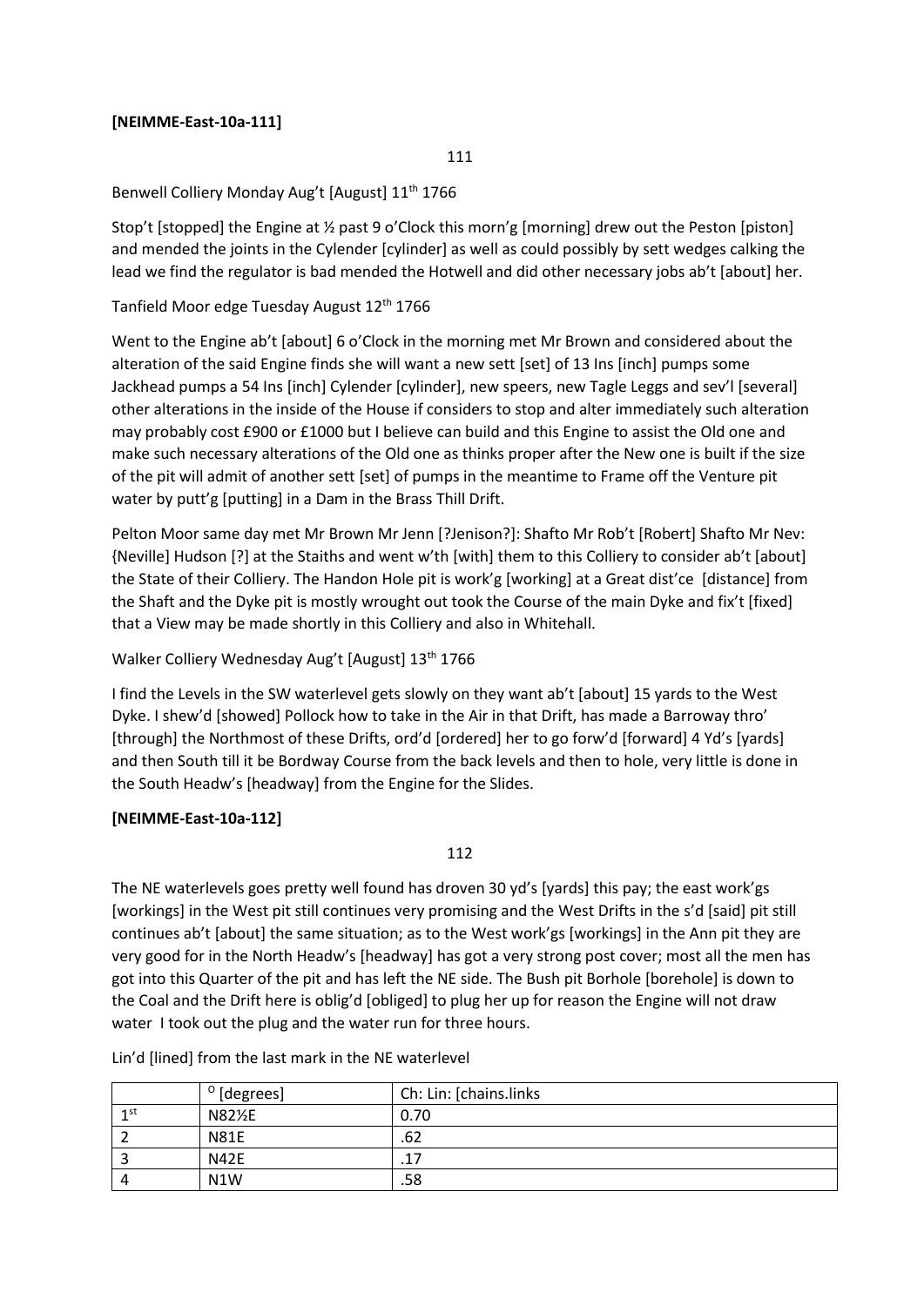**[NEIMME-East-10a-111]**

111

Benwell Colliery Monday Aug't [August] 11th 1766

Stop't [stopped] the Engine at ½ past 9 o'Clock this morn'g [morning] drew out the Peston [piston] and mended the joints in the Cylender [cylinder] as well as could possibly by sett wedges calking the lead we find the regulator is bad mended the Hotwell and did other necessary jobs ab't [about] her.

Tanfield Moor edge Tuesday August 12th 1766

Went to the Engine ab't [about] 6 o'Clock in the morning met Mr Brown and considered about the alteration of the said Engine finds she will want a new sett [set] of 13 Ins [inch] pumps some Jackhead pumps a 54 Ins [inch] Cylender [cylinder], new speers, new Tagle Leggs and sev'l [several] other alterations in the inside of the House if considers to stop and alter immediately such alteration may probably cost £900 or £1000 but I believe can build and this Engine to assist the Old one and make such necessary alterations of the Old one as thinks proper after the New one is built if the size of the pit will admit of another sett [set] of pumps in the meantime to Frame off the Venture pit water by putt'g [putting] in a Dam in the Brass Thill Drift.

Pelton Moor same day met Mr Brown Mr Jenn [?Jenison?]: Shafto Mr Rob't [Robert] Shafto Mr Nev: {Neville] Hudson [?] at the Staiths and went w'th [with] them to this Colliery to consider ab't [about] the State of their Colliery. The Handon Hole pit is work'g [working] at a Great dist'ce [distance] from the Shaft and the Dyke pit is mostly wrought out took the Course of the main Dyke and fix't [fixed] that a View may be made shortly in this Colliery and also in Whitehall.

Walker Colliery Wednesday Aug't [August] 13th 1766

I find the Levels in the SW waterlevel gets slowly on they want ab't [about] 15 yards to the West Dyke. I shew'd [showed] Pollock how to take in the Air in that Drift, has made a Barroway thro' [through] the Northmost of these Drifts, ord'd [ordered] her to go forw'd [forward] 4 Yd's [yards] and then South till it be Bordway Course from the back levels and then to hole, very little is done in the South Headw's [headway] from the Engine for the Slides.

**[NEIMME-East-10a-112]**

112

The NE waterlevels goes pretty well found has droven 30 yd's [yards] this pay; the east work'gs [workings] in the West pit still continues very promising and the West Drifts in the s'd [said] pit still continues ab't [about] the same situation; as to the West work'gs [workings] in the Ann pit they are very good for in the North Headw's [headway] has got a very strong post cover; most all the men has got into this Quarter of the pit and has left the NE side. The Bush pit Borhole [borehole] is down to the Coal and the Drift here is oblig'd [obliged] to plug her up for reason the Engine will not draw water I took out the plug and the water run for three hours.

Lin'd [lined] from the last mark in the NE waterlevel

| | ° [degrees] | Ch: Lin: [chains.links |
|---|---|---|
| 1st | N82½E | 0.70 |
| 2 | N81E | .62 |
| 3 | N42E | .17 |
| 4 | N1W | .58 |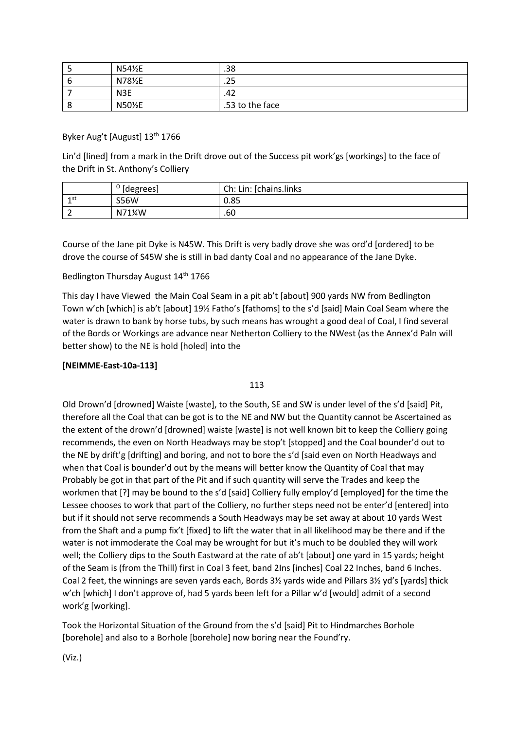| 5 | N54½E | .38 |
|---|---|---|
| 6 | N78½E | .25 |
| 7 | N3E | .42 |
| 8 | N50½E | .53 to the face |

Byker Aug't [August] 13th 1766

Lin'd [lined] from a mark in the Drift drove out of the Success pit work'gs [workings] to the face of the Drift in St. Anthony's Colliery

| | ° [degrees] | Ch: Lin: [chains.links |
|---|---|---|
| 1st | S56W | 0.85 |
| 2 | N71¼W | .60 |

Course of the Jane pit Dyke is N45W. This Drift is very badly drove she was ord'd [ordered] to be drove the course of S45W she is still in bad danty Coal and no appearance of the Jane Dyke.

Bedlington Thursday August 14th 1766

This day I have Viewed the Main Coal Seam in a pit ab't [about] 900 yards NW from Bedlington Town w'ch [which] is ab't [about] 19½ Fatho's [fathoms] to the s'd [said] Main Coal Seam where the water is drawn to bank by horse tubs, by such means has wrought a good deal of Coal, I find several of the Bords or Workings are advance near Netherton Colliery to the NWest (as the Annex'd Paln will better show) to the NE is hold [holed] into the

**[NEIMME-East-10a-113]**

113

Old Drown'd [drowned] Waiste [waste], to the South, SE and SW is under level of the s'd [said] Pit, therefore all the Coal that can be got is to the NE and NW but the Quantity cannot be Ascertained as the extent of the drown'd [drowned] waiste [waste] is not well known bit to keep the Colliery going recommends, the even on North Headways may be stop't [stopped] and the Coal bounder'd out to the NE by drift'g [drifting] and boring, and not to bore the s'd [said even on North Headways and when that Coal is bounder'd out by the means will better know the Quantity of Coal that may Probably be got in that part of the Pit and if such quantity will serve the Trades and keep the workmen that [?] may be bound to the s'd [said] Colliery fully employ'd [employed] for the time the Lessee chooses to work that part of the Colliery, no further steps need not be enter'd [entered] into but if it should not serve recommends a South Headways may be set away at about 10 yards West from the Shaft and a pump fix't [fixed] to lift the water that in all likelihood may be there and if the water is not immoderate the Coal may be wrought for but it's much to be doubled they will work well; the Colliery dips to the South Eastward at the rate of ab't [about] one yard in 15 yards; height of the Seam is (from the Thill) first in Coal 3 feet, band 2Ins [inches] Coal 22 Inches, band 6 Inches. Coal 2 feet, the winnings are seven yards each, Bords 3½ yards wide and Pillars 3½ yd's [yards] thick w'ch [which] I don't approve of, had 5 yards been left for a Pillar w'd [would] admit of a second work'g [working].

Took the Horizontal Situation of the Ground from the s'd [said] Pit to Hindmarches Borhole [borehole] and also to a Borhole [borehole] now boring near the Found'ry.

(Viz.)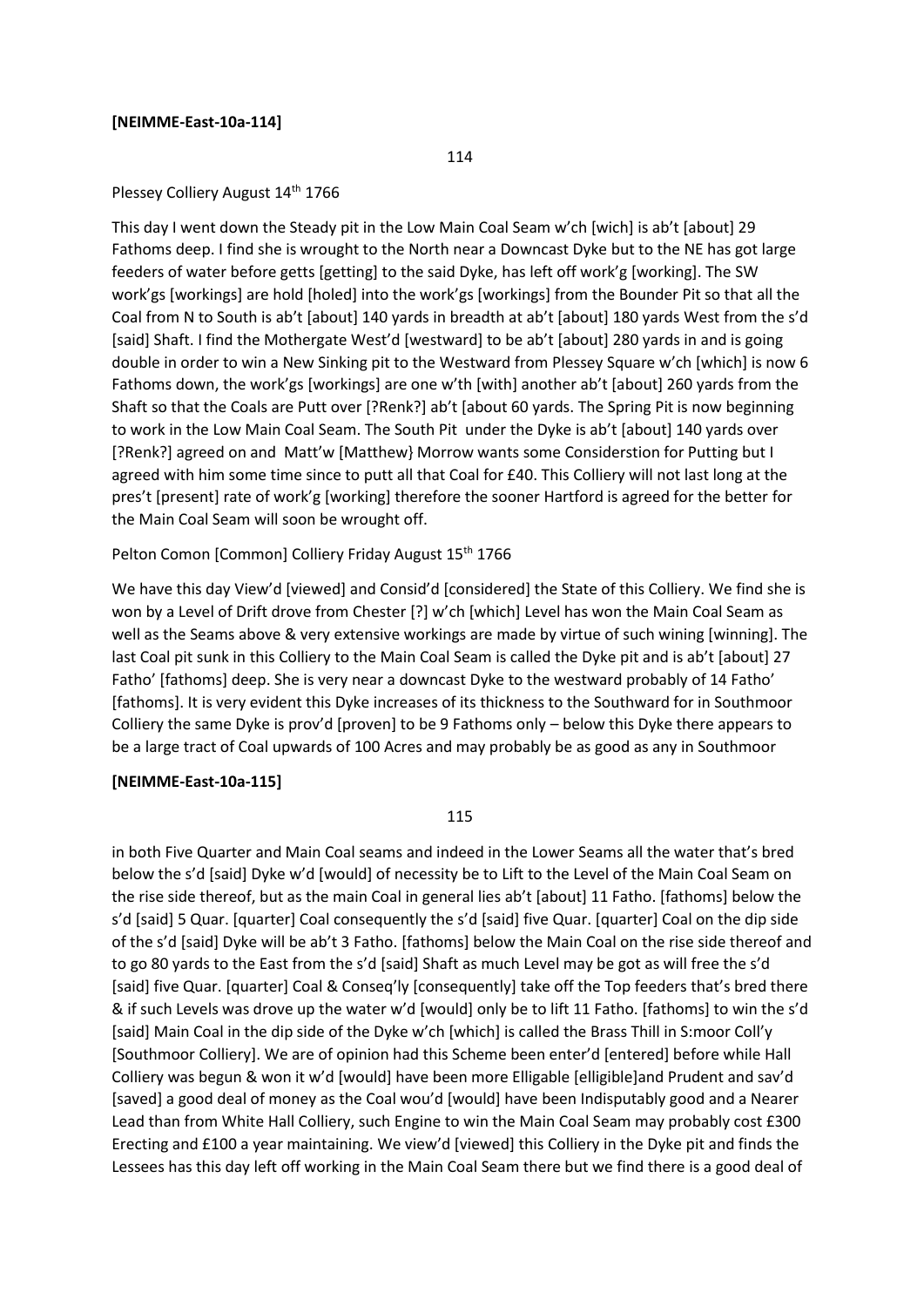**[NEIMME-East-10a-114]**

114

Plessey Colliery August 14th 1766

This day I went down the Steady pit in the Low Main Coal Seam w'ch [wich] is ab't [about] 29 Fathoms deep. I find she is wrought to the North near a Downcast Dyke but to the NE has got large feeders of water before getts [getting] to the said Dyke, has left off work'g [working]. The SW work'gs [workings] are hold [holed] into the work'gs [workings] from the Bounder Pit so that all the Coal from N to South is ab't [about] 140 yards in breadth at ab't [about] 180 yards West from the s'd [said] Shaft. I find the Mothergate West'd [westward] to be ab't [about] 280 yards in and is going double in order to win a New Sinking pit to the Westward from Plessey Square w'ch [which] is now 6 Fathoms down, the work'gs [workings] are one w'th [with] another ab't [about] 260 yards from the Shaft so that the Coals are Putt over [?Renk?] ab't [about 60 yards. The Spring Pit is now beginning to work in the Low Main Coal Seam. The South Pit under the Dyke is ab't [about] 140 yards over [?Renk?] agreed on and Matt'w [Matthew} Morrow wants some Considerstion for Putting but I agreed with him some time since to putt all that Coal for £40. This Colliery will not last long at the pres't [present] rate of work'g [working] therefore the sooner Hartford is agreed for the better for the Main Coal Seam will soon be wrought off.

Pelton Comon [Common] Colliery Friday August 15th 1766

We have this day View'd [viewed] and Consid'd [considered] the State of this Colliery. We find she is won by a Level of Drift drove from Chester [?] w'ch [which] Level has won the Main Coal Seam as well as the Seams above & very extensive workings are made by virtue of such wining [winning]. The last Coal pit sunk in this Colliery to the Main Coal Seam is called the Dyke pit and is ab't [about] 27 Fatho' [fathoms] deep. She is very near a downcast Dyke to the westward probably of 14 Fatho' [fathoms]. It is very evident this Dyke increases of its thickness to the Southward for in Southmoor Colliery the same Dyke is prov'd [proven] to be 9 Fathoms only – below this Dyke there appears to be a large tract of Coal upwards of 100 Acres and may probably be as good as any in Southmoor

**[NEIMME-East-10a-115]**

115

in both Five Quarter and Main Coal seams and indeed in the Lower Seams all the water that's bred below the s'd [said] Dyke w'd [would] of necessity be to Lift to the Level of the Main Coal Seam on the rise side thereof, but as the main Coal in general lies ab't [about] 11 Fatho. [fathoms] below the s'd [said] 5 Quar. [quarter] Coal consequently the s'd [said] five Quar. [quarter] Coal on the dip side of the s'd [said] Dyke will be ab't 3 Fatho. [fathoms] below the Main Coal on the rise side thereof and to go 80 yards to the East from the s'd [said] Shaft as much Level may be got as will free the s'd [said] five Quar. [quarter] Coal & Conseq'ly [consequently] take off the Top feeders that's bred there & if such Levels was drove up the water w'd [would] only be to lift 11 Fatho. [fathoms] to win the s'd [said] Main Coal in the dip side of the Dyke w'ch [which] is called the Brass Thill in S:moor Coll'y [Southmoor Colliery]. We are of opinion had this Scheme been enter'd [entered] before while Hall Colliery was begun & won it w'd [would] have been more Elligable [elligible]and Prudent and sav'd [saved] a good deal of money as the Coal wou'd [would] have been Indisputably good and a Nearer Lead than from White Hall Colliery, such Engine to win the Main Coal Seam may probably cost £300 Erecting and £100 a year maintaining. We view'd [viewed] this Colliery in the Dyke pit and finds the Lessees has this day left off working in the Main Coal Seam there but we find there is a good deal of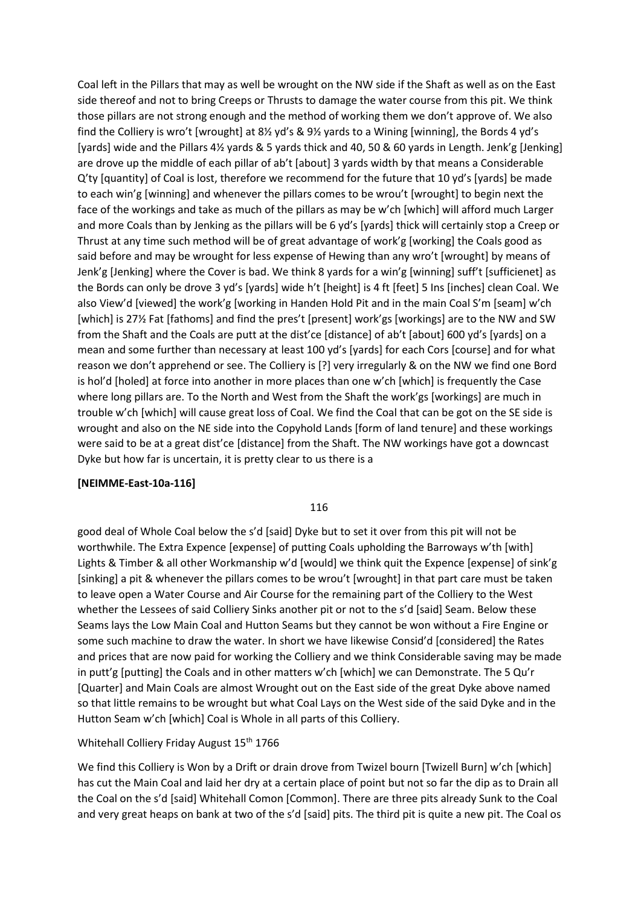Coal left in the Pillars that may as well be wrought on the NW side if the Shaft as well as on the East side thereof and not to bring Creeps or Thrusts to damage the water course from this pit. We think those pillars are not strong enough and the method of working them we don't approve of. We also find the Colliery is wro't [wrought] at 8½ yd's & 9½ yards to a Wining [winning], the Bords 4 yd's [yards] wide and the Pillars 4½ yards & 5 yards thick and 40, 50 & 60 yards in Length. Jenk'g [Jenking] are drove up the middle of each pillar of ab't [about] 3 yards width by that means a Considerable Q'ty [quantity] of Coal is lost, therefore we recommend for the future that 10 yd's [yards] be made to each win'g [winning] and whenever the pillars comes to be wrou't [wrought] to begin next the face of the workings and take as much of the pillars as may be w'ch [which] will afford much Larger and more Coals than by Jenking as the pillars will be 6 yd's [yards] thick will certainly stop a Creep or Thrust at any time such method will be of great advantage of work'g [working] the Coals good as said before and may be wrought for less expense of Hewing than any wro't [wrought] by means of Jenk'g [Jenking] where the Cover is bad. We think 8 yards for a win'g [winning] suff't [sufficienet] as the Bords can only be drove 3 yd's [yards] wide h't [height] is 4 ft [feet] 5 Ins [inches] clean Coal. We also View'd [viewed] the work'g [working in Handen Hold Pit and in the main Coal S'm [seam] w'ch [which] is 27½ Fat [fathoms] and find the pres't [present] work'gs [workings] are to the NW and SW from the Shaft and the Coals are putt at the dist'ce [distance] of ab't [about] 600 yd's [yards] on a mean and some further than necessary at least 100 yd's [yards] for each Cors [course] and for what reason we don't apprehend or see. The Colliery is [?] very irregularly & on the NW we find one Bord is hol'd [holed] at force into another in more places than one w'ch [which] is frequently the Case where long pillars are. To the North and West from the Shaft the work'gs [workings] are much in trouble w'ch [which] will cause great loss of Coal. We find the Coal that can be got on the SE side is wrought and also on the NE side into the Copyhold Lands [form of land tenure] and these workings were said to be at a great dist'ce [distance] from the Shaft. The NW workings have got a downcast Dyke but how far is uncertain, it is pretty clear to us there is a

**[NEIMME-East-10a-116]**

good deal of Whole Coal below the s'd [said] Dyke but to set it over from this pit will not be worthwhile. The Extra Expence [expense] of putting Coals upholding the Barroways w'th [with] Lights & Timber & all other Workmanship w'd [would] we think quit the Expence [expense] of sink'g [sinking] a pit & whenever the pillars comes to be wrou't [wrought] in that part care must be taken to leave open a Water Course and Air Course for the remaining part of the Colliery to the West whether the Lessees of said Colliery Sinks another pit or not to the s'd [said] Seam. Below these Seams lays the Low Main Coal and Hutton Seams but they cannot be won without a Fire Engine or some such machine to draw the water. In short we have likewise Consid'd [considered] the Rates and prices that are now paid for working the Colliery and we think Considerable saving may be made in putt'g [putting] the Coals and in other matters w'ch [which] we can Demonstrate. The 5 Qu'r [Quarter] and Main Coals are almost Wrought out on the East side of the great Dyke above named so that little remains to be wrought but what Coal Lays on the West side of the said Dyke and in the Hutton Seam w'ch [which] Coal is Whole in all parts of this Colliery.

Whitehall Colliery Friday August 15th 1766

We find this Colliery is Won by a Drift or drain drove from Twizel bourn [Twizell Burn] w'ch [which] has cut the Main Coal and laid her dry at a certain place of point but not so far the dip as to Drain all the Coal on the s'd [said] Whitehall Comon [Common]. There are three pits already Sunk to the Coal and very great heaps on bank at two of the s'd [said] pits. The third pit is quite a new pit. The Coal os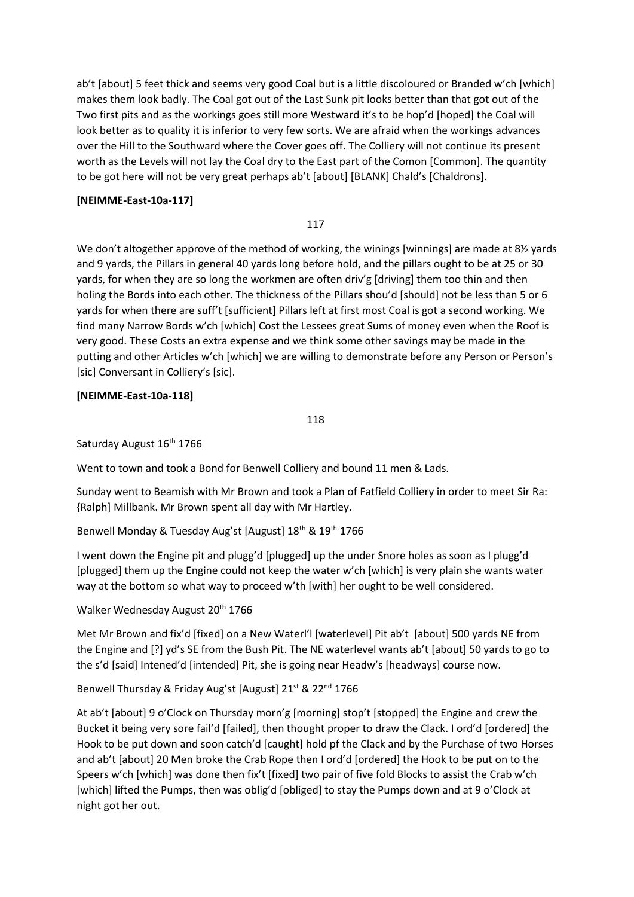ab't [about] 5 feet thick and seems very good Coal but is a little discoloured or Branded w'ch [which] makes them look badly. The Coal got out of the Last Sunk pit looks better than that got out of the Two first pits and as the workings goes still more Westward it's to be hop'd [hoped] the Coal will look better as to quality it is inferior to very few sorts. We are afraid when the workings advances over the Hill to the Southward where the Cover goes off. The Colliery will not continue its present worth as the Levels will not lay the Coal dry to the East part of the Comon [Common]. The quantity to be got here will not be very great perhaps ab't [about] [BLANK] Chald's [Chaldrons].

**[NEIMME-East-10a-117]**

117

We don't altogether approve of the method of working, the winings [winnings] are made at 8½ yards and 9 yards, the Pillars in general 40 yards long before hold, and the pillars ought to be at 25 or 30 yards, for when they are so long the workmen are often driv'g [driving] them too thin and then holing the Bords into each other. The thickness of the Pillars shou'd [should] not be less than 5 or 6 yards for when there are suff't [sufficient] Pillars left at first most Coal is got a second working. We find many Narrow Bords w'ch [which] Cost the Lessees great Sums of money even when the Roof is very good. These Costs an extra expense and we think some other savings may be made in the putting and other Articles w'ch [which] we are willing to demonstrate before any Person or Person's [sic] Conversant in Colliery's [sic].

**[NEIMME-East-10a-118]**

118

Saturday August 16th 1766

Went to town and took a Bond for Benwell Colliery and bound 11 men & Lads.

Sunday went to Beamish with Mr Brown and took a Plan of Fatfield Colliery in order to meet Sir Ra: {Ralph] Millbank. Mr Brown spent all day with Mr Hartley.

Benwell Monday & Tuesday Aug'st [August] 18th & 19th 1766

I went down the Engine pit and plugg'd [plugged] up the under Snore holes as soon as I plugg'd [plugged] them up the Engine could not keep the water w'ch [which] is very plain she wants water way at the bottom so what way to proceed w'th [with] her ought to be well considered.

Walker Wednesday August 20th 1766

Met Mr Brown and fix'd [fixed] on a New Waterl'l [waterlevel] Pit ab't [about] 500 yards NE from the Engine and [?] yd's SE from the Bush Pit. The NE waterlevel wants ab't [about] 50 yards to go to the s'd [said] Intened'd [intended] Pit, she is going near Headw's [headways] course now.

Benwell Thursday & Friday Aug'st [August] 21st & 22nd 1766

At ab't [about] 9 o'Clock on Thursday morn'g [morning] stop't [stopped] the Engine and crew the Bucket it being very sore fail'd [failed], then thought proper to draw the Clack. I ord'd [ordered] the Hook to be put down and soon catch'd [caught] hold pf the Clack and by the Purchase of two Horses and ab't [about] 20 Men broke the Crab Rope then I ord'd [ordered] the Hook to be put on to the Speers w'ch [which] was done then fix't [fixed] two pair of five fold Blocks to assist the Crab w'ch [which] lifted the Pumps, then was oblig'd [obliged] to stay the Pumps down and at 9 o'Clock at night got her out.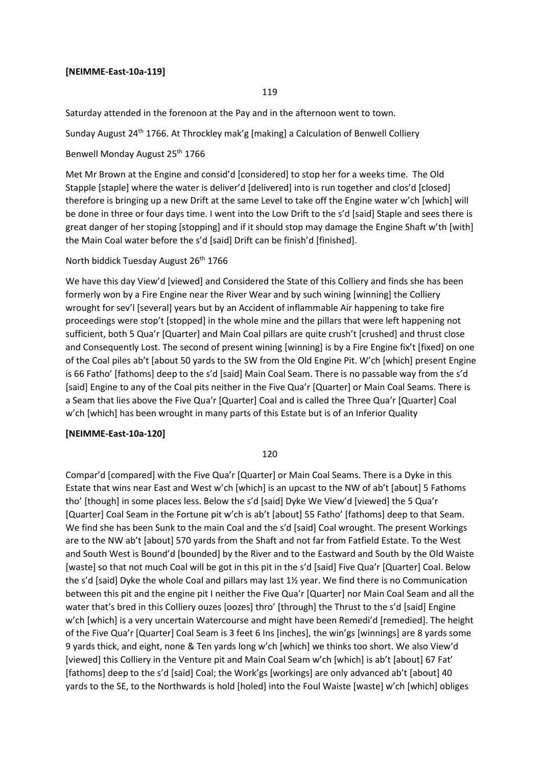**[NEIMME-East-10a-119]**

119

Saturday attended in the forenoon at the Pay and in the afternoon went to town.

Sunday August 24th 1766. At Throckley mak'g [making] a Calculation of Benwell Colliery

Benwell Monday August 25th 1766

Met Mr Brown at the Engine and consid'd [considered] to stop her for a weeks time. The Old Stapple [staple] where the water is deliver'd [delivered] into is run together and clos'd [closed] therefore is bringing up a new Drift at the same Level to take off the Engine water w'ch [which] will be done in three or four days time. I went into the Low Drift to the s'd [said] Staple and sees there is great danger of her stoping [stopping] and if it should stop may damage the Engine Shaft w'th [with] the Main Coal water before the s'd [said] Drift can be finish'd [finished].

North biddick Tuesday August 26th 1766

We have this day View'd [viewed] and Considered the State of this Colliery and finds she has been formerly won by a Fire Engine near the River Wear and by such wining [winning] the Colliery wrought for sev'l [several] years but by an Accident of inflammable Air happening to take fire proceedings were stop't [stopped] in the whole mine and the pillars that were left happening not sufficient, both 5 Qua'r [Quarter] and Main Coal pillars are quite crush't [crushed] and thrust close and Consequently Lost. The second of present wining [winning] is by a Fire Engine fix't [fixed] on one of the Coal piles ab't [about 50 yards to the SW from the Old Engine Pit. W'ch [which] present Engine is 66 Fatho' [fathoms] deep to the s'd [said] Main Coal Seam. There is no passable way from the s'd [said] Engine to any of the Coal pits neither in the Five Qua'r [Quarter] or Main Coal Seams. There is a Seam that lies above the Five Qua'r [Quarter] Coal and is called the Three Qua'r [Quarter] Coal w'ch [which] has been wrought in many parts of this Estate but is of an Inferior Quality

**[NEIMME-East-10a-120]**

120

Compar'd [compared] with the Five Qua'r [Quarter] or Main Coal Seams. There is a Dyke in this Estate that wins near East and West w'ch [which] is an upcast to the NW of ab't [about] 5 Fathoms tho' [though] in some places less. Below the s'd [said] Dyke We View'd [viewed] the 5 Qua'r [Quarter] Coal Seam in the Fortune pit w'ch is ab't [about] 55 Fatho' [fathoms] deep to that Seam. We find she has been Sunk to the main Coal and the s'd [said] Coal wrought. The present Workings are to the NW ab't [about] 570 yards from the Shaft and not far from Fatfield Estate. To the West and South West is Bound'd [bounded] by the River and to the Eastward and South by the Old Waiste [waste] so that not much Coal will be got in this pit in the s'd [said] Five Qua'r [Quarter] Coal. Below the s'd [said] Dyke the whole Coal and pillars may last 1½ year. We find there is no Communication between this pit and the engine pit I neither the Five Qua'r [Quarter] nor Main Coal Seam and all the water that's bred in this Colliery ouzes [oozes] thro' [through] the Thrust to the s'd [said] Engine w'ch [which] is a very uncertain Watercourse and might have been Remedi'd [remedied]. The height of the Five Qua'r [Quarter] Coal Seam is 3 feet 6 Ins [inches], the win'gs [winnings] are 8 yards some 9 yards thick, and eight, none & Ten yards long w'ch [which] we thinks too short. We also View'd [viewed] this Colliery in the Venture pit and Main Coal Seam w'ch [which] is ab't [about] 67 Fat' [fathoms] deep to the s'd [said] Coal; the Work'gs [workings] are only advanced ab't [about] 40 yards to the SE, to the Northwards is hold [holed] into the Foul Waiste [waste] w'ch [which] obliges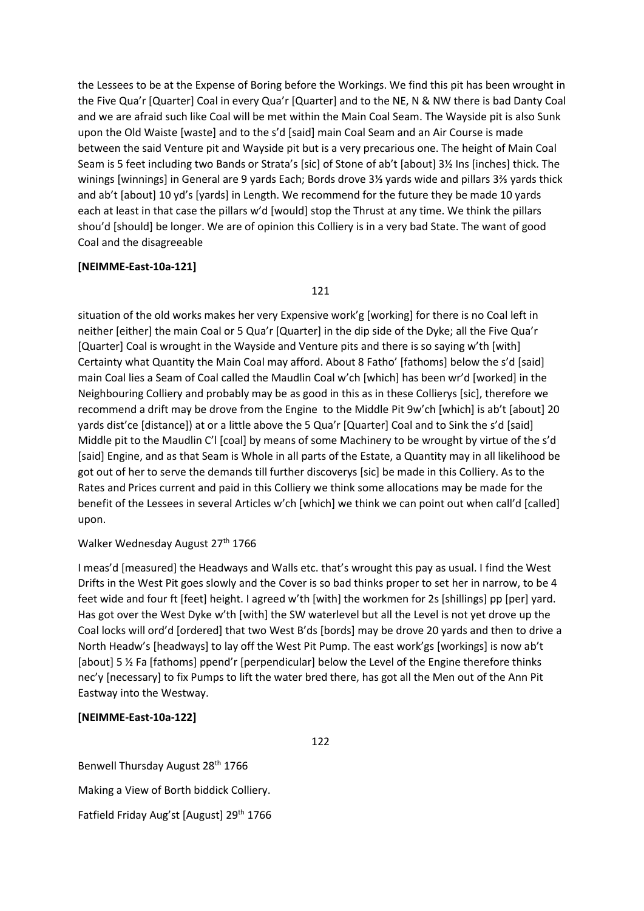the Lessees to be at the Expense of Boring before the Workings. We find this pit has been wrought in the Five Qua'r [Quarter] Coal in every Qua'r [Quarter] and to the NE, N & NW there is bad Danty Coal and we are afraid such like Coal will be met within the Main Coal Seam. The Wayside pit is also Sunk upon the Old Waiste [waste] and to the s'd [said] main Coal Seam and an Air Course is made between the said Venture pit and Wayside pit but is a very precarious one. The height of Main Coal Seam is 5 feet including two Bands or Strata's [sic] of Stone of ab't [about] 3½ Ins [inches] thick. The winings [winnings] in General are 9 yards Each; Bords drove 3⅓ yards wide and pillars 3⅔ yards thick and ab't [about] 10 yd's [yards] in Length. We recommend for the future they be made 10 yards each at least in that case the pillars w'd [would] stop the Thrust at any time. We think the pillars shou'd [should] be longer. We are of opinion this Colliery is in a very bad State. The want of good Coal and the disagreeable

**[NEIMME-East-10a-121]**

121

situation of the old works makes her very Expensive work'g [working] for there is no Coal left in neither [either] the main Coal or 5 Qua'r [Quarter] in the dip side of the Dyke; all the Five Qua'r [Quarter] Coal is wrought in the Wayside and Venture pits and there is so saying w'th [with] Certainty what Quantity the Main Coal may afford. About 8 Fatho' [fathoms] below the s'd [said] main Coal lies a Seam of Coal called the Maudlin Coal w'ch [which] has been wr'd [worked] in the Neighbouring Colliery and probably may be as good in this as in these Collierys [sic], therefore we recommend a drift may be drove from the Engine to the Middle Pit 9w'ch [which] is ab't [about] 20 yards dist'ce [distance]) at or a little above the 5 Qua'r [Quarter] Coal and to Sink the s'd [said] Middle pit to the Maudlin C'l [coal] by means of some Machinery to be wrought by virtue of the s'd [said] Engine, and as that Seam is Whole in all parts of the Estate, a Quantity may in all likelihood be got out of her to serve the demands till further discoverys [sic] be made in this Colliery. As to the Rates and Prices current and paid in this Colliery we think some allocations may be made for the benefit of the Lessees in several Articles w'ch [which] we think we can point out when call'd [called] upon.

Walker Wednesday August 27th 1766

I meas'd [measured] the Headways and Walls etc. that's wrought this pay as usual. I find the West Drifts in the West Pit goes slowly and the Cover is so bad thinks proper to set her in narrow, to be 4 feet wide and four ft [feet] height. I agreed w'th [with] the workmen for 2s [shillings] pp [per] yard. Has got over the West Dyke w'th [with] the SW waterlevel but all the Level is not yet drove up the Coal locks will ord'd [ordered] that two West B'ds [bords] may be drove 20 yards and then to drive a North Headw's [headways] to lay off the West Pit Pump. The east work'gs [workings] is now ab't [about] 5 ½ Fa [fathoms] ppend'r [perpendicular] below the Level of the Engine therefore thinks nec'y [necessary] to fix Pumps to lift the water bred there, has got all the Men out of the Ann Pit Eastway into the Westway.

**[NEIMME-East-10a-122]**

122

Benwell Thursday August 28th 1766

Making a View of Borth biddick Colliery.

Fatfield Friday Aug'st [August] 29th 1766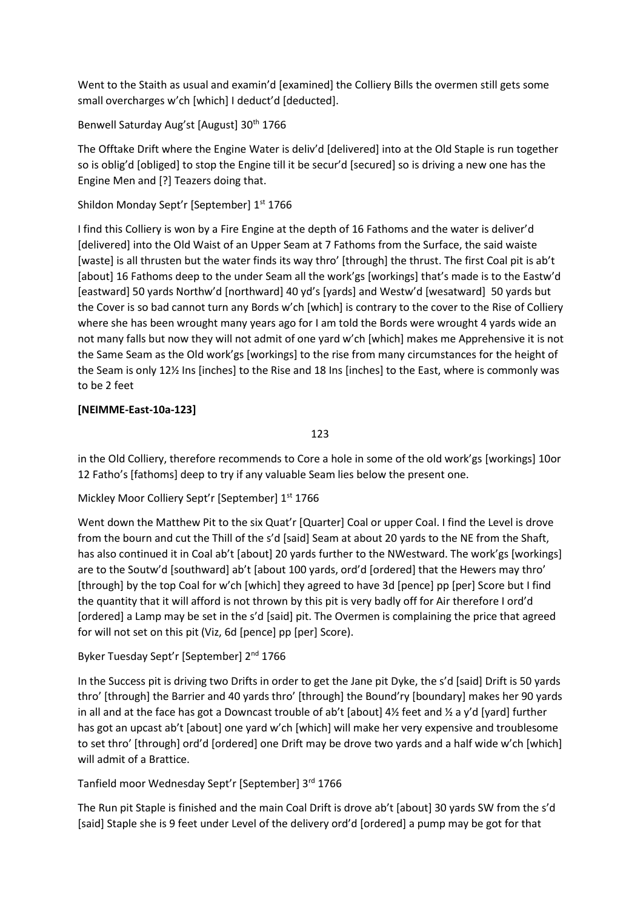Went to the Staith as usual and examin'd [examined] the Colliery Bills the overmen still gets some small overcharges w'ch [which] I deduct'd [deducted].

Benwell Saturday Aug'st [August] 30th 1766

The Offtake Drift where the Engine Water is deliv'd [delivered] into at the Old Staple is run together so is oblig'd [obliged] to stop the Engine till it be secur'd [secured] so is driving a new one has the Engine Men and [?] Teazers doing that.

Shildon Monday Sept'r [September] 1st 1766

I find this Colliery is won by a Fire Engine at the depth of 16 Fathoms and the water is deliver'd [delivered] into the Old Waist of an Upper Seam at 7 Fathoms from the Surface, the said waiste [waste] is all thrusten but the water finds its way thro' [through] the thrust. The first Coal pit is ab't [about] 16 Fathoms deep to the under Seam all the work'gs [workings] that's made is to the Eastw'd [eastward] 50 yards Northw'd [northward] 40 yd's [yards] and Westw'd [wesatward] 50 yards but the Cover is so bad cannot turn any Bords w'ch [which] is contrary to the cover to the Rise of Colliery where she has been wrought many years ago for I am told the Bords were wrought 4 yards wide an not many falls but now they will not admit of one yard w'ch [which] makes me Apprehensive it is not the Same Seam as the Old work'gs [workings] to the rise from many circumstances for the height of the Seam is only 12½ Ins [inches] to the Rise and 18 Ins [inches] to the East, where is commonly was to be 2 feet

**[NEIMME-East-10a-123]**

123

in the Old Colliery, therefore recommends to Core a hole in some of the old work'gs [workings] 10or 12 Fatho's [fathoms] deep to try if any valuable Seam lies below the present one.

Mickley Moor Colliery Sept'r [September] 1st 1766

Went down the Matthew Pit to the six Quat'r [Quarter] Coal or upper Coal. I find the Level is drove from the bourn and cut the Thill of the s'd [said] Seam at about 20 yards to the NE from the Shaft, has also continued it in Coal ab't [about] 20 yards further to the NWestward. The work'gs [workings] are to the Soutw'd [southward] ab't [about 100 yards, ord'd [ordered] that the Hewers may thro' [through] by the top Coal for w'ch [which] they agreed to have 3d [pence] pp [per] Score but I find the quantity that it will afford is not thrown by this pit is very badly off for Air therefore I ord'd [ordered] a Lamp may be set in the s'd [said] pit. The Overmen is complaining the price that agreed for will not set on this pit (Viz, 6d [pence] pp [per] Score).

Byker Tuesday Sept'r [September] 2nd 1766

In the Success pit is driving two Drifts in order to get the Jane pit Dyke, the s'd [said] Drift is 50 yards thro' [through] the Barrier and 40 yards thro' [through] the Bound'ry [boundary] makes her 90 yards in all and at the face has got a Downcast trouble of ab't [about] 4½ feet and ½ a y'd [yard] further has got an upcast ab't [about] one yard w'ch [which] will make her very expensive and troublesome to set thro' [through] ord'd [ordered] one Drift may be drove two yards and a half wide w'ch [which] will admit of a Brattice.

Tanfield moor Wednesday Sept'r [September] 3rd 1766

The Run pit Staple is finished and the main Coal Drift is drove ab't [about] 30 yards SW from the s'd [said] Staple she is 9 feet under Level of the delivery ord'd [ordered] a pump may be got for that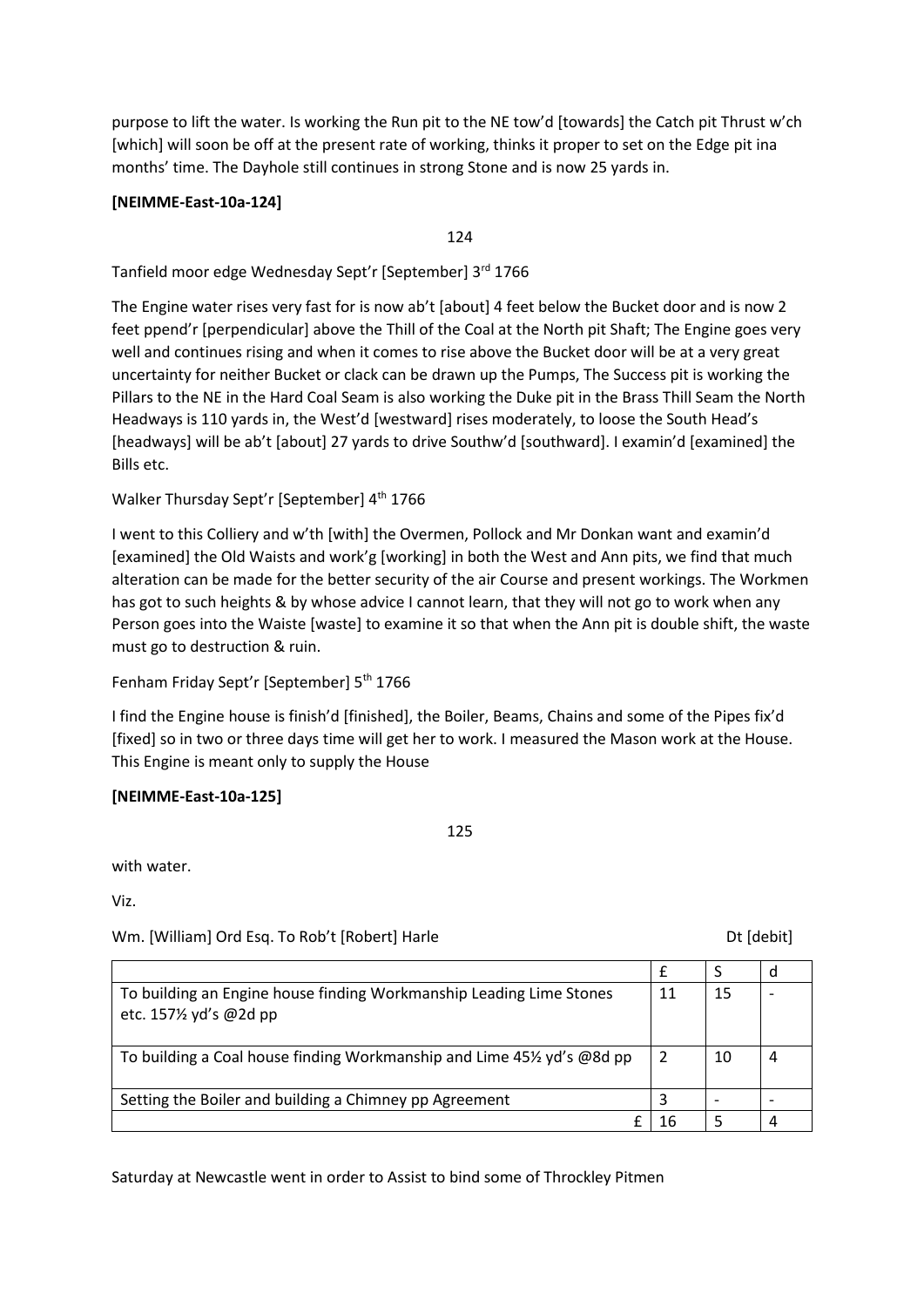purpose to lift the water. Is working the Run pit to the NE tow'd [towards] the Catch pit Thrust w'ch [which] will soon be off at the present rate of working, thinks it proper to set on the Edge pit ina months' time. The Dayhole still continues in strong Stone and is now 25 yards in.

**[NEIMME-East-10a-124]**

124

Tanfield moor edge Wednesday Sept'r [September] 3rd 1766

The Engine water rises very fast for is now ab't [about] 4 feet below the Bucket door and is now 2 feet ppend'r [perpendicular] above the Thill of the Coal at the North pit Shaft; The Engine goes very well and continues rising and when it comes to rise above the Bucket door will be at a very great uncertainty for neither Bucket or clack can be drawn up the Pumps, The Success pit is working the Pillars to the NE in the Hard Coal Seam is also working the Duke pit in the Brass Thill Seam the North Headways is 110 yards in, the West'd [westward] rises moderately, to loose the South Head's [headways] will be ab't [about] 27 yards to drive Southw'd [southward]. I examin'd [examined] the Bills etc.

Walker Thursday Sept'r [September] 4th 1766

I went to this Colliery and w'th [with] the Overmen, Pollock and Mr Donkan want and examin'd [examined] the Old Waists and work'g [working] in both the West and Ann pits, we find that much alteration can be made for the better security of the air Course and present workings. The Workmen has got to such heights & by whose advice I cannot learn, that they will not go to work when any Person goes into the Waiste [waste] to examine it so that when the Ann pit is double shift, the waste must go to destruction & ruin.

Fenham Friday Sept'r [September] 5th 1766

I find the Engine house is finish'd [finished], the Boiler, Beams, Chains and some of the Pipes fix'd [fixed] so in two or three days time will get her to work. I measured the Mason work at the House. This Engine is meant only to supply the House

**[NEIMME-East-10a-125]**

125

with water.

Viz.

Wm. [William] Ord Esq. To Rob't [Robert] Harle Dt [debit]

| | £ | S | d |
|---|---|---|---|
| To building an Engine house finding Workmanship Leading Lime Stones etc. 157½ yd's @2d pp | 11 | 15 | - |
| To building a Coal house finding Workmanship and Lime 45½ yd's @8d pp | 2 | 10 | 4 |
| Setting the Boiler and building a Chimney pp Agreement | 3 | - | - |
| £ | 16 | 5 | 4 |

Saturday at Newcastle went in order to Assist to bind some of Throckley Pitmen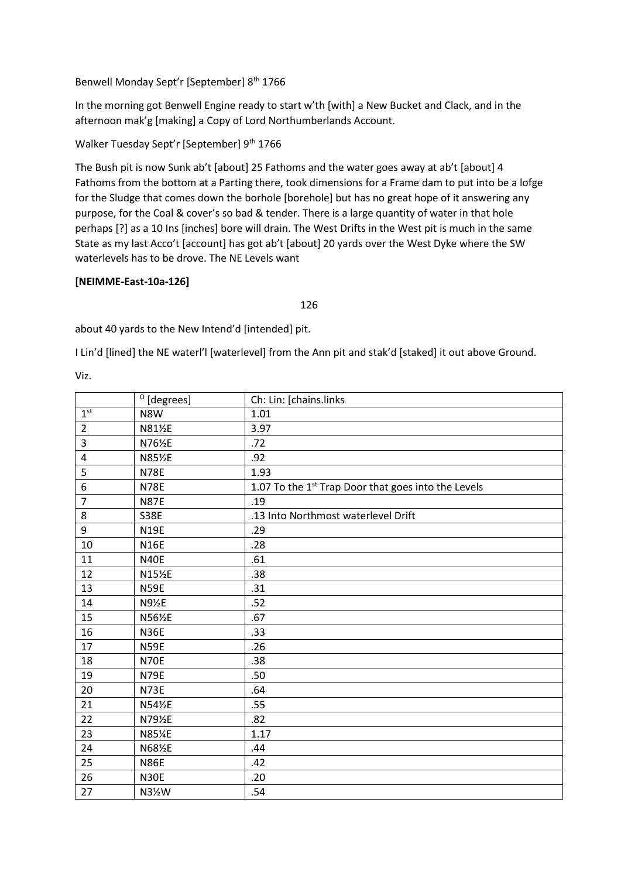Benwell Monday Sept'r [September] 8th 1766

In the morning got Benwell Engine ready to start w'th [with] a New Bucket and Clack, and in the afternoon mak'g [making] a Copy of Lord Northumberlands Account.

Walker Tuesday Sept'r [September] 9th 1766

The Bush pit is now Sunk ab't [about] 25 Fathoms and the water goes away at ab't [about] 4 Fathoms from the bottom at a Parting there, took dimensions for a Frame dam to put into be a lofge for the Sludge that comes down the borhole [borehole] but has no great hope of it answering any purpose, for the Coal & cover's so bad & tender. There is a large quantity of water in that hole perhaps [?] as a 10 Ins [inches] bore will drain. The West Drifts in the West pit is much in the same State as my last Acco't [account] has got ab't [about] 20 yards over the West Dyke where the SW waterlevels has to be drove. The NE Levels want

**[NEIMME-East-10a-126]**

126

about 40 yards to the New Intend'd [intended] pit.

I Lin'd [lined] the NE waterl'l [waterlevel] from the Ann pit and stak'd [staked] it out above Ground.

Viz.

| | ° [degrees] | Ch: Lin: [chains.links |
|---|---|---|
| 1st | N8W | 1.01 |
| 2 | N81½E | 3.97 |
| 3 | N76½E | .72 |
| 4 | N85½E | .92 |
| 5 | N78E | 1.93 |
| 6 | N78E | 1.07 To the 1st Trap Door that goes into the Levels |
| 7 | N87E | .19 |
| 8 | S38E | .13 Into Northmost waterlevel Drift |
| 9 | N19E | .29 |
| 10 | N16E | .28 |
| 11 | N40E | .61 |
| 12 | N15½E | .38 |
| 13 | N59E | .31 |
| 14 | N9½E | .52 |
| 15 | N56½E | .67 |
| 16 | N36E | .33 |
| 17 | N59E | .26 |
| 18 | N70E | .38 |
| 19 | N79E | .50 |
| 20 | N73E | .64 |
| 21 | N54½E | .55 |
| 22 | N79½E | .82 |
| 23 | N85¼E | 1.17 |
| 24 | N68½E | .44 |
| 25 | N86E | .42 |
| 26 | N30E | .20 |
| 27 | N3½W | .54 |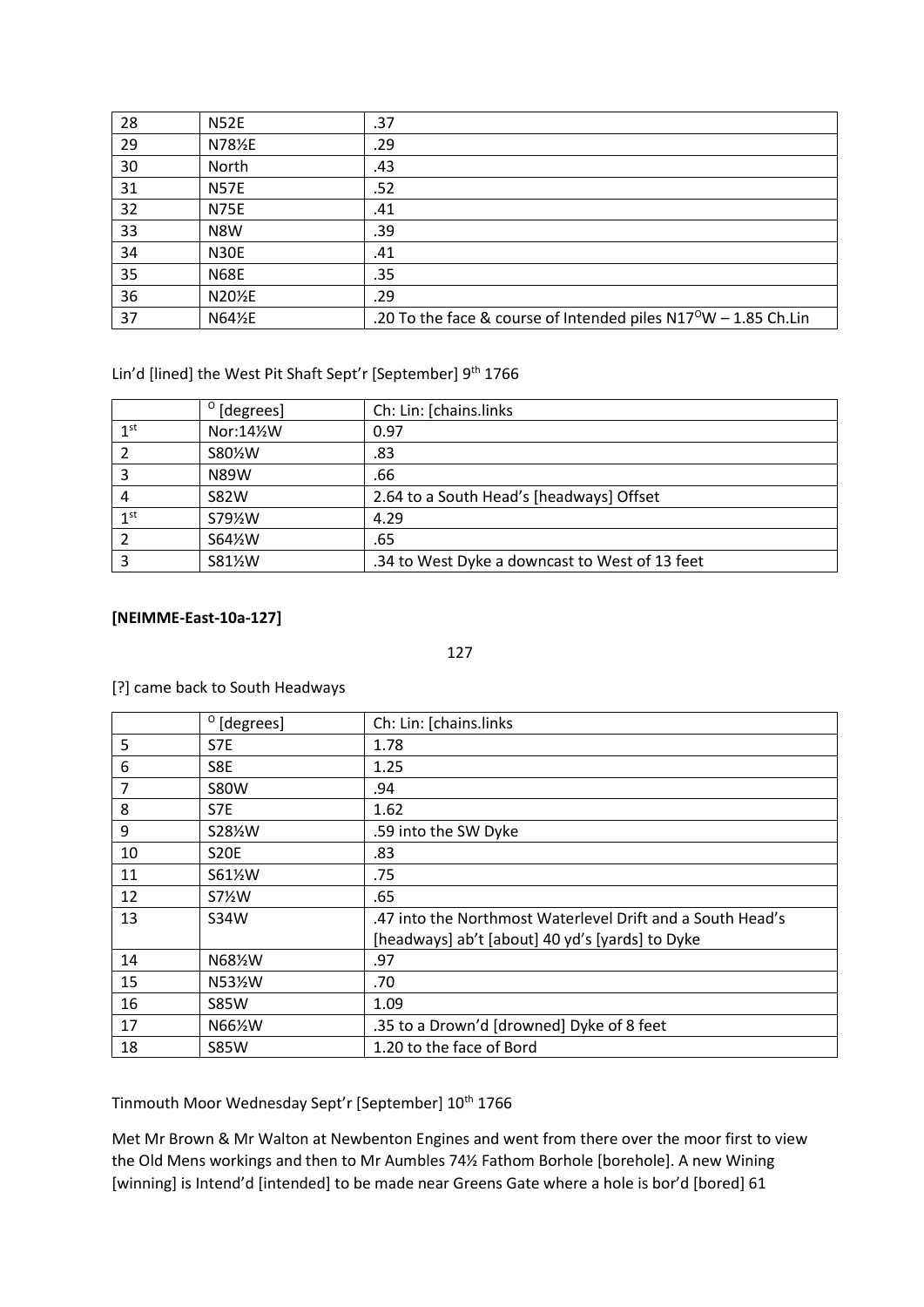| | | |
|---|---|---|
| 28 | N52E | .37 |
| 29 | N78½E | .29 |
| 30 | North | .43 |
| 31 | N57E | .52 |
| 32 | N75E | .41 |
| 33 | N8W | .39 |
| 34 | N30E | .41 |
| 35 | N68E | .35 |
| 36 | N20½E | .29 |
| 37 | N64½E | .20 To the face & course of Intended piles N17$^{O}$W – 1.85 Ch.Lin |

Lin'd [lined] the West Pit Shaft Sept'r [September] 9th 1766

| | $^{O}$ [degrees] | Ch: Lin: [chains.links |
|---|---|---|
| 1st | Nor:14½W | 0.97 |
| 2 | S80½W | .83 |
| 3 | N89W | .66 |
| 4 | S82W | 2.64 to a South Head's [headways] Offset |
| 1st | S79½W | 4.29 |
| 2 | S64½W | .65 |
| 3 | S81½W | .34 to West Dyke a downcast to West of 13 feet |

**[NEIMME-East-10a-127]**

127

[?] came back to South Headways

| | $^{O}$ [degrees] | Ch: Lin: [chains.links |
|---|---|---|
| 5 | S7E | 1.78 |
| 6 | S8E | 1.25 |
| 7 | S80W | .94 |
| 8 | S7E | 1.62 |
| 9 | S28½W | .59 into the SW Dyke |
| 10 | S20E | .83 |
| 11 | S61½W | .75 |
| 12 | S7½W | .65 |
| 13 | S34W | .47 into the Northmost Waterlevel Drift and a South Head's [headways] ab't [about] 40 yd's [yards] to Dyke |
| 14 | N68½W | .97 |
| 15 | N53½W | .70 |
| 16 | S85W | 1.09 |
| 17 | N66½W | .35 to a Drown'd [drowned] Dyke of 8 feet |
| 18 | S85W | 1.20 to the face of Bord |

Tinmouth Moor Wednesday Sept'r [September] 10th 1766

Met Mr Brown & Mr Walton at Newbenton Engines and went from there over the moor first to view the Old Mens workings and then to Mr Aumbles 74½ Fathom Borhole [borehole]. A new Wining [winning] is Intend'd [intended] to be made near Greens Gate where a hole is bor'd [bored] 61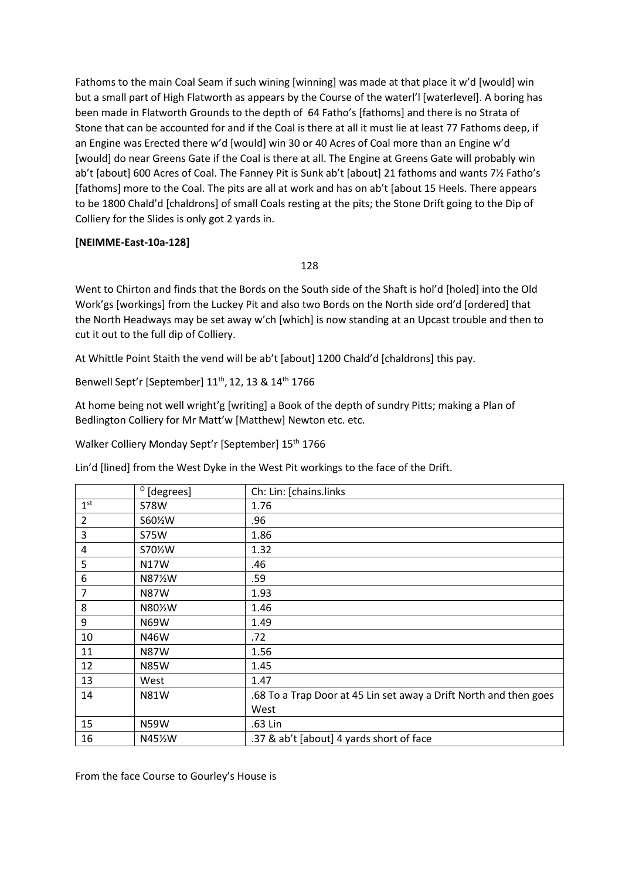Fathoms to the main Coal Seam if such wining [winning] was made at that place it w'd [would] win but a small part of High Flatworth as appears by the Course of the waterl'l [waterlevel]. A boring has been made in Flatworth Grounds to the depth of 64 Fatho's [fathoms] and there is no Strata of Stone that can be accounted for and if the Coal is there at all it must lie at least 77 Fathoms deep, if an Engine was Erected there w'd [would] win 30 or 40 Acres of Coal more than an Engine w'd [would] do near Greens Gate if the Coal is there at all. The Engine at Greens Gate will probably win ab't [about] 600 Acres of Coal. The Fanney Pit is Sunk ab't [about] 21 fathoms and wants 7½ Fatho's [fathoms] more to the Coal. The pits are all at work and has on ab't [about 15 Heels. There appears to be 1800 Chald'd [chaldrons] of small Coals resting at the pits; the Stone Drift going to the Dip of Colliery for the Slides is only got 2 yards in.

**[NEIMME-East-10a-128]**

128

Went to Chirton and finds that the Bords on the South side of the Shaft is hol'd [holed] into the Old Work'gs [workings] from the Luckey Pit and also two Bords on the North side ord'd [ordered] that the North Headways may be set away w'ch [which] is now standing at an Upcast trouble and then to cut it out to the full dip of Colliery.

At Whittle Point Staith the vend will be ab't [about] 1200 Chald'd [chaldrons] this pay.

Benwell Sept'r [September] 11th, 12, 13 & 14th 1766

At home being not well wright'g [writing] a Book of the depth of sundry Pitts; making a Plan of Bedlington Colliery for Mr Matt'w [Matthew] Newton etc. etc.

Walker Colliery Monday Sept'r [September] 15th 1766

Lin'd [lined] from the West Dyke in the West Pit workings to the face of the Drift.

| | ° [degrees] | Ch: Lin: [chains.links |
|---|---|---|
| 1st | S78W | 1.76 |
| 2 | S60½W | .96 |
| 3 | S75W | 1.86 |
| 4 | S70½W | 1.32 |
| 5 | N17W | .46 |
| 6 | N87½W | .59 |
| 7 | N87W | 1.93 |
| 8 | N80½W | 1.46 |
| 9 | N69W | 1.49 |
| 10 | N46W | .72 |
| 11 | N87W | 1.56 |
| 12 | N85W | 1.45 |
| 13 | West | 1.47 |
| 14 | N81W | .68 To a Trap Door at 45 Lin set away a Drift North and then goes West |
| 15 | N59W | .63 Lin |
| 16 | N45½W | .37 & ab't [about] 4 yards short of face |

From the face Course to Gourley's House is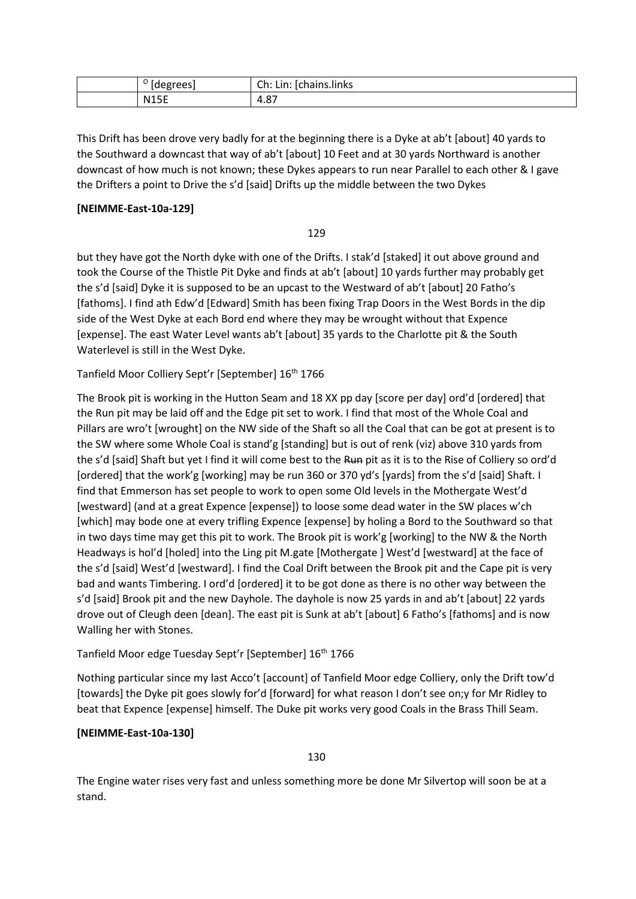| | ° [degrees] | Ch: Lin: [chains.links |
|---|---|---|
| | N15E | 4.87 |

This Drift has been drove very badly for at the beginning there is a Dyke at ab't [about] 40 yards to the Southward a downcast that way of ab't [about] 10 Feet and at 30 yards Northward is another downcast of how much is not known; these Dykes appears to run near Parallel to each other & I gave the Drifters a point to Drive the s'd [said] Drifts up the middle between the two Dykes

**[NEIMME-East-10a-129]**

129

but they have got the North dyke with one of the Drifts. I stak'd [staked] it out above ground and took the Course of the Thistle Pit Dyke and finds at ab't [about] 10 yards further may probably get the s'd [said] Dyke it is supposed to be an upcast to the Westward of ab't [about] 20 Fatho's [fathoms]. I find ath Edw'd [Edward] Smith has been fixing Trap Doors in the West Bords in the dip side of the West Dyke at each Bord end where they may be wrought without that Expence [expense]. The east Water Level wants ab't [about] 35 yards to the Charlotte pit & the South Waterlevel is still in the West Dyke.

Tanfield Moor Colliery Sept'r [September] 16th 1766

The Brook pit is working in the Hutton Seam and 18 XX pp day [score per day] ord'd [ordered] that the Run pit may be laid off and the Edge pit set to work. I find that most of the Whole Coal and Pillars are wro't [wrought] on the NW side of the Shaft so all the Coal that can be got at present is to the SW where some Whole Coal is stand'g [standing] but is out of renk (viz) above 310 yards from the s'd [said] Shaft but yet I find it will come best to the ~~Run~~ pit as it is to the Rise of Colliery so ord'd [ordered] that the work'g [working] may be run 360 or 370 yd's [yards] from the s'd [said] Shaft. I find that Emmerson has set people to work to open some Old levels in the Mothergate West'd [westward] (and at a great Expence [expense]) to loose some dead water in the SW places w'ch [which] may bode one at every trifling Expence [expense] by holing a Bord to the Southward so that in two days time may get this pit to work. The Brook pit is work'g [working] to the NW & the North Headways is hol'd [holed] into the Ling pit M.gate [Mothergate ] West'd [westward] at the face of the s'd [said] West'd [westward]. I find the Coal Drift between the Brook pit and the Cape pit is very bad and wants Timbering. I ord'd [ordered] it to be got done as there is no other way between the s'd [said] Brook pit and the new Dayhole. The dayhole is now 25 yards in and ab't [about] 22 yards drove out of Cleugh deen [dean]. The east pit is Sunk at ab't [about] 6 Fatho's [fathoms] and is now Walling her with Stones.

Tanfield Moor edge Tuesday Sept'r [September] 16th 1766

Nothing particular since my last Acco't [account] of Tanfield Moor edge Colliery, only the Drift tow'd [towards] the Dyke pit goes slowly for'd [forward] for what reason I don't see on;y for Mr Ridley to beat that Expence [expense] himself. The Duke pit works very good Coals in the Brass Thill Seam.

**[NEIMME-East-10a-130]**

130

The Engine water rises very fast and unless something more be done Mr Silvertop will soon be at a stand.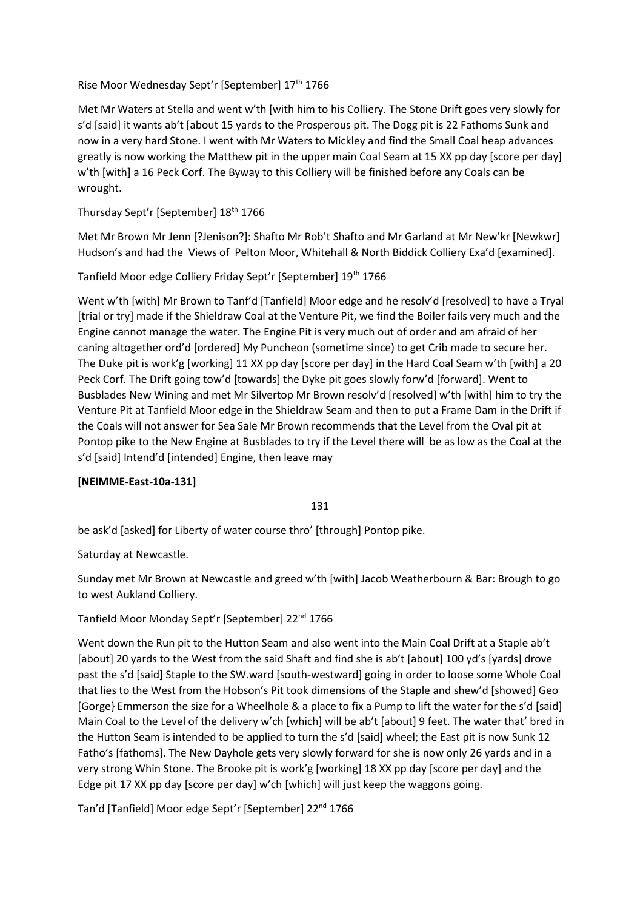Rise Moor Wednesday Sept'r [September] 17th 1766

Met Mr Waters at Stella and went w'th [with him to his Colliery. The Stone Drift goes very slowly for s'd [said] it wants ab't [about 15 yards to the Prosperous pit. The Dogg pit is 22 Fathoms Sunk and now in a very hard Stone. I went with Mr Waters to Mickley and find the Small Coal heap advances greatly is now working the Matthew pit in the upper main Coal Seam at 15 XX pp day [score per day] w'th [with] a 16 Peck Corf. The Byway to this Colliery will be finished before any Coals can be wrought.

Thursday Sept'r [September] 18th 1766

Met Mr Brown Mr Jenn [?Jenison?]: Shafto Mr Rob't Shafto and Mr Garland at Mr New'kr [Newkwr] Hudson's and had the Views of Pelton Moor, Whitehall & North Biddick Colliery Exa'd [examined].

Tanfield Moor edge Colliery Friday Sept'r [September] 19th 1766

Went w'th [with] Mr Brown to Tanf'd [Tanfield] Moor edge and he resolv'd [resolved] to have a Tryal [trial or try] made if the Shieldraw Coal at the Venture Pit, we find the Boiler fails very much and the Engine cannot manage the water. The Engine Pit is very much out of order and am afraid of her caning altogether ord'd [ordered] My Puncheon (sometime since) to get Crib made to secure her. The Duke pit is work'g [working] 11 XX pp day [score per day] in the Hard Coal Seam w'th [with] a 20 Peck Corf. The Drift going tow'd [towards] the Dyke pit goes slowly forw'd [forward]. Went to Busblades New Wining and met Mr Silvertop Mr Brown resolv'd [resolved] w'th [with] him to try the Venture Pit at Tanfield Moor edge in the Shieldraw Seam and then to put a Frame Dam in the Drift if the Coals will not answer for Sea Sale Mr Brown recommends that the Level from the Oval pit at Pontop pike to the New Engine at Busblades to try if the Level there will be as low as the Coal at the s'd [said] Intend'd [intended] Engine, then leave may

**[NEIMME-East-10a-131]**

131

be ask'd [asked] for Liberty of water course thro' [through] Pontop pike.

Saturday at Newcastle.

Sunday met Mr Brown at Newcastle and greed w'th [with] Jacob Weatherbourn & Bar: Brough to go to west Aukland Colliery.

Tanfield Moor Monday Sept'r [September] 22nd 1766

Went down the Run pit to the Hutton Seam and also went into the Main Coal Drift at a Staple ab't [about] 20 yards to the West from the said Shaft and find she is ab't [about] 100 yd's [yards] drove past the s'd [said] Staple to the SW.ward [south-westward] going in order to loose some Whole Coal that lies to the West from the Hobson's Pit took dimensions of the Staple and shew'd [showed] Geo [Gorge} Emmerson the size for a Wheelhole & a place to fix a Pump to lift the water for the s'd [said] Main Coal to the Level of the delivery w'ch [which] will be ab't [about] 9 feet. The water that' bred in the Hutton Seam is intended to be applied to turn the s'd [said] wheel; the East pit is now Sunk 12 Fatho's [fathoms]. The New Dayhole gets very slowly forward for she is now only 26 yards and in a very strong Whin Stone. The Brooke pit is work'g [working] 18 XX pp day [score per day] and the Edge pit 17 XX pp day [score per day] w'ch [which] will just keep the waggons going.

Tan'd [Tanfield] Moor edge Sept'r [September] 22nd 1766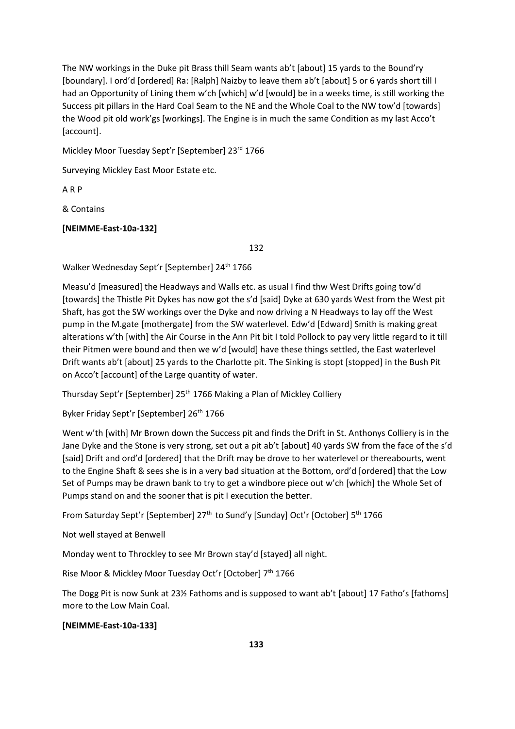The NW workings in the Duke pit Brass thill Seam wants ab't [about] 15 yards to the Bound'ry [boundary]. I ord'd [ordered] Ra: [Ralph] Naizby to leave them ab't [about] 5 or 6 yards short till I had an Opportunity of Lining them w'ch [which] w'd [would] be in a weeks time, is still working the Success pit pillars in the Hard Coal Seam to the NE and the Whole Coal to the NW tow'd [towards] the Wood pit old work'gs [workings]. The Engine is in much the same Condition as my last Acco't [account].

Mickley Moor Tuesday Sept'r [September] 23rd 1766

Surveying Mickley East Moor Estate etc.

A R P

& Contains

**[NEIMME-East-10a-132]**

132

Walker Wednesday Sept'r [September] 24th 1766

Measu'd [measured] the Headways and Walls etc. as usual I find thw West Drifts going tow'd [towards] the Thistle Pit Dykes has now got the s'd [said] Dyke at 630 yards West from the West pit Shaft, has got the SW workings over the Dyke and now driving a N Headways to lay off the West pump in the M.gate [mothergate] from the SW waterlevel. Edw'd [Edward] Smith is making great alterations w'th [with] the Air Course in the Ann Pit bit I told Pollock to pay very little regard to it till their Pitmen were bound and then we w'd [would] have these things settled, the East waterlevel Drift wants ab't [about] 25 yards to the Charlotte pit. The Sinking is stopt [stopped] in the Bush Pit on Acco't [account] of the Large quantity of water.

Thursday Sept'r [September] 25th 1766 Making a Plan of Mickley Colliery

Byker Friday Sept'r [September] 26th 1766

Went w'th [with] Mr Brown down the Success pit and finds the Drift in St. Anthonys Colliery is in the Jane Dyke and the Stone is very strong, set out a pit ab't [about] 40 yards SW from the face of the s'd [said] Drift and ord'd [ordered] that the Drift may be drove to her waterlevel or thereabourts, went to the Engine Shaft & sees she is in a very bad situation at the Bottom, ord'd [ordered] that the Low Set of Pumps may be drawn bank to try to get a windbore piece out w'ch [which] the Whole Set of Pumps stand on and the sooner that is pit I execution the better.

From Saturday Sept'r [September] 27th to Sund'y [Sunday] Oct'r [October] 5th 1766

Not well stayed at Benwell

Monday went to Throckley to see Mr Brown stay'd [stayed] all night.

Rise Moor & Mickley Moor Tuesday Oct'r [October] 7th 1766

The Dogg Pit is now Sunk at 23½ Fathoms and is supposed to want ab't [about] 17 Fatho's [fathoms] more to the Low Main Coal.

**[NEIMME-East-10a-133]**

**133**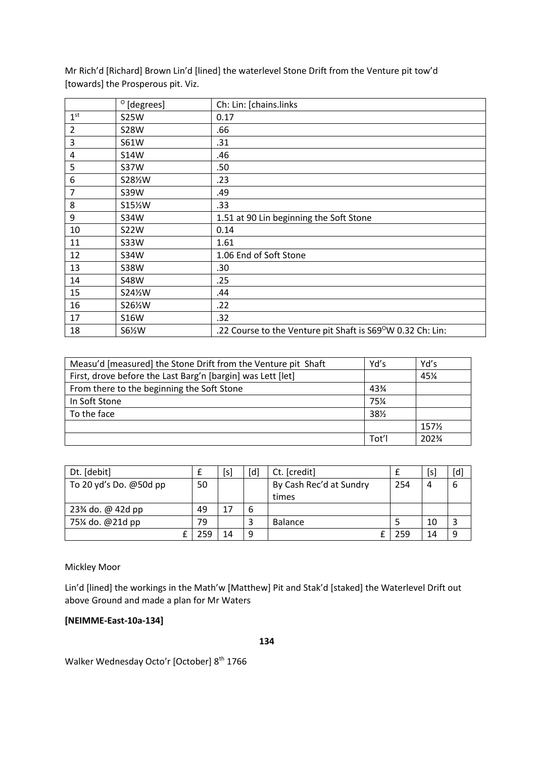Mr Rich'd [Richard] Brown Lin'd [lined] the waterlevel Stone Drift from the Venture pit tow'd [towards] the Prosperous pit. Viz.

| | $^{o}$ [degrees] | Ch: Lin: [chains.links |
|---|---|---|
| 1st | S25W | 0.17 |
| 2 | S28W | .66 |
| 3 | S61W | .31 |
| 4 | S14W | .46 |
| 5 | S37W | .50 |
| 6 | S28½W | .23 |
| 7 | S39W | .49 |
| 8 | S15½W | .33 |
| 9 | S34W | 1.51 at 90 Lin beginning the Soft Stone |
| 10 | S22W | 0.14 |
| 11 | S33W | 1.61 |
| 12 | S34W | 1.06 End of Soft Stone |
| 13 | S38W | .30 |
| 14 | S48W | .25 |
| 15 | S24½W | .44 |
| 16 | S26½W | .22 |
| 17 | S16W | .32 |
| 18 | S6½W | .22 Course to the Venture pit Shaft is S69$^{O}$W 0.32 Ch: Lin: |

| Measu'd [measured] the Stone Drift from the Venture pit Shaft | Yd's | Yd's |
|---|---|---|
| First, drove before the Last Barg'n [bargin] was Lett [let] | | 45¼ |
| From there to the beginning the Soft Stone | 43¾ | |
| In Soft Stone | 75¼ | |
| To the face | 38½ | |
| | | 157½ |
| | Tot'l | 202¾ |

| Dt. [debit] | £ | [s] | [d] | Ct. [credit] | £ | [s] | [d] |
|---|---|---|---|---|---|---|---|
| To 20 yd's Do. @50d pp | 50 | | | By Cash Rec'd at Sundry times | 254 | 4 | 6 |
| 23¾ do. @ 42d pp | 49 | 17 | 6 | | | | |
| 75¼ do. @21d pp | 79 | | 3 | Balance | 5 | 10 | 3 |
| £ | 259 | 14 | 9 | £ | 259 | 14 | 9 |

Mickley Moor

Lin'd [lined] the workings in the Math'w [Matthew] Pit and Stak'd [staked] the Waterlevel Drift out above Ground and made a plan for Mr Waters

**[NEIMME-East-10a-134]**

**134**

Walker Wednesday Octo'r [October] 8th 1766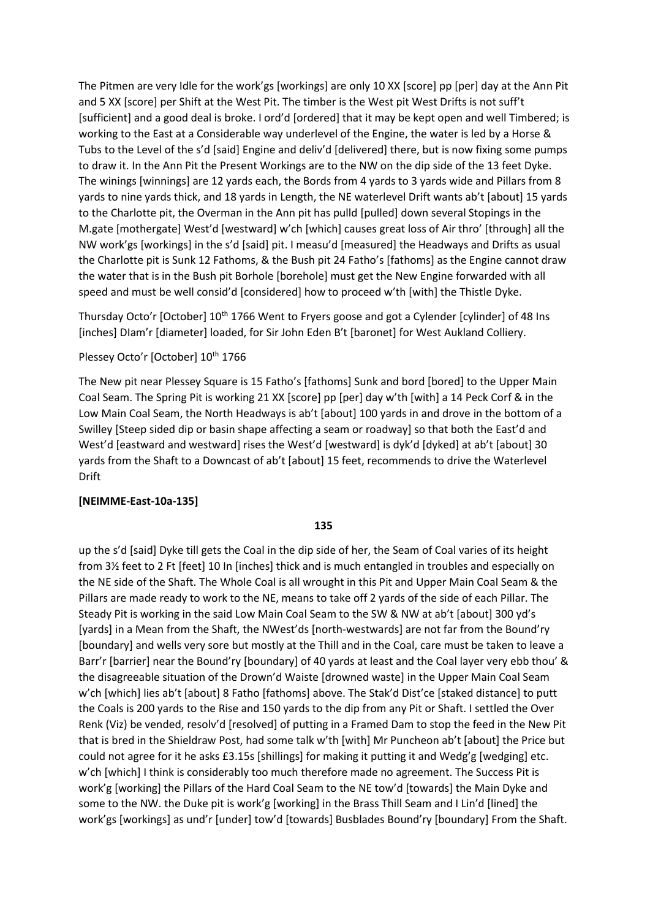The Pitmen are very Idle for the work'gs [workings] are only 10 XX [score] pp [per] day at the Ann Pit and 5 XX [score] per Shift at the West Pit. The timber is the West pit West Drifts is not suff't [sufficient] and a good deal is broke. I ord'd [ordered] that it may be kept open and well Timbered; is working to the East at a Considerable way underlevel of the Engine, the water is led by a Horse & Tubs to the Level of the s'd [said] Engine and deliv'd [delivered] there, but is now fixing some pumps to draw it. In the Ann Pit the Present Workings are to the NW on the dip side of the 13 feet Dyke. The winings [winnings] are 12 yards each, the Bords from 4 yards to 3 yards wide and Pillars from 8 yards to nine yards thick, and 18 yards in Length, the NE waterlevel Drift wants ab't [about] 15 yards to the Charlotte pit, the Overman in the Ann pit has pulld [pulled] down several Stopings in the M.gate [mothergate] West'd [westward] w'ch [which] causes great loss of Air thro' [through] all the NW work'gs [workings] in the s'd [said] pit. I measu'd [measured] the Headways and Drifts as usual the Charlotte pit is Sunk 12 Fathoms, & the Bush pit 24 Fatho's [fathoms] as the Engine cannot draw the water that is in the Bush pit Borhole [borehole] must get the New Engine forwarded with all speed and must be well consid'd [considered] how to proceed w'th [with] the Thistle Dyke.

Thursday Octo'r [October] 10th 1766 Went to Fryers goose and got a Cylender [cylinder] of 48 Ins [inches] DIam'r [diameter] loaded, for Sir John Eden B't [baronet] for West Aukland Colliery.

Plessey Octo'r [October] 10th 1766

The New pit near Plessey Square is 15 Fatho's [fathoms] Sunk and bord [bored] to the Upper Main Coal Seam. The Spring Pit is working 21 XX [score] pp [per] day w'th [with] a 14 Peck Corf & in the Low Main Coal Seam, the North Headways is ab't [about] 100 yards in and drove in the bottom of a Swilley [Steep sided dip or basin shape affecting a seam or roadway] so that both the East'd and West'd [eastward and westward] rises the West'd [westward] is dyk'd [dyked] at ab't [about] 30 yards from the Shaft to a Downcast of ab't [about] 15 feet, recommends to drive the Waterlevel Drift

**[NEIMME-East-10a-135]**

**135**

up the s'd [said] Dyke till gets the Coal in the dip side of her, the Seam of Coal varies of its height from 3½ feet to 2 Ft [feet] 10 In [inches] thick and is much entangled in troubles and especially on the NE side of the Shaft. The Whole Coal is all wrought in this Pit and Upper Main Coal Seam & the Pillars are made ready to work to the NE, means to take off 2 yards of the side of each Pillar. The Steady Pit is working in the said Low Main Coal Seam to the SW & NW at ab't [about] 300 yd's [yards] in a Mean from the Shaft, the NWest'ds [north-westwards] are not far from the Bound'ry [boundary] and wells very sore but mostly at the Thill and in the Coal, care must be taken to leave a Barr'r [barrier] near the Bound'ry [boundary] of 40 yards at least and the Coal layer very ebb thou' & the disagreeable situation of the Drown'd Waiste [drowned waste] in the Upper Main Coal Seam w'ch [which] lies ab't [about] 8 Fatho [fathoms] above. The Stak'd Dist'ce [staked distance] to putt the Coals is 200 yards to the Rise and 150 yards to the dip from any Pit or Shaft. I settled the Over Renk (Viz) be vended, resolv'd [resolved] of putting in a Framed Dam to stop the feed in the New Pit that is bred in the Shieldraw Post, had some talk w'th [with] Mr Puncheon ab't [about] the Price but could not agree for it he asks £3.15s [shillings] for making it putting it and Wedg'g [wedging] etc. w'ch [which] I think is considerably too much therefore made no agreement. The Success Pit is work'g [working] the Pillars of the Hard Coal Seam to the NE tow'd [towards] the Main Dyke and some to the NW. the Duke pit is work'g [working] in the Brass Thill Seam and I Lin'd [lined] the work'gs [workings] as und'r [under] tow'd [towards] Busblades Bound'ry [boundary] From the Shaft.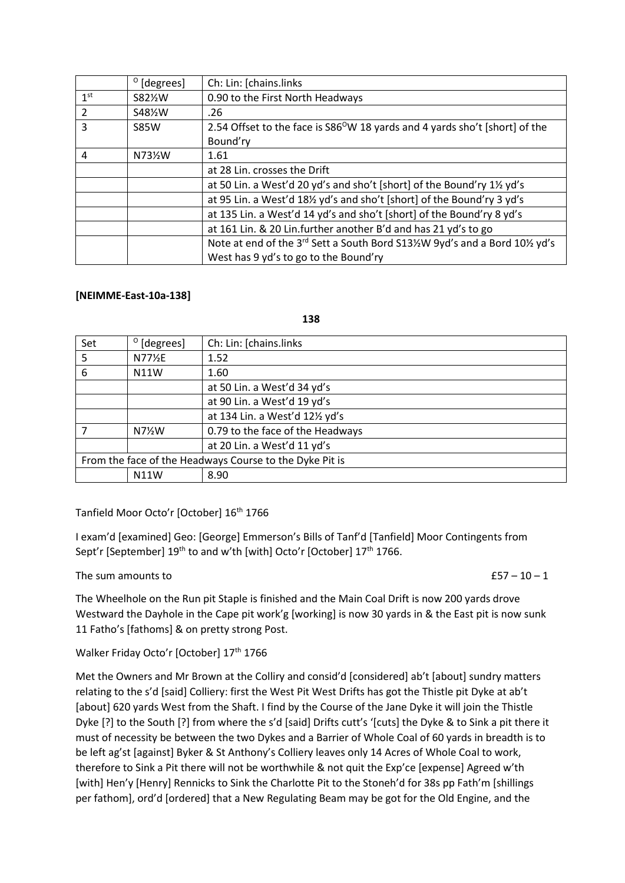| | ^O [degrees] | Ch: Lin: [chains.links |
|---|---|---|
| 1st | S82½W | 0.90 to the First North Headways |
| 2 | S48½W | .26 |
| 3 | S85W | 2.54 Offset to the face is S86^OW 18 yards and 4 yards sho't [short] of the Bound'ry |
| 4 | N73½W | 1.61 |
| | | at 28 Lin. crosses the Drift |
| | | at 50 Lin. a West'd 20 yd's and sho't [short] of the Bound'ry 1½ yd's |
| | | at 95 Lin. a West'd 18½ yd's and sho't [short] of the Bound'ry 3 yd's |
| | | at 135 Lin. a West'd 14 yd's and sho't [short] of the Bound'ry 8 yd's |
| | | at 161 Lin. & 20 Lin.further another B'd and has 21 yd's to go |
| | | Note at end of the 3rd Sett a South Bord S13½W 9yd's and a Bord 10½ yd's West has 9 yd's to go to the Bound'ry |

**[NEIMME-East-10a-138]**

**138**

| Set | ^O [degrees] | Ch: Lin: [chains.links |
|---|---|---|
| 5 | N77½E | 1.52 |
| 6 | N11W | 1.60 |
| | | at 50 Lin. a West'd 34 yd's |
| | | at 90 Lin. a West'd 19 yd's |
| | | at 134 Lin. a West'd 12½ yd's |
| 7 | N7½W | 0.79 to the face of the Headways |
| | | at 20 Lin. a West'd 11 yd's |
| From the face of the Headways Course to the Dyke Pit is | | |
| | N11W | 8.90 |

Tanfield Moor Octo'r [October] 16th 1766

I exam'd [examined] Geo: [George] Emmerson's Bills of Tanf'd [Tanfield] Moor Contingents from Sept'r [September] 19th to and w'th [with] Octo'r [October] 17th 1766.

The sum amounts to £57 – 10 – 1

The Wheelhole on the Run pit Staple is finished and the Main Coal Drift is now 200 yards drove Westward the Dayhole in the Cape pit work'g [working] is now 30 yards in & the East pit is now sunk 11 Fatho's [fathoms] & on pretty strong Post.

Walker Friday Octo'r [October] 17th 1766

Met the Owners and Mr Brown at the Colliry and consid'd [considered] ab't [about] sundry matters relating to the s'd [said] Colliery: first the West Pit West Drifts has got the Thistle pit Dyke at ab't [about] 620 yards West from the Shaft. I find by the Course of the Jane Dyke it will join the Thistle Dyke [?] to the South [?] from where the s'd [said] Drifts cutt's '[cuts] the Dyke & to Sink a pit there it must of necessity be between the two Dykes and a Barrier of Whole Coal of 60 yards in breadth is to be left ag'st [against] Byker & St Anthony's Colliery leaves only 14 Acres of Whole Coal to work, therefore to Sink a Pit there will not be worthwhile & not quit the Exp'ce [expense] Agreed w'th [with] Hen'y [Henry] Rennicks to Sink the Charlotte Pit to the Stoneh'd for 38s pp Fath'm [shillings per fathom], ord'd [ordered] that a New Regulating Beam may be got for the Old Engine, and the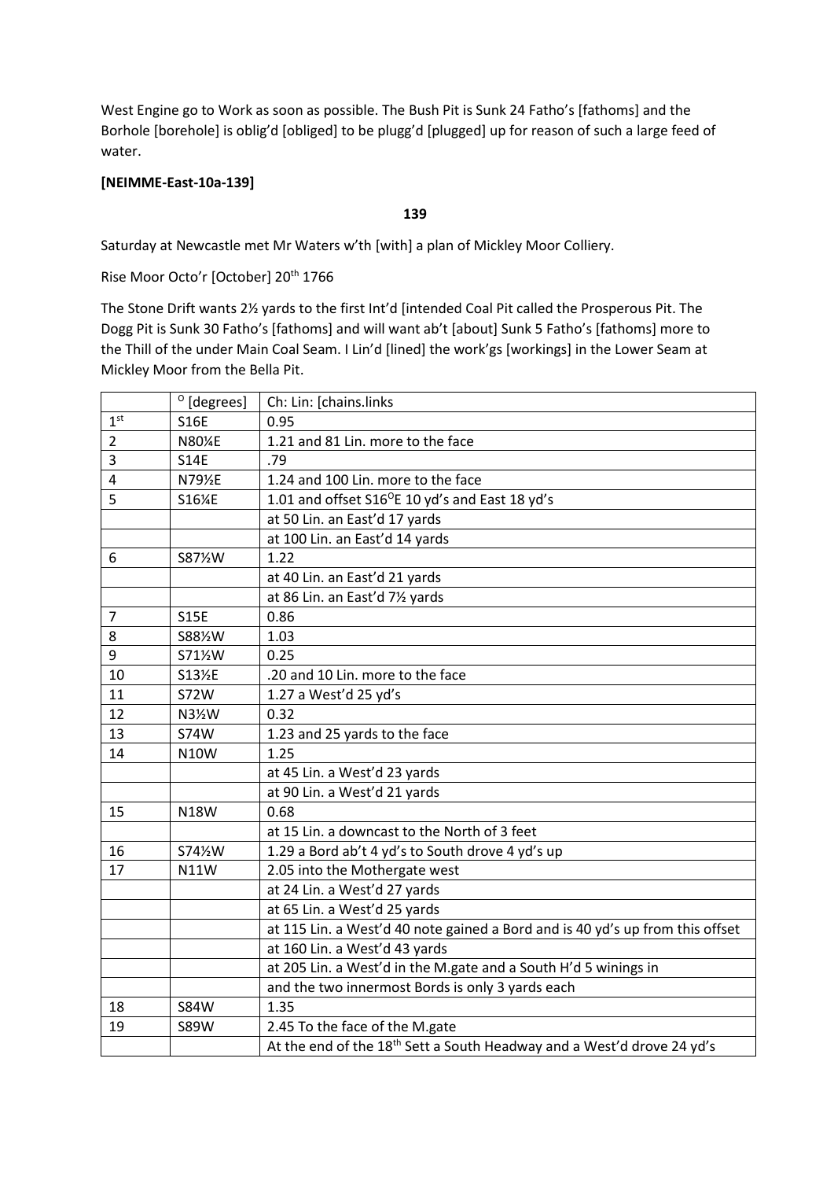West Engine go to Work as soon as possible. The Bush Pit is Sunk 24 Fatho's [fathoms] and the Borhole [borehole] is oblig'd [obliged] to be plugg'd [plugged] up for reason of such a large feed of water.

**[NEIMME-East-10a-139]**

**139**

Saturday at Newcastle met Mr Waters w'th [with] a plan of Mickley Moor Colliery.

Rise Moor Octo'r [October] 20th 1766

The Stone Drift wants 2½ yards to the first Int'd [intended Coal Pit called the Prosperous Pit. The Dogg Pit is Sunk 30 Fatho's [fathoms] and will want ab't [about] Sunk 5 Fatho's [fathoms] more to the Thill of the under Main Coal Seam. I Lin'd [lined] the work'gs [workings] in the Lower Seam at Mickley Moor from the Bella Pit.

| | O [degrees] | Ch: Lin: [chains.links |
|---|---|---|
| 1st | S16E | 0.95 |
| 2 | N80¼E | 1.21 and 81 Lin. more to the face |
| 3 | S14E | .79 |
| 4 | N79½E | 1.24 and 100 Lin. more to the face |
| 5 | S16¼E | 1.01 and offset S16°E 10 yd's and East 18 yd's |
| | | at 50 Lin. an East'd 17 yards |
| | | at 100 Lin. an East'd 14 yards |
| 6 | S87½W | 1.22 |
| | | at 40 Lin. an East'd 21 yards |
| | | at 86 Lin. an East'd 7½ yards |
| 7 | S15E | 0.86 |
| 8 | S88½W | 1.03 |
| 9 | S71½W | 0.25 |
| 10 | S13½E | .20 and 10 Lin. more to the face |
| 11 | S72W | 1.27 a West'd 25 yd's |
| 12 | N3½W | 0.32 |
| 13 | S74W | 1.23 and 25 yards to the face |
| 14 | N10W | 1.25 |
| | | at 45 Lin. a West'd 23 yards |
| | | at 90 Lin. a West'd 21 yards |
| 15 | N18W | 0.68 |
| | | at 15 Lin. a downcast to the North of 3 feet |
| 16 | S74½W | 1.29 a Bord ab't 4 yd's to South drove 4 yd's up |
| 17 | N11W | 2.05 into the Mothergate west |
| | | at 24 Lin. a West'd 27 yards |
| | | at 65 Lin. a West'd 25 yards |
| | | at 115 Lin. a West'd 40 note gained a Bord and is 40 yd's up from this offset |
| | | at 160 Lin. a West'd 43 yards |
| | | at 205 Lin. a West'd in the M.gate and a South H'd 5 winings in |
| | | and the two innermost Bords is only 3 yards each |
| 18 | S84W | 1.35 |
| 19 | S89W | 2.45 To the face of the M.gate |
| | | At the end of the 18th Sett a South Headway and a West'd drove 24 yd's |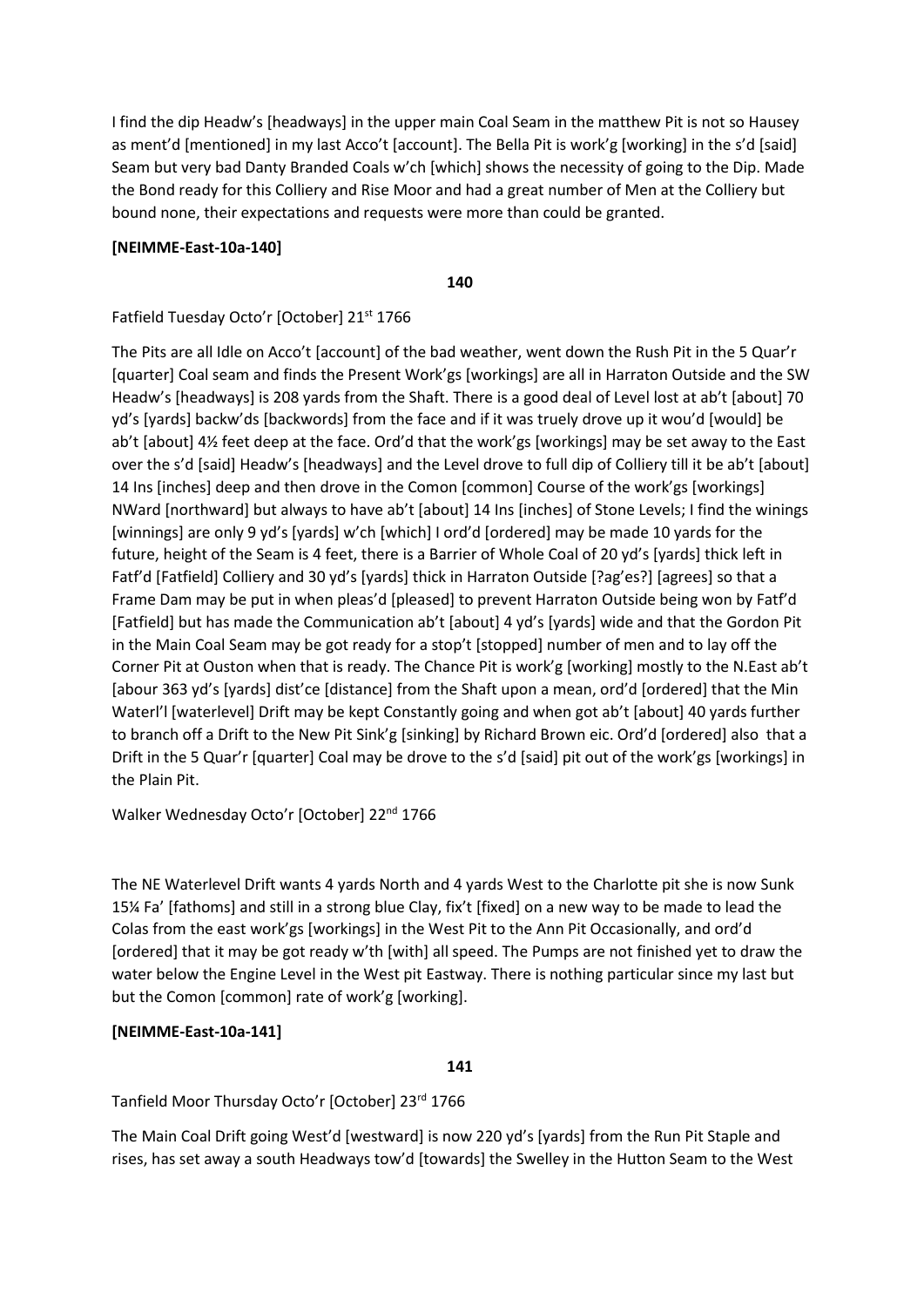I find the dip Headw's [headways] in the upper main Coal Seam in the matthew Pit is not so Hausey as ment'd [mentioned] in my last Acco't [account]. The Bella Pit is work'g [working] in the s'd [said] Seam but very bad Danty Branded Coals w'ch [which] shows the necessity of going to the Dip. Made the Bond ready for this Colliery and Rise Moor and had a great number of Men at the Colliery but bound none, their expectations and requests were more than could be granted.

**[NEIMME-East-10a-140]**

**140**

Fatfield Tuesday Octo'r [October] 21st 1766

The Pits are all Idle on Acco't [account] of the bad weather, went down the Rush Pit in the 5 Quar'r [quarter] Coal seam and finds the Present Work'gs [workings] are all in Harraton Outside and the SW Headw's [headways] is 208 yards from the Shaft. There is a good deal of Level lost at ab't [about] 70 yd's [yards] backw'ds [backwords] from the face and if it was truely drove up it wou'd [would] be ab't [about] 4½ feet deep at the face. Ord'd that the work'gs [workings] may be set away to the East over the s'd [said] Headw's [headways] and the Level drove to full dip of Colliery till it be ab't [about] 14 Ins [inches] deep and then drove in the Comon [common] Course of the work'gs [workings] NWard [northward] but always to have ab't [about] 14 Ins [inches] of Stone Levels; I find the winings [winnings] are only 9 yd's [yards] w'ch [which] I ord'd [ordered] may be made 10 yards for the future, height of the Seam is 4 feet, there is a Barrier of Whole Coal of 20 yd's [yards] thick left in Fatf'd [Fatfield] Colliery and 30 yd's [yards] thick in Harraton Outside [?ag'es?] [agrees] so that a Frame Dam may be put in when pleas'd [pleased] to prevent Harraton Outside being won by Fatf'd [Fatfield] but has made the Communication ab't [about] 4 yd's [yards] wide and that the Gordon Pit in the Main Coal Seam may be got ready for a stop't [stopped] number of men and to lay off the Corner Pit at Ouston when that is ready. The Chance Pit is work'g [working] mostly to the N.East ab't [abour 363 yd's [yards] dist'ce [distance] from the Shaft upon a mean, ord'd [ordered] that the Min Waterl'l [waterlevel] Drift may be kept Constantly going and when got ab't [about] 40 yards further to branch off a Drift to the New Pit Sink'g [sinking] by Richard Brown eic. Ord'd [ordered] also that a Drift in the 5 Quar'r [quarter] Coal may be drove to the s'd [said] pit out of the work'gs [workings] in the Plain Pit.

Walker Wednesday Octo'r [October] 22nd 1766

The NE Waterlevel Drift wants 4 yards North and 4 yards West to the Charlotte pit she is now Sunk 15¼ Fa' [fathoms] and still in a strong blue Clay, fix't [fixed] on a new way to be made to lead the Colas from the east work'gs [workings] in the West Pit to the Ann Pit Occasionally, and ord'd [ordered] that it may be got ready w'th [with] all speed. The Pumps are not finished yet to draw the water below the Engine Level in the West pit Eastway. There is nothing particular since my last but but the Comon [common] rate of work'g [working].

**[NEIMME-East-10a-141]**

**141**

Tanfield Moor Thursday Octo'r [October] 23rd 1766

The Main Coal Drift going West'd [westward] is now 220 yd's [yards] from the Run Pit Staple and rises, has set away a south Headways tow'd [towards] the Swelley in the Hutton Seam to the West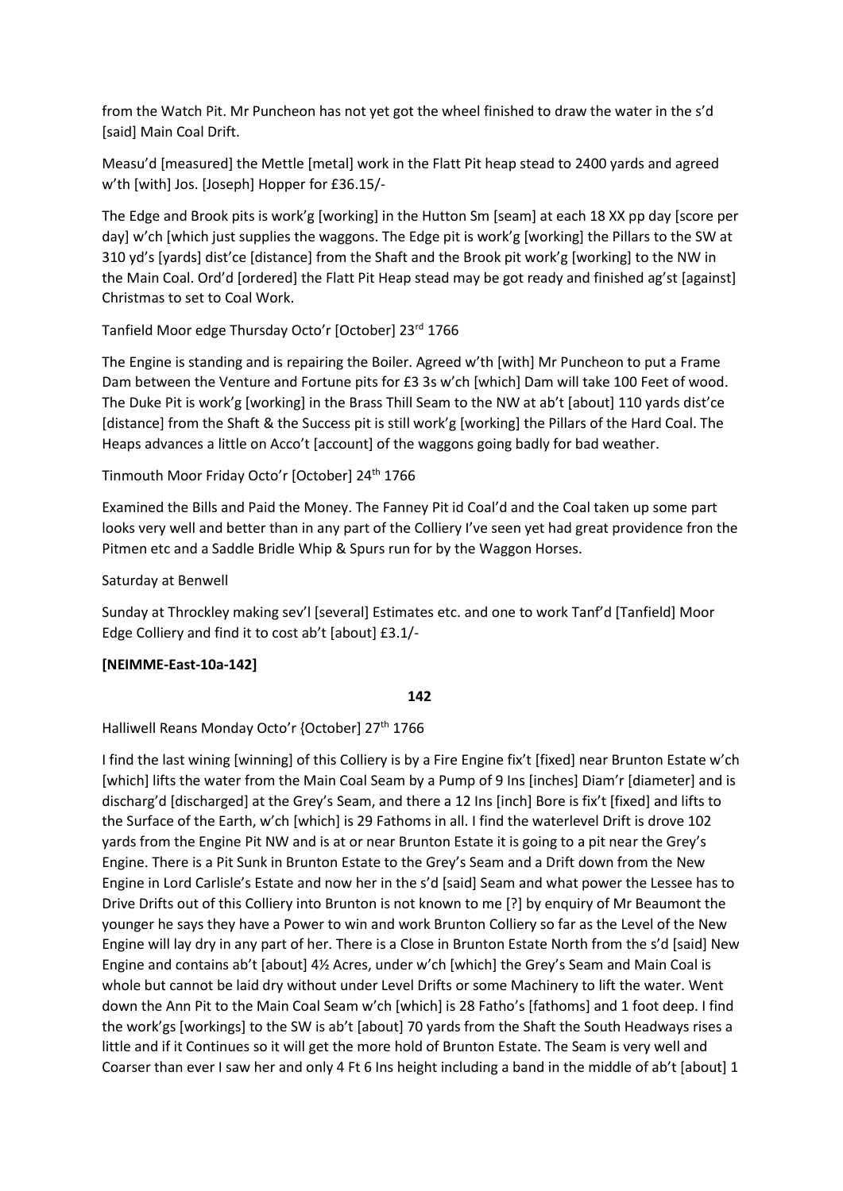from the Watch Pit. Mr Puncheon has not yet got the wheel finished to draw the water in the s'd [said] Main Coal Drift.

Measu'd [measured] the Mettle [metal] work in the Flatt Pit heap stead to 2400 yards and agreed w'th [with] Jos. [Joseph] Hopper for £36.15/-

The Edge and Brook pits is work'g [working] in the Hutton Sm [seam] at each 18 XX pp day [score per day] w'ch [which just supplies the waggons. The Edge pit is work'g [working] the Pillars to the SW at 310 yd's [yards] dist'ce [distance] from the Shaft and the Brook pit work'g [working] to the NW in the Main Coal. Ord'd [ordered] the Flatt Pit Heap stead may be got ready and finished ag'st [against] Christmas to set to Coal Work.

Tanfield Moor edge Thursday Octo'r [October] 23rd 1766

The Engine is standing and is repairing the Boiler. Agreed w'th [with] Mr Puncheon to put a Frame Dam between the Venture and Fortune pits for £3 3s w'ch [which] Dam will take 100 Feet of wood. The Duke Pit is work'g [working] in the Brass Thill Seam to the NW at ab't [about] 110 yards dist'ce [distance] from the Shaft & the Success pit is still work'g [working] the Pillars of the Hard Coal. The Heaps advances a little on Acco't [account] of the waggons going badly for bad weather.

Tinmouth Moor Friday Octo'r [October] 24th 1766

Examined the Bills and Paid the Money. The Fanney Pit id Coal'd and the Coal taken up some part looks very well and better than in any part of the Colliery I've seen yet had great providence fron the Pitmen etc and a Saddle Bridle Whip & Spurs run for by the Waggon Horses.

Saturday at Benwell

Sunday at Throckley making sev'l [several] Estimates etc. and one to work Tanf'd [Tanfield] Moor Edge Colliery and find it to cost ab't [about] £3.1/-

**[NEIMME-East-10a-142]**

**142**

Halliwell Reans Monday Octo'r {October] 27th 1766

I find the last wining [winning] of this Colliery is by a Fire Engine fix't [fixed] near Brunton Estate w'ch [which] lifts the water from the Main Coal Seam by a Pump of 9 Ins [inches] Diam'r [diameter] and is discharg'd [discharged] at the Grey's Seam, and there a 12 Ins [inch] Bore is fix't [fixed] and lifts to the Surface of the Earth, w'ch [which] is 29 Fathoms in all. I find the waterlevel Drift is drove 102 yards from the Engine Pit NW and is at or near Brunton Estate it is going to a pit near the Grey's Engine. There is a Pit Sunk in Brunton Estate to the Grey's Seam and a Drift down from the New Engine in Lord Carlisle's Estate and now her in the s'd [said] Seam and what power the Lessee has to Drive Drifts out of this Colliery into Brunton is not known to me [?] by enquiry of Mr Beaumont the younger he says they have a Power to win and work Brunton Colliery so far as the Level of the New Engine will lay dry in any part of her. There is a Close in Brunton Estate North from the s'd [said] New Engine and contains ab't [about] 4½ Acres, under w'ch [which] the Grey's Seam and Main Coal is whole but cannot be laid dry without under Level Drifts or some Machinery to lift the water. Went down the Ann Pit to the Main Coal Seam w'ch [which] is 28 Fatho's [fathoms] and 1 foot deep. I find the work'gs [workings] to the SW is ab't [about] 70 yards from the Shaft the South Headways rises a little and if it Continues so it will get the more hold of Brunton Estate. The Seam is very well and Coarser than ever I saw her and only 4 Ft 6 Ins height including a band in the middle of ab't [about] 1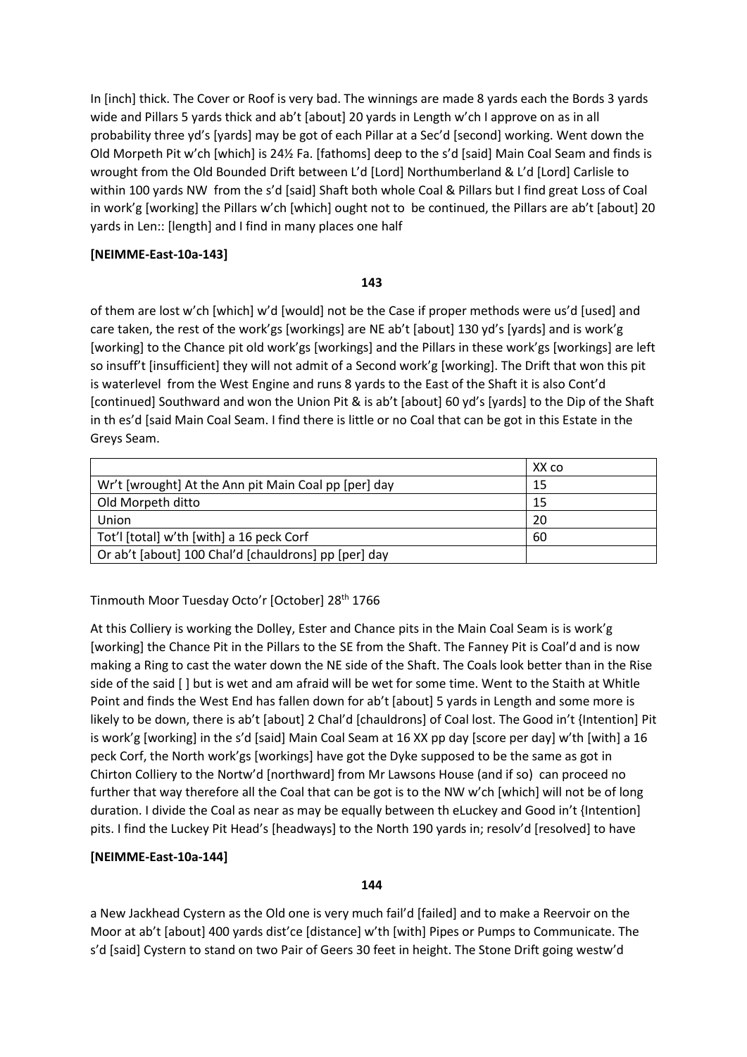In [inch] thick. The Cover or Roof is very bad. The winnings are made 8 yards each the Bords 3 yards wide and Pillars 5 yards thick and ab't [about] 20 yards in Length w'ch I approve on as in all probability three yd's [yards] may be got of each Pillar at a Sec'd [second] working. Went down the Old Morpeth Pit w'ch [which] is 24½ Fa. [fathoms] deep to the s'd [said] Main Coal Seam and finds is wrought from the Old Bounded Drift between L'd [Lord] Northumberland & L'd [Lord] Carlisle to within 100 yards NW from the s'd [said] Shaft both whole Coal & Pillars but I find great Loss of Coal in work'g [working] the Pillars w'ch [which] ought not to be continued, the Pillars are ab't [about] 20 yards in Len:: [length] and I find in many places one half

**[NEIMME-East-10a-143]**

**143**

of them are lost w'ch [which] w'd [would] not be the Case if proper methods were us'd [used] and care taken, the rest of the work'gs [workings] are NE ab't [about] 130 yd's [yards] and is work'g [working] to the Chance pit old work'gs [workings] and the Pillars in these work'gs [workings] are left so insuff't [insufficient] they will not admit of a Second work'g [working]. The Drift that won this pit is waterlevel from the West Engine and runs 8 yards to the East of the Shaft it is also Cont'd [continued] Southward and won the Union Pit & is ab't [about] 60 yd's [yards] to the Dip of the Shaft in th es'd [said Main Coal Seam. I find there is little or no Coal that can be got in this Estate in the Greys Seam.

| | XX co |
|---|---|
| Wr't [wrought] At the Ann pit Main Coal pp [per] day | 15 |
| Old Morpeth ditto | 15 |
| Union | 20 |
| Tot'l [total] w'th [with] a 16 peck Corf | 60 |
| Or ab't [about] 100 Chal'd [chauldrons] pp [per] day | |

Tinmouth Moor Tuesday Octo'r [October] 28th 1766

At this Colliery is working the Dolley, Ester and Chance pits in the Main Coal Seam is is work'g [working] the Chance Pit in the Pillars to the SE from the Shaft. The Fanney Pit is Coal'd and is now making a Ring to cast the water down the NE side of the Shaft. The Coals look better than in the Rise side of the said [ ] but is wet and am afraid will be wet for some time. Went to the Staith at Whitle Point and finds the West End has fallen down for ab't [about] 5 yards in Length and some more is likely to be down, there is ab't [about] 2 Chal'd [chauldrons] of Coal lost. The Good in't {Intention] Pit is work'g [working] in the s'd [said] Main Coal Seam at 16 XX pp day [score per day] w'th [with] a 16 peck Corf, the North work'gs [workings] have got the Dyke supposed to be the same as got in Chirton Colliery to the Nortw'd [northward] from Mr Lawsons House (and if so) can proceed no further that way therefore all the Coal that can be got is to the NW w'ch [which] will not be of long duration. I divide the Coal as near as may be equally between th eLuckey and Good in't {Intention] pits. I find the Luckey Pit Head's [headways] to the North 190 yards in; resolv'd [resolved] to have

**[NEIMME-East-10a-144]**

**144**

a New Jackhead Cystern as the Old one is very much fail'd [failed] and to make a Reervoir on the Moor at ab't [about] 400 yards dist'ce [distance] w'th [with] Pipes or Pumps to Communicate. The s'd [said] Cystern to stand on two Pair of Geers 30 feet in height. The Stone Drift going westw'd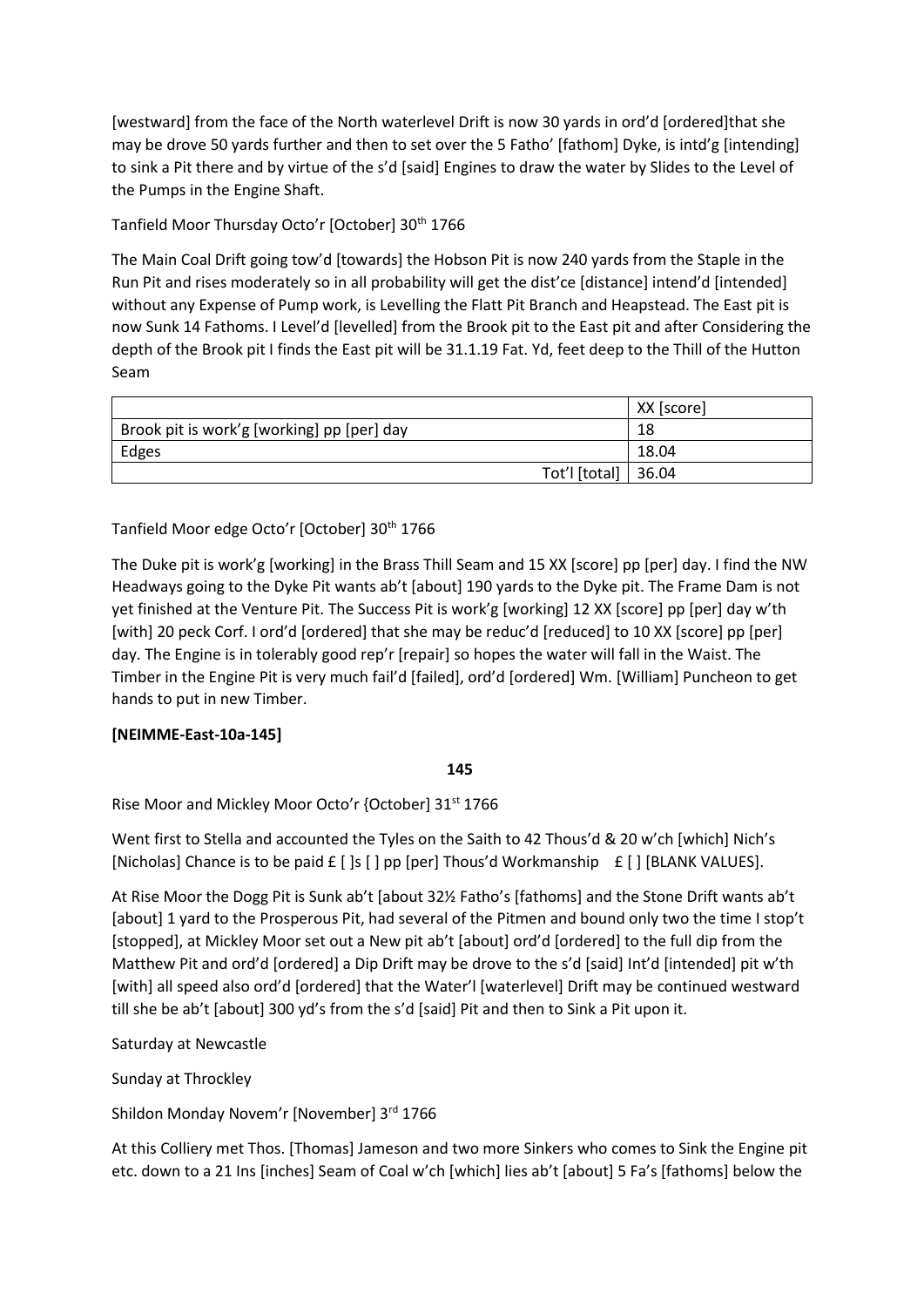[westward] from the face of the North waterlevel Drift is now 30 yards in ord'd [ordered]that she may be drove 50 yards further and then to set over the 5 Fatho' [fathom] Dyke, is intd'g [intending] to sink a Pit there and by virtue of the s'd [said] Engines to draw the water by Slides to the Level of the Pumps in the Engine Shaft.

Tanfield Moor Thursday Octo'r [October] 30th 1766

The Main Coal Drift going tow'd [towards] the Hobson Pit is now 240 yards from the Staple in the Run Pit and rises moderately so in all probability will get the dist'ce [distance] intend'd [intended] without any Expense of Pump work, is Levelling the Flatt Pit Branch and Heapstead. The East pit is now Sunk 14 Fathoms. I Level'd [levelled] from the Brook pit to the East pit and after Considering the depth of the Brook pit I finds the East pit will be 31.1.19 Fat. Yd, feet deep to the Thill of the Hutton Seam

| | XX [score] |
|---|---|
| Brook pit is work'g [working] pp [per] day | 18 |
| Edges | 18.04 |
| Tot'l [total] | 36.04 |

Tanfield Moor edge Octo'r [October] 30th 1766

The Duke pit is work'g [working] in the Brass Thill Seam and 15 XX [score] pp [per] day. I find the NW Headways going to the Dyke Pit wants ab't [about] 190 yards to the Dyke pit. The Frame Dam is not yet finished at the Venture Pit. The Success Pit is work'g [working] 12 XX [score] pp [per] day w'th [with] 20 peck Corf. I ord'd [ordered] that she may be reduc'd [reduced] to 10 XX [score] pp [per] day. The Engine is in tolerably good rep'r [repair] so hopes the water will fall in the Waist. The Timber in the Engine Pit is very much fail'd [failed], ord'd [ordered] Wm. [William] Puncheon to get hands to put in new Timber.

**[NEIMME-East-10a-145]**

**145**

Rise Moor and Mickley Moor Octo'r {October] 31st 1766

Went first to Stella and accounted the Tyles on the Saith to 42 Thous'd & 20 w'ch [which] Nich's [Nicholas] Chance is to be paid £ [ ]s [ ] pp [per] Thous'd Workmanship £ [ ] [BLANK VALUES].

At Rise Moor the Dogg Pit is Sunk ab't [about 32½ Fatho's [fathoms] and the Stone Drift wants ab't [about] 1 yard to the Prosperous Pit, had several of the Pitmen and bound only two the time I stop't [stopped], at Mickley Moor set out a New pit ab't [about] ord'd [ordered] to the full dip from the Matthew Pit and ord'd [ordered] a Dip Drift may be drove to the s'd [said] Int'd [intended] pit w'th [with] all speed also ord'd [ordered] that the Water'l [waterlevel] Drift may be continued westward till she be ab't [about] 300 yd's from the s'd [said] Pit and then to Sink a Pit upon it.

Saturday at Newcastle

Sunday at Throckley

Shildon Monday Novem'r [November] 3rd 1766

At this Colliery met Thos. [Thomas] Jameson and two more Sinkers who comes to Sink the Engine pit etc. down to a 21 Ins [inches] Seam of Coal w'ch [which] lies ab't [about] 5 Fa's [fathoms] below the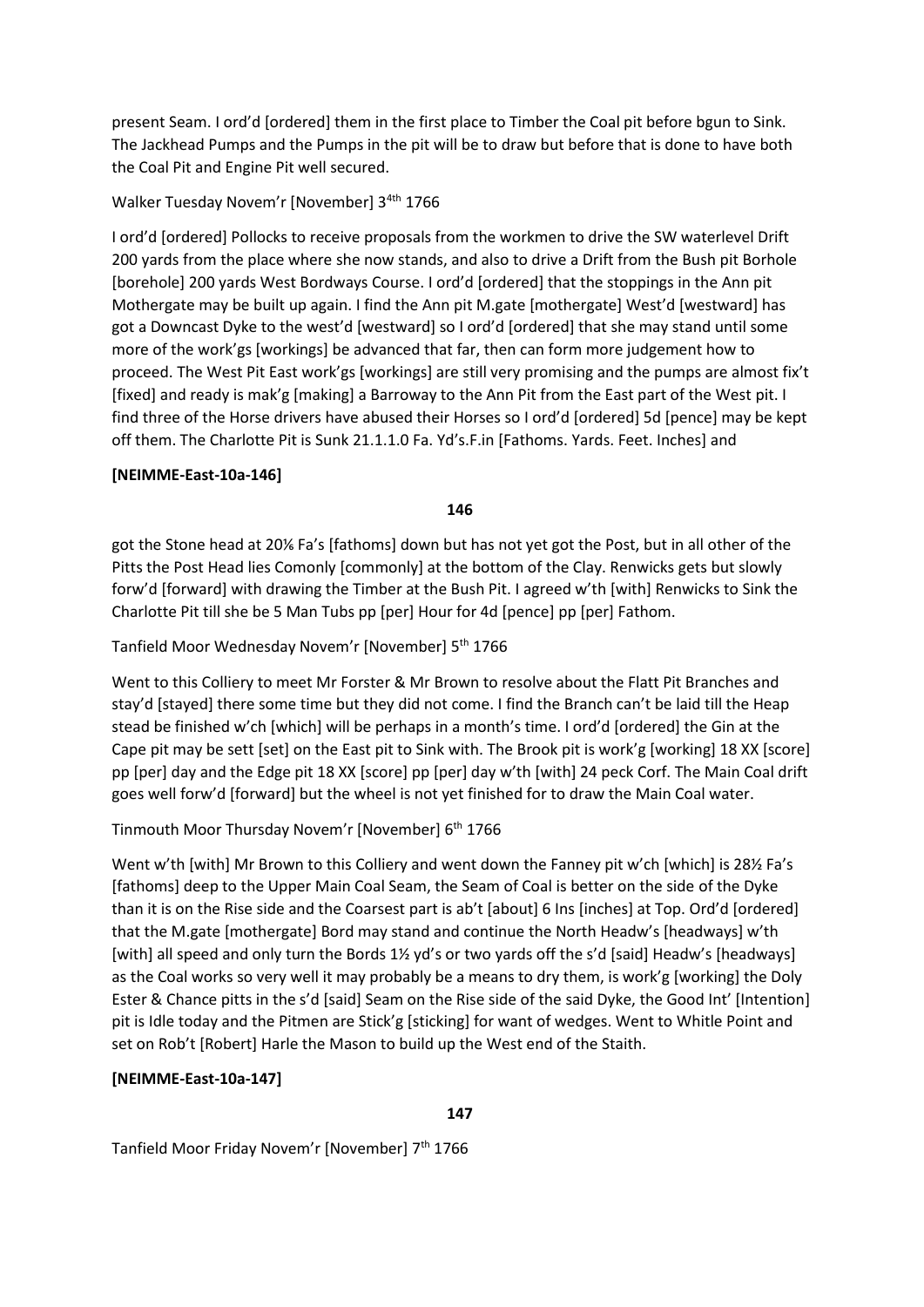present Seam. I ord'd [ordered] them in the first place to Timber the Coal pit before bgun to Sink. The Jackhead Pumps and the Pumps in the pit will be to draw but before that is done to have both the Coal Pit and Engine Pit well secured.

Walker Tuesday Novem'r [November] 3[4th] 1766

I ord'd [ordered] Pollocks to receive proposals from the workmen to drive the SW waterlevel Drift 200 yards from the place where she now stands, and also to drive a Drift from the Bush pit Borhole [borehole] 200 yards West Bordways Course. I ord'd [ordered] that the stoppings in the Ann pit Mothergate may be built up again. I find the Ann pit M.gate [mothergate] West'd [westward] has got a Downcast Dyke to the west'd [westward] so I ord'd [ordered] that she may stand until some more of the work'gs [workings] be advanced that far, then can form more judgement how to proceed. The West Pit East work'gs [workings] are still very promising and the pumps are almost fix't [fixed] and ready is mak'g [making] a Barroway to the Ann Pit from the East part of the West pit. I find three of the Horse drivers have abused their Horses so I ord'd [ordered] 5d [pence] may be kept off them. The Charlotte Pit is Sunk 21.1.1.0 Fa. Yd's.F.in [Fathoms. Yards. Feet. Inches] and

**[NEIMME-East-10a-146]**

**146**

got the Stone head at 20⅞ Fa's [fathoms] down but has not yet got the Post, but in all other of the Pitts the Post Head lies Comonly [commonly] at the bottom of the Clay. Renwicks gets but slowly forw'd [forward] with drawing the Timber at the Bush Pit. I agreed w'th [with] Renwicks to Sink the Charlotte Pit till she be 5 Man Tubs pp [per] Hour for 4d [pence] pp [per] Fathom.

Tanfield Moor Wednesday Novem'r [November] 5[th] 1766

Went to this Colliery to meet Mr Forster & Mr Brown to resolve about the Flatt Pit Branches and stay'd [stayed] there some time but they did not come. I find the Branch can't be laid till the Heap stead be finished w'ch [which] will be perhaps in a month's time. I ord'd [ordered] the Gin at the Cape pit may be sett [set] on the East pit to Sink with. The Brook pit is work'g [working] 18 XX [score] pp [per] day and the Edge pit 18 XX [score] pp [per] day w'th [with] 24 peck Corf. The Main Coal drift goes well forw'd [forward] but the wheel is not yet finished for to draw the Main Coal water.

Tinmouth Moor Thursday Novem'r [November] 6[th] 1766

Went w'th [with] Mr Brown to this Colliery and went down the Fanney pit w'ch [which] is 28½ Fa's [fathoms] deep to the Upper Main Coal Seam, the Seam of Coal is better on the side of the Dyke than it is on the Rise side and the Coarsest part is ab't [about] 6 Ins [inches] at Top. Ord'd [ordered] that the M.gate [mothergate] Bord may stand and continue the North Headw's [headways] w'th [with] all speed and only turn the Bords 1½ yd's or two yards off the s'd [said] Headw's [headways] as the Coal works so very well it may probably be a means to dry them, is work'g [working] the Doly Ester & Chance pitts in the s'd [said] Seam on the Rise side of the said Dyke, the Good Int' [Intention] pit is Idle today and the Pitmen are Stick'g [sticking] for want of wedges. Went to Whitle Point and set on Rob't [Robert] Harle the Mason to build up the West end of the Staith.

**[NEIMME-East-10a-147]**

**147**

Tanfield Moor Friday Novem'r [November] 7[th] 1766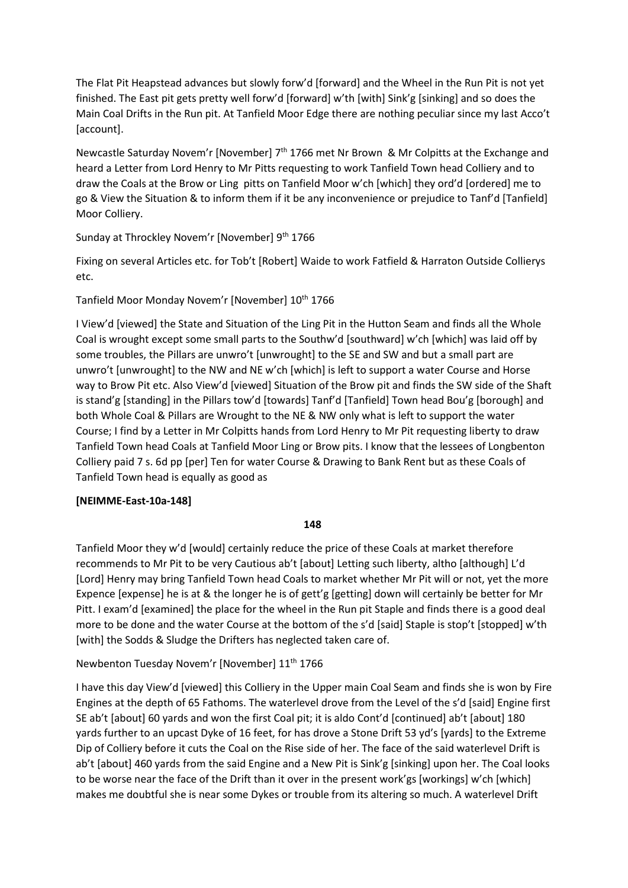The Flat Pit Heapstead advances but slowly forw'd [forward] and the Wheel in the Run Pit is not yet finished. The East pit gets pretty well forw'd [forward] w'th [with] Sink'g [sinking] and so does the Main Coal Drifts in the Run pit. At Tanfield Moor Edge there are nothing peculiar since my last Acco't [account].

Newcastle Saturday Novem'r [November] 7th 1766 met Nr Brown & Mr Colpitts at the Exchange and heard a Letter from Lord Henry to Mr Pitts requesting to work Tanfield Town head Colliery and to draw the Coals at the Brow or Ling pitts on Tanfield Moor w'ch [which] they ord'd [ordered] me to go & View the Situation & to inform them if it be any inconvenience or prejudice to Tanf'd [Tanfield] Moor Colliery.

Sunday at Throckley Novem'r [November] 9th 1766

Fixing on several Articles etc. for Tob't [Robert] Waide to work Fatfield & Harraton Outside Collierys etc.

Tanfield Moor Monday Novem'r [November] 10th 1766

I View'd [viewed] the State and Situation of the Ling Pit in the Hutton Seam and finds all the Whole Coal is wrought except some small parts to the Southw'd [southward] w'ch [which] was laid off by some troubles, the Pillars are unwro't [unwrought] to the SE and SW and but a small part are unwro't [unwrought] to the NW and NE w'ch [which] is left to support a water Course and Horse way to Brow Pit etc. Also View'd [viewed] Situation of the Brow pit and finds the SW side of the Shaft is stand'g [standing] in the Pillars tow'd [towards] Tanf'd [Tanfield] Town head Bou'g [borough] and both Whole Coal & Pillars are Wrought to the NE & NW only what is left to support the water Course; I find by a Letter in Mr Colpitts hands from Lord Henry to Mr Pit requesting liberty to draw Tanfield Town head Coals at Tanfield Moor Ling or Brow pits. I know that the lessees of Longbenton Colliery paid 7 s. 6d pp [per] Ten for water Course & Drawing to Bank Rent but as these Coals of Tanfield Town head is equally as good as

**[NEIMME-East-10a-148]**

**148**

Tanfield Moor they w'd [would] certainly reduce the price of these Coals at market therefore recommends to Mr Pit to be very Cautious ab't [about] Letting such liberty, altho [although] L'd [Lord] Henry may bring Tanfield Town head Coals to market whether Mr Pit will or not, yet the more Expence [expense] he is at & the longer he is of gett'g [getting] down will certainly be better for Mr Pitt. I exam'd [examined] the place for the wheel in the Run pit Staple and finds there is a good deal more to be done and the water Course at the bottom of the s'd [said] Staple is stop't [stopped] w'th [with] the Sodds & Sludge the Drifters has neglected taken care of.

Newbenton Tuesday Novem'r [November] 11th 1766

I have this day View'd [viewed] this Colliery in the Upper main Coal Seam and finds she is won by Fire Engines at the depth of 65 Fathoms. The waterlevel drove from the Level of the s'd [said] Engine first SE ab't [about] 60 yards and won the first Coal pit; it is aldo Cont'd [continued] ab't [about] 180 yards further to an upcast Dyke of 16 feet, for has drove a Stone Drift 53 yd's [yards] to the Extreme Dip of Colliery before it cuts the Coal on the Rise side of her. The face of the said waterlevel Drift is ab't [about] 460 yards from the said Engine and a New Pit is Sink'g [sinking] upon her. The Coal looks to be worse near the face of the Drift than it over in the present work'gs [workings] w'ch [which] makes me doubtful she is near some Dykes or trouble from its altering so much. A waterlevel Drift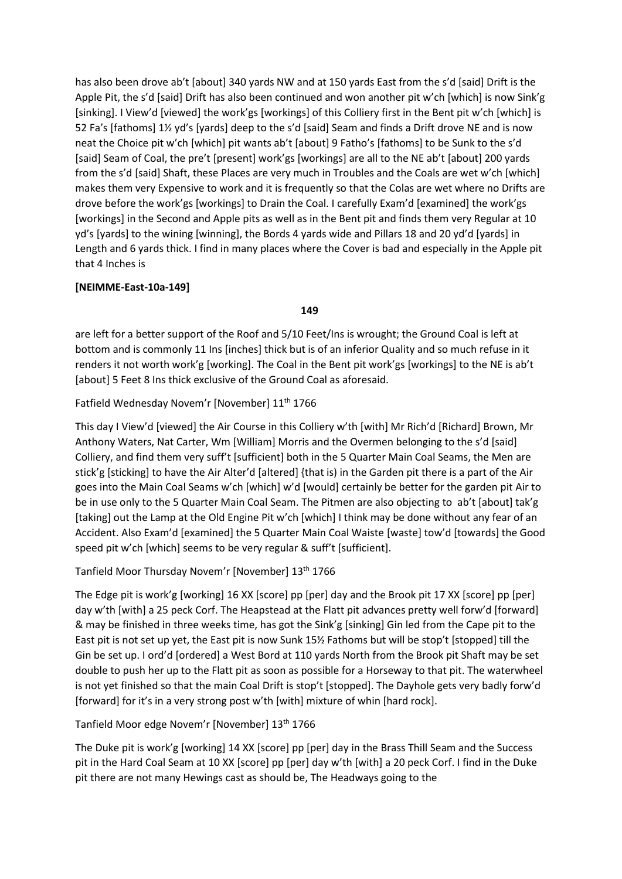has also been drove ab't [about] 340 yards NW and at 150 yards East from the s'd [said] Drift is the Apple Pit, the s'd [said] Drift has also been continued and won another pit w'ch [which] is now Sink'g [sinking]. I View'd [viewed] the work'gs [workings] of this Colliery first in the Bent pit w'ch [which] is 52 Fa's [fathoms] 1½ yd's [yards] deep to the s'd [said] Seam and finds a Drift drove NE and is now neat the Choice pit w'ch [which] pit wants ab't [about] 9 Fatho's [fathoms] to be Sunk to the s'd [said] Seam of Coal, the pre't [present] work'gs [workings] are all to the NE ab't [about] 200 yards from the s'd [said] Shaft, these Places are very much in Troubles and the Coals are wet w'ch [which] makes them very Expensive to work and it is frequently so that the Colas are wet where no Drifts are drove before the work'gs [workings] to Drain the Coal. I carefully Exam'd [examined] the work'gs [workings] in the Second and Apple pits as well as in the Bent pit and finds them very Regular at 10 yd's [yards] to the wining [winning], the Bords 4 yards wide and Pillars 18 and 20 yd'd [yards] in Length and 6 yards thick. I find in many places where the Cover is bad and especially in the Apple pit that 4 Inches is

**[NEIMME-East-10a-149]**

**149**

are left for a better support of the Roof and 5/10 Feet/Ins is wrought; the Ground Coal is left at bottom and is commonly 11 Ins [inches] thick but is of an inferior Quality and so much refuse in it renders it not worth work'g [working]. The Coal in the Bent pit work'gs [workings] to the NE is ab't [about] 5 Feet 8 Ins thick exclusive of the Ground Coal as aforesaid.

Fatfield Wednesday Novem'r [November] 11th 1766

This day I View'd [viewed] the Air Course in this Colliery w'th [with] Mr Rich'd [Richard] Brown, Mr Anthony Waters, Nat Carter, Wm [William] Morris and the Overmen belonging to the s'd [said] Colliery, and find them very suff't [sufficient] both in the 5 Quarter Main Coal Seams, the Men are stick'g [sticking] to have the Air Alter'd [altered] {that is) in the Garden pit there is a part of the Air goes into the Main Coal Seams w'ch [which] w'd [would] certainly be better for the garden pit Air to be in use only to the 5 Quarter Main Coal Seam. The Pitmen are also objecting to ab't [about] tak'g [taking] out the Lamp at the Old Engine Pit w'ch [which] I think may be done without any fear of an Accident. Also Exam'd [examined] the 5 Quarter Main Coal Waiste [waste] tow'd [towards] the Good speed pit w'ch [which] seems to be very regular & suff't [sufficient].

Tanfield Moor Thursday Novem'r [November] 13th 1766

The Edge pit is work'g [working] 16 XX [score] pp [per] day and the Brook pit 17 XX [score] pp [per] day w'th [with] a 25 peck Corf. The Heapstead at the Flatt pit advances pretty well forw'd [forward] & may be finished in three weeks time, has got the Sink'g [sinking] Gin led from the Cape pit to the East pit is not set up yet, the East pit is now Sunk 15½ Fathoms but will be stop't [stopped] till the Gin be set up. I ord'd [ordered] a West Bord at 110 yards North from the Brook pit Shaft may be set double to push her up to the Flatt pit as soon as possible for a Horseway to that pit. The waterwheel is not yet finished so that the main Coal Drift is stop't [stopped]. The Dayhole gets very badly forw'd [forward] for it's in a very strong post w'th [with] mixture of whin [hard rock].

Tanfield Moor edge Novem'r [November] 13th 1766

The Duke pit is work'g [working] 14 XX [score] pp [per] day in the Brass Thill Seam and the Success pit in the Hard Coal Seam at 10 XX [score] pp [per] day w'th [with] a 20 peck Corf. I find in the Duke pit there are not many Hewings cast as should be, The Headways going to the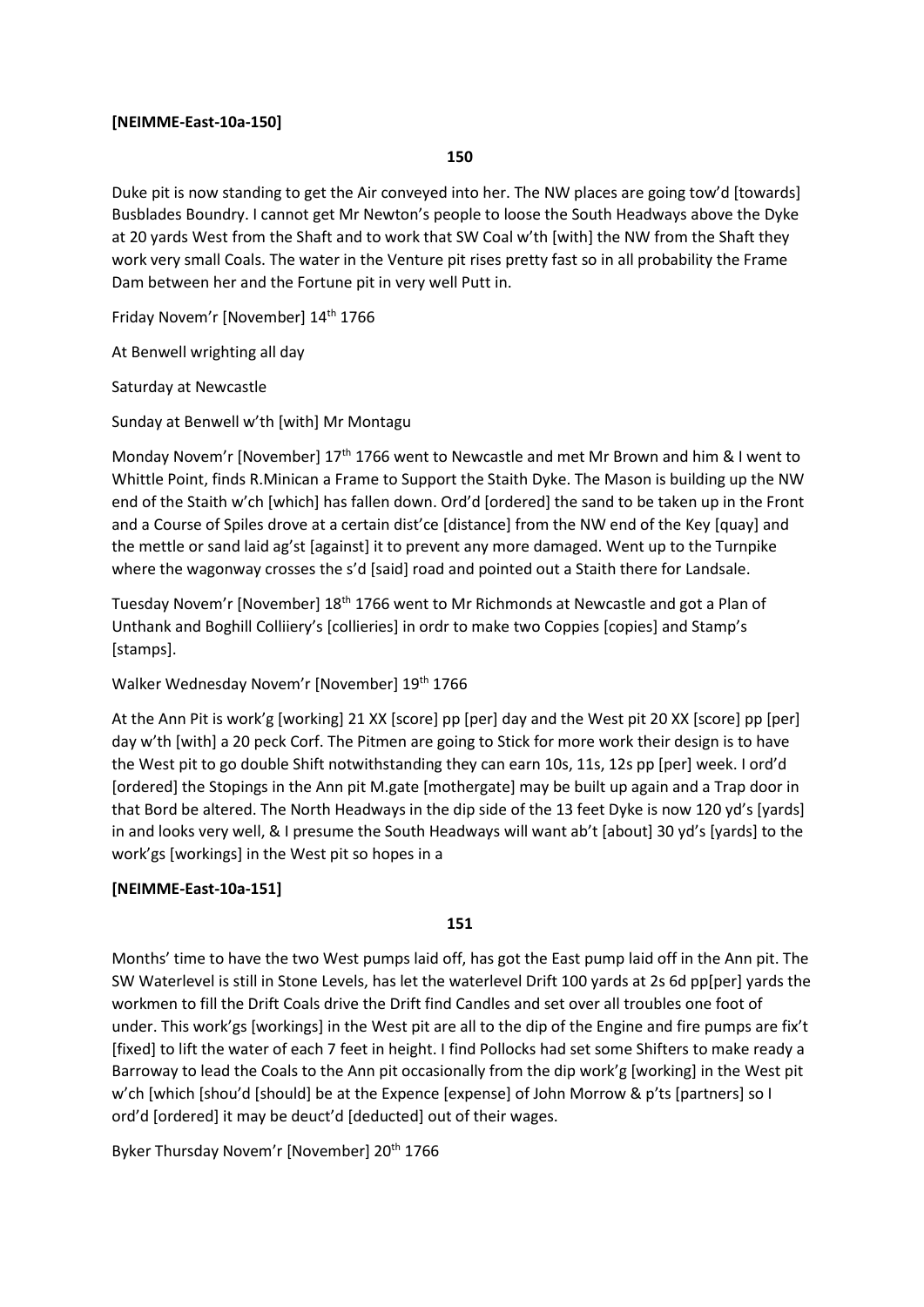**[NEIMME-East-10a-150]**

**150**

Duke pit is now standing to get the Air conveyed into her. The NW places are going tow'd [towards] Busblades Boundry. I cannot get Mr Newton's people to loose the South Headways above the Dyke at 20 yards West from the Shaft and to work that SW Coal w'th [with] the NW from the Shaft they work very small Coals. The water in the Venture pit rises pretty fast so in all probability the Frame Dam between her and the Fortune pit in very well Putt in.

Friday Novem'r [November] 14th 1766

At Benwell wrighting all day

Saturday at Newcastle

Sunday at Benwell w'th [with] Mr Montagu

Monday Novem'r [November] 17th 1766 went to Newcastle and met Mr Brown and him & I went to Whittle Point, finds R.Minican a Frame to Support the Staith Dyke. The Mason is building up the NW end of the Staith w'ch [which] has fallen down. Ord'd [ordered] the sand to be taken up in the Front and a Course of Spiles drove at a certain dist'ce [distance] from the NW end of the Key [quay] and the mettle or sand laid ag'st [against] it to prevent any more damaged. Went up to the Turnpike where the wagonway crosses the s'd [said] road and pointed out a Staith there for Landsale.

Tuesday Novem'r [November] 18th 1766 went to Mr Richmonds at Newcastle and got a Plan of Unthank and Boghill Colliiery's [collieries] in ordr to make two Coppies [copies] and Stamp's [stamps].

Walker Wednesday Novem'r [November] 19th 1766

At the Ann Pit is work'g [working] 21 XX [score] pp [per] day and the West pit 20 XX [score] pp [per] day w'th [with] a 20 peck Corf. The Pitmen are going to Stick for more work their design is to have the West pit to go double Shift notwithstanding they can earn 10s, 11s, 12s pp [per] week. I ord'd [ordered] the Stopings in the Ann pit M.gate [mothergate] may be built up again and a Trap door in that Bord be altered. The North Headways in the dip side of the 13 feet Dyke is now 120 yd's [yards] in and looks very well, & I presume the South Headways will want ab't [about] 30 yd's [yards] to the work'gs [workings] in the West pit so hopes in a

**[NEIMME-East-10a-151]**

**151**

Months' time to have the two West pumps laid off, has got the East pump laid off in the Ann pit. The SW Waterlevel is still in Stone Levels, has let the waterlevel Drift 100 yards at 2s 6d pp[per] yards the workmen to fill the Drift Coals drive the Drift find Candles and set over all troubles one foot of under. This work'gs [workings] in the West pit are all to the dip of the Engine and fire pumps are fix't [fixed] to lift the water of each 7 feet in height. I find Pollocks had set some Shifters to make ready a Barroway to lead the Coals to the Ann pit occasionally from the dip work'g [working] in the West pit w'ch [which [shou'd [should] be at the Expence [expense] of John Morrow & p'ts [partners] so I ord'd [ordered] it may be deuct'd [deducted] out of their wages.

Byker Thursday Novem'r [November] 20th 1766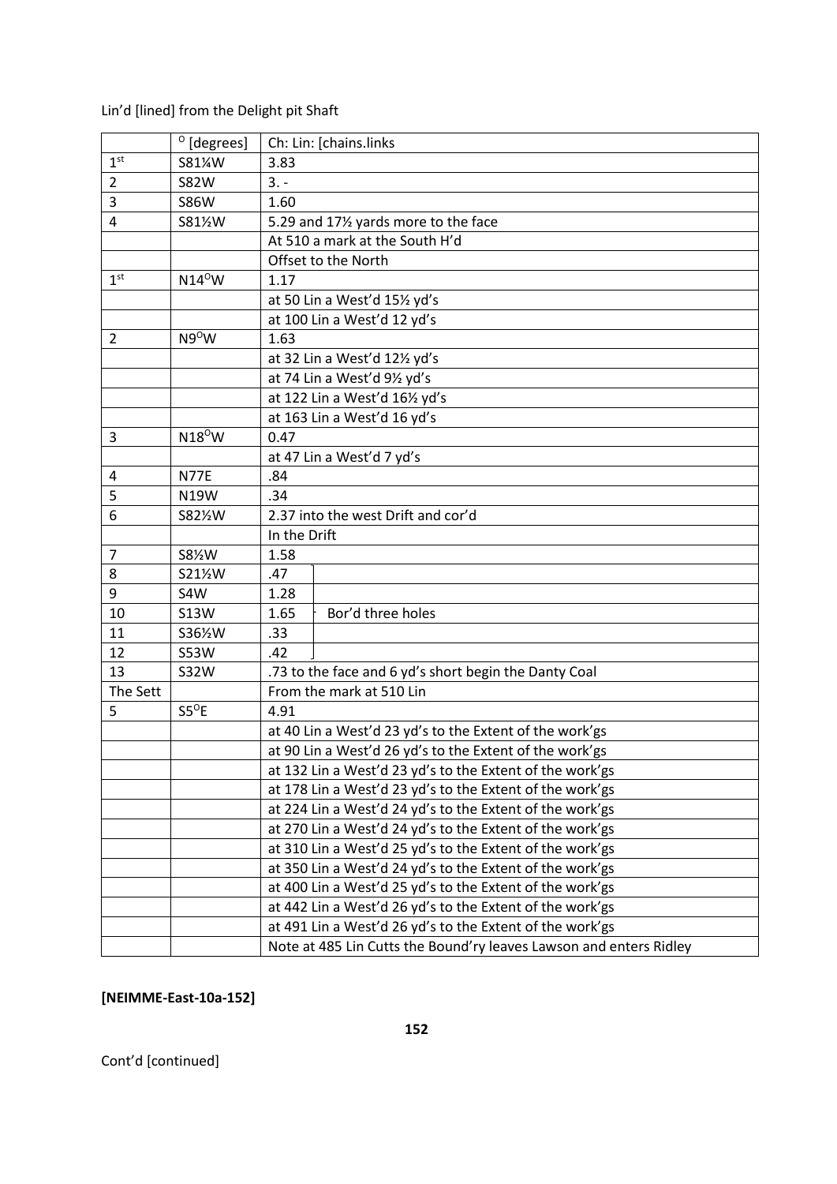Lin'd [lined] from the Delight pit Shaft

| | ° [degrees] | Ch: Lin: [chains.links | |
|---|---|---|---|
| 1st | S81¼W | 3.83 | |
| 2 | S82W | 3. - | |
| 3 | S86W | 1.60 | |
| 4 | S81½W | 5.29 and 17½ yards more to the face | |
| | | At 510 a mark at the South H'd | |
| | | Offset to the North | |
| 1st | N14°W | 1.17 | |
| | | at 50 Lin a West'd 15½ yd's | |
| | | at 100 Lin a West'd 12 yd's | |
| 2 | N9°W | 1.63 | |
| | | at 32 Lin a West'd 12½ yd's | |
| | | at 74 Lin a West'd 9½ yd's | |
| | | at 122 Lin a West'd 16½ yd's | |
| | | at 163 Lin a West'd 16 yd's | |
| 3 | N18°W | 0.47 | |
| | | at 47 Lin a West'd 7 yd's | |
| 4 | N77E | .84 | |
| 5 | N19W | .34 | |
| 6 | S82½W | 2.37 into the west Drift and cor'd | |
| | | In the Drift | |
| 7 | S8½W | 1.58 | |
| 8 | S21½W | .47 | |
| 9 | S4W | 1.28 | |
| 10 | S13W | 1.65 | Bor'd three holes |
| 11 | S36½W | .33 | |
| 12 | S53W | .42 | |
| 13 | S32W | .73 to the face and 6 yd's short begin the Danty Coal | |
| The Sett | | From the mark at 510 Lin | |
| 5 | S5°E | 4.91 | |
| | | at 40 Lin a West'd 23 yd's to the Extent of the work'gs | |
| | | at 90 Lin a West'd 26 yd's to the Extent of the work'gs | |
| | | at 132 Lin a West'd 23 yd's to the Extent of the work'gs | |
| | | at 178 Lin a West'd 23 yd's to the Extent of the work'gs | |
| | | at 224 Lin a West'd 24 yd's to the Extent of the work'gs | |
| | | at 270 Lin a West'd 24 yd's to the Extent of the work'gs | |
| | | at 310 Lin a West'd 25 yd's to the Extent of the work'gs | |
| | | at 350 Lin a West'd 24 yd's to the Extent of the work'gs | |
| | | at 400 Lin a West'd 25 yd's to the Extent of the work'gs | |
| | | at 442 Lin a West'd 26 yd's to the Extent of the work'gs | |
| | | at 491 Lin a West'd 26 yd's to the Extent of the work'gs | |
| | | Note at 485 Lin Cutts the Bound'ry leaves Lawson and enters Ridley | |

**[NEIMME-East-10a-152]**

152

Cont'd [continued]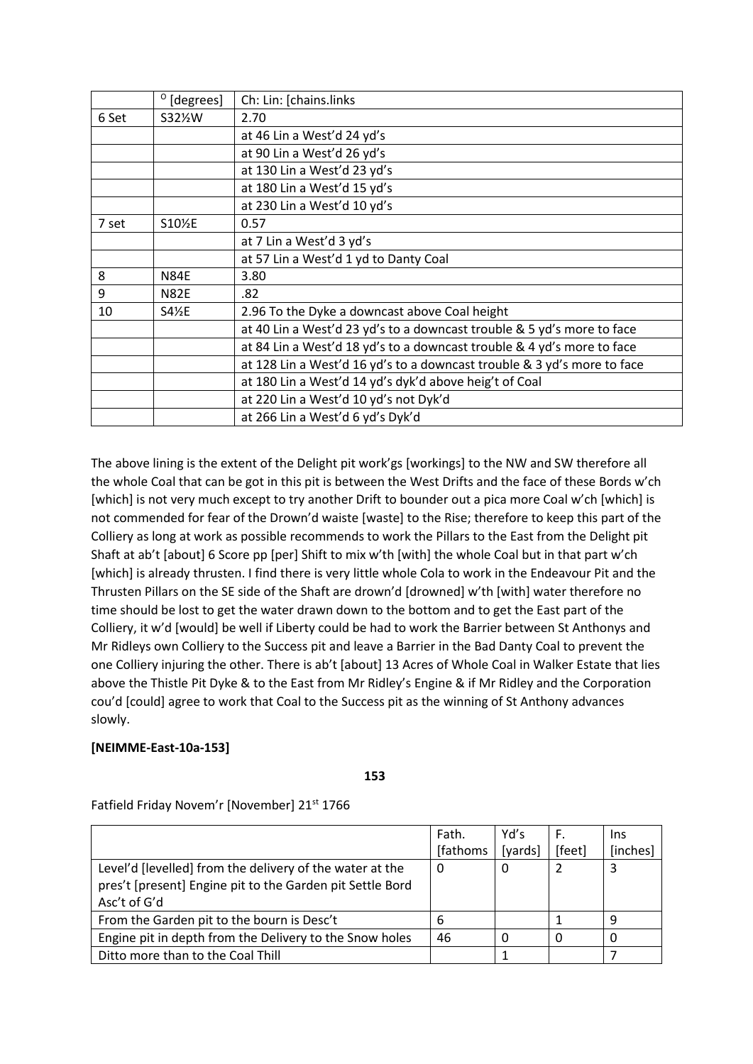| | ° [degrees] | Ch: Lin: [chains.links |
|---|---|---|
| 6 Set | S32½W | 2.70 |
| | | at 46 Lin a West'd 24 yd's |
| | | at 90 Lin a West'd 26 yd's |
| | | at 130 Lin a West'd 23 yd's |
| | | at 180 Lin a West'd 15 yd's |
| | | at 230 Lin a West'd 10 yd's |
| 7 set | S10½E | 0.57 |
| | | at 7 Lin a West'd 3 yd's |
| | | at 57 Lin a West'd 1 yd to Danty Coal |
| 8 | N84E | 3.80 |
| 9 | N82E | .82 |
| 10 | S4½E | 2.96 To the Dyke a downcast above Coal height |
| | | at 40 Lin a West'd 23 yd's to a downcast trouble & 5 yd's more to face |
| | | at 84 Lin a West'd 18 yd's to a downcast trouble & 4 yd's more to face |
| | | at 128 Lin a West'd 16 yd's to a downcast trouble & 3 yd's more to face |
| | | at 180 Lin a West'd 14 yd's dyk'd above heig't of Coal |
| | | at 220 Lin a West'd 10 yd's not Dyk'd |
| | | at 266 Lin a West'd 6 yd's Dyk'd |

The above lining is the extent of the Delight pit work'gs [workings] to the NW and SW therefore all the whole Coal that can be got in this pit is between the West Drifts and the face of these Bords w'ch [which] is not very much except to try another Drift to bounder out a pica more Coal w'ch [which] is not commended for fear of the Drown'd waiste [waste] to the Rise; therefore to keep this part of the Colliery as long at work as possible recommends to work the Pillars to the East from the Delight pit Shaft at ab't [about] 6 Score pp [per] Shift to mix w'th [with] the whole Coal but in that part w'ch [which] is already thrusten. I find there is very little whole Cola to work in the Endeavour Pit and the Thrusten Pillars on the SE side of the Shaft are drown'd [drowned] w'th [with] water therefore no time should be lost to get the water drawn down to the bottom and to get the East part of the Colliery, it w'd [would] be well if Liberty could be had to work the Barrier between St Anthonys and Mr Ridleys own Colliery to the Success pit and leave a Barrier in the Bad Danty Coal to prevent the one Colliery injuring the other. There is ab't [about] 13 Acres of Whole Coal in Walker Estate that lies above the Thistle Pit Dyke & to the East from Mr Ridley's Engine & if Mr Ridley and the Corporation cou'd [could] agree to work that Coal to the Success pit as the winning of St Anthony advances slowly.

**[NEIMME-East-10a-153]**

**153**

Fatfield Friday Novem'r [November] 21st 1766

| | Fath. [fathoms | Yd's [yards] | F. [feet] | Ins [inches] |
|---|---|---|---|---|
| Level'd [levelled] from the delivery of the water at the pres't [present] Engine pit to the Garden pit Settle Bord Asc't of G'd | 0 | 0 | 2 | 3 |
| From the Garden pit to the bourn is Desc't | 6 | | 1 | 9 |
| Engine pit in depth from the Delivery to the Snow holes | 46 | 0 | 0 | 0 |
| Ditto more than to the Coal Thill | | 1 | | 7 |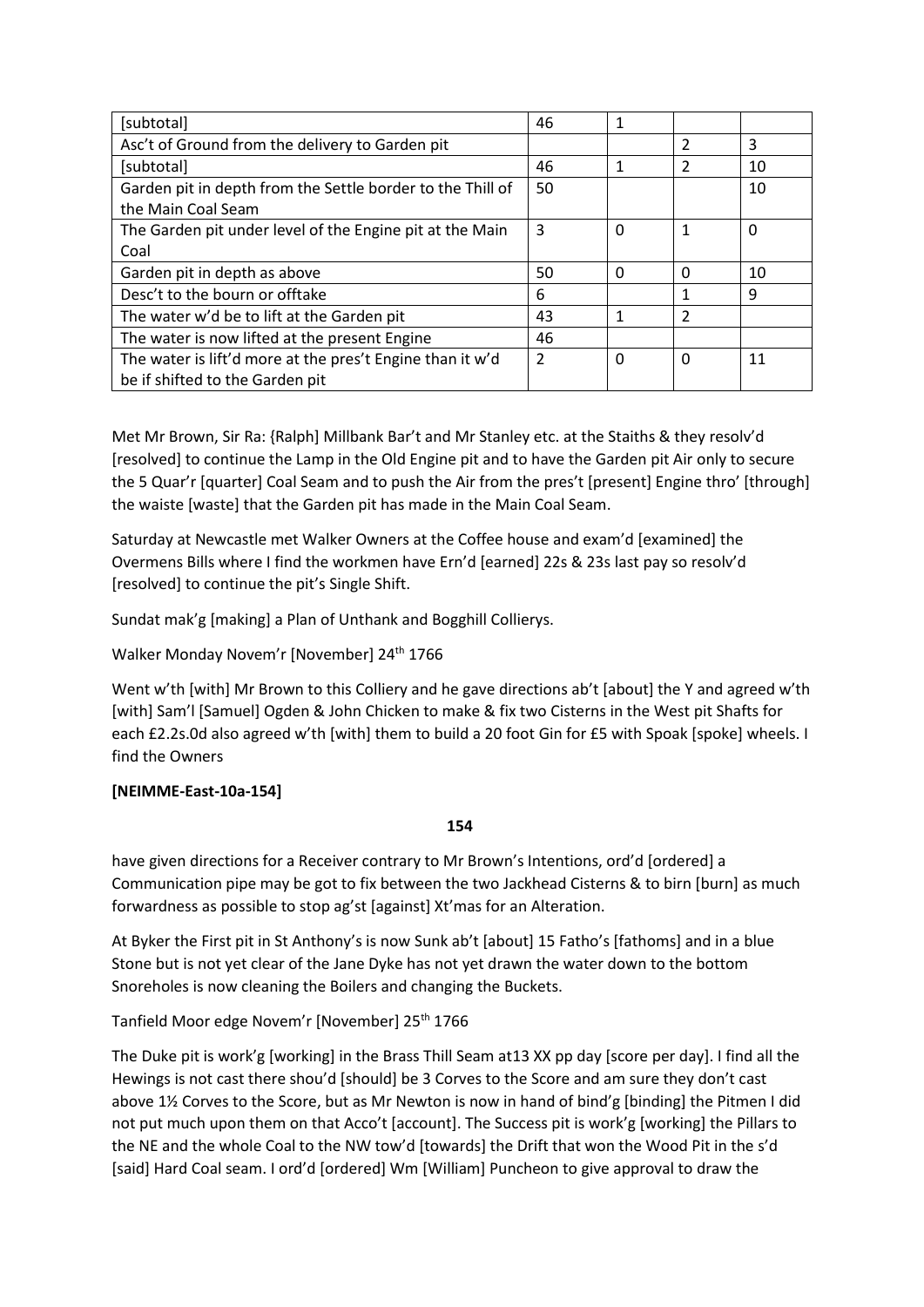| [subtotal] | 46 | 1 | | |
|---|---|---|---|---|
| Asc't of Ground from the delivery to Garden pit | | | 2 | 3 |
| [subtotal] | 46 | 1 | 2 | 10 |
| Garden pit in depth from the Settle border to the Thill of the Main Coal Seam | 50 | | | 10 |
| The Garden pit under level of the Engine pit at the Main Coal | 3 | 0 | 1 | 0 |
| Garden pit in depth as above | 50 | 0 | 0 | 10 |
| Desc't to the bourn or offtake | 6 | | 1 | 9 |
| The water w'd be to lift at the Garden pit | 43 | 1 | 2 | |
| The water is now lifted at the present Engine | 46 | | | |
| The water is lift'd more at the pres't Engine than it w'd be if shifted to the Garden pit | 2 | 0 | 0 | 11 |

Met Mr Brown, Sir Ra: {Ralph] Millbank Bar't and Mr Stanley etc. at the Staiths & they resolv'd [resolved] to continue the Lamp in the Old Engine pit and to have the Garden pit Air only to secure the 5 Quar'r [quarter] Coal Seam and to push the Air from the pres't [present] Engine thro' [through] the waiste [waste] that the Garden pit has made in the Main Coal Seam.

Saturday at Newcastle met Walker Owners at the Coffee house and exam'd [examined] the Overmens Bills where I find the workmen have Ern'd [earned] 22s & 23s last pay so resolv'd [resolved] to continue the pit's Single Shift.

Sundat mak'g [making] a Plan of Unthank and Bogghill Collierys.

Walker Monday Novem'r [November] 24th 1766

Went w'th [with] Mr Brown to this Colliery and he gave directions ab't [about] the Y and agreed w'th [with] Sam'l [Samuel] Ogden & John Chicken to make & fix two Cisterns in the West pit Shafts for each £2.2s.0d also agreed w'th [with] them to build a 20 foot Gin for £5 with Spoak [spoke] wheels. I find the Owners

**[NEIMME-East-10a-154]**

**154**

have given directions for a Receiver contrary to Mr Brown's Intentions, ord'd [ordered] a Communication pipe may be got to fix between the two Jackhead Cisterns & to birn [burn] as much forwardness as possible to stop ag'st [against] Xt'mas for an Alteration.

At Byker the First pit in St Anthony's is now Sunk ab't [about] 15 Fatho's [fathoms] and in a blue Stone but is not yet clear of the Jane Dyke has not yet drawn the water down to the bottom Snoreholes is now cleaning the Boilers and changing the Buckets.

Tanfield Moor edge Novem'r [November] 25th 1766

The Duke pit is work'g [working] in the Brass Thill Seam at13 XX pp day [score per day]. I find all the Hewings is not cast there shou'd [should] be 3 Corves to the Score and am sure they don't cast above 1½ Corves to the Score, but as Mr Newton is now in hand of bind'g [binding] the Pitmen I did not put much upon them on that Acco't [account]. The Success pit is work'g [working] the Pillars to the NE and the whole Coal to the NW tow'd [towards] the Drift that won the Wood Pit in the s'd [said] Hard Coal seam. I ord'd [ordered] Wm [William] Puncheon to give approval to draw the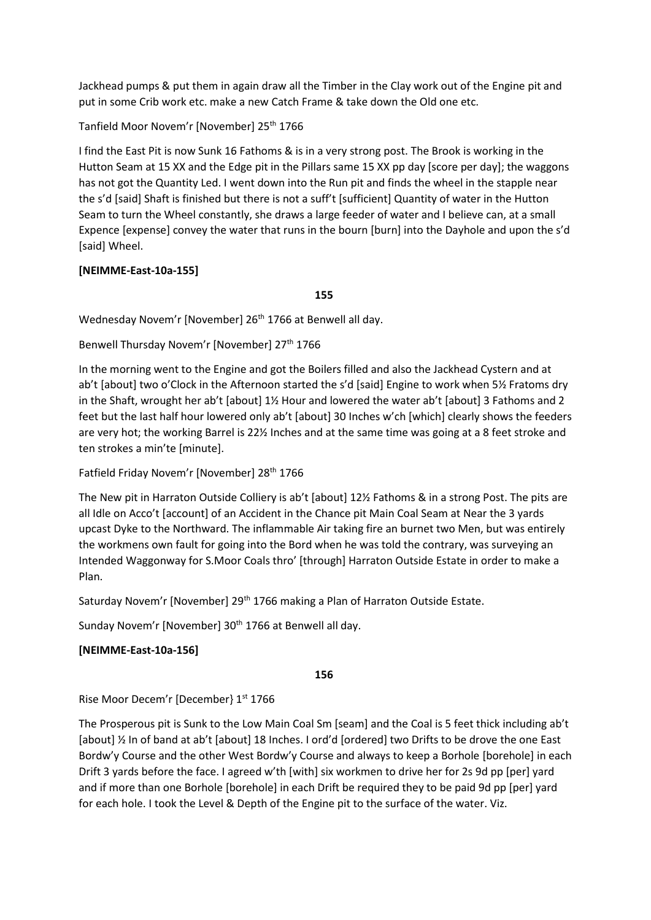Jackhead pumps & put them in again draw all the Timber in the Clay work out of the Engine pit and put in some Crib work etc. make a new Catch Frame & take down the Old one etc.

Tanfield Moor Novem'r [November] 25th 1766

I find the East Pit is now Sunk 16 Fathoms & is in a very strong post. The Brook is working in the Hutton Seam at 15 XX and the Edge pit in the Pillars same 15 XX pp day [score per day]; the waggons has not got the Quantity Led. I went down into the Run pit and finds the wheel in the stapple near the s'd [said] Shaft is finished but there is not a suff't [sufficient] Quantity of water in the Hutton Seam to turn the Wheel constantly, she draws a large feeder of water and I believe can, at a small Expence [expense] convey the water that runs in the bourn [burn] into the Dayhole and upon the s'd [said] Wheel.

**[NEIMME-East-10a-155]**

**155**

Wednesday Novem'r [November] 26th 1766 at Benwell all day.

Benwell Thursday Novem'r [November] 27th 1766

In the morning went to the Engine and got the Boilers filled and also the Jackhead Cystern and at ab't [about] two o'Clock in the Afternoon started the s'd [said] Engine to work when 5½ Fratoms dry in the Shaft, wrought her ab't [about] 1½ Hour and lowered the water ab't [about] 3 Fathoms and 2 feet but the last half hour lowered only ab't [about] 30 Inches w'ch [which] clearly shows the feeders are very hot; the working Barrel is 22½ Inches and at the same time was going at a 8 feet stroke and ten strokes a min'te [minute].

Fatfield Friday Novem'r [November] 28th 1766

The New pit in Harraton Outside Colliery is ab't [about] 12½ Fathoms & in a strong Post. The pits are all Idle on Acco't [account] of an Accident in the Chance pit Main Coal Seam at Near the 3 yards upcast Dyke to the Northward. The inflammable Air taking fire an burnet two Men, but was entirely the workmens own fault for going into the Bord when he was told the contrary, was surveying an Intended Waggonway for S.Moor Coals thro' [through] Harraton Outside Estate in order to make a Plan.

Saturday Novem'r [November] 29th 1766 making a Plan of Harraton Outside Estate.

Sunday Novem'r [November] 30th 1766 at Benwell all day.

**[NEIMME-East-10a-156]**

**156**

Rise Moor Decem'r [December} 1st 1766

The Prosperous pit is Sunk to the Low Main Coal Sm [seam] and the Coal is 5 feet thick including ab't [about] ½ In of band at ab't [about] 18 Inches. I ord'd [ordered] two Drifts to be drove the one East Bordw'y Course and the other West Bordw'y Course and always to keep a Borhole [borehole] in each Drift 3 yards before the face. I agreed w'th [with] six workmen to drive her for 2s 9d pp [per] yard and if more than one Borhole [borehole] in each Drift be required they to be paid 9d pp [per] yard for each hole. I took the Level & Depth of the Engine pit to the surface of the water. Viz.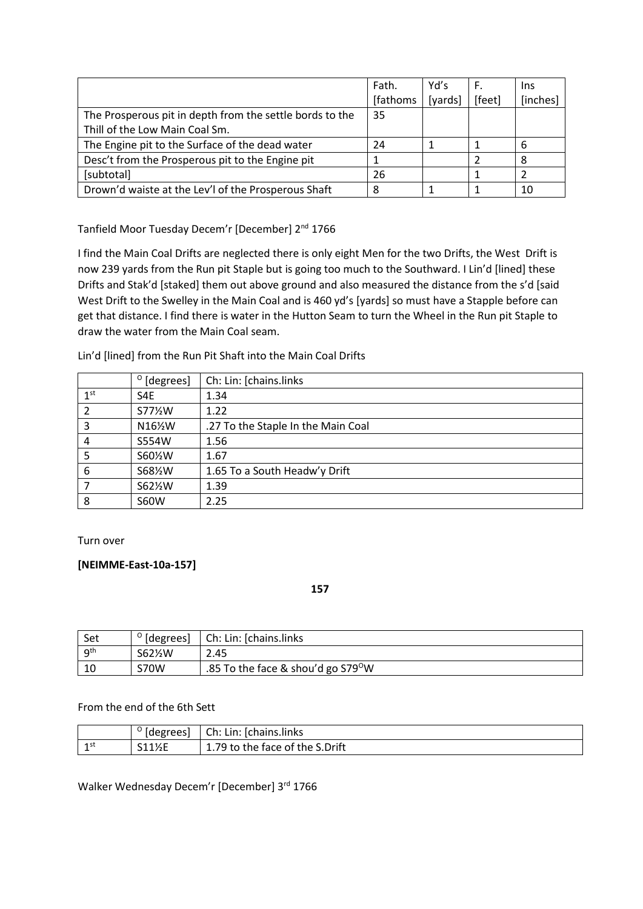| | Fath. [fathoms | Yd's [yards] | F. [feet] | Ins [inches] |
|---|---|---|---|---|
| The Prosperous pit in depth from the settle bords to the Thill of the Low Main Coal Sm. | 35 | | | |
| The Engine pit to the Surface of the dead water | 24 | 1 | 1 | 6 |
| Desc't from the Prosperous pit to the Engine pit | 1 | | 2 | 8 |
| [subtotal] | 26 | | 1 | 2 |
| Drown'd waiste at the Lev'l of the Prosperous Shaft | 8 | 1 | 1 | 10 |

Tanfield Moor Tuesday Decem'r [December] 2nd 1766

I find the Main Coal Drifts are neglected there is only eight Men for the two Drifts, the West Drift is now 239 yards from the Run pit Staple but is going too much to the Southward. I Lin'd [lined] these Drifts and Stak'd [staked] them out above ground and also measured the distance from the s'd [said West Drift to the Swelley in the Main Coal and is 460 yd's [yards] so must have a Stapple before can get that distance. I find there is water in the Hutton Seam to turn the Wheel in the Run pit Staple to draw the water from the Main Coal seam.

Lin'd [lined] from the Run Pit Shaft into the Main Coal Drifts

| | ° [degrees] | Ch: Lin: [chains.links |
|---|---|---|
| 1st | S4E | 1.34 |
| 2 | S77½W | 1.22 |
| 3 | N16½W | .27 To the Staple In the Main Coal |
| 4 | S554W | 1.56 |
| 5 | S60½W | 1.67 |
| 6 | S68½W | 1.65 To a South Headw'y Drift |
| 7 | S62½W | 1.39 |
| 8 | S60W | 2.25 |

Turn over

**[NEIMME-East-10a-157]**

157

| Set | ° [degrees] | Ch: Lin: [chains.links |
|---|---|---|
| 9th | S62½W | 2.45 |
| 10 | S70W | .85 To the face & shou'd go S79°W |

From the end of the 6th Sett

| | ° [degrees] | Ch: Lin: [chains.links |
|---|---|---|
| 1st | S11½E | 1.79 to the face of the S.Drift |

Walker Wednesday Decem'r [December] 3rd 1766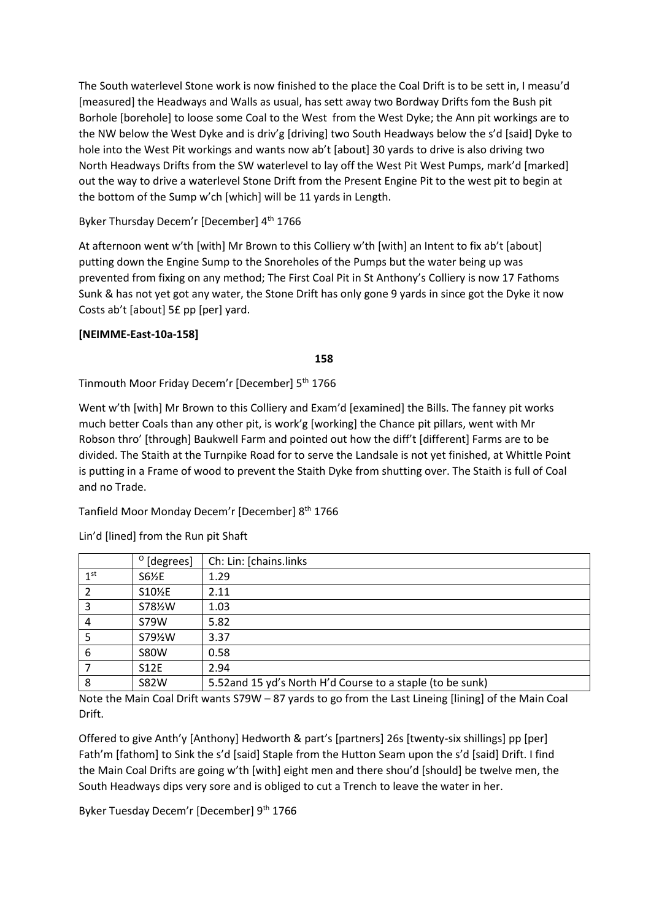The South waterlevel Stone work is now finished to the place the Coal Drift is to be sett in, I measu'd [measured] the Headways and Walls as usual, has sett away two Bordway Drifts fom the Bush pit Borhole [borehole] to loose some Coal to the West  from the West Dyke; the Ann pit workings are to the NW below the West Dyke and is driv'g [driving] two South Headways below the s'd [said] Dyke to hole into the West Pit workings and wants now ab't [about] 30 yards to drive is also driving two North Headways Drifts from the SW waterlevel to lay off the West Pit West Pumps, mark'd [marked] out the way to drive a waterlevel Stone Drift from the Present Engine Pit to the west pit to begin at the bottom of the Sump w'ch [which] will be 11 yards in Length.

Byker Thursday Decem'r [December] 4th 1766

At afternoon went w'th [with] Mr Brown to this Colliery w'th [with] an Intent to fix ab't [about] putting down the Engine Sump to the Snoreholes of the Pumps but the water being up was prevented from fixing on any method; The First Coal Pit in St Anthony's Colliery is now 17 Fathoms Sunk & has not yet got any water, the Stone Drift has only gone 9 yards in since got the Dyke it now Costs ab't [about] 5£ pp [per] yard.

**[NEIMME-East-10a-158]**

**158**

Tinmouth Moor Friday Decem'r [December] 5th 1766

Went w'th [with] Mr Brown to this Colliery and Exam'd [examined] the Bills. The fanney pit works much better Coals than any other pit, is work'g [working] the Chance pit pillars, went with Mr Robson thro' [through] Baukwell Farm and pointed out how the diff't [different] Farms are to be divided. The Staith at the Turnpike Road for to serve the Landsale is not yet finished, at Whittle Point is putting in a Frame of wood to prevent the Staith Dyke from shutting over. The Staith is full of Coal and no Trade.

Tanfield Moor Monday Decem'r [December] 8th 1766

Lin'd [lined] from the Run pit Shaft

| | ° [degrees] | Ch: Lin: [chains.links |
|---|---|---|
| 1st | S6½E | 1.29 |
| 2 | S10½E | 2.11 |
| 3 | S78½W | 1.03 |
| 4 | S79W | 5.82 |
| 5 | S79½W | 3.37 |
| 6 | S80W | 0.58 |
| 7 | S12E | 2.94 |
| 8 | S82W | 5.52and 15 yd's North H'd Course to a staple (to be sunk) |

Note the Main Coal Drift wants S79W – 87 yards to go from the Last Lineing [lining] of the Main Coal Drift.

Offered to give Anth'y [Anthony] Hedworth & part's [partners] 26s [twenty-six shillings] pp [per] Fath'm [fathom] to Sink the s'd [said] Staple from the Hutton Seam upon the s'd [said] Drift. I find the Main Coal Drifts are going w'th [with] eight men and there shou'd [should] be twelve men, the South Headways dips very sore and is obliged to cut a Trench to leave the water in her.

Byker Tuesday Decem'r [December] 9th 1766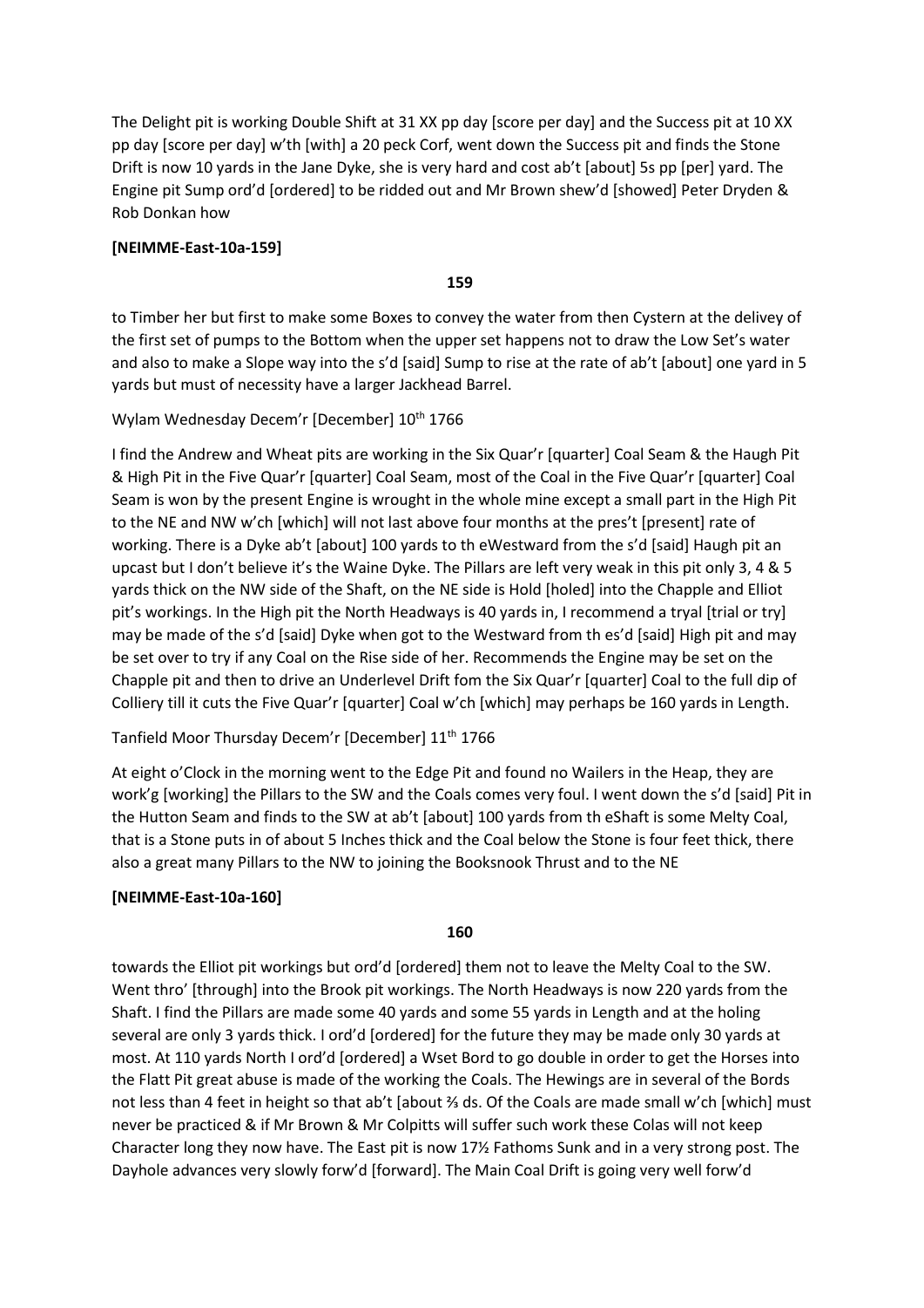The Delight pit is working Double Shift at 31 XX pp day [score per day] and the Success pit at 10 XX pp day [score per day] w'th [with] a 20 peck Corf, went down the Success pit and finds the Stone Drift is now 10 yards in the Jane Dyke, she is very hard and cost ab't [about] 5s pp [per] yard. The Engine pit Sump ord'd [ordered] to be ridded out and Mr Brown shew'd [showed] Peter Dryden & Rob Donkan how

**[NEIMME-East-10a-159]**

159

to Timber her but first to make some Boxes to convey the water from then Cystern at the delivey of the first set of pumps to the Bottom when the upper set happens not to draw the Low Set's water and also to make a Slope way into the s'd [said] Sump to rise at the rate of ab't [about] one yard in 5 yards but must of necessity have a larger Jackhead Barrel.

Wylam Wednesday Decem'r [December] 10th 1766

I find the Andrew and Wheat pits are working in the Six Quar'r [quarter] Coal Seam & the Haugh Pit & High Pit in the Five Quar'r [quarter] Coal Seam, most of the Coal in the Five Quar'r [quarter] Coal Seam is won by the present Engine is wrought in the whole mine except a small part in the High Pit to the NE and NW w'ch [which] will not last above four months at the pres't [present] rate of working. There is a Dyke ab't [about] 100 yards to th eWestward from the s'd [said] Haugh pit an upcast but I don't believe it's the Waine Dyke. The Pillars are left very weak in this pit only 3, 4 & 5 yards thick on the NW side of the Shaft, on the NE side is Hold [holed] into the Chapple and Elliot pit's workings. In the High pit the North Headways is 40 yards in, I recommend a tryal [trial or try] may be made of the s'd [said] Dyke when got to the Westward from th es'd [said] High pit and may be set over to try if any Coal on the Rise side of her. Recommends the Engine may be set on the Chapple pit and then to drive an Underlevel Drift fom the Six Quar'r [quarter] Coal to the full dip of Colliery till it cuts the Five Quar'r [quarter] Coal w'ch [which] may perhaps be 160 yards in Length.

Tanfield Moor Thursday Decem'r [December] 11th 1766

At eight o'Clock in the morning went to the Edge Pit and found no Wailers in the Heap, they are work'g [working] the Pillars to the SW and the Coals comes very foul. I went down the s'd [said] Pit in the Hutton Seam and finds to the SW at ab't [about] 100 yards from th eShaft is some Melty Coal, that is a Stone puts in of about 5 Inches thick and the Coal below the Stone is four feet thick, there also a great many Pillars to the NW to joining the Booksnook Thrust and to the NE

**[NEIMME-East-10a-160]**

160

towards the Elliot pit workings but ord'd [ordered] them not to leave the Melty Coal to the SW. Went thro' [through] into the Brook pit workings. The North Headways is now 220 yards from the Shaft. I find the Pillars are made some 40 yards and some 55 yards in Length and at the holing several are only 3 yards thick. I ord'd [ordered] for the future they may be made only 30 yards at most. At 110 yards North I ord'd [ordered] a Wset Bord to go double in order to get the Horses into the Flatt Pit great abuse is made of the working the Coals. The Hewings are in several of the Bords not less than 4 feet in height so that ab't [about ⅔ ds. Of the Coals are made small w'ch [which] must never be practiced & if Mr Brown & Mr Colpitts will suffer such work these Colas will not keep Character long they now have. The East pit is now 17½ Fathoms Sunk and in a very strong post. The Dayhole advances very slowly forw'd [forward]. The Main Coal Drift is going very well forw'd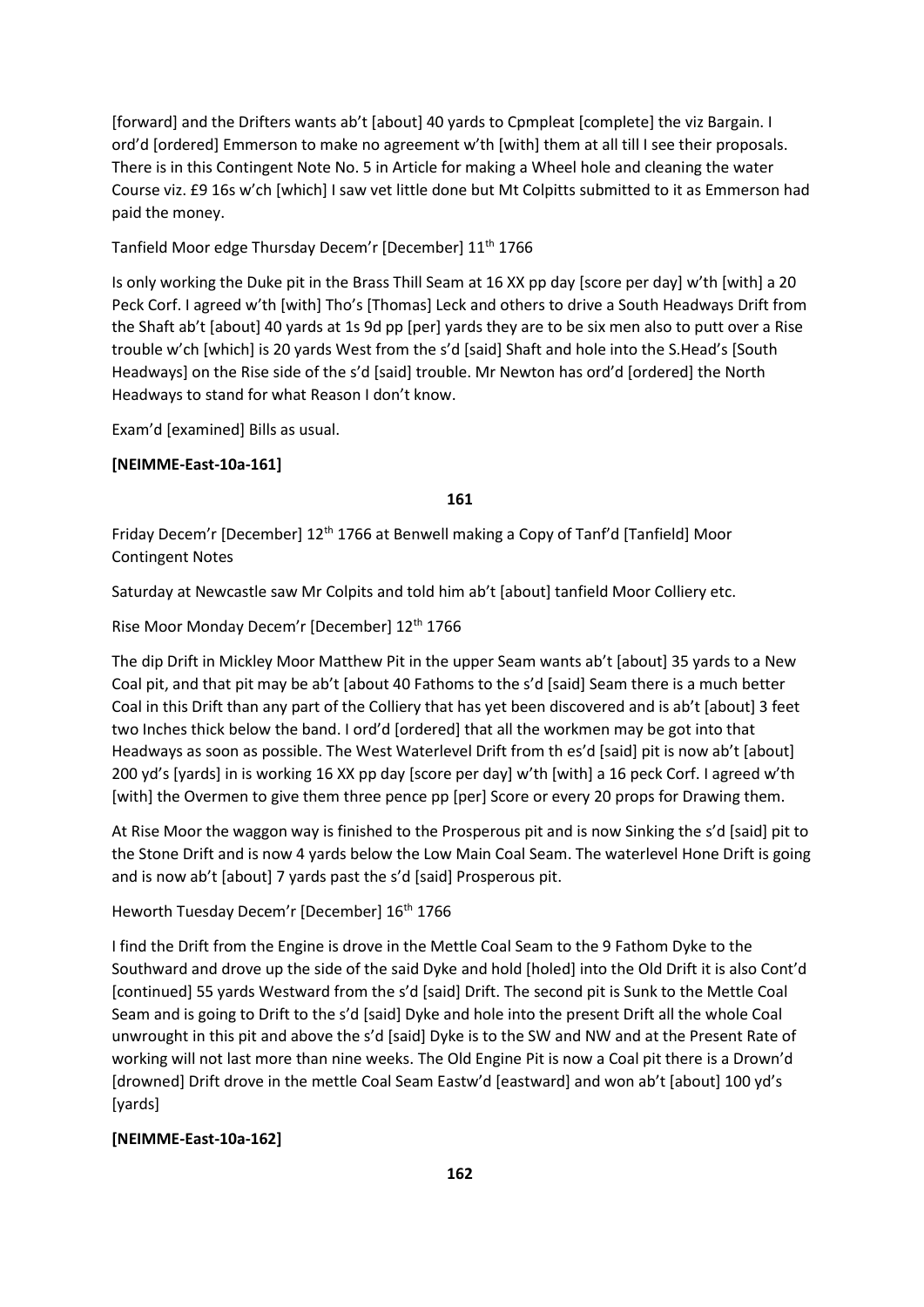[forward] and the Drifters wants ab't [about] 40 yards to Cpmpleat [complete] the viz Bargain. I ord'd [ordered] Emmerson to make no agreement w'th [with] them at all till I see their proposals. There is in this Contingent Note No. 5 in Article for making a Wheel hole and cleaning the water Course viz. £9 16s w'ch [which] I saw vet little done but Mt Colpitts submitted to it as Emmerson had paid the money.

Tanfield Moor edge Thursday Decem'r [December] 11th 1766

Is only working the Duke pit in the Brass Thill Seam at 16 XX pp day [score per day] w'th [with] a 20 Peck Corf. I agreed w'th [with] Tho's [Thomas] Leck and others to drive a South Headways Drift from the Shaft ab't [about] 40 yards at 1s 9d pp [per] yards they are to be six men also to putt over a Rise trouble w'ch [which] is 20 yards West from the s'd [said] Shaft and hole into the S.Head's [South Headways] on the Rise side of the s'd [said] trouble. Mr Newton has ord'd [ordered] the North Headways to stand for what Reason I don't know.

Exam'd [examined] Bills as usual.

**[NEIMME-East-10a-161]**

**161**

Friday Decem'r [December] 12th 1766 at Benwell making a Copy of Tanf'd [Tanfield] Moor Contingent Notes

Saturday at Newcastle saw Mr Colpits and told him ab't [about] tanfield Moor Colliery etc.

Rise Moor Monday Decem'r [December] 12th 1766

The dip Drift in Mickley Moor Matthew Pit in the upper Seam wants ab't [about] 35 yards to a New Coal pit, and that pit may be ab't [about 40 Fathoms to the s'd [said] Seam there is a much better Coal in this Drift than any part of the Colliery that has yet been discovered and is ab't [about] 3 feet two Inches thick below the band. I ord'd [ordered] that all the workmen may be got into that Headways as soon as possible. The West Waterlevel Drift from th es'd [said] pit is now ab't [about] 200 yd's [yards] in is working 16 XX pp day [score per day] w'th [with] a 16 peck Corf. I agreed w'th [with] the Overmen to give them three pence pp [per] Score or every 20 props for Drawing them.

At Rise Moor the waggon way is finished to the Prosperous pit and is now Sinking the s'd [said] pit to the Stone Drift and is now 4 yards below the Low Main Coal Seam. The waterlevel Hone Drift is going and is now ab't [about] 7 yards past the s'd [said] Prosperous pit.

Heworth Tuesday Decem'r [December] 16th 1766

I find the Drift from the Engine is drove in the Mettle Coal Seam to the 9 Fathom Dyke to the Southward and drove up the side of the said Dyke and hold [holed] into the Old Drift it is also Cont'd [continued] 55 yards Westward from the s'd [said] Drift. The second pit is Sunk to the Mettle Coal Seam and is going to Drift to the s'd [said] Dyke and hole into the present Drift all the whole Coal unwrought in this pit and above the s'd [said] Dyke is to the SW and NW and at the Present Rate of working will not last more than nine weeks. The Old Engine Pit is now a Coal pit there is a Drown'd [drowned] Drift drove in the mettle Coal Seam Eastw'd [eastward] and won ab't [about] 100 yd's [yards]

**[NEIMME-East-10a-162]**

**162**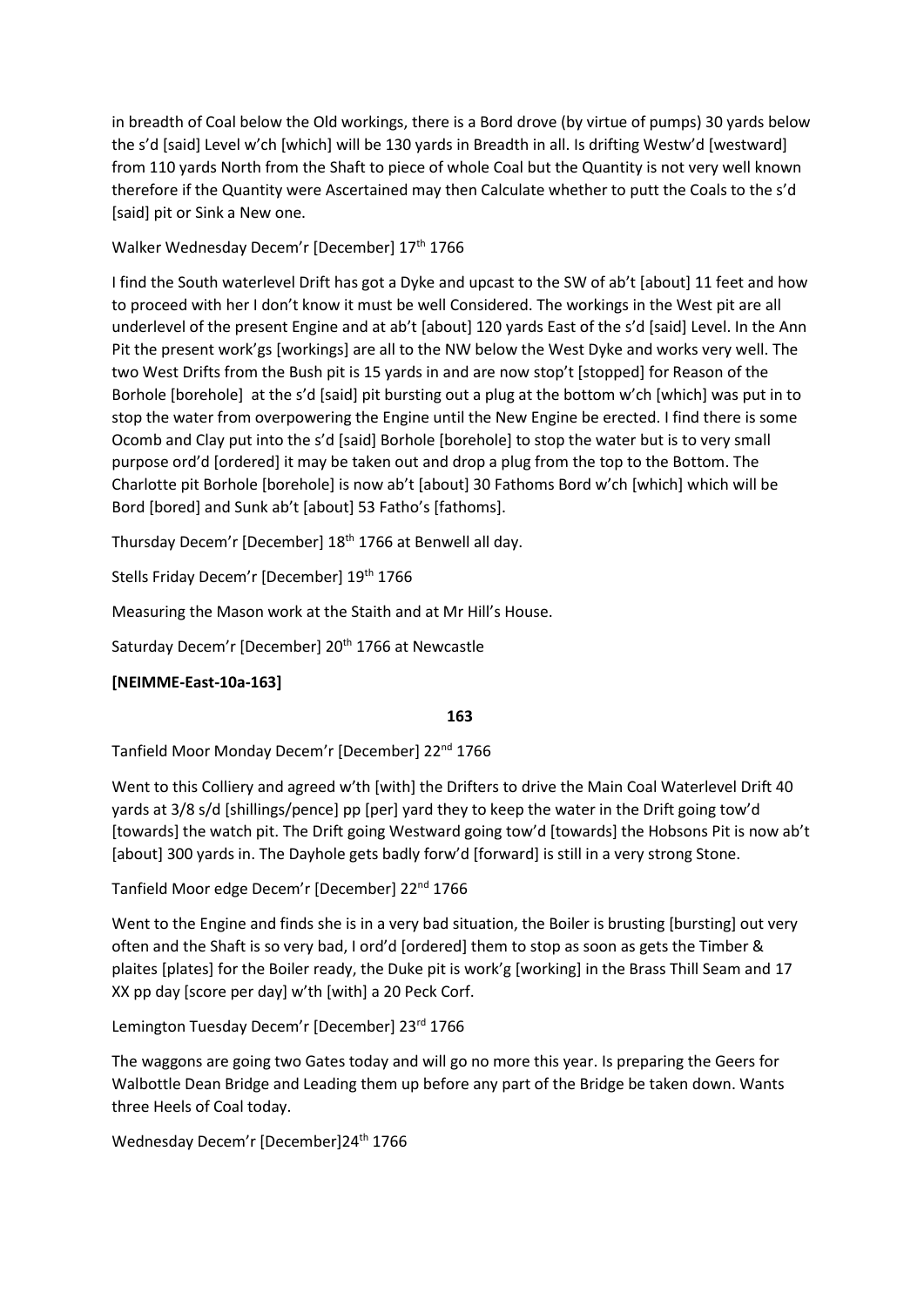in breadth of Coal below the Old workings, there is a Bord drove (by virtue of pumps) 30 yards below the s'd [said] Level w'ch [which] will be 130 yards in Breadth in all. Is drifting Westw'd [westward] from 110 yards North from the Shaft to piece of whole Coal but the Quantity is not very well known therefore if the Quantity were Ascertained may then Calculate whether to putt the Coals to the s'd [said] pit or Sink a New one.

Walker Wednesday Decem'r [December] 17th 1766

I find the South waterlevel Drift has got a Dyke and upcast to the SW of ab't [about] 11 feet and how to proceed with her I don't know it must be well Considered. The workings in the West pit are all underlevel of the present Engine and at ab't [about] 120 yards East of the s'd [said] Level. In the Ann Pit the present work'gs [workings] are all to the NW below the West Dyke and works very well. The two West Drifts from the Bush pit is 15 yards in and are now stop't [stopped] for Reason of the Borhole [borehole] at the s'd [said] pit bursting out a plug at the bottom w'ch [which] was put in to stop the water from overpowering the Engine until the New Engine be erected. I find there is some Ocomb and Clay put into the s'd [said] Borhole [borehole] to stop the water but is to very small purpose ord'd [ordered] it may be taken out and drop a plug from the top to the Bottom. The Charlotte pit Borhole [borehole] is now ab't [about] 30 Fathoms Bord w'ch [which] which will be Bord [bored] and Sunk ab't [about] 53 Fatho's [fathoms].

Thursday Decem'r [December] 18th 1766 at Benwell all day.

Stells Friday Decem'r [December] 19th 1766

Measuring the Mason work at the Staith and at Mr Hill's House.

Saturday Decem'r [December] 20th 1766 at Newcastle

**[NEIMME-East-10a-163]**

**163**

Tanfield Moor Monday Decem'r [December] 22nd 1766

Went to this Colliery and agreed w'th [with] the Drifters to drive the Main Coal Waterlevel Drift 40 yards at 3/8 s/d [shillings/pence] pp [per] yard they to keep the water in the Drift going tow'd [towards] the watch pit. The Drift going Westward going tow'd [towards] the Hobsons Pit is now ab't [about] 300 yards in. The Dayhole gets badly forw'd [forward] is still in a very strong Stone.

Tanfield Moor edge Decem'r [December] 22nd 1766

Went to the Engine and finds she is in a very bad situation, the Boiler is brusting [bursting] out very often and the Shaft is so very bad, I ord'd [ordered] them to stop as soon as gets the Timber & plaites [plates] for the Boiler ready, the Duke pit is work'g [working] in the Brass Thill Seam and 17 XX pp day [score per day] w'th [with] a 20 Peck Corf.

Lemington Tuesday Decem'r [December] 23rd 1766

The waggons are going two Gates today and will go no more this year. Is preparing the Geers for Walbottle Dean Bridge and Leading them up before any part of the Bridge be taken down. Wants three Heels of Coal today.

Wednesday Decem'r [December]24th 1766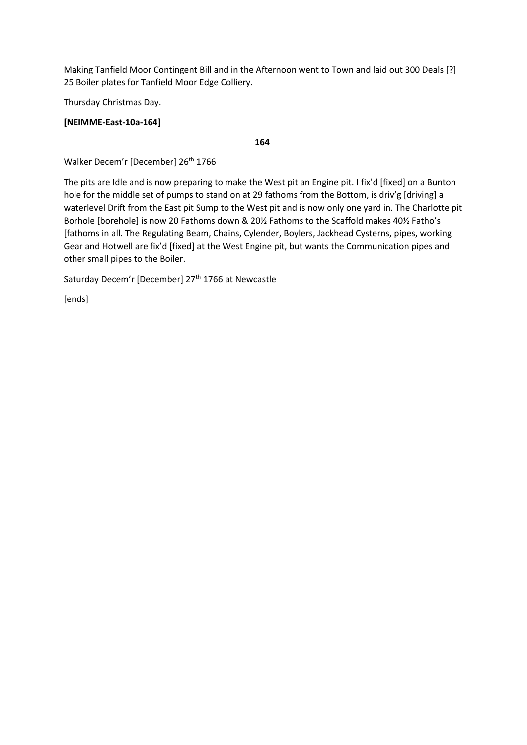Making Tanfield Moor Contingent Bill and in the Afternoon went to Town and laid out 300 Deals [?] 25 Boiler plates for Tanfield Moor Edge Colliery.

Thursday Christmas Day.

**[NEIMME-East-10a-164]**

**164**

Walker Decem'r [December] 26th 1766

The pits are Idle and is now preparing to make the West pit an Engine pit. I fix'd [fixed] on a Bunton hole for the middle set of pumps to stand on at 29 fathoms from the Bottom, is driv'g [driving] a waterlevel Drift from the East pit Sump to the West pit and is now only one yard in. The Charlotte pit Borhole [borehole] is now 20 Fathoms down & 20½ Fathoms to the Scaffold makes 40½ Fatho's [fathoms in all. The Regulating Beam, Chains, Cylender, Boylers, Jackhead Cysterns, pipes, working Gear and Hotwell are fix'd [fixed] at the West Engine pit, but wants the Communication pipes and other small pipes to the Boiler.

Saturday Decem'r [December] 27th 1766 at Newcastle

[ends]